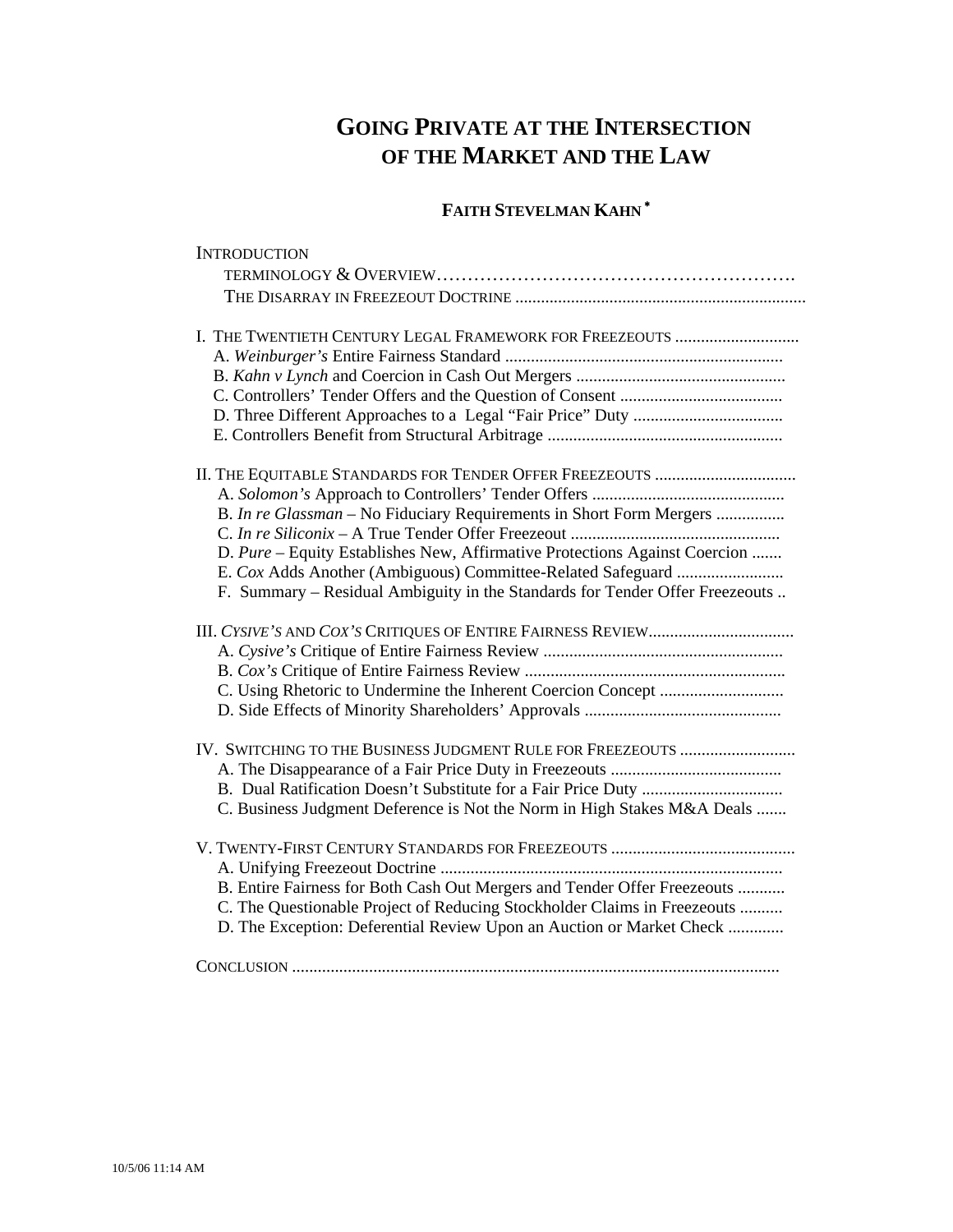# GOING PRIVATE AT THE INTERSECTION OF THE MARKET AND THE LAW

**FAITH STEVELMAN KAHN** *

INTRODUCTION

TERMINOLOGY & OVERVIEW…………………………………………………….

THE DISARRAY IN FREEZEOUT DOCTRINE ....................................................................

I. THE TWENTIETH CENTURY LEGAL FRAMEWORK FOR FREEZEOUTS .............................

A. *Weinburger's* Entire Fairness Standard .................................................................

B. *Kahn v Lynch* and Coercion in Cash Out Mergers .................................................

C. Controllers' Tender Offers and the Question of Consent ......................................

D. Three Different Approaches to a Legal "Fair Price" Duty ...................................

E. Controllers Benefit from Structural Arbitrage .......................................................

II. THE EQUITABLE STANDARDS FOR TENDER OFFER FREEZEOUTS .................................

A. *Solomon's* Approach to Controllers' Tender Offers .............................................

B. *In re Glassman* – No Fiduciary Requirements in Short Form Mergers ................

C. *In re Siliconix* – A True Tender Offer Freezeout .................................................

D. *Pure* – Equity Establishes New, Affirmative Protections Against Coercion .......

E. *Cox* Adds Another (Ambiguous) Committee-Related Safeguard .........................

F. Summary – Residual Ambiguity in the Standards for Tender Offer Freezeouts ..

III. *CYSIVE'S* AND *COX'S* CRITIQUES OF ENTIRE FAIRNESS REVIEW..................................

A. *Cysive's* Critique of Entire Fairness Review ........................................................

B. *Cox's* Critique of Entire Fairness Review ............................................................

C. Using Rhetoric to Undermine the Inherent Coercion Concept .............................

D. Side Effects of Minority Shareholders' Approvals .............................................

IV. SWITCHING TO THE BUSINESS JUDGMENT RULE FOR FREEZEOUTS ...........................

A. The Disappearance of a Fair Price Duty in Freezeouts ........................................

B. Dual Ratification Doesn't Substitute for a Fair Price Duty .................................

C. Business Judgment Deference is Not the Norm in High Stakes M&A Deals .......

V. TWENTY-FIRST CENTURY STANDARDS FOR FREEZEOUTS ...........................................

A. Unifying Freezeout Doctrine ................................................................................

B. Entire Fairness for Both Cash Out Mergers and Tender Offer Freezeouts ...........

C. The Questionable Project of Reducing Stockholder Claims in Freezeouts ..........

D. The Exception: Deferential Review Upon an Auction or Market Check .............

CONCLUSION ..................................................................................................................

10/5/06 11:14 AM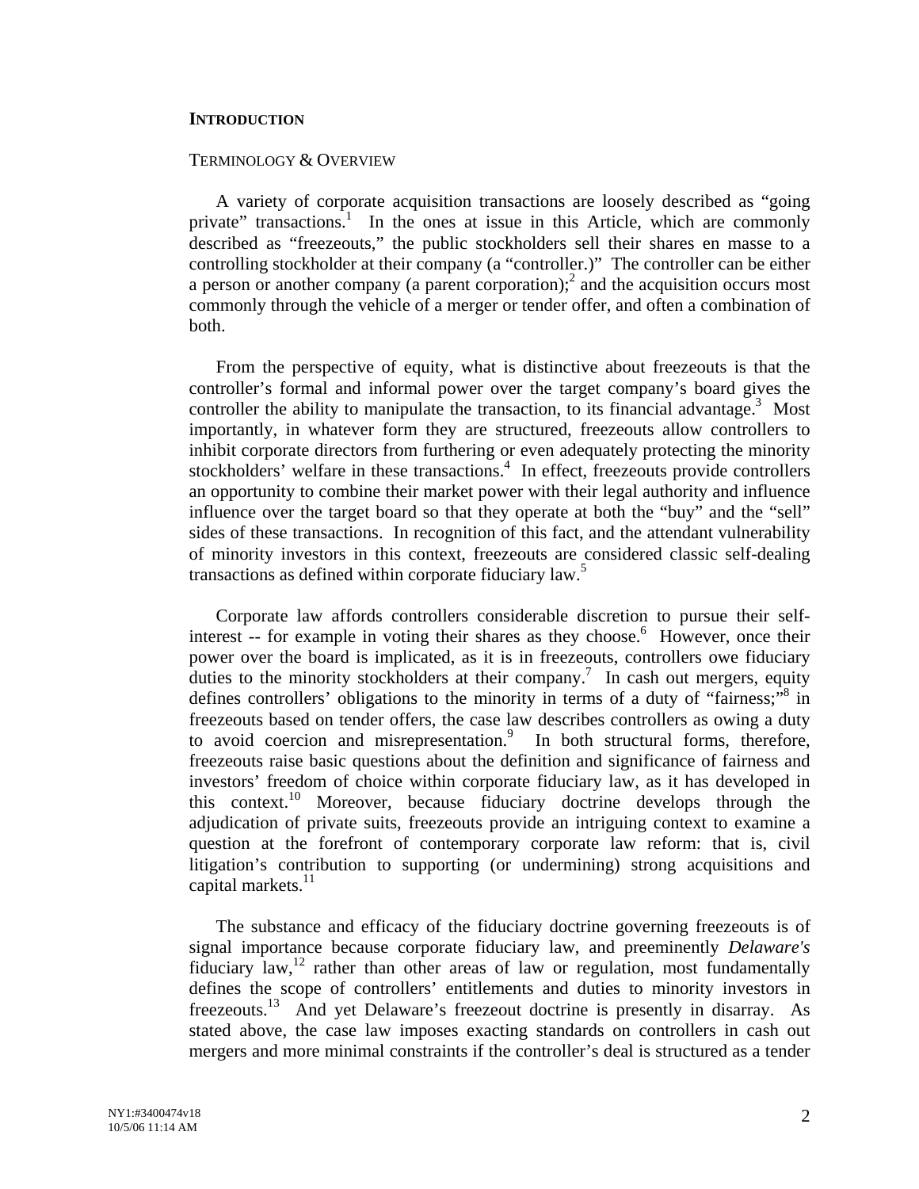**INTRODUCTION**

TERMINOLOGY & OVERVIEW

A variety of corporate acquisition transactions are loosely described as "going private" transactions.[1] In the ones at issue in this Article, which are commonly described as "freezeouts," the public stockholders sell their shares en masse to a controlling stockholder at their company (a "controller.)" The controller can be either a person or another company (a parent corporation);[2] and the acquisition occurs most commonly through the vehicle of a merger or tender offer, and often a combination of both.

From the perspective of equity, what is distinctive about freezeouts is that the controller's formal and informal power over the target company's board gives the controller the ability to manipulate the transaction, to its financial advantage.[3] Most importantly, in whatever form they are structured, freezeouts allow controllers to inhibit corporate directors from furthering or even adequately protecting the minority stockholders' welfare in these transactions.[4] In effect, freezeouts provide controllers an opportunity to combine their market power with their legal authority and influence influence over the target board so that they operate at both the "buy" and the "sell" sides of these transactions. In recognition of this fact, and the attendant vulnerability of minority investors in this context, freezeouts are considered classic self-dealing transactions as defined within corporate fiduciary law.[5]

Corporate law affords controllers considerable discretion to pursue their self-interest -- for example in voting their shares as they choose.[6] However, once their power over the board is implicated, as it is in freezeouts, controllers owe fiduciary duties to the minority stockholders at their company.[7] In cash out mergers, equity defines controllers' obligations to the minority in terms of a duty of "fairness;"[8] in freezeouts based on tender offers, the case law describes controllers as owing a duty to avoid coercion and misrepresentation.[9] In both structural forms, therefore, freezeouts raise basic questions about the definition and significance of fairness and investors' freedom of choice within corporate fiduciary law, as it has developed in this context.[10] Moreover, because fiduciary doctrine develops through the adjudication of private suits, freezeouts provide an intriguing context to examine a question at the forefront of contemporary corporate law reform: that is, civil litigation's contribution to supporting (or undermining) strong acquisitions and capital markets.[11]

The substance and efficacy of the fiduciary doctrine governing freezeouts is of signal importance because corporate fiduciary law, and preeminently *Delaware's* fiduciary law,[12] rather than other areas of law or regulation, most fundamentally defines the scope of controllers' entitlements and duties to minority investors in freezeouts.[13] And yet Delaware's freezeout doctrine is presently in disarray. As stated above, the case law imposes exacting standards on controllers in cash out mergers and more minimal constraints if the controller's deal is structured as a tender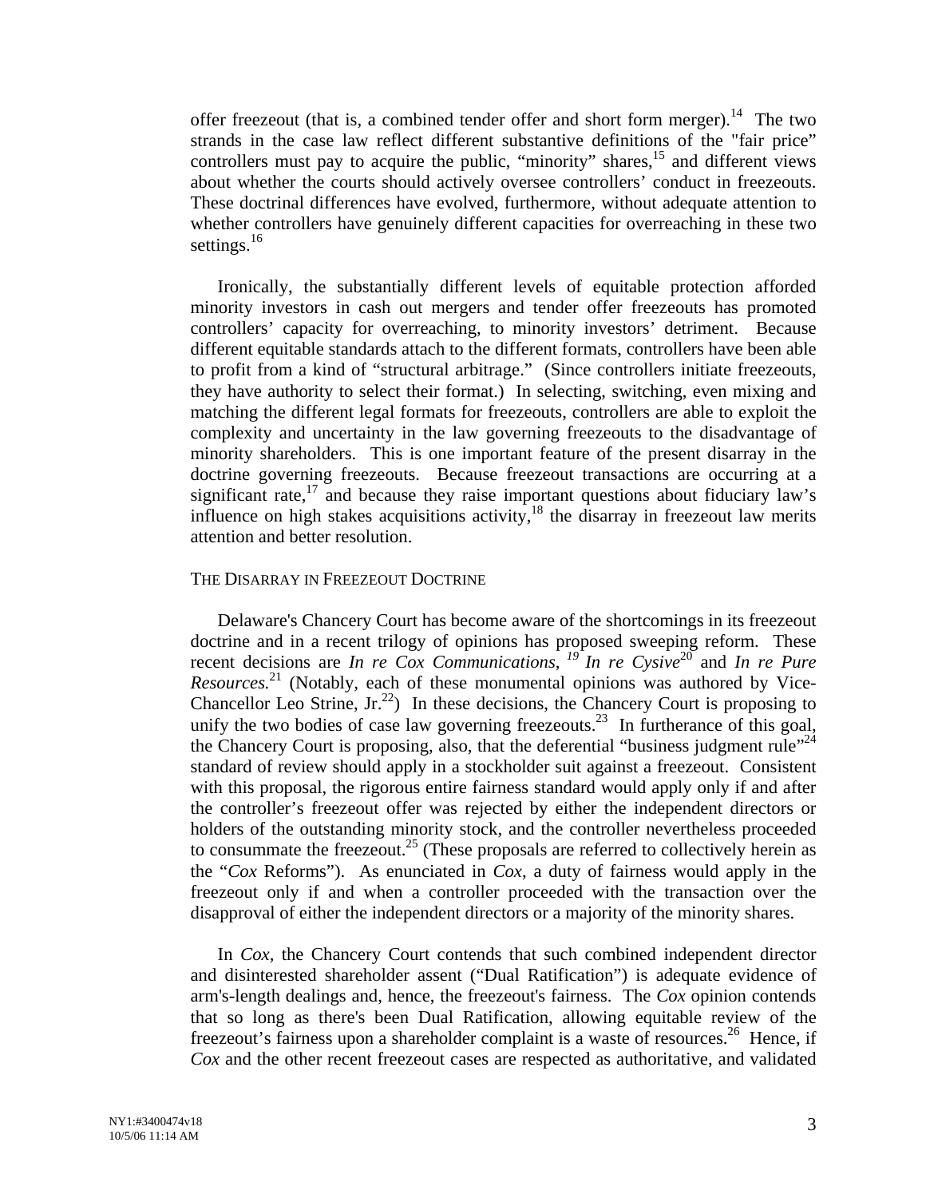offer freezeout (that is, a combined tender offer and short form merger).[14] The two strands in the case law reflect different substantive definitions of the "fair price" controllers must pay to acquire the public, "minority" shares,[15] and different views about whether the courts should actively oversee controllers' conduct in freezeouts. These doctrinal differences have evolved, furthermore, without adequate attention to whether controllers have genuinely different capacities for overreaching in these two settings.[16]

Ironically, the substantially different levels of equitable protection afforded minority investors in cash out mergers and tender offer freezeouts has promoted controllers' capacity for overreaching, to minority investors' detriment. Because different equitable standards attach to the different formats, controllers have been able to profit from a kind of "structural arbitrage." (Since controllers initiate freezeouts, they have authority to select their format.) In selecting, switching, even mixing and matching the different legal formats for freezeouts, controllers are able to exploit the complexity and uncertainty in the law governing freezeouts to the disadvantage of minority shareholders. This is one important feature of the present disarray in the doctrine governing freezeouts. Because freezeout transactions are occurring at a significant rate,[17] and because they raise important questions about fiduciary law's influence on high stakes acquisitions activity,[18] the disarray in freezeout law merits attention and better resolution.

## THE DISARRAY IN FREEZEOUT DOCTRINE

Delaware's Chancery Court has become aware of the shortcomings in its freezeout doctrine and in a recent trilogy of opinions has proposed sweeping reform. These recent decisions are *In re Cox Communications*, [19] *In re Cysive*[20] and *In re Pure Resources.*[21] (Notably, each of these monumental opinions was authored by Vice-Chancellor Leo Strine, Jr.[22]) In these decisions, the Chancery Court is proposing to unify the two bodies of case law governing freezeouts.[23] In furtherance of this goal, the Chancery Court is proposing, also, that the deferential "business judgment rule"[24] standard of review should apply in a stockholder suit against a freezeout. Consistent with this proposal, the rigorous entire fairness standard would apply only if and after the controller's freezeout offer was rejected by either the independent directors or holders of the outstanding minority stock, and the controller nevertheless proceeded to consummate the freezeout.[25] (These proposals are referred to collectively herein as the "*Cox* Reforms"). As enunciated in *Cox*, a duty of fairness would apply in the freezeout only if and when a controller proceeded with the transaction over the disapproval of either the independent directors or a majority of the minority shares.

In *Cox*, the Chancery Court contends that such combined independent director and disinterested shareholder assent ("Dual Ratification") is adequate evidence of arm's-length dealings and, hence, the freezeout's fairness. The *Cox* opinion contends that so long as there's been Dual Ratification, allowing equitable review of the freezeout's fairness upon a shareholder complaint is a waste of resources.[26] Hence, if *Cox* and the other recent freezeout cases are respected as authoritative, and validated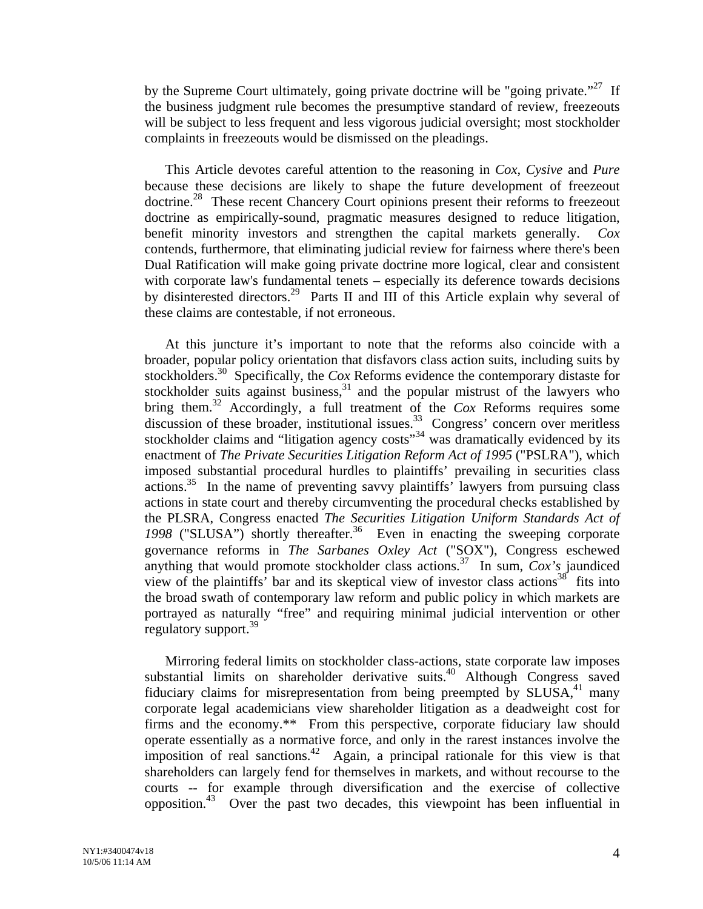by the Supreme Court ultimately, going private doctrine will be "going private."[27] If the business judgment rule becomes the presumptive standard of review, freezeouts will be subject to less frequent and less vigorous judicial oversight; most stockholder complaints in freezeouts would be dismissed on the pleadings.

This Article devotes careful attention to the reasoning in *Cox*, *Cysive* and *Pure* because these decisions are likely to shape the future development of freezeout doctrine.[28] These recent Chancery Court opinions present their reforms to freezeout doctrine as empirically-sound, pragmatic measures designed to reduce litigation, benefit minority investors and strengthen the capital markets generally. *Cox* contends, furthermore, that eliminating judicial review for fairness where there's been Dual Ratification will make going private doctrine more logical, clear and consistent with corporate law's fundamental tenets – especially its deference towards decisions by disinterested directors.[29] Parts II and III of this Article explain why several of these claims are contestable, if not erroneous.

At this juncture it's important to note that the reforms also coincide with a broader, popular policy orientation that disfavors class action suits, including suits by stockholders.[30] Specifically, the *Cox* Reforms evidence the contemporary distaste for stockholder suits against business,[31] and the popular mistrust of the lawyers who bring them.[32] Accordingly, a full treatment of the *Cox* Reforms requires some discussion of these broader, institutional issues.[33] Congress' concern over meritless stockholder claims and "litigation agency costs"[34] was dramatically evidenced by its enactment of *The Private Securities Litigation Reform Act of 1995* ("PSLRA"), which imposed substantial procedural hurdles to plaintiffs' prevailing in securities class actions.[35] In the name of preventing savvy plaintiffs' lawyers from pursuing class actions in state court and thereby circumventing the procedural checks established by the PLSRA, Congress enacted *The Securities Litigation Uniform Standards Act of 1998* ("SLUSA") shortly thereafter.[36] Even in enacting the sweeping corporate governance reforms in *The Sarbanes Oxley Act* ("SOX"), Congress eschewed anything that would promote stockholder class actions.[37] In sum, *Cox's* jaundiced view of the plaintiffs' bar and its skeptical view of investor class actions[38] fits into the broad swath of contemporary law reform and public policy in which markets are portrayed as naturally "free" and requiring minimal judicial intervention or other regulatory support.[39]

Mirroring federal limits on stockholder class-actions, state corporate law imposes substantial limits on shareholder derivative suits.[40] Although Congress saved fiduciary claims for misrepresentation from being preempted by SLUSA,[41] many corporate legal academicians view shareholder litigation as a deadweight cost for firms and the economy.** From this perspective, corporate fiduciary law should operate essentially as a normative force, and only in the rarest instances involve the imposition of real sanctions.[42] Again, a principal rationale for this view is that shareholders can largely fend for themselves in markets, and without recourse to the courts -- for example through diversification and the exercise of collective opposition.[43] Over the past two decades, this viewpoint has been influential in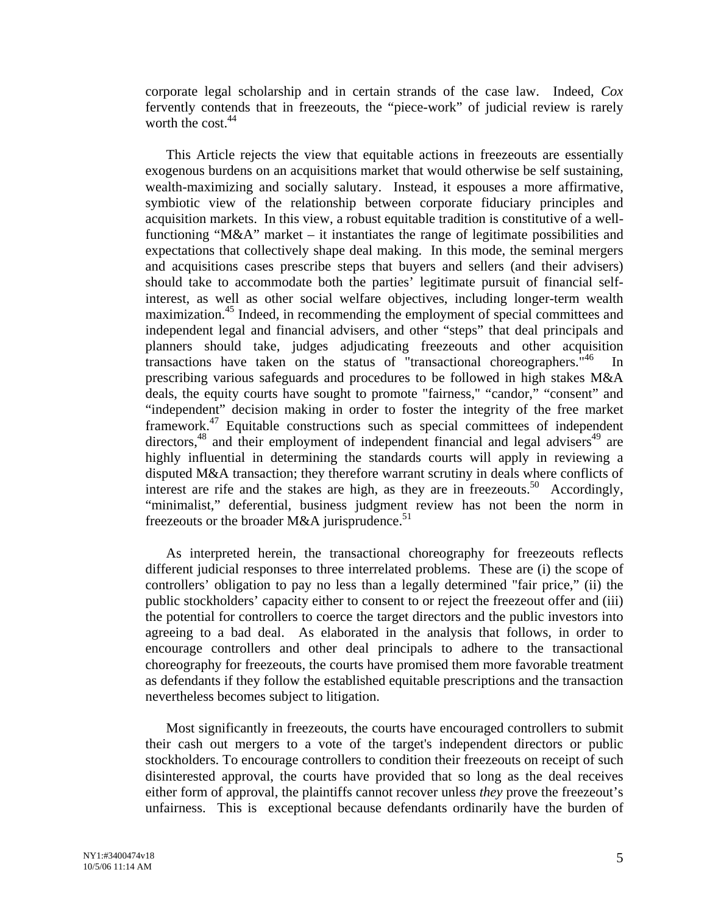corporate legal scholarship and in certain strands of the case law. Indeed, *Cox* fervently contends that in freezeouts, the "piece-work" of judicial review is rarely worth the cost.[44]

This Article rejects the view that equitable actions in freezeouts are essentially exogenous burdens on an acquisitions market that would otherwise be self sustaining, wealth-maximizing and socially salutary. Instead, it espouses a more affirmative, symbiotic view of the relationship between corporate fiduciary principles and acquisition markets. In this view, a robust equitable tradition is constitutive of a well-functioning "M&A" market – it instantiates the range of legitimate possibilities and expectations that collectively shape deal making. In this mode, the seminal mergers and acquisitions cases prescribe steps that buyers and sellers (and their advisers) should take to accommodate both the parties' legitimate pursuit of financial self-interest, as well as other social welfare objectives, including longer-term wealth maximization.[45] Indeed, in recommending the employment of special committees and independent legal and financial advisers, and other "steps" that deal principals and planners should take, judges adjudicating freezeouts and other acquisition transactions have taken on the status of "transactional choreographers."[46] In prescribing various safeguards and procedures to be followed in high stakes M&A deals, the equity courts have sought to promote "fairness," "candor," "consent" and "independent" decision making in order to foster the integrity of the free market framework.[47] Equitable constructions such as special committees of independent directors,[48] and their employment of independent financial and legal advisers[49] are highly influential in determining the standards courts will apply in reviewing a disputed M&A transaction; they therefore warrant scrutiny in deals where conflicts of interest are rife and the stakes are high, as they are in freezeouts.[50] Accordingly, "minimalist," deferential, business judgment review has not been the norm in freezeouts or the broader M&A jurisprudence.[51]

As interpreted herein, the transactional choreography for freezeouts reflects different judicial responses to three interrelated problems. These are (i) the scope of controllers' obligation to pay no less than a legally determined "fair price," (ii) the public stockholders' capacity either to consent to or reject the freezeout offer and (iii) the potential for controllers to coerce the target directors and the public investors into agreeing to a bad deal. As elaborated in the analysis that follows, in order to encourage controllers and other deal principals to adhere to the transactional choreography for freezeouts, the courts have promised them more favorable treatment as defendants if they follow the established equitable prescriptions and the transaction nevertheless becomes subject to litigation.

Most significantly in freezeouts, the courts have encouraged controllers to submit their cash out mergers to a vote of the target's independent directors or public stockholders. To encourage controllers to condition their freezeouts on receipt of such disinterested approval, the courts have provided that so long as the deal receives either form of approval, the plaintiffs cannot recover unless *they* prove the freezeout's unfairness. This is exceptional because defendants ordinarily have the burden of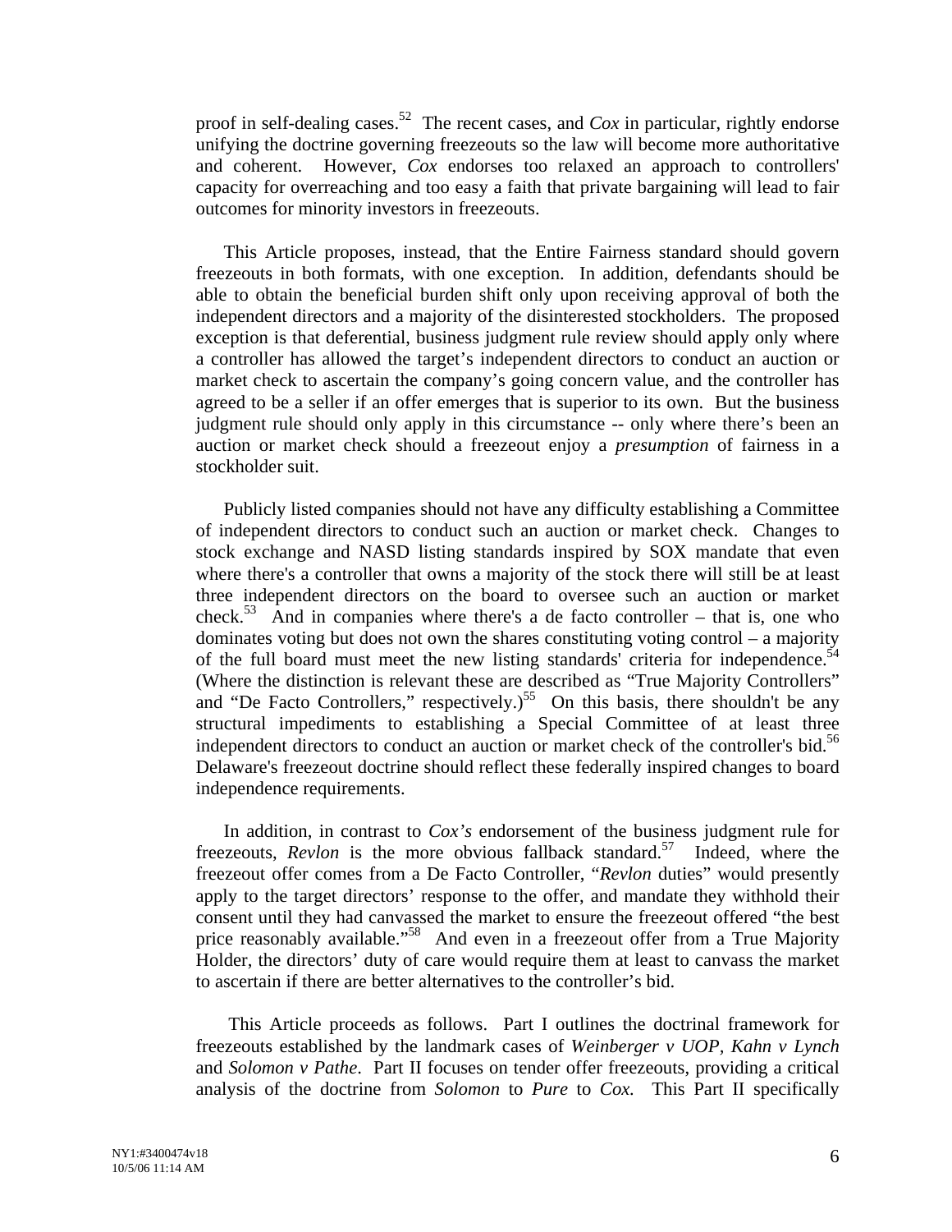proof in self-dealing cases.[52] The recent cases, and *Cox* in particular, rightly endorse unifying the doctrine governing freezeouts so the law will become more authoritative and coherent. However, *Cox* endorses too relaxed an approach to controllers' capacity for overreaching and too easy a faith that private bargaining will lead to fair outcomes for minority investors in freezeouts.

This Article proposes, instead, that the Entire Fairness standard should govern freezeouts in both formats, with one exception. In addition, defendants should be able to obtain the beneficial burden shift only upon receiving approval of both the independent directors and a majority of the disinterested stockholders. The proposed exception is that deferential, business judgment rule review should apply only where a controller has allowed the target's independent directors to conduct an auction or market check to ascertain the company's going concern value, and the controller has agreed to be a seller if an offer emerges that is superior to its own. But the business judgment rule should only apply in this circumstance -- only where there's been an auction or market check should a freezeout enjoy a *presumption* of fairness in a stockholder suit.

Publicly listed companies should not have any difficulty establishing a Committee of independent directors to conduct such an auction or market check. Changes to stock exchange and NASD listing standards inspired by SOX mandate that even where there's a controller that owns a majority of the stock there will still be at least three independent directors on the board to oversee such an auction or market check.[53] And in companies where there's a de facto controller – that is, one who dominates voting but does not own the shares constituting voting control – a majority of the full board must meet the new listing standards' criteria for independence.[54] (Where the distinction is relevant these are described as "True Majority Controllers" and "De Facto Controllers," respectively.)[55] On this basis, there shouldn't be any structural impediments to establishing a Special Committee of at least three independent directors to conduct an auction or market check of the controller's bid.[56] Delaware's freezeout doctrine should reflect these federally inspired changes to board independence requirements.

In addition, in contrast to *Cox's* endorsement of the business judgment rule for freezeouts, *Revlon* is the more obvious fallback standard.[57] Indeed, where the freezeout offer comes from a De Facto Controller, "*Revlon* duties" would presently apply to the target directors' response to the offer, and mandate they withhold their consent until they had canvassed the market to ensure the freezeout offered "the best price reasonably available."[58] And even in a freezeout offer from a True Majority Holder, the directors' duty of care would require them at least to canvass the market to ascertain if there are better alternatives to the controller's bid.

This Article proceeds as follows. Part I outlines the doctrinal framework for freezeouts established by the landmark cases of *Weinberger v UOP, Kahn v Lynch* and *Solomon v Pathe*. Part II focuses on tender offer freezeouts, providing a critical analysis of the doctrine from *Solomon* to *Pure* to *Cox*. This Part II specifically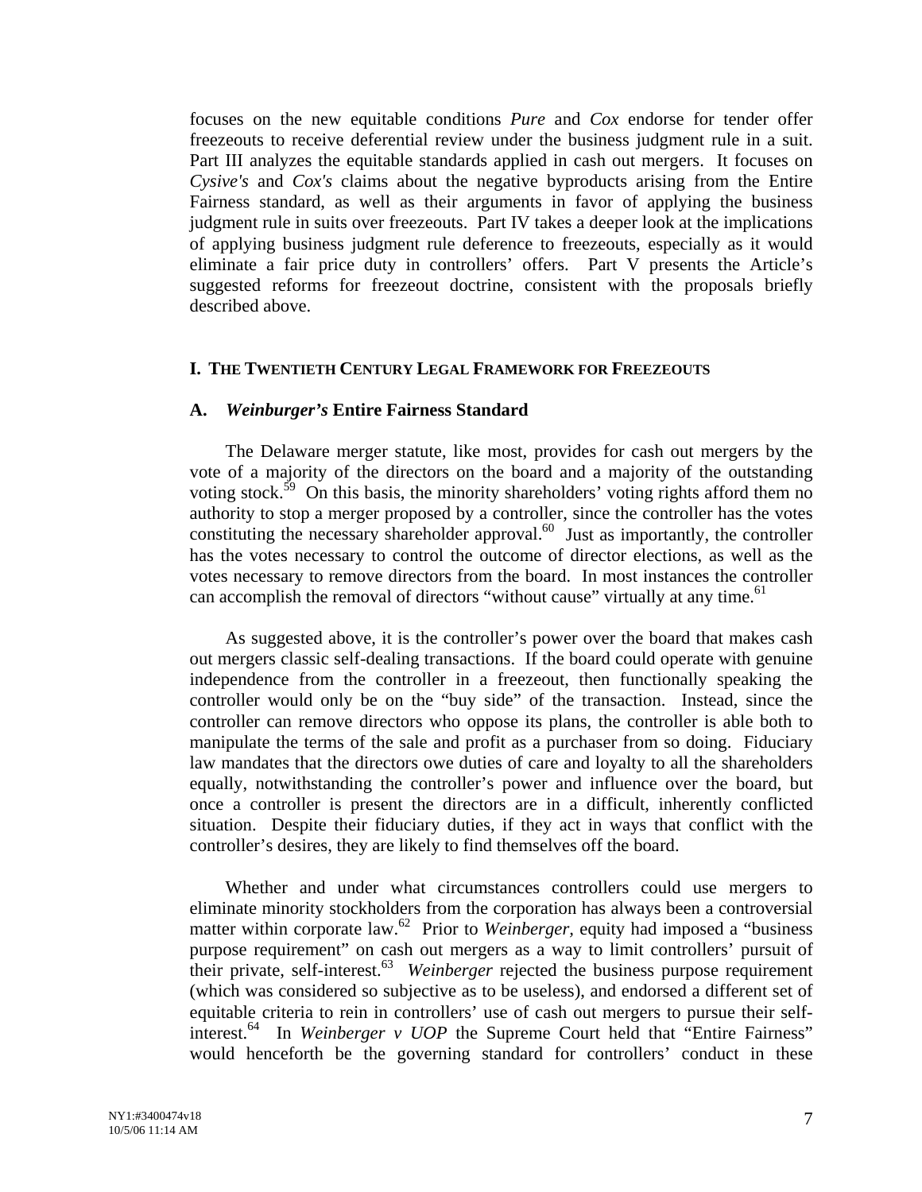focuses on the new equitable conditions *Pure* and *Cox* endorse for tender offer freezeouts to receive deferential review under the business judgment rule in a suit. Part III analyzes the equitable standards applied in cash out mergers. It focuses on *Cysive's* and *Cox's* claims about the negative byproducts arising from the Entire Fairness standard, as well as their arguments in favor of applying the business judgment rule in suits over freezeouts. Part IV takes a deeper look at the implications of applying business judgment rule deference to freezeouts, especially as it would eliminate a fair price duty in controllers' offers. Part V presents the Article's suggested reforms for freezeout doctrine, consistent with the proposals briefly described above.

## I. THE TWENTIETH CENTURY LEGAL FRAMEWORK FOR FREEZEOUTS

### A. *Weinburger's* Entire Fairness Standard

The Delaware merger statute, like most, provides for cash out mergers by the vote of a majority of the directors on the board and a majority of the outstanding voting stock.[59] On this basis, the minority shareholders' voting rights afford them no authority to stop a merger proposed by a controller, since the controller has the votes constituting the necessary shareholder approval.[60] Just as importantly, the controller has the votes necessary to control the outcome of director elections, as well as the votes necessary to remove directors from the board. In most instances the controller can accomplish the removal of directors "without cause" virtually at any time.[61]

As suggested above, it is the controller's power over the board that makes cash out mergers classic self-dealing transactions. If the board could operate with genuine independence from the controller in a freezeout, then functionally speaking the controller would only be on the "buy side" of the transaction. Instead, since the controller can remove directors who oppose its plans, the controller is able both to manipulate the terms of the sale and profit as a purchaser from so doing. Fiduciary law mandates that the directors owe duties of care and loyalty to all the shareholders equally, notwithstanding the controller's power and influence over the board, but once a controller is present the directors are in a difficult, inherently conflicted situation. Despite their fiduciary duties, if they act in ways that conflict with the controller's desires, they are likely to find themselves off the board.

Whether and under what circumstances controllers could use mergers to eliminate minority stockholders from the corporation has always been a controversial matter within corporate law.[62] Prior to *Weinberger*, equity had imposed a "business purpose requirement" on cash out mergers as a way to limit controllers' pursuit of their private, self-interest.[63] *Weinberger* rejected the business purpose requirement (which was considered so subjective as to be useless), and endorsed a different set of equitable criteria to rein in controllers' use of cash out mergers to pursue their self-interest.[64] In *Weinberger v UOP* the Supreme Court held that "Entire Fairness" would henceforth be the governing standard for controllers' conduct in these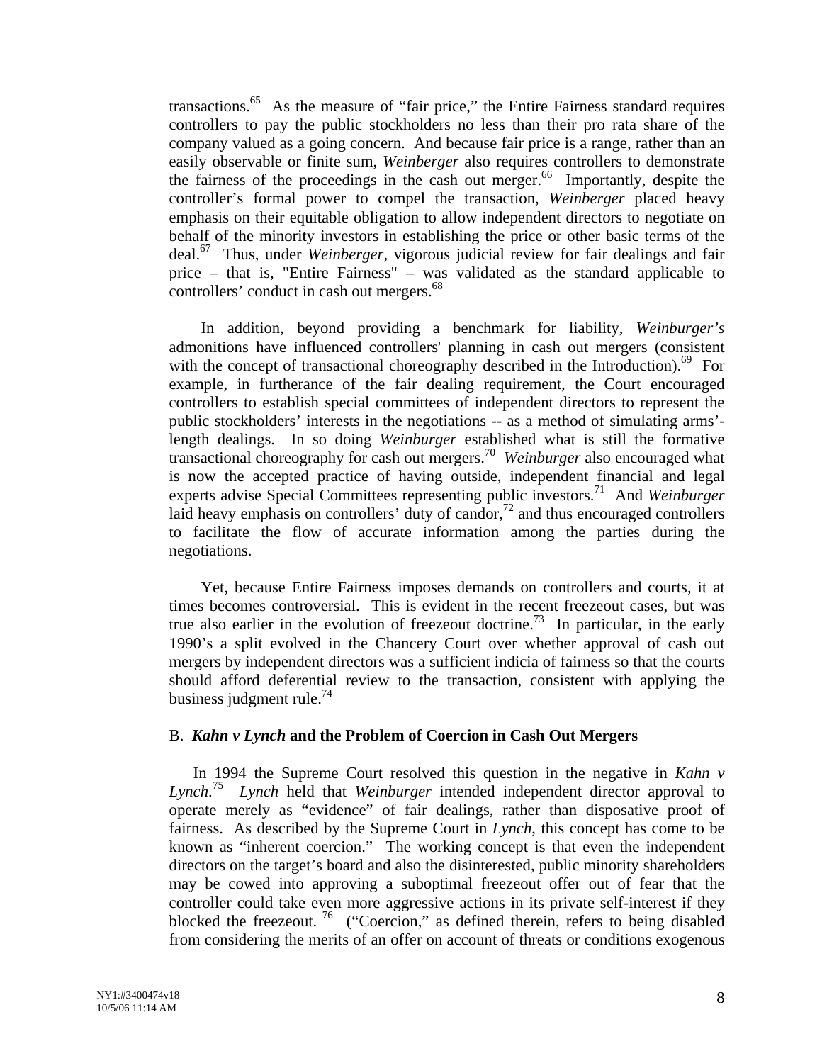transactions.[65] As the measure of “fair price,” the Entire Fairness standard requires controllers to pay the public stockholders no less than their pro rata share of the company valued as a going concern. And because fair price is a range, rather than an easily observable or finite sum, *Weinberger* also requires controllers to demonstrate the fairness of the proceedings in the cash out merger.[66] Importantly, despite the controller’s formal power to compel the transaction, *Weinberger* placed heavy emphasis on their equitable obligation to allow independent directors to negotiate on behalf of the minority investors in establishing the price or other basic terms of the deal.[67] Thus, under *Weinberger*, vigorous judicial review for fair dealings and fair price – that is, "Entire Fairness" – was validated as the standard applicable to controllers’ conduct in cash out mergers.[68]

In addition, beyond providing a benchmark for liability, *Weinburger’s* admonitions have influenced controllers' planning in cash out mergers (consistent with the concept of transactional choreography described in the Introduction).[69] For example, in furtherance of the fair dealing requirement, the Court encouraged controllers to establish special committees of independent directors to represent the public stockholders’ interests in the negotiations -- as a method of simulating arms’-length dealings. In so doing *Weinburger* established what is still the formative transactional choreography for cash out mergers.[70] *Weinburger* also encouraged what is now the accepted practice of having outside, independent financial and legal experts advise Special Committees representing public investors.[71] And *Weinburger* laid heavy emphasis on controllers’ duty of candor,[72] and thus encouraged controllers to facilitate the flow of accurate information among the parties during the negotiations.

Yet, because Entire Fairness imposes demands on controllers and courts, it at times becomes controversial. This is evident in the recent freezeout cases, but was true also earlier in the evolution of freezeout doctrine.[73] In particular, in the early 1990’s a split evolved in the Chancery Court over whether approval of cash out mergers by independent directors was a sufficient indicia of fairness so that the courts should afford deferential review to the transaction, consistent with applying the business judgment rule.[74]

### B. ***Kahn v Lynch*** **and the Problem of Coercion in Cash Out Mergers**

In 1994 the Supreme Court resolved this question in the negative in *Kahn v Lynch*.[75] *Lynch* held that *Weinburger* intended independent director approval to operate merely as “evidence” of fair dealings, rather than disposative proof of fairness. As described by the Supreme Court in *Lynch*, this concept has come to be known as “inherent coercion.” The working concept is that even the independent directors on the target’s board and also the disinterested, public minority shareholders may be cowed into approving a suboptimal freezeout offer out of fear that the controller could take even more aggressive actions in its private self-interest if they blocked the freezeout.[76] (“Coercion,” as defined therein, refers to being disabled from considering the merits of an offer on account of threats or conditions exogenous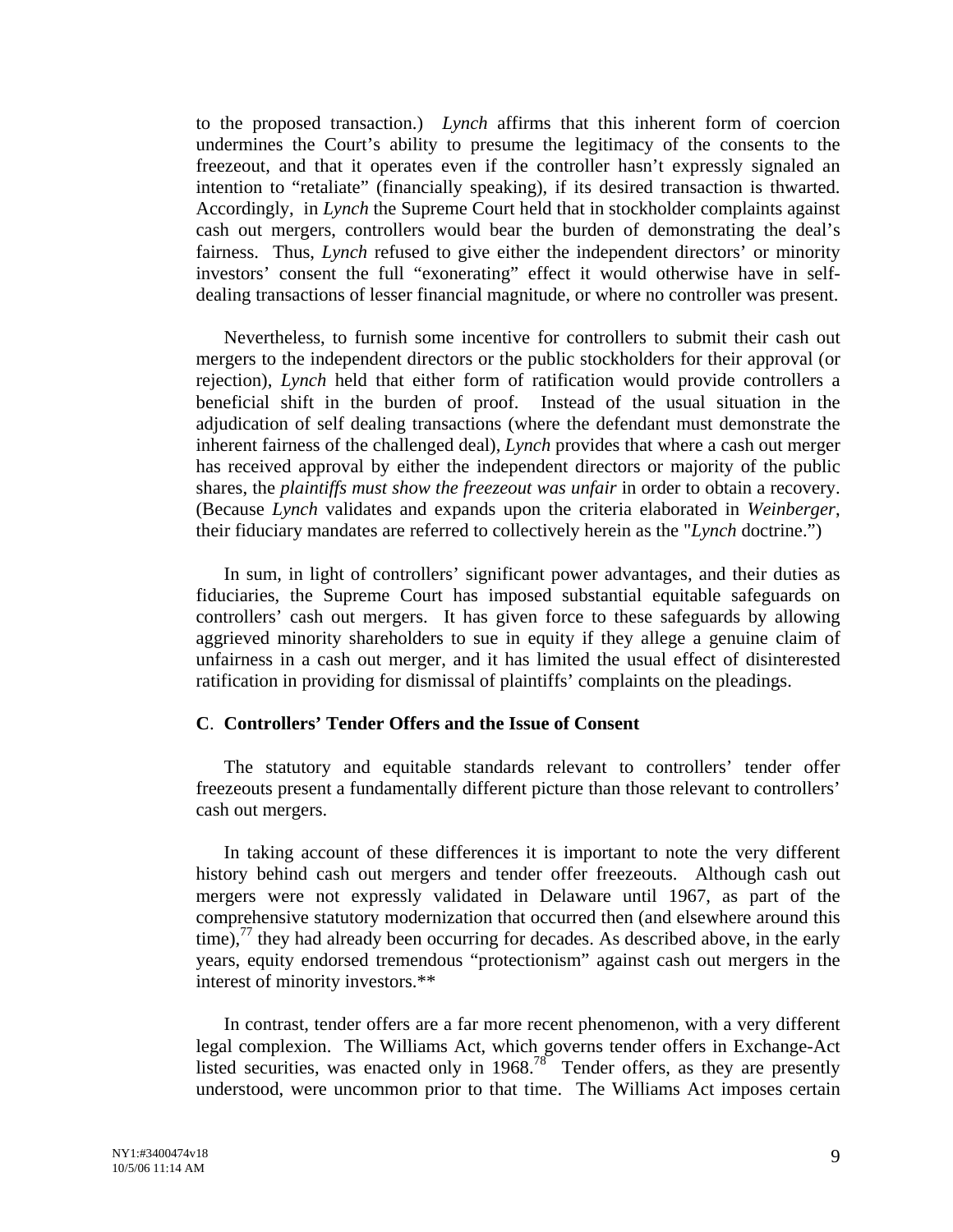to the proposed transaction.) *Lynch* affirms that this inherent form of coercion undermines the Court's ability to presume the legitimacy of the consents to the freezeout, and that it operates even if the controller hasn't expressly signaled an intention to "retaliate" (financially speaking), if its desired transaction is thwarted. Accordingly, in *Lynch* the Supreme Court held that in stockholder complaints against cash out mergers, controllers would bear the burden of demonstrating the deal's fairness. Thus, *Lynch* refused to give either the independent directors' or minority investors' consent the full "exonerating" effect it would otherwise have in self-dealing transactions of lesser financial magnitude, or where no controller was present.

Nevertheless, to furnish some incentive for controllers to submit their cash out mergers to the independent directors or the public stockholders for their approval (or rejection), *Lynch* held that either form of ratification would provide controllers a beneficial shift in the burden of proof. Instead of the usual situation in the adjudication of self dealing transactions (where the defendant must demonstrate the inherent fairness of the challenged deal), *Lynch* provides that where a cash out merger has received approval by either the independent directors or majority of the public shares, the *plaintiffs must show the freezeout was unfair* in order to obtain a recovery. (Because *Lynch* validates and expands upon the criteria elaborated in *Weinberger*, their fiduciary mandates are referred to collectively herein as the "*Lynch* doctrine.")

In sum, in light of controllers' significant power advantages, and their duties as fiduciaries, the Supreme Court has imposed substantial equitable safeguards on controllers' cash out mergers. It has given force to these safeguards by allowing aggrieved minority shareholders to sue in equity if they allege a genuine claim of unfairness in a cash out merger, and it has limited the usual effect of disinterested ratification in providing for dismissal of plaintiffs' complaints on the pleadings.

### C. Controllers' Tender Offers and the Issue of Consent

The statutory and equitable standards relevant to controllers' tender offer freezeouts present a fundamentally different picture than those relevant to controllers' cash out mergers.

In taking account of these differences it is important to note the very different history behind cash out mergers and tender offer freezeouts. Although cash out mergers were not expressly validated in Delaware until 1967, as part of the comprehensive statutory modernization that occurred then (and elsewhere around this time),[77] they had already been occurring for decades. As described above, in the early years, equity endorsed tremendous "protectionism" against cash out mergers in the interest of minority investors.**

In contrast, tender offers are a far more recent phenomenon, with a very different legal complexion. The Williams Act, which governs tender offers in Exchange-Act listed securities, was enacted only in 1968.[78] Tender offers, as they are presently understood, were uncommon prior to that time. The Williams Act imposes certain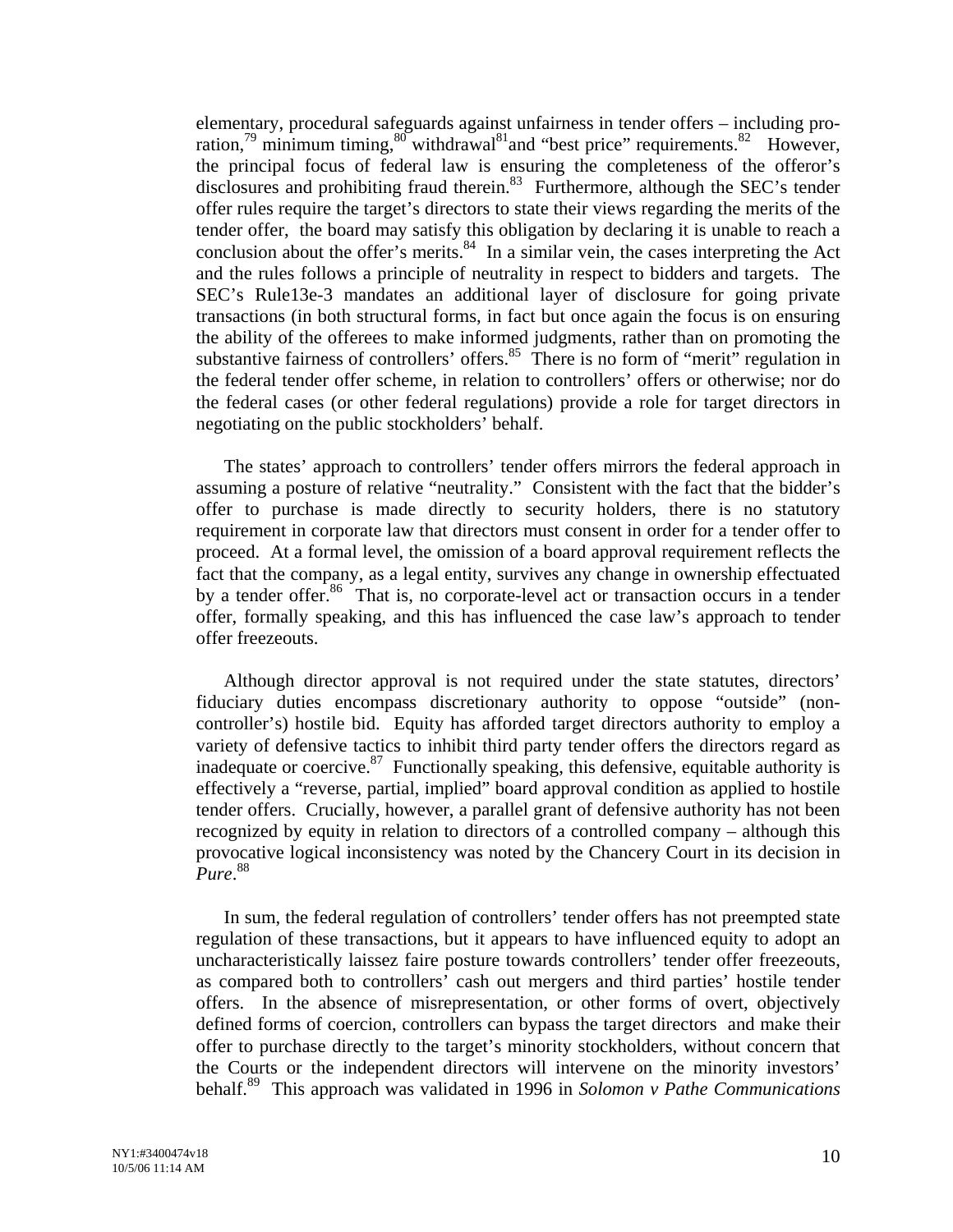elementary, procedural safeguards against unfairness in tender offers – including pro-ration,[79] minimum timing,[80] withdrawal[81]and "best price" requirements.[82] However, the principal focus of federal law is ensuring the completeness of the offeror's disclosures and prohibiting fraud therein.[83] Furthermore, although the SEC's tender offer rules require the target's directors to state their views regarding the merits of the tender offer, the board may satisfy this obligation by declaring it is unable to reach a conclusion about the offer's merits.[84] In a similar vein, the cases interpreting the Act and the rules follows a principle of neutrality in respect to bidders and targets. The SEC's Rule13e-3 mandates an additional layer of disclosure for going private transactions (in both structural forms, in fact but once again the focus is on ensuring the ability of the offerees to make informed judgments, rather than on promoting the substantive fairness of controllers' offers.[85] There is no form of "merit" regulation in the federal tender offer scheme, in relation to controllers' offers or otherwise; nor do the federal cases (or other federal regulations) provide a role for target directors in negotiating on the public stockholders' behalf.

The states' approach to controllers' tender offers mirrors the federal approach in assuming a posture of relative "neutrality." Consistent with the fact that the bidder's offer to purchase is made directly to security holders, there is no statutory requirement in corporate law that directors must consent in order for a tender offer to proceed. At a formal level, the omission of a board approval requirement reflects the fact that the company, as a legal entity, survives any change in ownership effectuated by a tender offer.[86] That is, no corporate-level act or transaction occurs in a tender offer, formally speaking, and this has influenced the case law's approach to tender offer freezeouts.

Although director approval is not required under the state statutes, directors' fiduciary duties encompass discretionary authority to oppose "outside" (non-controller's) hostile bid. Equity has afforded target directors authority to employ a variety of defensive tactics to inhibit third party tender offers the directors regard as inadequate or coercive.[87] Functionally speaking, this defensive, equitable authority is effectively a "reverse, partial, implied" board approval condition as applied to hostile tender offers. Crucially, however, a parallel grant of defensive authority has not been recognized by equity in relation to directors of a controlled company – although this provocative logical inconsistency was noted by the Chancery Court in its decision in *Pure*.[88]

In sum, the federal regulation of controllers' tender offers has not preempted state regulation of these transactions, but it appears to have influenced equity to adopt an uncharacteristically laissez faire posture towards controllers' tender offer freezeouts, as compared both to controllers' cash out mergers and third parties' hostile tender offers. In the absence of misrepresentation, or other forms of overt, objectively defined forms of coercion, controllers can bypass the target directors and make their offer to purchase directly to the target's minority stockholders, without concern that the Courts or the independent directors will intervene on the minority investors' behalf.[89] This approach was validated in 1996 in *Solomon v Pathe Communications*

NY1:#3400474v18
10/5/06 11:14 AM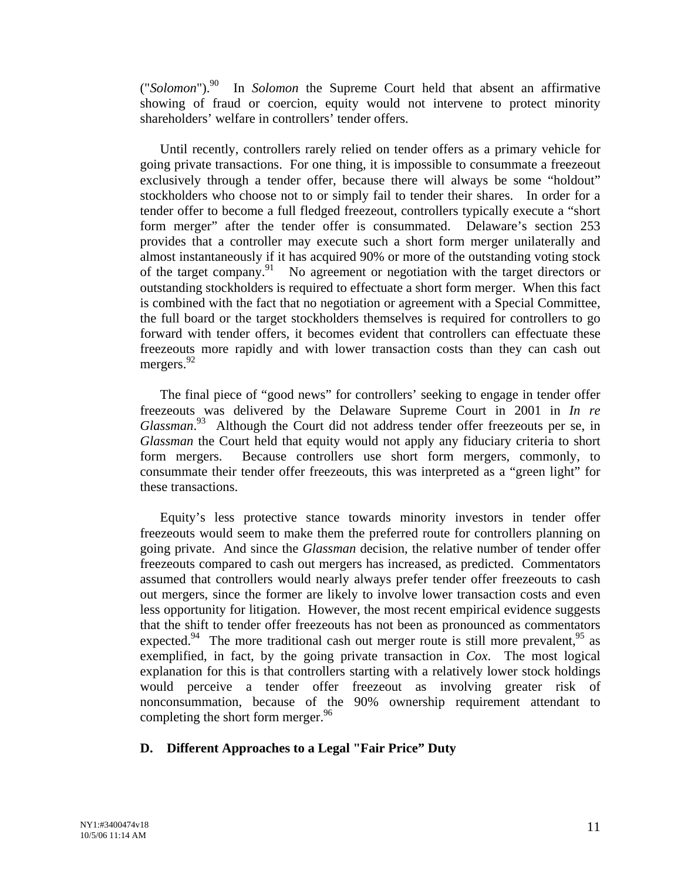("*Solomon*").[90] In *Solomon* the Supreme Court held that absent an affirmative showing of fraud or coercion, equity would not intervene to protect minority shareholders' welfare in controllers' tender offers.

Until recently, controllers rarely relied on tender offers as a primary vehicle for going private transactions. For one thing, it is impossible to consummate a freezeout exclusively through a tender offer, because there will always be some "holdout" stockholders who choose not to or simply fail to tender their shares. In order for a tender offer to become a full fledged freezeout, controllers typically execute a "short form merger" after the tender offer is consummated. Delaware's section 253 provides that a controller may execute such a short form merger unilaterally and almost instantaneously if it has acquired 90% or more of the outstanding voting stock of the target company.[91] No agreement or negotiation with the target directors or outstanding stockholders is required to effectuate a short form merger. When this fact is combined with the fact that no negotiation or agreement with a Special Committee, the full board or the target stockholders themselves is required for controllers to go forward with tender offers, it becomes evident that controllers can effectuate these freezeouts more rapidly and with lower transaction costs than they can cash out mergers.[92]

The final piece of "good news" for controllers' seeking to engage in tender offer freezeouts was delivered by the Delaware Supreme Court in 2001 in *In re Glassman*.[93] Although the Court did not address tender offer freezeouts per se, in *Glassman* the Court held that equity would not apply any fiduciary criteria to short form mergers. Because controllers use short form mergers, commonly, to consummate their tender offer freezeouts, this was interpreted as a "green light" for these transactions.

Equity's less protective stance towards minority investors in tender offer freezeouts would seem to make them the preferred route for controllers planning on going private. And since the *Glassman* decision, the relative number of tender offer freezeouts compared to cash out mergers has increased, as predicted. Commentators assumed that controllers would nearly always prefer tender offer freezeouts to cash out mergers, since the former are likely to involve lower transaction costs and even less opportunity for litigation. However, the most recent empirical evidence suggests that the shift to tender offer freezeouts has not been as pronounced as commentators expected.[94] The more traditional cash out merger route is still more prevalent,[95] as exemplified, in fact, by the going private transaction in *Cox*. The most logical explanation for this is that controllers starting with a relatively lower stock holdings would perceive a tender offer freezeout as involving greater risk of nonconsummation, because of the 90% ownership requirement attendant to completing the short form merger.[96]

### D. Different Approaches to a Legal "Fair Price" Duty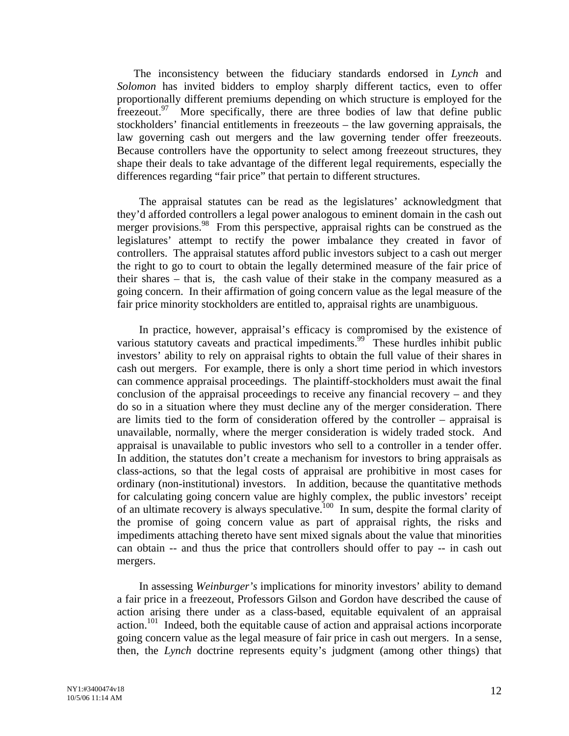The inconsistency between the fiduciary standards endorsed in *Lynch* and *Solomon* has invited bidders to employ sharply different tactics, even to offer proportionally different premiums depending on which structure is employed for the freezeout.[97] More specifically, there are three bodies of law that define public stockholders' financial entitlements in freezeouts – the law governing appraisals, the law governing cash out mergers and the law governing tender offer freezeouts. Because controllers have the opportunity to select among freezeout structures, they shape their deals to take advantage of the different legal requirements, especially the differences regarding "fair price" that pertain to different structures.

The appraisal statutes can be read as the legislatures' acknowledgment that they'd afforded controllers a legal power analogous to eminent domain in the cash out merger provisions.[98] From this perspective, appraisal rights can be construed as the legislatures' attempt to rectify the power imbalance they created in favor of controllers. The appraisal statutes afford public investors subject to a cash out merger the right to go to court to obtain the legally determined measure of the fair price of their shares – that is, the cash value of their stake in the company measured as a going concern. In their affirmation of going concern value as the legal measure of the fair price minority stockholders are entitled to, appraisal rights are unambiguous.

In practice, however, appraisal's efficacy is compromised by the existence of various statutory caveats and practical impediments.[99] These hurdles inhibit public investors' ability to rely on appraisal rights to obtain the full value of their shares in cash out mergers. For example, there is only a short time period in which investors can commence appraisal proceedings. The plaintiff-stockholders must await the final conclusion of the appraisal proceedings to receive any financial recovery – and they do so in a situation where they must decline any of the merger consideration. There are limits tied to the form of consideration offered by the controller – appraisal is unavailable, normally, where the merger consideration is widely traded stock. And appraisal is unavailable to public investors who sell to a controller in a tender offer. In addition, the statutes don't create a mechanism for investors to bring appraisals as class-actions, so that the legal costs of appraisal are prohibitive in most cases for ordinary (non-institutional) investors. In addition, because the quantitative methods for calculating going concern value are highly complex, the public investors' receipt of an ultimate recovery is always speculative.[100] In sum, despite the formal clarity of the promise of going concern value as part of appraisal rights, the risks and impediments attaching thereto have sent mixed signals about the value that minorities can obtain -- and thus the price that controllers should offer to pay -- in cash out mergers.

In assessing *Weinburger's* implications for minority investors' ability to demand a fair price in a freezeout, Professors Gilson and Gordon have described the cause of action arising there under as a class-based, equitable equivalent of an appraisal action.[101] Indeed, both the equitable cause of action and appraisal actions incorporate going concern value as the legal measure of fair price in cash out mergers. In a sense, then, the *Lynch* doctrine represents equity's judgment (among other things) that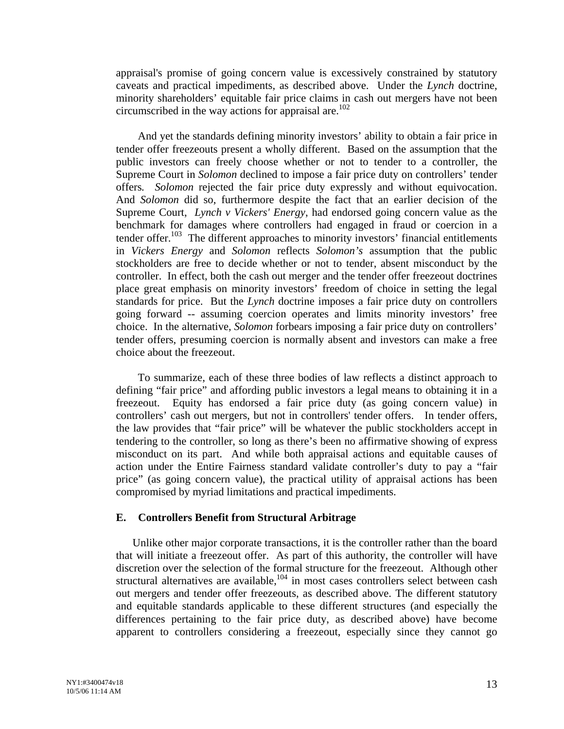appraisal's promise of going concern value is excessively constrained by statutory caveats and practical impediments, as described above. Under the *Lynch* doctrine, minority shareholders' equitable fair price claims in cash out mergers have not been circumscribed in the way actions for appraisal are.[102]

And yet the standards defining minority investors' ability to obtain a fair price in tender offer freezeouts present a wholly different. Based on the assumption that the public investors can freely choose whether or not to tender to a controller, the Supreme Court in *Solomon* declined to impose a fair price duty on controllers' tender offers. *Solomon* rejected the fair price duty expressly and without equivocation. And *Solomon* did so, furthermore despite the fact that an earlier decision of the Supreme Court, *Lynch v Vickers' Energy*, had endorsed going concern value as the benchmark for damages where controllers had engaged in fraud or coercion in a tender offer.[103] The different approaches to minority investors' financial entitlements in *Vickers Energy* and *Solomon* reflects *Solomon's* assumption that the public stockholders are free to decide whether or not to tender, absent misconduct by the controller. In effect, both the cash out merger and the tender offer freezeout doctrines place great emphasis on minority investors' freedom of choice in setting the legal standards for price. But the *Lynch* doctrine imposes a fair price duty on controllers going forward -- assuming coercion operates and limits minority investors' free choice. In the alternative, *Solomon* forbears imposing a fair price duty on controllers' tender offers, presuming coercion is normally absent and investors can make a free choice about the freezeout.

To summarize, each of these three bodies of law reflects a distinct approach to defining "fair price" and affording public investors a legal means to obtaining it in a freezeout. Equity has endorsed a fair price duty (as going concern value) in controllers' cash out mergers, but not in controllers' tender offers. In tender offers, the law provides that "fair price" will be whatever the public stockholders accept in tendering to the controller, so long as there's been no affirmative showing of express misconduct on its part. And while both appraisal actions and equitable causes of action under the Entire Fairness standard validate controller's duty to pay a "fair price" (as going concern value), the practical utility of appraisal actions has been compromised by myriad limitations and practical impediments.

### E. Controllers Benefit from Structural Arbitrage

Unlike other major corporate transactions, it is the controller rather than the board that will initiate a freezeout offer. As part of this authority, the controller will have discretion over the selection of the formal structure for the freezeout. Although other structural alternatives are available,[104] in most cases controllers select between cash out mergers and tender offer freezeouts, as described above. The different statutory and equitable standards applicable to these different structures (and especially the differences pertaining to the fair price duty, as described above) have become apparent to controllers considering a freezeout, especially since they cannot go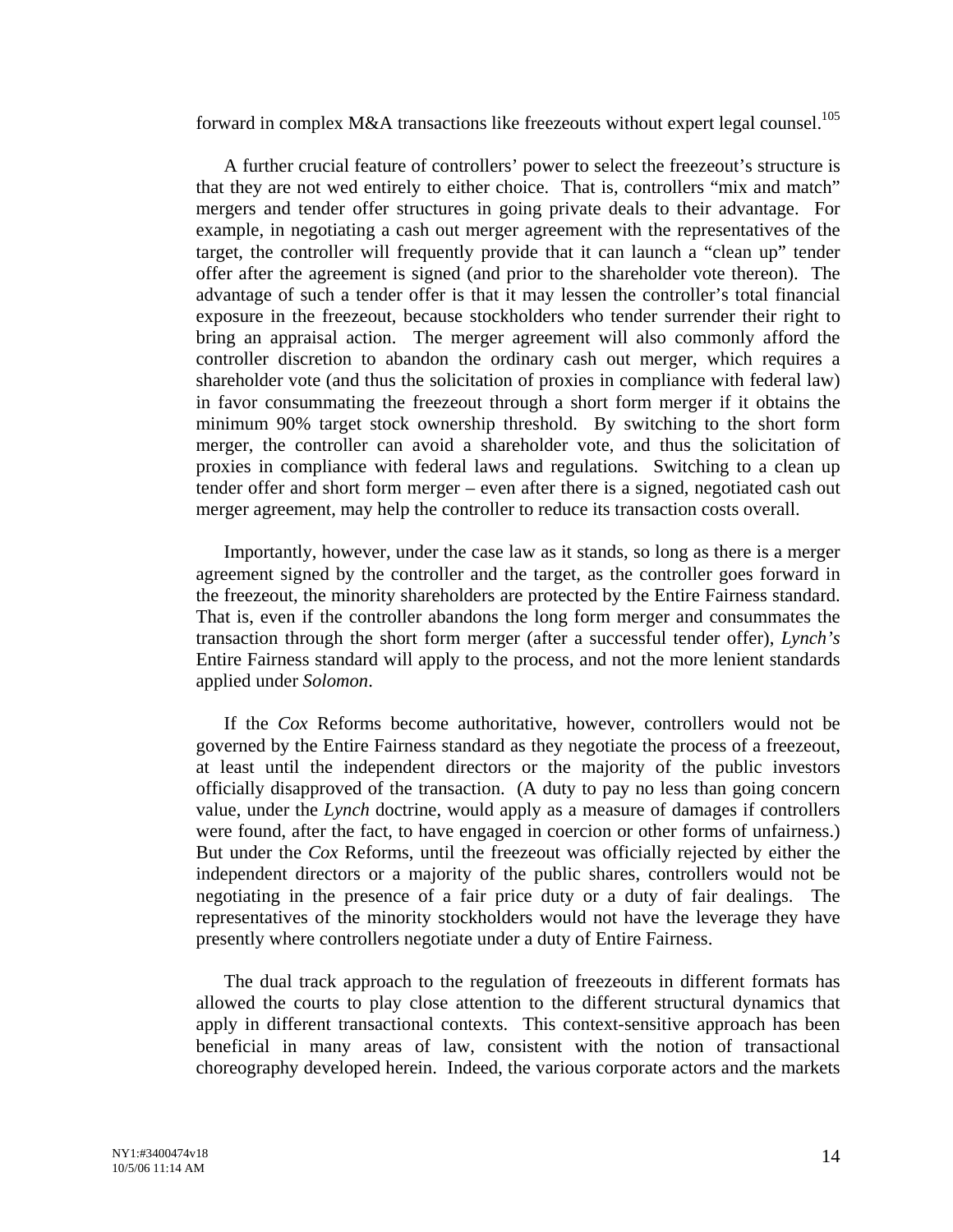forward in complex M&A transactions like freezeouts without expert legal counsel.[105]

A further crucial feature of controllers' power to select the freezeout's structure is that they are not wed entirely to either choice. That is, controllers "mix and match" mergers and tender offer structures in going private deals to their advantage. For example, in negotiating a cash out merger agreement with the representatives of the target, the controller will frequently provide that it can launch a "clean up" tender offer after the agreement is signed (and prior to the shareholder vote thereon). The advantage of such a tender offer is that it may lessen the controller's total financial exposure in the freezeout, because stockholders who tender surrender their right to bring an appraisal action. The merger agreement will also commonly afford the controller discretion to abandon the ordinary cash out merger, which requires a shareholder vote (and thus the solicitation of proxies in compliance with federal law) in favor consummating the freezeout through a short form merger if it obtains the minimum 90% target stock ownership threshold. By switching to the short form merger, the controller can avoid a shareholder vote, and thus the solicitation of proxies in compliance with federal laws and regulations. Switching to a clean up tender offer and short form merger – even after there is a signed, negotiated cash out merger agreement, may help the controller to reduce its transaction costs overall.

Importantly, however, under the case law as it stands, so long as there is a merger agreement signed by the controller and the target, as the controller goes forward in the freezeout, the minority shareholders are protected by the Entire Fairness standard. That is, even if the controller abandons the long form merger and consummates the transaction through the short form merger (after a successful tender offer), *Lynch's* Entire Fairness standard will apply to the process, and not the more lenient standards applied under *Solomon*.

If the *Cox* Reforms become authoritative, however, controllers would not be governed by the Entire Fairness standard as they negotiate the process of a freezeout, at least until the independent directors or the majority of the public investors officially disapproved of the transaction. (A duty to pay no less than going concern value, under the *Lynch* doctrine, would apply as a measure of damages if controllers were found, after the fact, to have engaged in coercion or other forms of unfairness.) But under the *Cox* Reforms, until the freezeout was officially rejected by either the independent directors or a majority of the public shares, controllers would not be negotiating in the presence of a fair price duty or a duty of fair dealings. The representatives of the minority stockholders would not have the leverage they have presently where controllers negotiate under a duty of Entire Fairness.

The dual track approach to the regulation of freezeouts in different formats has allowed the courts to play close attention to the different structural dynamics that apply in different transactional contexts. This context-sensitive approach has been beneficial in many areas of law, consistent with the notion of transactional choreography developed herein. Indeed, the various corporate actors and the markets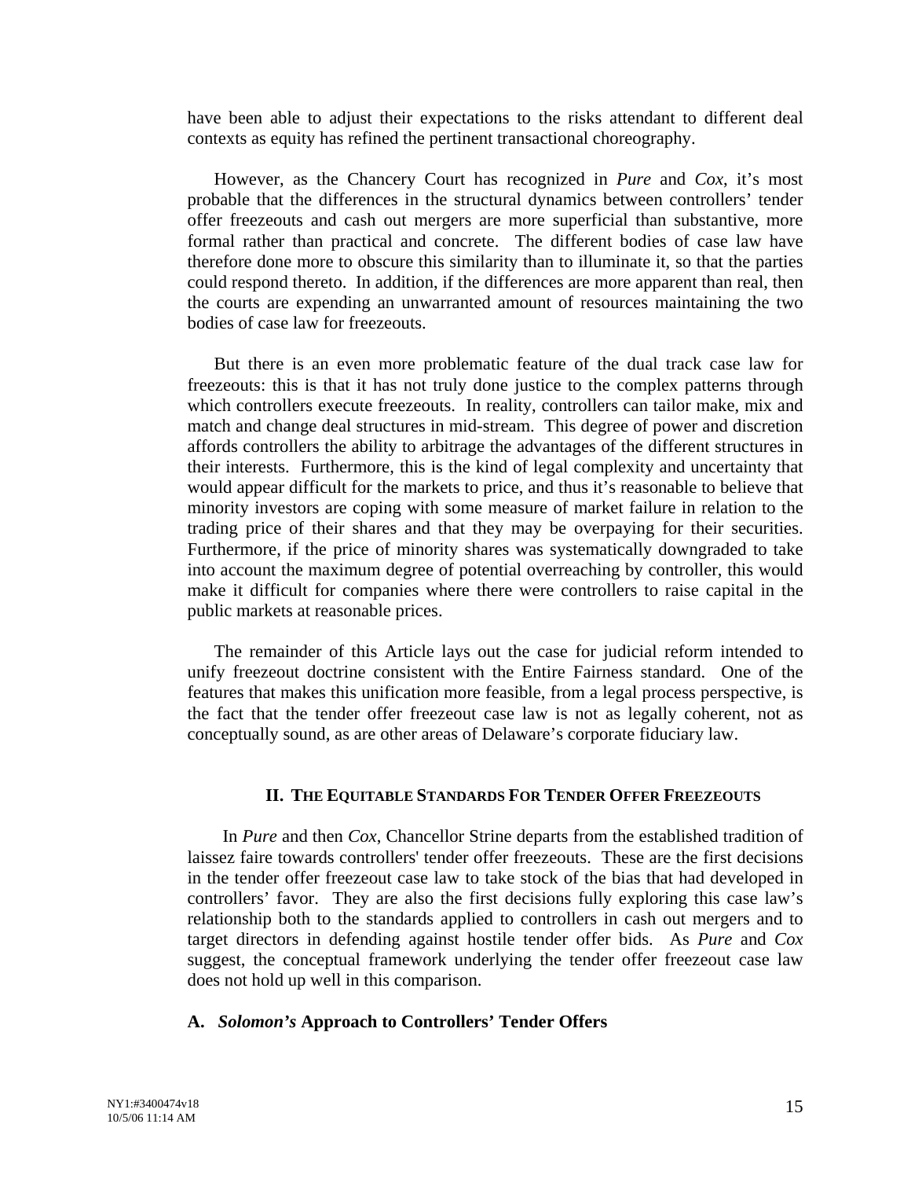have been able to adjust their expectations to the risks attendant to different deal contexts as equity has refined the pertinent transactional choreography.

However, as the Chancery Court has recognized in *Pure* and *Cox*, it's most probable that the differences in the structural dynamics between controllers' tender offer freezeouts and cash out mergers are more superficial than substantive, more formal rather than practical and concrete. The different bodies of case law have therefore done more to obscure this similarity than to illuminate it, so that the parties could respond thereto. In addition, if the differences are more apparent than real, then the courts are expending an unwarranted amount of resources maintaining the two bodies of case law for freezeouts.

But there is an even more problematic feature of the dual track case law for freezeouts: this is that it has not truly done justice to the complex patterns through which controllers execute freezeouts. In reality, controllers can tailor make, mix and match and change deal structures in mid-stream. This degree of power and discretion affords controllers the ability to arbitrage the advantages of the different structures in their interests. Furthermore, this is the kind of legal complexity and uncertainty that would appear difficult for the markets to price, and thus it's reasonable to believe that minority investors are coping with some measure of market failure in relation to the trading price of their shares and that they may be overpaying for their securities. Furthermore, if the price of minority shares was systematically downgraded to take into account the maximum degree of potential overreaching by controller, this would make it difficult for companies where there were controllers to raise capital in the public markets at reasonable prices.

The remainder of this Article lays out the case for judicial reform intended to unify freezeout doctrine consistent with the Entire Fairness standard. One of the features that makes this unification more feasible, from a legal process perspective, is the fact that the tender offer freezeout case law is not as legally coherent, not as conceptually sound, as are other areas of Delaware's corporate fiduciary law.

## II. The Equitable Standards For Tender Offer Freezeouts

In *Pure* and then *Cox*, Chancellor Strine departs from the established tradition of laissez faire towards controllers' tender offer freezeouts. These are the first decisions in the tender offer freezeout case law to take stock of the bias that had developed in controllers' favor. They are also the first decisions fully exploring this case law's relationship both to the standards applied to controllers in cash out mergers and to target directors in defending against hostile tender offer bids. As *Pure* and *Cox* suggest, the conceptual framework underlying the tender offer freezeout case law does not hold up well in this comparison.

### A. *Solomon's* Approach to Controllers' Tender Offers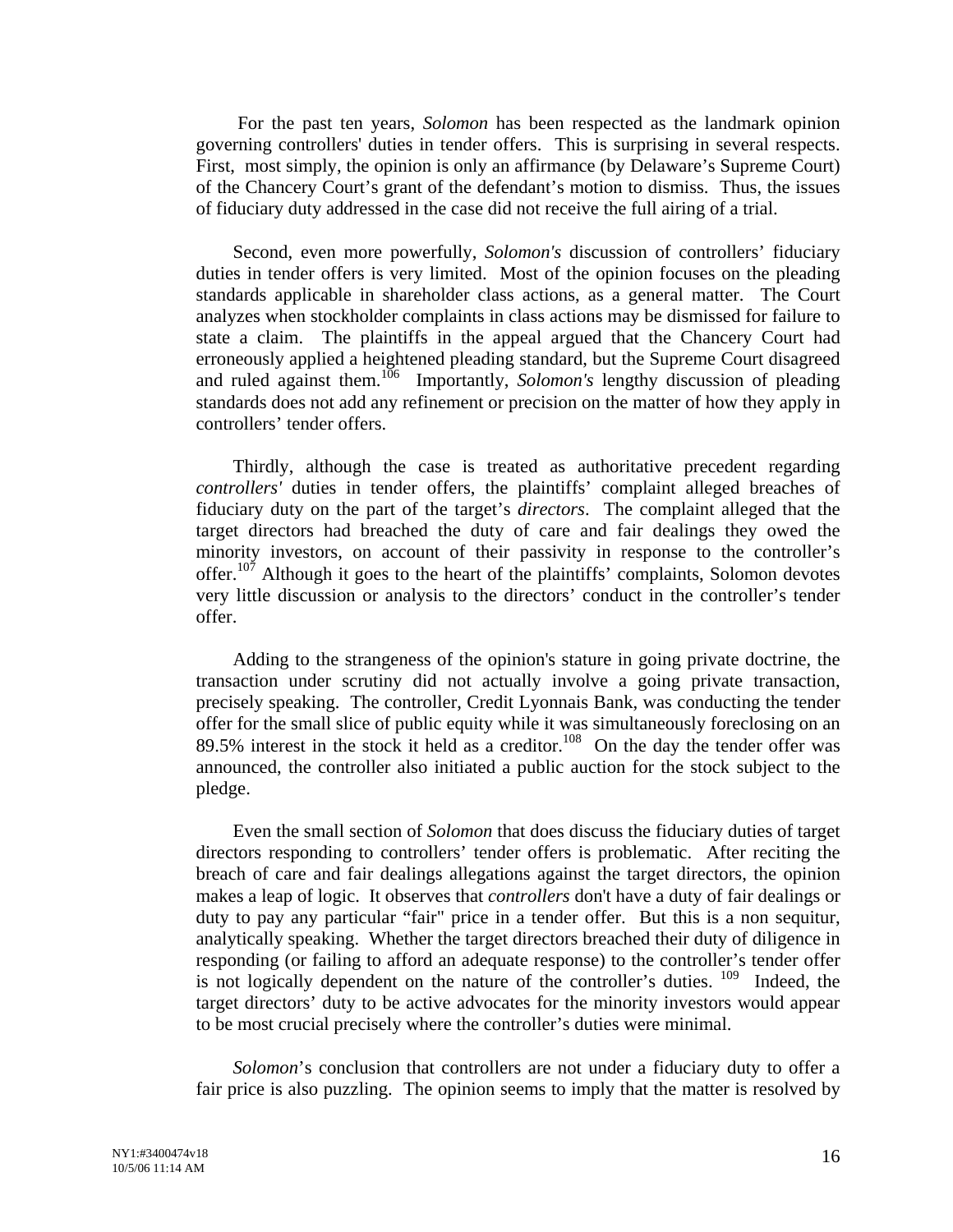For the past ten years, *Solomon* has been respected as the landmark opinion governing controllers' duties in tender offers. This is surprising in several respects. First, most simply, the opinion is only an affirmance (by Delaware's Supreme Court) of the Chancery Court's grant of the defendant's motion to dismiss. Thus, the issues of fiduciary duty addressed in the case did not receive the full airing of a trial.

Second, even more powerfully, *Solomon's* discussion of controllers' fiduciary duties in tender offers is very limited. Most of the opinion focuses on the pleading standards applicable in shareholder class actions, as a general matter. The Court analyzes when stockholder complaints in class actions may be dismissed for failure to state a claim. The plaintiffs in the appeal argued that the Chancery Court had erroneously applied a heightened pleading standard, but the Supreme Court disagreed and ruled against them.[106] Importantly, *Solomon's* lengthy discussion of pleading standards does not add any refinement or precision on the matter of how they apply in controllers' tender offers.

Thirdly, although the case is treated as authoritative precedent regarding *controllers'* duties in tender offers, the plaintiffs' complaint alleged breaches of fiduciary duty on the part of the target's *directors*. The complaint alleged that the target directors had breached the duty of care and fair dealings they owed the minority investors, on account of their passivity in response to the controller's offer.[107] Although it goes to the heart of the plaintiffs' complaints, Solomon devotes very little discussion or analysis to the directors' conduct in the controller's tender offer.

Adding to the strangeness of the opinion's stature in going private doctrine, the transaction under scrutiny did not actually involve a going private transaction, precisely speaking. The controller, Credit Lyonnais Bank, was conducting the tender offer for the small slice of public equity while it was simultaneously foreclosing on an 89.5% interest in the stock it held as a creditor.[108] On the day the tender offer was announced, the controller also initiated a public auction for the stock subject to the pledge.

Even the small section of *Solomon* that does discuss the fiduciary duties of target directors responding to controllers' tender offers is problematic. After reciting the breach of care and fair dealings allegations against the target directors, the opinion makes a leap of logic. It observes that *controllers* don't have a duty of fair dealings or duty to pay any particular "fair" price in a tender offer. But this is a non sequitur, analytically speaking. Whether the target directors breached their duty of diligence in responding (or failing to afford an adequate response) to the controller's tender offer is not logically dependent on the nature of the controller's duties.[109] Indeed, the target directors' duty to be active advocates for the minority investors would appear to be most crucial precisely where the controller's duties were minimal.

*Solomon*'s conclusion that controllers are not under a fiduciary duty to offer a fair price is also puzzling. The opinion seems to imply that the matter is resolved by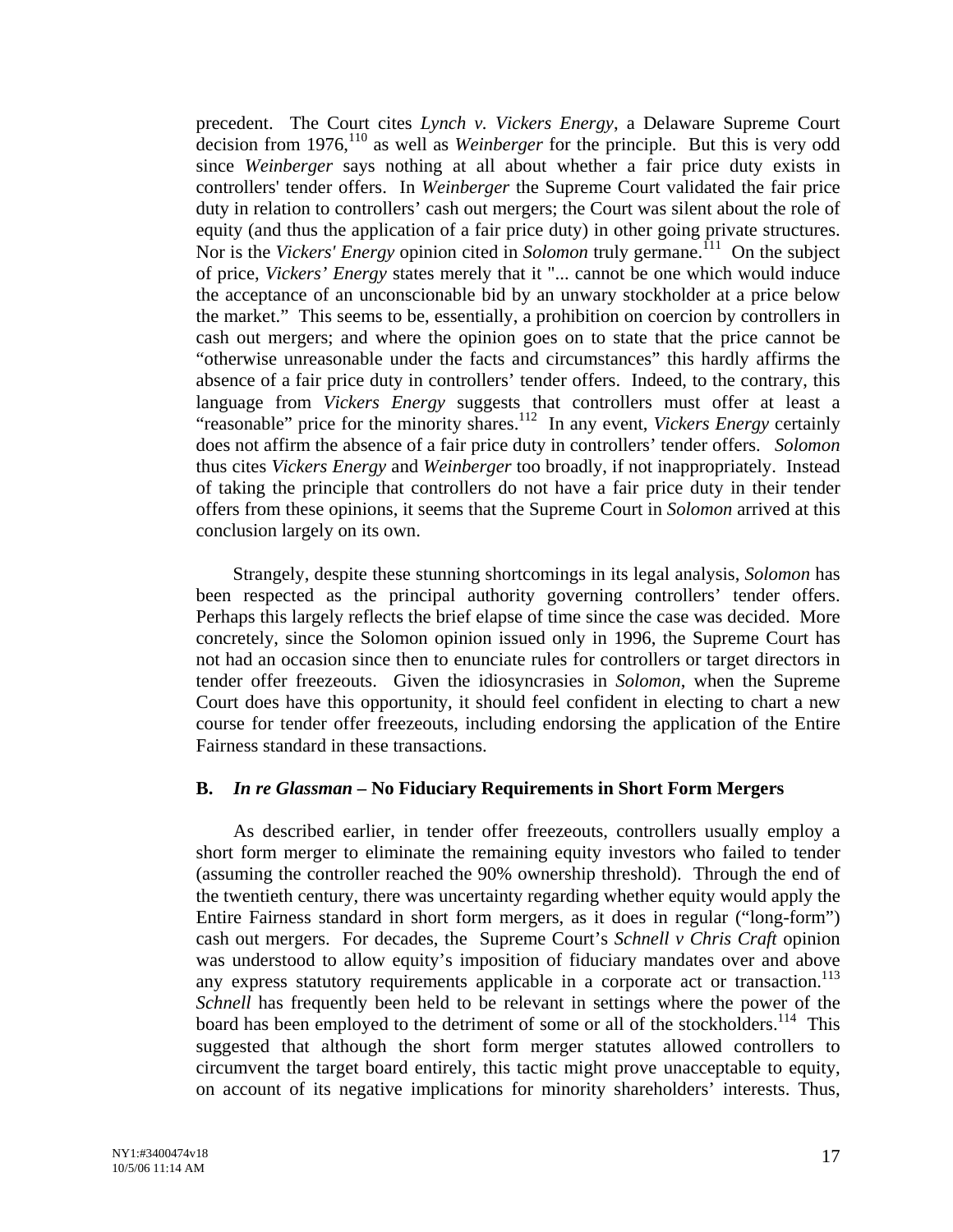precedent. The Court cites *Lynch v. Vickers Energy*, a Delaware Supreme Court decision from 1976,[110] as well as *Weinberger* for the principle. But this is very odd since *Weinberger* says nothing at all about whether a fair price duty exists in controllers' tender offers. In *Weinberger* the Supreme Court validated the fair price duty in relation to controllers' cash out mergers; the Court was silent about the role of equity (and thus the application of a fair price duty) in other going private structures. Nor is the *Vickers' Energy* opinion cited in *Solomon* truly germane.[111] On the subject of price, *Vickers' Energy* states merely that it "... cannot be one which would induce the acceptance of an unconscionable bid by an unwary stockholder at a price below the market." This seems to be, essentially, a prohibition on coercion by controllers in cash out mergers; and where the opinion goes on to state that the price cannot be "otherwise unreasonable under the facts and circumstances" this hardly affirms the absence of a fair price duty in controllers' tender offers. Indeed, to the contrary, this language from *Vickers Energy* suggests that controllers must offer at least a "reasonable" price for the minority shares.[112] In any event, *Vickers Energy* certainly does not affirm the absence of a fair price duty in controllers' tender offers. *Solomon* thus cites *Vickers Energy* and *Weinberger* too broadly, if not inappropriately. Instead of taking the principle that controllers do not have a fair price duty in their tender offers from these opinions, it seems that the Supreme Court in *Solomon* arrived at this conclusion largely on its own.

Strangely, despite these stunning shortcomings in its legal analysis, *Solomon* has been respected as the principal authority governing controllers' tender offers. Perhaps this largely reflects the brief elapse of time since the case was decided. More concretely, since the Solomon opinion issued only in 1996, the Supreme Court has not had an occasion since then to enunciate rules for controllers or target directors in tender offer freezeouts. Given the idiosyncrasies in *Solomon*, when the Supreme Court does have this opportunity, it should feel confident in electing to chart a new course for tender offer freezeouts, including endorsing the application of the Entire Fairness standard in these transactions.

### B. *In re Glassman* – No Fiduciary Requirements in Short Form Mergers

As described earlier, in tender offer freezeouts, controllers usually employ a short form merger to eliminate the remaining equity investors who failed to tender (assuming the controller reached the 90% ownership threshold). Through the end of the twentieth century, there was uncertainty regarding whether equity would apply the Entire Fairness standard in short form mergers, as it does in regular ("long-form") cash out mergers. For decades, the Supreme Court's *Schnell v Chris Craft* opinion was understood to allow equity's imposition of fiduciary mandates over and above any express statutory requirements applicable in a corporate act or transaction.[113] *Schnell* has frequently been held to be relevant in settings where the power of the board has been employed to the detriment of some or all of the stockholders.[114] This suggested that although the short form merger statutes allowed controllers to circumvent the target board entirely, this tactic might prove unacceptable to equity, on account of its negative implications for minority shareholders' interests. Thus,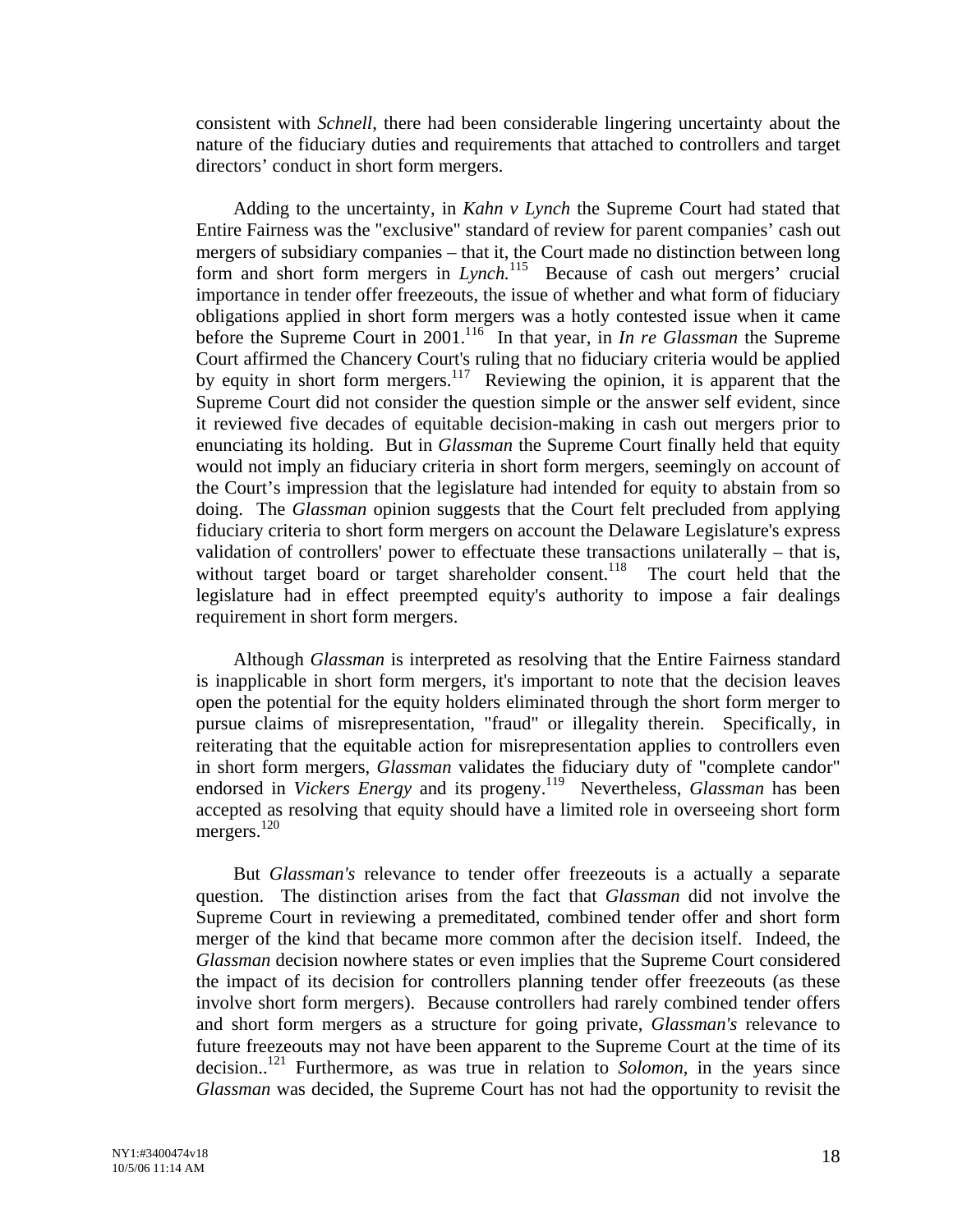consistent with *Schnell*, there had been considerable lingering uncertainty about the nature of the fiduciary duties and requirements that attached to controllers and target directors' conduct in short form mergers.

Adding to the uncertainty, in *Kahn v Lynch* the Supreme Court had stated that Entire Fairness was the "exclusive" standard of review for parent companies' cash out mergers of subsidiary companies – that it, the Court made no distinction between long form and short form mergers in *Lynch.*[115] Because of cash out mergers' crucial importance in tender offer freezeouts, the issue of whether and what form of fiduciary obligations applied in short form mergers was a hotly contested issue when it came before the Supreme Court in 2001.[116] In that year, in *In re Glassman* the Supreme Court affirmed the Chancery Court's ruling that no fiduciary criteria would be applied by equity in short form mergers.[117] Reviewing the opinion, it is apparent that the Supreme Court did not consider the question simple or the answer self evident, since it reviewed five decades of equitable decision-making in cash out mergers prior to enunciating its holding. But in *Glassman* the Supreme Court finally held that equity would not imply an fiduciary criteria in short form mergers, seemingly on account of the Court's impression that the legislature had intended for equity to abstain from so doing. The *Glassman* opinion suggests that the Court felt precluded from applying fiduciary criteria to short form mergers on account the Delaware Legislature's express validation of controllers' power to effectuate these transactions unilaterally – that is, without target board or target shareholder consent.[118] The court held that the legislature had in effect preempted equity's authority to impose a fair dealings requirement in short form mergers.

Although *Glassman* is interpreted as resolving that the Entire Fairness standard is inapplicable in short form mergers, it's important to note that the decision leaves open the potential for the equity holders eliminated through the short form merger to pursue claims of misrepresentation, "fraud" or illegality therein. Specifically, in reiterating that the equitable action for misrepresentation applies to controllers even in short form mergers, *Glassman* validates the fiduciary duty of "complete candor" endorsed in *Vickers Energy* and its progeny.[119] Nevertheless, *Glassman* has been accepted as resolving that equity should have a limited role in overseeing short form mergers.[120]

But *Glassman's* relevance to tender offer freezeouts is a actually a separate question. The distinction arises from the fact that *Glassman* did not involve the Supreme Court in reviewing a premeditated, combined tender offer and short form merger of the kind that became more common after the decision itself. Indeed, the *Glassman* decision nowhere states or even implies that the Supreme Court considered the impact of its decision for controllers planning tender offer freezeouts (as these involve short form mergers). Because controllers had rarely combined tender offers and short form mergers as a structure for going private, *Glassman's* relevance to future freezeouts may not have been apparent to the Supreme Court at the time of its decision..[121] Furthermore, as was true in relation to *Solomon*, in the years since *Glassman* was decided, the Supreme Court has not had the opportunity to revisit the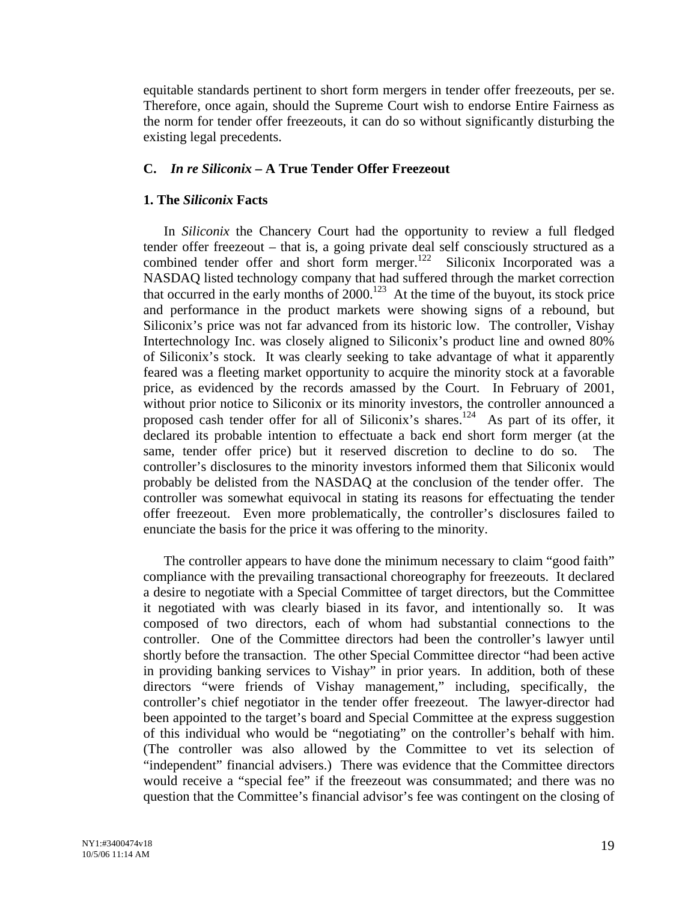equitable standards pertinent to short form mergers in tender offer freezeouts, per se. Therefore, once again, should the Supreme Court wish to endorse Entire Fairness as the norm for tender offer freezeouts, it can do so without significantly disturbing the existing legal precedents.

### C. *In re Siliconix* – A True Tender Offer Freezeout

#### 1. The *Siliconix* Facts

In *Siliconix* the Chancery Court had the opportunity to review a full fledged tender offer freezeout – that is, a going private deal self consciously structured as a combined tender offer and short form merger.[122] Siliconix Incorporated was a NASDAQ listed technology company that had suffered through the market correction that occurred in the early months of 2000.[123] At the time of the buyout, its stock price and performance in the product markets were showing signs of a rebound, but Siliconix's price was not far advanced from its historic low. The controller, Vishay Intertechnology Inc. was closely aligned to Siliconix's product line and owned 80% of Siliconix's stock. It was clearly seeking to take advantage of what it apparently feared was a fleeting market opportunity to acquire the minority stock at a favorable price, as evidenced by the records amassed by the Court. In February of 2001, without prior notice to Siliconix or its minority investors, the controller announced a proposed cash tender offer for all of Siliconix's shares.[124] As part of its offer, it declared its probable intention to effectuate a back end short form merger (at the same, tender offer price) but it reserved discretion to decline to do so. The controller's disclosures to the minority investors informed them that Siliconix would probably be delisted from the NASDAQ at the conclusion of the tender offer. The controller was somewhat equivocal in stating its reasons for effectuating the tender offer freezeout. Even more problematically, the controller's disclosures failed to enunciate the basis for the price it was offering to the minority.

The controller appears to have done the minimum necessary to claim "good faith" compliance with the prevailing transactional choreography for freezeouts. It declared a desire to negotiate with a Special Committee of target directors, but the Committee it negotiated with was clearly biased in its favor, and intentionally so. It was composed of two directors, each of whom had substantial connections to the controller. One of the Committee directors had been the controller's lawyer until shortly before the transaction. The other Special Committee director "had been active in providing banking services to Vishay" in prior years. In addition, both of these directors "were friends of Vishay management," including, specifically, the controller's chief negotiator in the tender offer freezeout. The lawyer-director had been appointed to the target's board and Special Committee at the express suggestion of this individual who would be "negotiating" on the controller's behalf with him. (The controller was also allowed by the Committee to vet its selection of "independent" financial advisers.) There was evidence that the Committee directors would receive a "special fee" if the freezeout was consummated; and there was no question that the Committee's financial advisor's fee was contingent on the closing of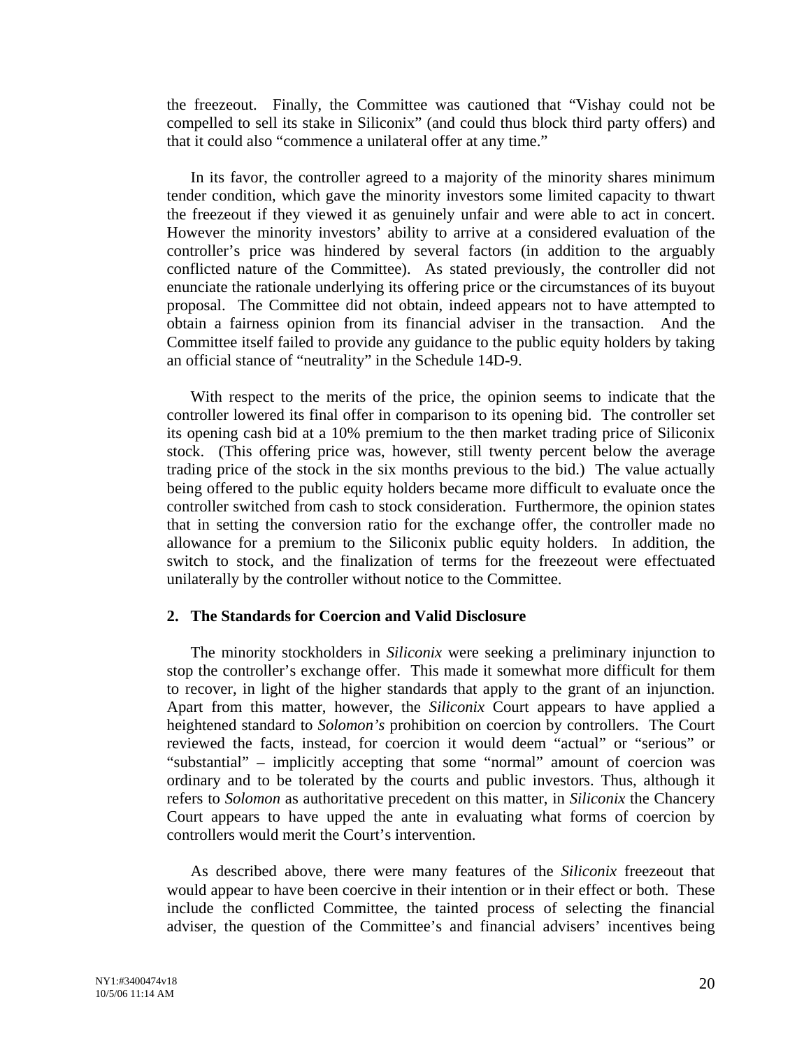the freezeout. Finally, the Committee was cautioned that "Vishay could not be compelled to sell its stake in Siliconix" (and could thus block third party offers) and that it could also "commence a unilateral offer at any time."

In its favor, the controller agreed to a majority of the minority shares minimum tender condition, which gave the minority investors some limited capacity to thwart the freezeout if they viewed it as genuinely unfair and were able to act in concert. However the minority investors' ability to arrive at a considered evaluation of the controller's price was hindered by several factors (in addition to the arguably conflicted nature of the Committee). As stated previously, the controller did not enunciate the rationale underlying its offering price or the circumstances of its buyout proposal. The Committee did not obtain, indeed appears not to have attempted to obtain a fairness opinion from its financial adviser in the transaction. And the Committee itself failed to provide any guidance to the public equity holders by taking an official stance of "neutrality" in the Schedule 14D-9.

With respect to the merits of the price, the opinion seems to indicate that the controller lowered its final offer in comparison to its opening bid. The controller set its opening cash bid at a 10% premium to the then market trading price of Siliconix stock. (This offering price was, however, still twenty percent below the average trading price of the stock in the six months previous to the bid.) The value actually being offered to the public equity holders became more difficult to evaluate once the controller switched from cash to stock consideration. Furthermore, the opinion states that in setting the conversion ratio for the exchange offer, the controller made no allowance for a premium to the Siliconix public equity holders. In addition, the switch to stock, and the finalization of terms for the freezeout were effectuated unilaterally by the controller without notice to the Committee.

## 2. The Standards for Coercion and Valid Disclosure

The minority stockholders in *Siliconix* were seeking a preliminary injunction to stop the controller's exchange offer. This made it somewhat more difficult for them to recover, in light of the higher standards that apply to the grant of an injunction. Apart from this matter, however, the *Siliconix* Court appears to have applied a heightened standard to *Solomon's* prohibition on coercion by controllers. The Court reviewed the facts, instead, for coercion it would deem "actual" or "serious" or "substantial" – implicitly accepting that some "normal" amount of coercion was ordinary and to be tolerated by the courts and public investors. Thus, although it refers to *Solomon* as authoritative precedent on this matter, in *Siliconix* the Chancery Court appears to have upped the ante in evaluating what forms of coercion by controllers would merit the Court's intervention.

As described above, there were many features of the *Siliconix* freezeout that would appear to have been coercive in their intention or in their effect or both. These include the conflicted Committee, the tainted process of selecting the financial adviser, the question of the Committee's and financial advisers' incentives being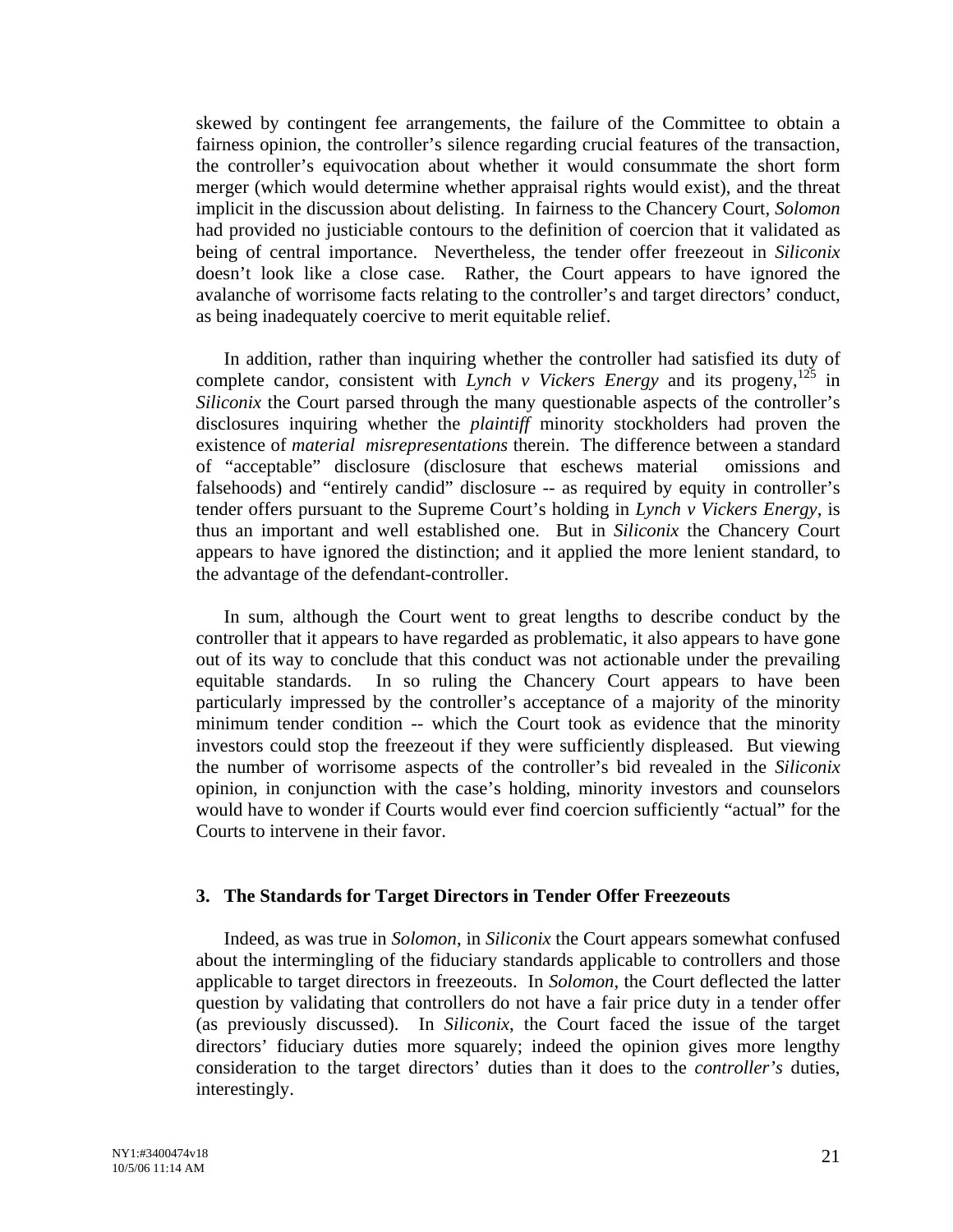skewed by contingent fee arrangements, the failure of the Committee to obtain a fairness opinion, the controller's silence regarding crucial features of the transaction, the controller's equivocation about whether it would consummate the short form merger (which would determine whether appraisal rights would exist), and the threat implicit in the discussion about delisting. In fairness to the Chancery Court, *Solomon* had provided no justiciable contours to the definition of coercion that it validated as being of central importance. Nevertheless, the tender offer freezeout in *Siliconix* doesn't look like a close case. Rather, the Court appears to have ignored the avalanche of worrisome facts relating to the controller's and target directors' conduct, as being inadequately coercive to merit equitable relief.

In addition, rather than inquiring whether the controller had satisfied its duty of complete candor, consistent with *Lynch v Vickers Energy* and its progeny,[125] in *Siliconix* the Court parsed through the many questionable aspects of the controller's disclosures inquiring whether the *plaintiff* minority stockholders had proven the existence of *material misrepresentations* therein. The difference between a standard of "acceptable" disclosure (disclosure that eschews material omissions and falsehoods) and "entirely candid" disclosure -- as required by equity in controller's tender offers pursuant to the Supreme Court's holding in *Lynch v Vickers Energy*, is thus an important and well established one. But in *Siliconix* the Chancery Court appears to have ignored the distinction; and it applied the more lenient standard, to the advantage of the defendant-controller.

In sum, although the Court went to great lengths to describe conduct by the controller that it appears to have regarded as problematic, it also appears to have gone out of its way to conclude that this conduct was not actionable under the prevailing equitable standards. In so ruling the Chancery Court appears to have been particularly impressed by the controller's acceptance of a majority of the minority minimum tender condition -- which the Court took as evidence that the minority investors could stop the freezeout if they were sufficiently displeased. But viewing the number of worrisome aspects of the controller's bid revealed in the *Siliconix* opinion, in conjunction with the case's holding, minority investors and counselors would have to wonder if Courts would ever find coercion sufficiently "actual" for the Courts to intervene in their favor.

### 3. The Standards for Target Directors in Tender Offer Freezeouts

Indeed, as was true in *Solomon*, in *Siliconix* the Court appears somewhat confused about the intermingling of the fiduciary standards applicable to controllers and those applicable to target directors in freezeouts. In *Solomon*, the Court deflected the latter question by validating that controllers do not have a fair price duty in a tender offer (as previously discussed). In *Siliconix*, the Court faced the issue of the target directors' fiduciary duties more squarely; indeed the opinion gives more lengthy consideration to the target directors' duties than it does to the *controller's* duties, interestingly.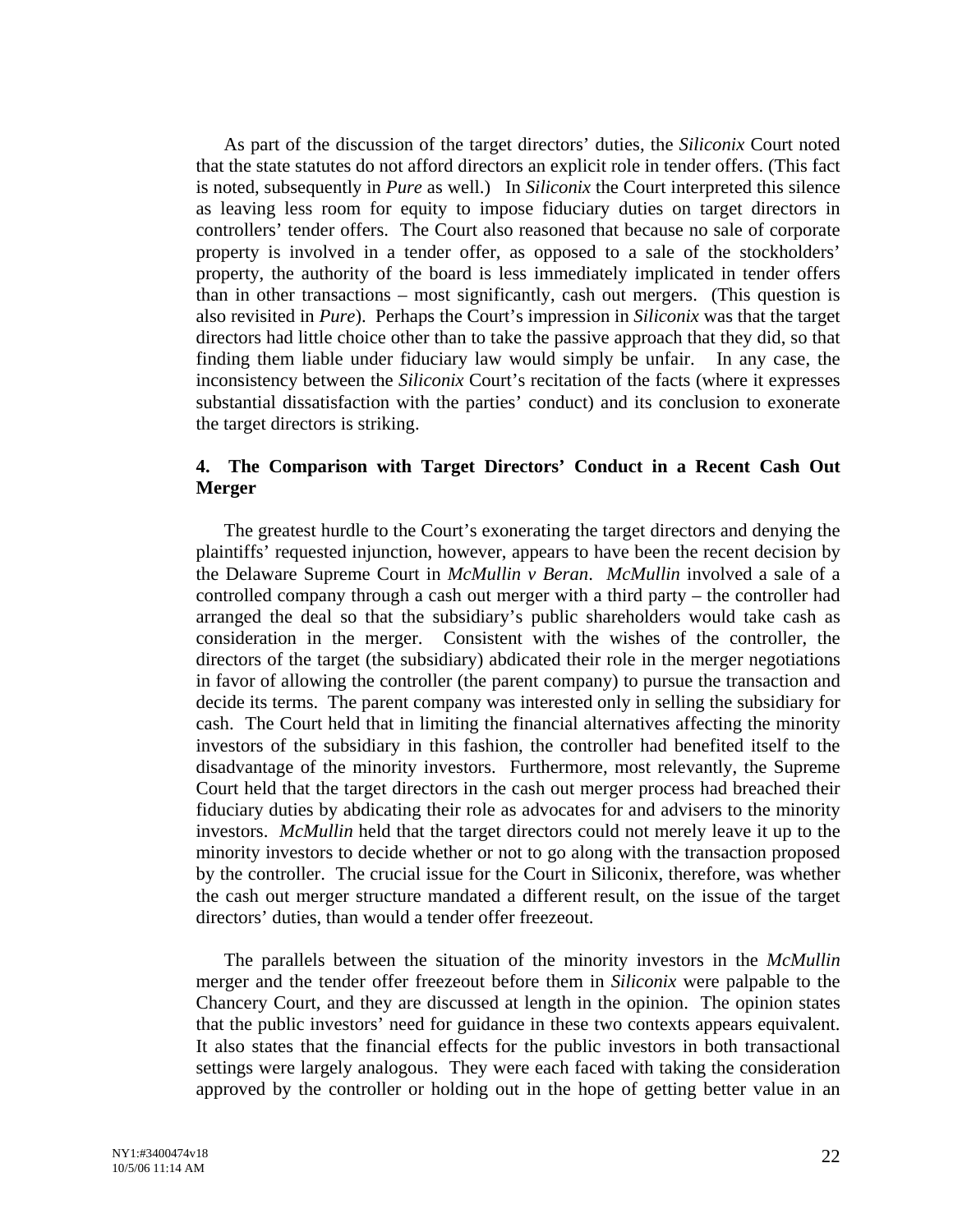As part of the discussion of the target directors' duties, the *Siliconix* Court noted that the state statutes do not afford directors an explicit role in tender offers. (This fact is noted, subsequently in *Pure* as well.) In *Siliconix* the Court interpreted this silence as leaving less room for equity to impose fiduciary duties on target directors in controllers' tender offers. The Court also reasoned that because no sale of corporate property is involved in a tender offer, as opposed to a sale of the stockholders' property, the authority of the board is less immediately implicated in tender offers than in other transactions – most significantly, cash out mergers. (This question is also revisited in *Pure*). Perhaps the Court's impression in *Siliconix* was that the target directors had little choice other than to take the passive approach that they did, so that finding them liable under fiduciary law would simply be unfair. In any case, the inconsistency between the *Siliconix* Court's recitation of the facts (where it expresses substantial dissatisfaction with the parties' conduct) and its conclusion to exonerate the target directors is striking.

### 4. The Comparison with Target Directors' Conduct in a Recent Cash Out Merger

The greatest hurdle to the Court's exonerating the target directors and denying the plaintiffs' requested injunction, however, appears to have been the recent decision by the Delaware Supreme Court in *McMullin v Beran*. *McMullin* involved a sale of a controlled company through a cash out merger with a third party – the controller had arranged the deal so that the subsidiary's public shareholders would take cash as consideration in the merger. Consistent with the wishes of the controller, the directors of the target (the subsidiary) abdicated their role in the merger negotiations in favor of allowing the controller (the parent company) to pursue the transaction and decide its terms. The parent company was interested only in selling the subsidiary for cash. The Court held that in limiting the financial alternatives affecting the minority investors of the subsidiary in this fashion, the controller had benefited itself to the disadvantage of the minority investors. Furthermore, most relevantly, the Supreme Court held that the target directors in the cash out merger process had breached their fiduciary duties by abdicating their role as advocates for and advisers to the minority investors. *McMullin* held that the target directors could not merely leave it up to the minority investors to decide whether or not to go along with the transaction proposed by the controller. The crucial issue for the Court in Siliconix, therefore, was whether the cash out merger structure mandated a different result, on the issue of the target directors' duties, than would a tender offer freezeout.

The parallels between the situation of the minority investors in the *McMullin* merger and the tender offer freezeout before them in *Siliconix* were palpable to the Chancery Court, and they are discussed at length in the opinion. The opinion states that the public investors' need for guidance in these two contexts appears equivalent. It also states that the financial effects for the public investors in both transactional settings were largely analogous. They were each faced with taking the consideration approved by the controller or holding out in the hope of getting better value in an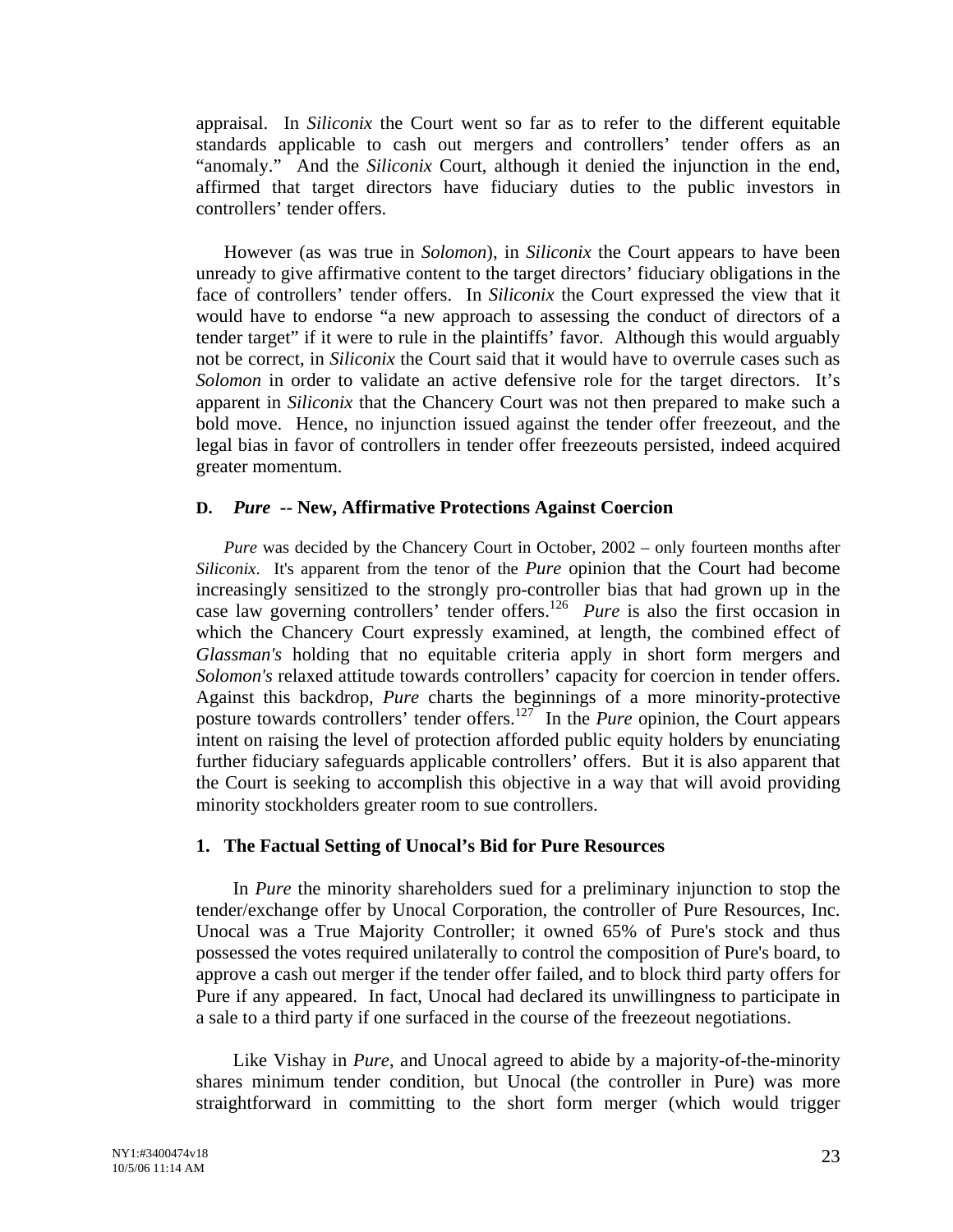appraisal. In *Siliconix* the Court went so far as to refer to the different equitable standards applicable to cash out mergers and controllers' tender offers as an "anomaly." And the *Siliconix* Court, although it denied the injunction in the end, affirmed that target directors have fiduciary duties to the public investors in controllers' tender offers.

However (as was true in *Solomon*), in *Siliconix* the Court appears to have been unready to give affirmative content to the target directors' fiduciary obligations in the face of controllers' tender offers. In *Siliconix* the Court expressed the view that it would have to endorse "a new approach to assessing the conduct of directors of a tender target" if it were to rule in the plaintiffs' favor. Although this would arguably not be correct, in *Siliconix* the Court said that it would have to overrule cases such as *Solomon* in order to validate an active defensive role for the target directors. It's apparent in *Siliconix* that the Chancery Court was not then prepared to make such a bold move. Hence, no injunction issued against the tender offer freezeout, and the legal bias in favor of controllers in tender offer freezeouts persisted, indeed acquired greater momentum.

### D. *Pure* -- New, Affirmative Protections Against Coercion

*Pure* was decided by the Chancery Court in October, 2002 – only fourteen months after *Siliconix*. It's apparent from the tenor of the *Pure* opinion that the Court had become increasingly sensitized to the strongly pro-controller bias that had grown up in the case law governing controllers' tender offers.[126] *Pure* is also the first occasion in which the Chancery Court expressly examined, at length, the combined effect of *Glassman's* holding that no equitable criteria apply in short form mergers and *Solomon's* relaxed attitude towards controllers' capacity for coercion in tender offers. Against this backdrop, *Pure* charts the beginnings of a more minority-protective posture towards controllers' tender offers.[127] In the *Pure* opinion, the Court appears intent on raising the level of protection afforded public equity holders by enunciating further fiduciary safeguards applicable controllers' offers. But it is also apparent that the Court is seeking to accomplish this objective in a way that will avoid providing minority stockholders greater room to sue controllers.

#### 1. The Factual Setting of Unocal's Bid for Pure Resources

In *Pure* the minority shareholders sued for a preliminary injunction to stop the tender/exchange offer by Unocal Corporation, the controller of Pure Resources, Inc. Unocal was a True Majority Controller; it owned 65% of Pure's stock and thus possessed the votes required unilaterally to control the composition of Pure's board, to approve a cash out merger if the tender offer failed, and to block third party offers for Pure if any appeared. In fact, Unocal had declared its unwillingness to participate in a sale to a third party if one surfaced in the course of the freezeout negotiations.

Like Vishay in *Pure*, and Unocal agreed to abide by a majority-of-the-minority shares minimum tender condition, but Unocal (the controller in Pure) was more straightforward in committing to the short form merger (which would trigger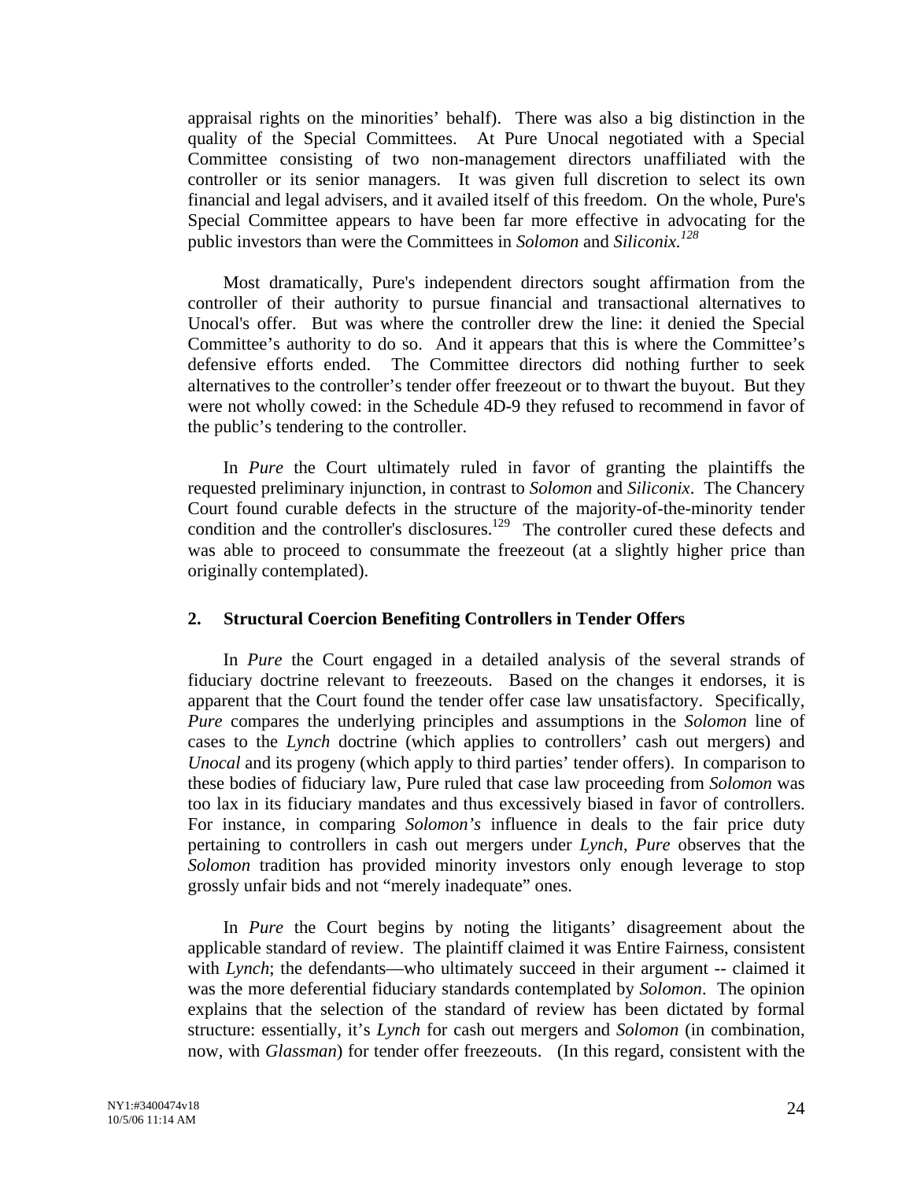appraisal rights on the minorities' behalf). There was also a big distinction in the quality of the Special Committees. At Pure Unocal negotiated with a Special Committee consisting of two non-management directors unaffiliated with the controller or its senior managers. It was given full discretion to select its own financial and legal advisers, and it availed itself of this freedom. On the whole, Pure's Special Committee appears to have been far more effective in advocating for the public investors than were the Committees in *Solomon* and *Siliconix.*[128]

Most dramatically, Pure's independent directors sought affirmation from the controller of their authority to pursue financial and transactional alternatives to Unocal's offer. But was where the controller drew the line: it denied the Special Committee's authority to do so. And it appears that this is where the Committee's defensive efforts ended. The Committee directors did nothing further to seek alternatives to the controller's tender offer freezeout or to thwart the buyout. But they were not wholly cowed: in the Schedule 4D-9 they refused to recommend in favor of the public's tendering to the controller.

In *Pure* the Court ultimately ruled in favor of granting the plaintiffs the requested preliminary injunction, in contrast to *Solomon* and *Siliconix*. The Chancery Court found curable defects in the structure of the majority-of-the-minority tender condition and the controller's disclosures.[129] The controller cured these defects and was able to proceed to consummate the freezeout (at a slightly higher price than originally contemplated).

### 2. Structural Coercion Benefiting Controllers in Tender Offers

In *Pure* the Court engaged in a detailed analysis of the several strands of fiduciary doctrine relevant to freezeouts. Based on the changes it endorses, it is apparent that the Court found the tender offer case law unsatisfactory. Specifically, *Pure* compares the underlying principles and assumptions in the *Solomon* line of cases to the *Lynch* doctrine (which applies to controllers' cash out mergers) and *Unocal* and its progeny (which apply to third parties' tender offers). In comparison to these bodies of fiduciary law, Pure ruled that case law proceeding from *Solomon* was too lax in its fiduciary mandates and thus excessively biased in favor of controllers. For instance, in comparing *Solomon's* influence in deals to the fair price duty pertaining to controllers in cash out mergers under *Lynch*, *Pure* observes that the *Solomon* tradition has provided minority investors only enough leverage to stop grossly unfair bids and not "merely inadequate" ones.

In *Pure* the Court begins by noting the litigants' disagreement about the applicable standard of review. The plaintiff claimed it was Entire Fairness, consistent with *Lynch*; the defendants—who ultimately succeed in their argument -- claimed it was the more deferential fiduciary standards contemplated by *Solomon*. The opinion explains that the selection of the standard of review has been dictated by formal structure: essentially, it's *Lynch* for cash out mergers and *Solomon* (in combination, now, with *Glassman*) for tender offer freezeouts. (In this regard, consistent with the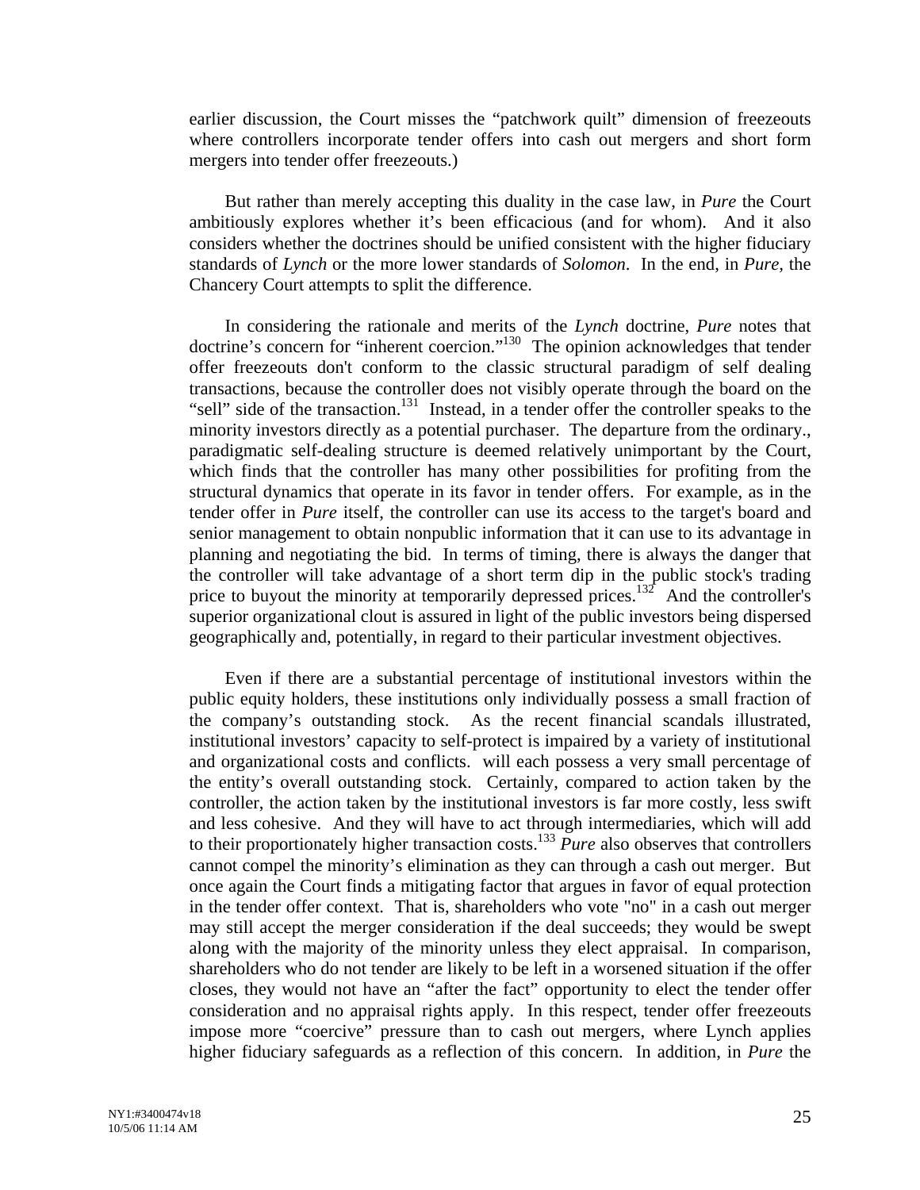earlier discussion, the Court misses the "patchwork quilt" dimension of freezeouts where controllers incorporate tender offers into cash out mergers and short form mergers into tender offer freezeouts.)

But rather than merely accepting this duality in the case law, in *Pure* the Court ambitiously explores whether it's been efficacious (and for whom). And it also considers whether the doctrines should be unified consistent with the higher fiduciary standards of *Lynch* or the more lower standards of *Solomon*. In the end, in *Pure,* the Chancery Court attempts to split the difference.

In considering the rationale and merits of the *Lynch* doctrine, *Pure* notes that doctrine's concern for "inherent coercion."[130] The opinion acknowledges that tender offer freezeouts don't conform to the classic structural paradigm of self dealing transactions, because the controller does not visibly operate through the board on the "sell" side of the transaction.[131] Instead, in a tender offer the controller speaks to the minority investors directly as a potential purchaser. The departure from the ordinary., paradigmatic self-dealing structure is deemed relatively unimportant by the Court, which finds that the controller has many other possibilities for profiting from the structural dynamics that operate in its favor in tender offers. For example, as in the tender offer in *Pure* itself, the controller can use its access to the target's board and senior management to obtain nonpublic information that it can use to its advantage in planning and negotiating the bid. In terms of timing, there is always the danger that the controller will take advantage of a short term dip in the public stock's trading price to buyout the minority at temporarily depressed prices.[132] And the controller's superior organizational clout is assured in light of the public investors being dispersed geographically and, potentially, in regard to their particular investment objectives.

Even if there are a substantial percentage of institutional investors within the public equity holders, these institutions only individually possess a small fraction of the company's outstanding stock. As the recent financial scandals illustrated, institutional investors' capacity to self-protect is impaired by a variety of institutional and organizational costs and conflicts. will each possess a very small percentage of the entity's overall outstanding stock. Certainly, compared to action taken by the controller, the action taken by the institutional investors is far more costly, less swift and less cohesive. And they will have to act through intermediaries, which will add to their proportionately higher transaction costs.[133] *Pure* also observes that controllers cannot compel the minority's elimination as they can through a cash out merger. But once again the Court finds a mitigating factor that argues in favor of equal protection in the tender offer context. That is, shareholders who vote "no" in a cash out merger may still accept the merger consideration if the deal succeeds; they would be swept along with the majority of the minority unless they elect appraisal. In comparison, shareholders who do not tender are likely to be left in a worsened situation if the offer closes, they would not have an "after the fact" opportunity to elect the tender offer consideration and no appraisal rights apply. In this respect, tender offer freezeouts impose more "coercive" pressure than to cash out mergers, where Lynch applies higher fiduciary safeguards as a reflection of this concern. In addition, in *Pure* the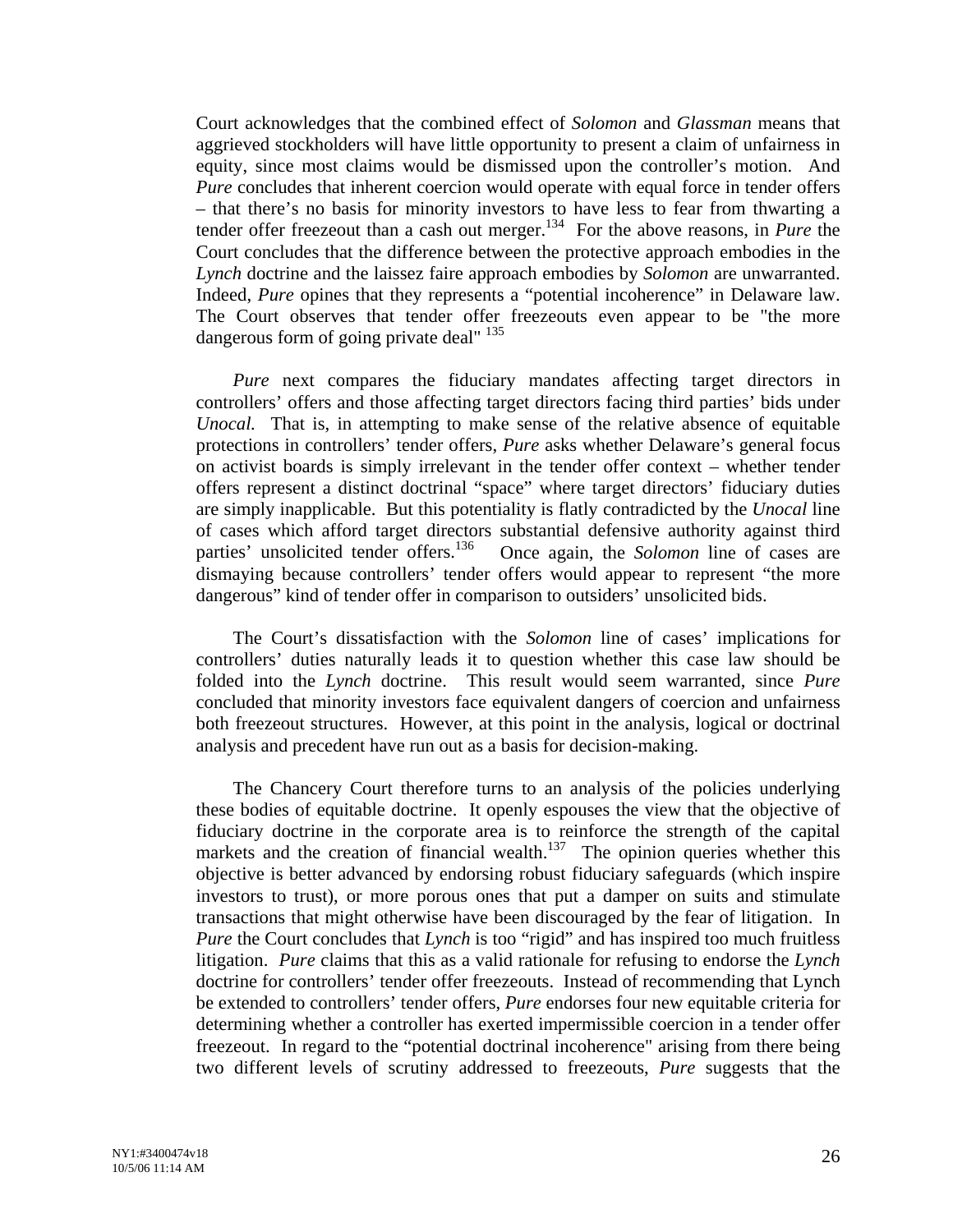Court acknowledges that the combined effect of *Solomon* and *Glassman* means that aggrieved stockholders will have little opportunity to present a claim of unfairness in equity, since most claims would be dismissed upon the controller's motion. And *Pure* concludes that inherent coercion would operate with equal force in tender offers – that there's no basis for minority investors to have less to fear from thwarting a tender offer freezeout than a cash out merger.[134] For the above reasons, in *Pure* the Court concludes that the difference between the protective approach embodies in the *Lynch* doctrine and the laissez faire approach embodies by *Solomon* are unwarranted. Indeed, *Pure* opines that they represents a "potential incoherence" in Delaware law. The Court observes that tender offer freezeouts even appear to be "the more dangerous form of going private deal" [135]

*Pure* next compares the fiduciary mandates affecting target directors in controllers' offers and those affecting target directors facing third parties' bids under *Unocal.* That is, in attempting to make sense of the relative absence of equitable protections in controllers' tender offers, *Pure* asks whether Delaware's general focus on activist boards is simply irrelevant in the tender offer context – whether tender offers represent a distinct doctrinal "space" where target directors' fiduciary duties are simply inapplicable. But this potentiality is flatly contradicted by the *Unocal* line of cases which afford target directors substantial defensive authority against third parties' unsolicited tender offers.[136] Once again, the *Solomon* line of cases are dismaying because controllers' tender offers would appear to represent "the more dangerous" kind of tender offer in comparison to outsiders' unsolicited bids.

The Court's dissatisfaction with the *Solomon* line of cases' implications for controllers' duties naturally leads it to question whether this case law should be folded into the *Lynch* doctrine. This result would seem warranted, since *Pure* concluded that minority investors face equivalent dangers of coercion and unfairness both freezeout structures. However, at this point in the analysis, logical or doctrinal analysis and precedent have run out as a basis for decision-making.

The Chancery Court therefore turns to an analysis of the policies underlying these bodies of equitable doctrine. It openly espouses the view that the objective of fiduciary doctrine in the corporate area is to reinforce the strength of the capital markets and the creation of financial wealth.[137] The opinion queries whether this objective is better advanced by endorsing robust fiduciary safeguards (which inspire investors to trust), or more porous ones that put a damper on suits and stimulate transactions that might otherwise have been discouraged by the fear of litigation. In *Pure* the Court concludes that *Lynch* is too "rigid" and has inspired too much fruitless litigation. *Pure* claims that this as a valid rationale for refusing to endorse the *Lynch* doctrine for controllers' tender offer freezeouts. Instead of recommending that Lynch be extended to controllers' tender offers, *Pure* endorses four new equitable criteria for determining whether a controller has exerted impermissible coercion in a tender offer freezeout. In regard to the "potential doctrinal incoherence" arising from there being two different levels of scrutiny addressed to freezeouts, *Pure* suggests that the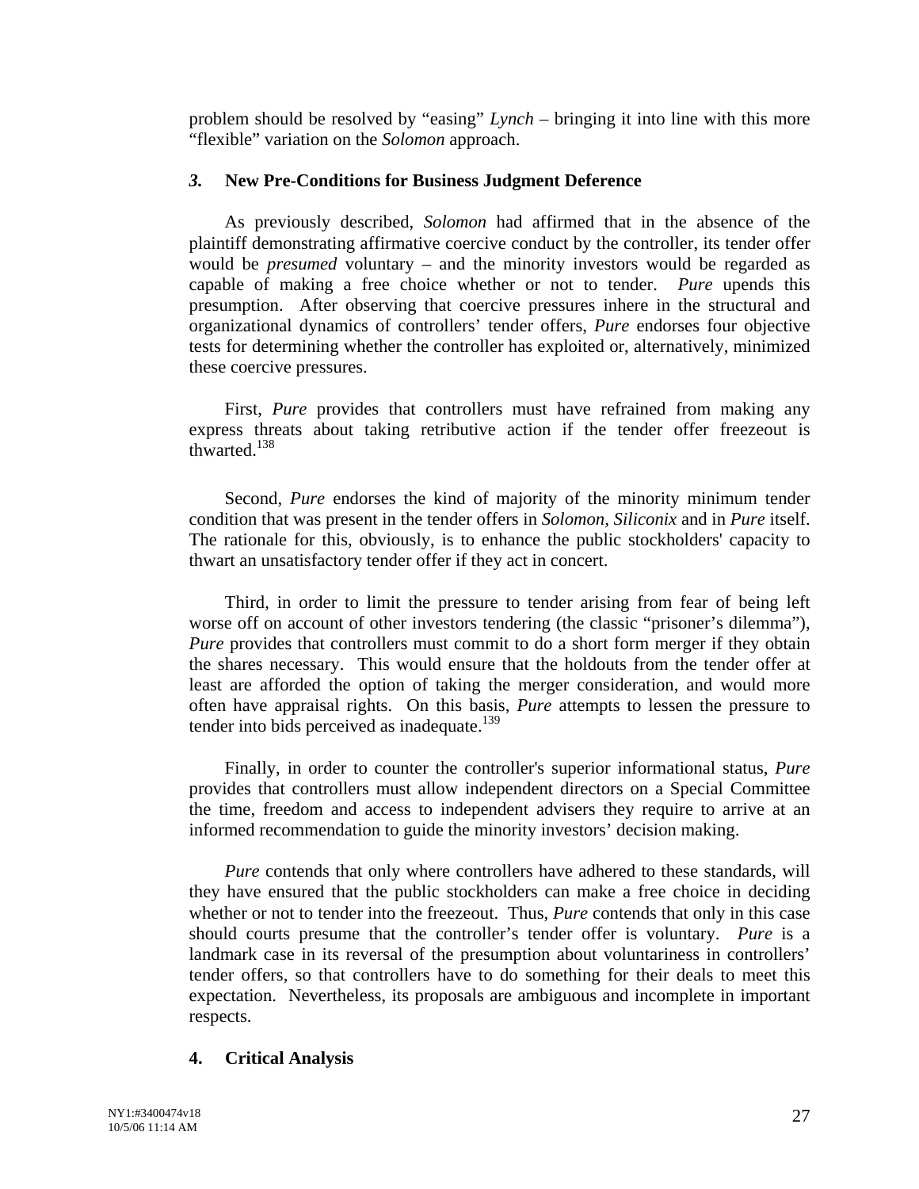problem should be resolved by "easing" *Lynch* – bringing it into line with this more "flexible" variation on the *Solomon* approach.

### *3.* New Pre-Conditions for Business Judgment Deference

As previously described, *Solomon* had affirmed that in the absence of the plaintiff demonstrating affirmative coercive conduct by the controller, its tender offer would be *presumed* voluntary – and the minority investors would be regarded as capable of making a free choice whether or not to tender. *Pure* upends this presumption. After observing that coercive pressures inhere in the structural and organizational dynamics of controllers' tender offers, *Pure* endorses four objective tests for determining whether the controller has exploited or, alternatively, minimized these coercive pressures.

First, *Pure* provides that controllers must have refrained from making any express threats about taking retributive action if the tender offer freezeout is thwarted.[138]

Second, *Pure* endorses the kind of majority of the minority minimum tender condition that was present in the tender offers in *Solomon, Siliconix* and in *Pure* itself. The rationale for this, obviously, is to enhance the public stockholders' capacity to thwart an unsatisfactory tender offer if they act in concert.

Third, in order to limit the pressure to tender arising from fear of being left worse off on account of other investors tendering (the classic "prisoner's dilemma"), *Pure* provides that controllers must commit to do a short form merger if they obtain the shares necessary. This would ensure that the holdouts from the tender offer at least are afforded the option of taking the merger consideration, and would more often have appraisal rights. On this basis, *Pure* attempts to lessen the pressure to tender into bids perceived as inadequate.[139]

Finally, in order to counter the controller's superior informational status, *Pure* provides that controllers must allow independent directors on a Special Committee the time, freedom and access to independent advisers they require to arrive at an informed recommendation to guide the minority investors' decision making.

*Pure* contends that only where controllers have adhered to these standards, will they have ensured that the public stockholders can make a free choice in deciding whether or not to tender into the freezeout. Thus, *Pure* contends that only in this case should courts presume that the controller's tender offer is voluntary. *Pure* is a landmark case in its reversal of the presumption about voluntariness in controllers' tender offers, so that controllers have to do something for their deals to meet this expectation. Nevertheless, its proposals are ambiguous and incomplete in important respects.

### 4. Critical Analysis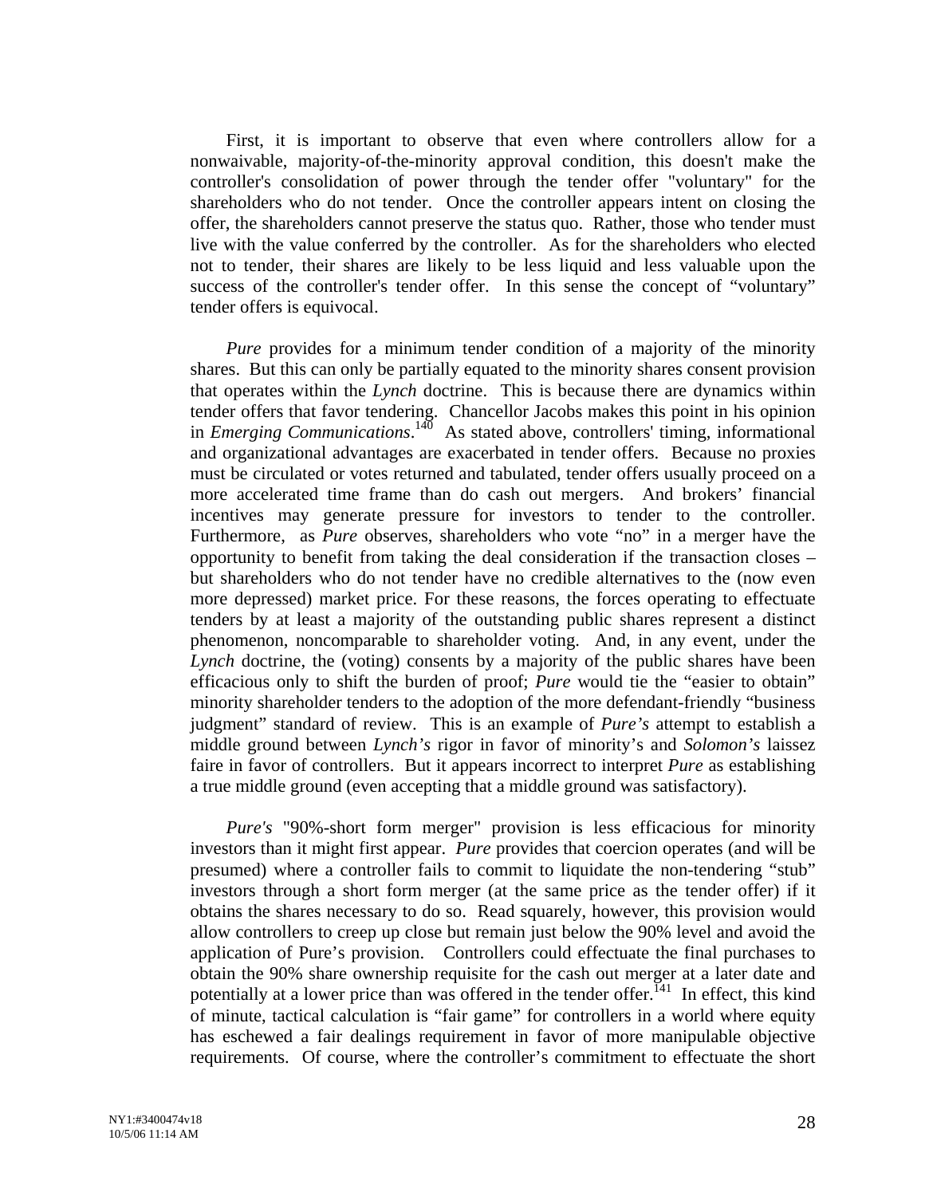First, it is important to observe that even where controllers allow for a nonwaivable, majority-of-the-minority approval condition, this doesn't make the controller's consolidation of power through the tender offer "voluntary" for the shareholders who do not tender. Once the controller appears intent on closing the offer, the shareholders cannot preserve the status quo. Rather, those who tender must live with the value conferred by the controller. As for the shareholders who elected not to tender, their shares are likely to be less liquid and less valuable upon the success of the controller's tender offer. In this sense the concept of "voluntary" tender offers is equivocal.

*Pure* provides for a minimum tender condition of a majority of the minority shares. But this can only be partially equated to the minority shares consent provision that operates within the *Lynch* doctrine. This is because there are dynamics within tender offers that favor tendering. Chancellor Jacobs makes this point in his opinion in *Emerging Communications*.[140] As stated above, controllers' timing, informational and organizational advantages are exacerbated in tender offers. Because no proxies must be circulated or votes returned and tabulated, tender offers usually proceed on a more accelerated time frame than do cash out mergers. And brokers' financial incentives may generate pressure for investors to tender to the controller. Furthermore, as *Pure* observes, shareholders who vote "no" in a merger have the opportunity to benefit from taking the deal consideration if the transaction closes – but shareholders who do not tender have no credible alternatives to the (now even more depressed) market price. For these reasons, the forces operating to effectuate tenders by at least a majority of the outstanding public shares represent a distinct phenomenon, noncomparable to shareholder voting. And, in any event, under the *Lynch* doctrine, the (voting) consents by a majority of the public shares have been efficacious only to shift the burden of proof; *Pure* would tie the "easier to obtain" minority shareholder tenders to the adoption of the more defendant-friendly "business judgment" standard of review. This is an example of *Pure's* attempt to establish a middle ground between *Lynch's* rigor in favor of minority's and *Solomon's* laissez faire in favor of controllers. But it appears incorrect to interpret *Pure* as establishing a true middle ground (even accepting that a middle ground was satisfactory).

*Pure's* "90%-short form merger" provision is less efficacious for minority investors than it might first appear. *Pure* provides that coercion operates (and will be presumed) where a controller fails to commit to liquidate the non-tendering "stub" investors through a short form merger (at the same price as the tender offer) if it obtains the shares necessary to do so. Read squarely, however, this provision would allow controllers to creep up close but remain just below the 90% level and avoid the application of Pure's provision. Controllers could effectuate the final purchases to obtain the 90% share ownership requisite for the cash out merger at a later date and potentially at a lower price than was offered in the tender offer.[141] In effect, this kind of minute, tactical calculation is "fair game" for controllers in a world where equity has eschewed a fair dealings requirement in favor of more manipulable objective requirements. Of course, where the controller's commitment to effectuate the short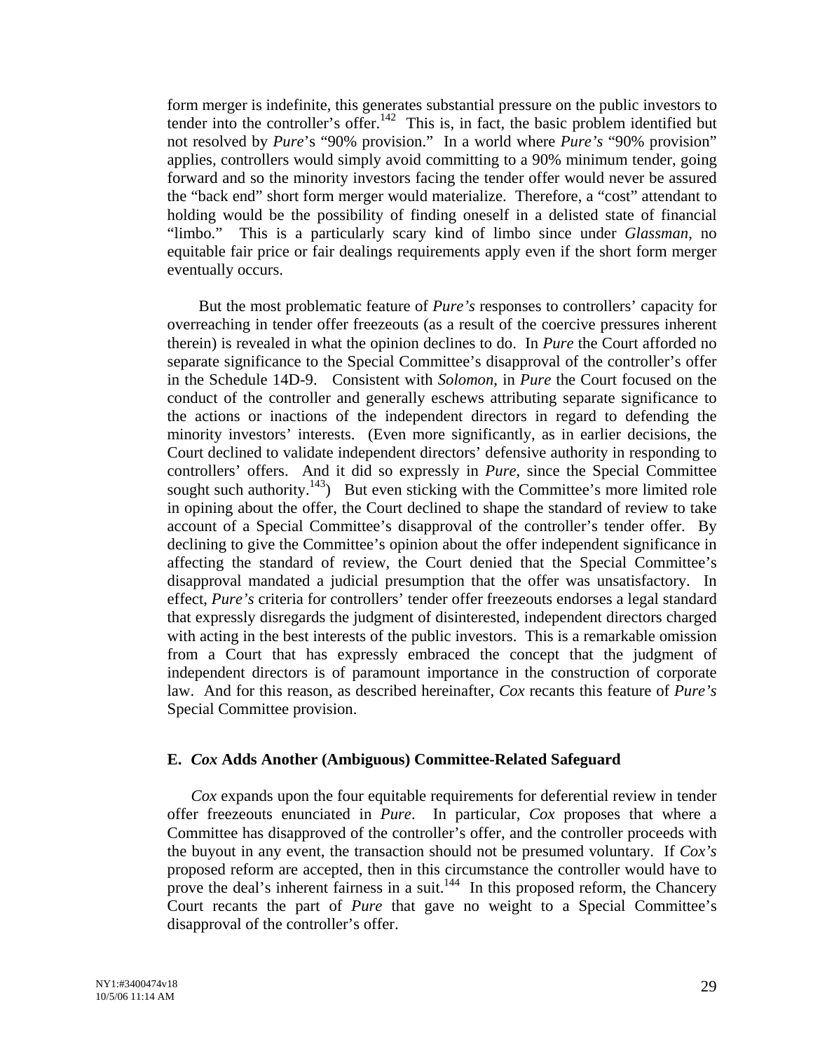form merger is indefinite, this generates substantial pressure on the public investors to tender into the controller's offer.[142] This is, in fact, the basic problem identified but not resolved by *Pure*'s "90% provision." In a world where *Pure's* "90% provision" applies, controllers would simply avoid committing to a 90% minimum tender, going forward and so the minority investors facing the tender offer would never be assured the "back end" short form merger would materialize. Therefore, a "cost" attendant to holding would be the possibility of finding oneself in a delisted state of financial "limbo." This is a particularly scary kind of limbo since under *Glassman*, no equitable fair price or fair dealings requirements apply even if the short form merger eventually occurs.

But the most problematic feature of *Pure's* responses to controllers' capacity for overreaching in tender offer freezeouts (as a result of the coercive pressures inherent therein) is revealed in what the opinion declines to do. In *Pure* the Court afforded no separate significance to the Special Committee's disapproval of the controller's offer in the Schedule 14D-9. Consistent with *Solomon*, in *Pure* the Court focused on the conduct of the controller and generally eschews attributing separate significance to the actions or inactions of the independent directors in regard to defending the minority investors' interests. (Even more significantly, as in earlier decisions, the Court declined to validate independent directors' defensive authority in responding to controllers' offers. And it did so expressly in *Pure*, since the Special Committee sought such authority.[143]) But even sticking with the Committee's more limited role in opining about the offer, the Court declined to shape the standard of review to take account of a Special Committee's disapproval of the controller's tender offer. By declining to give the Committee's opinion about the offer independent significance in affecting the standard of review, the Court denied that the Special Committee's disapproval mandated a judicial presumption that the offer was unsatisfactory. In effect, *Pure's* criteria for controllers' tender offer freezeouts endorses a legal standard that expressly disregards the judgment of disinterested, independent directors charged with acting in the best interests of the public investors. This is a remarkable omission from a Court that has expressly embraced the concept that the judgment of independent directors is of paramount importance in the construction of corporate law. And for this reason, as described hereinafter, *Cox* recants this feature of *Pure's* Special Committee provision.

### E. *Cox* Adds Another (Ambiguous) Committee-Related Safeguard

*Cox* expands upon the four equitable requirements for deferential review in tender offer freezeouts enunciated in *Pure*. In particular, *Cox* proposes that where a Committee has disapproved of the controller's offer, and the controller proceeds with the buyout in any event, the transaction should not be presumed voluntary. If *Cox's* proposed reform are accepted, then in this circumstance the controller would have to prove the deal's inherent fairness in a suit.[144] In this proposed reform, the Chancery Court recants the part of *Pure* that gave no weight to a Special Committee's disapproval of the controller's offer.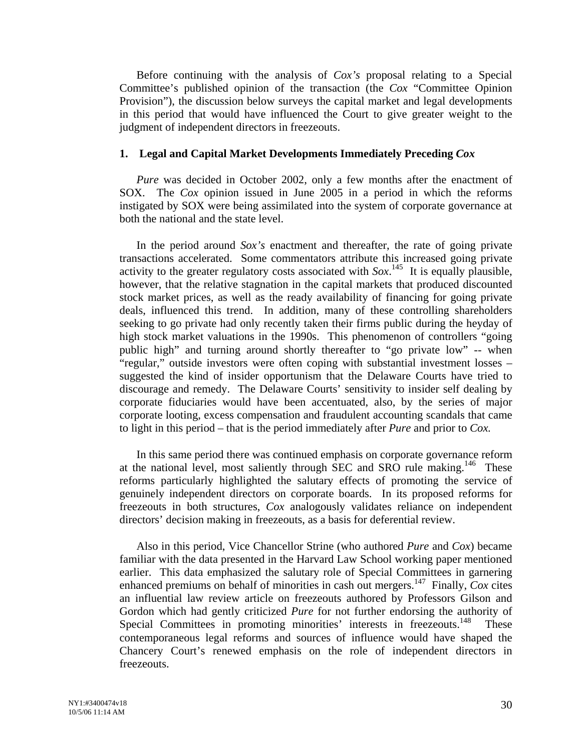Before continuing with the analysis of *Cox's* proposal relating to a Special Committee's published opinion of the transaction (the *Cox* "Committee Opinion Provision"), the discussion below surveys the capital market and legal developments in this period that would have influenced the Court to give greater weight to the judgment of independent directors in freezeouts.

### 1. Legal and Capital Market Developments Immediately Preceding *Cox*

*Pure* was decided in October 2002, only a few months after the enactment of SOX. The *Cox* opinion issued in June 2005 in a period in which the reforms instigated by SOX were being assimilated into the system of corporate governance at both the national and the state level.

In the period around *Sox's* enactment and thereafter, the rate of going private transactions accelerated. Some commentators attribute this increased going private activity to the greater regulatory costs associated with *Sox*.[145] It is equally plausible, however, that the relative stagnation in the capital markets that produced discounted stock market prices, as well as the ready availability of financing for going private deals, influenced this trend. In addition, many of these controlling shareholders seeking to go private had only recently taken their firms public during the heyday of high stock market valuations in the 1990s. This phenomenon of controllers "going public high" and turning around shortly thereafter to "go private low" -- when "regular," outside investors were often coping with substantial investment losses – suggested the kind of insider opportunism that the Delaware Courts have tried to discourage and remedy. The Delaware Courts' sensitivity to insider self dealing by corporate fiduciaries would have been accentuated, also, by the series of major corporate looting, excess compensation and fraudulent accounting scandals that came to light in this period – that is the period immediately after *Pure* and prior to *Cox.*

In this same period there was continued emphasis on corporate governance reform at the national level, most saliently through SEC and SRO rule making.[146] These reforms particularly highlighted the salutary effects of promoting the service of genuinely independent directors on corporate boards. In its proposed reforms for freezeouts in both structures, *Cox* analogously validates reliance on independent directors' decision making in freezeouts, as a basis for deferential review.

Also in this period, Vice Chancellor Strine (who authored *Pure* and *Cox*) became familiar with the data presented in the Harvard Law School working paper mentioned earlier. This data emphasized the salutary role of Special Committees in garnering enhanced premiums on behalf of minorities in cash out mergers.[147] Finally, *Cox* cites an influential law review article on freezeouts authored by Professors Gilson and Gordon which had gently criticized *Pure* for not further endorsing the authority of Special Committees in promoting minorities' interests in freezeouts.[148] These contemporaneous legal reforms and sources of influence would have shaped the Chancery Court's renewed emphasis on the role of independent directors in freezeouts.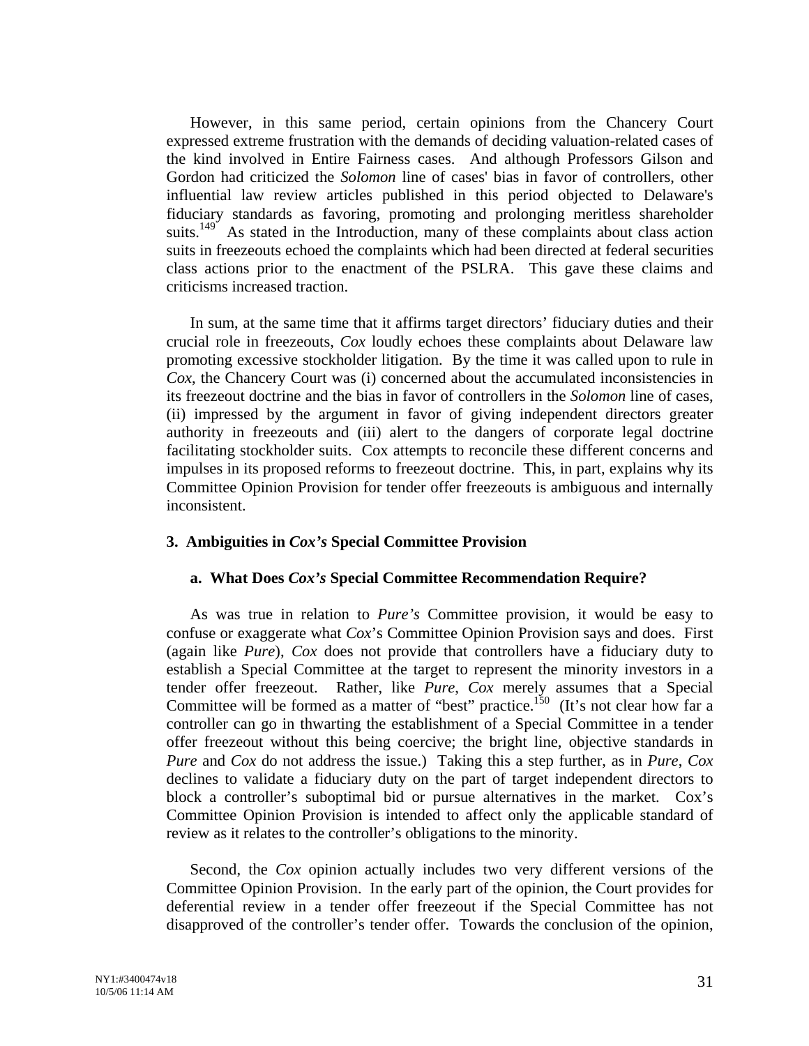However, in this same period, certain opinions from the Chancery Court expressed extreme frustration with the demands of deciding valuation-related cases of the kind involved in Entire Fairness cases. And although Professors Gilson and Gordon had criticized the *Solomon* line of cases' bias in favor of controllers, other influential law review articles published in this period objected to Delaware's fiduciary standards as favoring, promoting and prolonging meritless shareholder suits.[149] As stated in the Introduction, many of these complaints about class action suits in freezeouts echoed the complaints which had been directed at federal securities class actions prior to the enactment of the PSLRA. This gave these claims and criticisms increased traction.

In sum, at the same time that it affirms target directors' fiduciary duties and their crucial role in freezeouts, *Cox* loudly echoes these complaints about Delaware law promoting excessive stockholder litigation. By the time it was called upon to rule in *Cox*, the Chancery Court was (i) concerned about the accumulated inconsistencies in its freezeout doctrine and the bias in favor of controllers in the *Solomon* line of cases, (ii) impressed by the argument in favor of giving independent directors greater authority in freezeouts and (iii) alert to the dangers of corporate legal doctrine facilitating stockholder suits. Cox attempts to reconcile these different concerns and impulses in its proposed reforms to freezeout doctrine. This, in part, explains why its Committee Opinion Provision for tender offer freezeouts is ambiguous and internally inconsistent.

### 3. Ambiguities in *Cox's* Special Committee Provision

#### a. What Does *Cox's* Special Committee Recommendation Require?

As was true in relation to *Pure's* Committee provision, it would be easy to confuse or exaggerate what *Cox*'s Committee Opinion Provision says and does. First (again like *Pure*), *Cox* does not provide that controllers have a fiduciary duty to establish a Special Committee at the target to represent the minority investors in a tender offer freezeout. Rather, like *Pure*, *Cox* merely assumes that a Special Committee will be formed as a matter of "best" practice.[150] (It's not clear how far a controller can go in thwarting the establishment of a Special Committee in a tender offer freezeout without this being coercive; the bright line, objective standards in *Pure* and *Cox* do not address the issue.) Taking this a step further, as in *Pure*, *Cox* declines to validate a fiduciary duty on the part of target independent directors to block a controller's suboptimal bid or pursue alternatives in the market. Cox's Committee Opinion Provision is intended to affect only the applicable standard of review as it relates to the controller's obligations to the minority.

Second, the *Cox* opinion actually includes two very different versions of the Committee Opinion Provision. In the early part of the opinion, the Court provides for deferential review in a tender offer freezeout if the Special Committee has not disapproved of the controller's tender offer. Towards the conclusion of the opinion,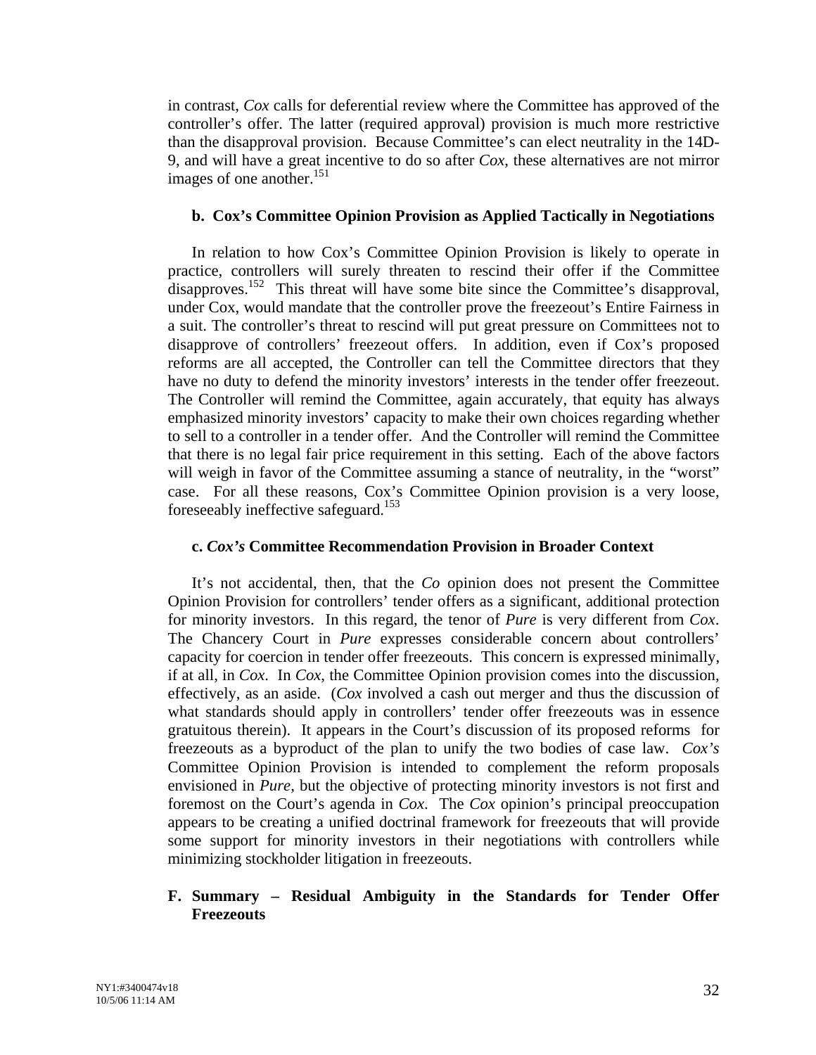in contrast, *Cox* calls for deferential review where the Committee has approved of the controller's offer. The latter (required approval) provision is much more restrictive than the disapproval provision. Because Committee's can elect neutrality in the 14D-9, and will have a great incentive to do so after *Cox*, these alternatives are not mirror images of one another.[151]

#### b. Cox's Committee Opinion Provision as Applied Tactically in Negotiations

In relation to how Cox's Committee Opinion Provision is likely to operate in practice, controllers will surely threaten to rescind their offer if the Committee disapproves.[152] This threat will have some bite since the Committee's disapproval, under Cox, would mandate that the controller prove the freezeout's Entire Fairness in a suit. The controller's threat to rescind will put great pressure on Committees not to disapprove of controllers' freezeout offers. In addition, even if Cox's proposed reforms are all accepted, the Controller can tell the Committee directors that they have no duty to defend the minority investors' interests in the tender offer freezeout. The Controller will remind the Committee, again accurately, that equity has always emphasized minority investors' capacity to make their own choices regarding whether to sell to a controller in a tender offer. And the Controller will remind the Committee that there is no legal fair price requirement in this setting. Each of the above factors will weigh in favor of the Committee assuming a stance of neutrality, in the "worst" case. For all these reasons, Cox's Committee Opinion provision is a very loose, foreseeably ineffective safeguard.[153]

#### c. *Cox's* Committee Recommendation Provision in Broader Context

It's not accidental, then, that the *Co* opinion does not present the Committee Opinion Provision for controllers' tender offers as a significant, additional protection for minority investors. In this regard, the tenor of *Pure* is very different from *Cox*. The Chancery Court in *Pure* expresses considerable concern about controllers' capacity for coercion in tender offer freezeouts. This concern is expressed minimally, if at all, in *Cox*. In *Cox*, the Committee Opinion provision comes into the discussion, effectively, as an aside. (*Cox* involved a cash out merger and thus the discussion of what standards should apply in controllers' tender offer freezeouts was in essence gratuitous therein). It appears in the Court's discussion of its proposed reforms for freezeouts as a byproduct of the plan to unify the two bodies of case law. *Cox's* Committee Opinion Provision is intended to complement the reform proposals envisioned in *Pure*, but the objective of protecting minority investors is not first and foremost on the Court's agenda in *Cox*. The *Cox* opinion's principal preoccupation appears to be creating a unified doctrinal framework for freezeouts that will provide some support for minority investors in their negotiations with controllers while minimizing stockholder litigation in freezeouts.

### F. Summary – Residual Ambiguity in the Standards for Tender Offer Freezeouts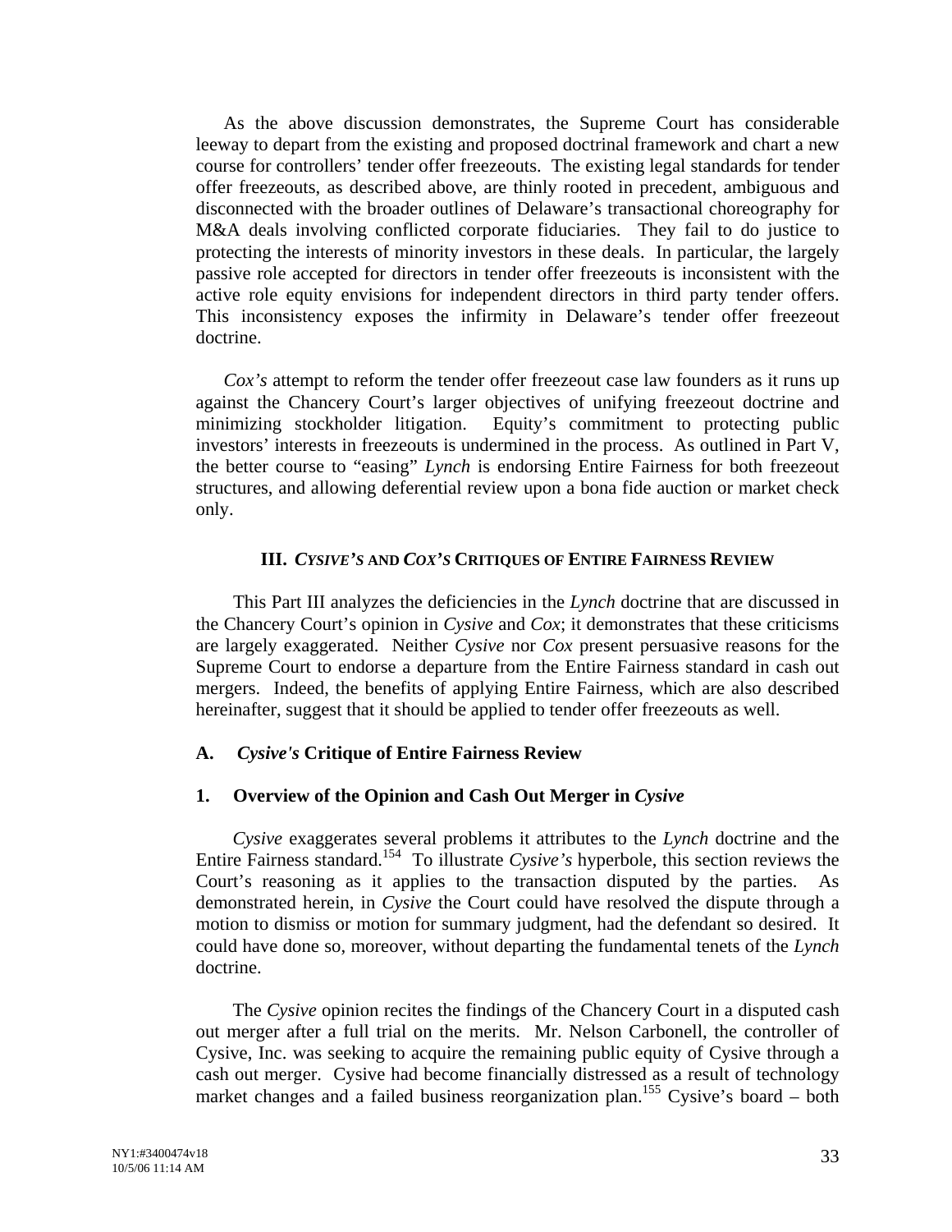As the above discussion demonstrates, the Supreme Court has considerable leeway to depart from the existing and proposed doctrinal framework and chart a new course for controllers' tender offer freezeouts. The existing legal standards for tender offer freezeouts, as described above, are thinly rooted in precedent, ambiguous and disconnected with the broader outlines of Delaware's transactional choreography for M&A deals involving conflicted corporate fiduciaries. They fail to do justice to protecting the interests of minority investors in these deals. In particular, the largely passive role accepted for directors in tender offer freezeouts is inconsistent with the active role equity envisions for independent directors in third party tender offers. This inconsistency exposes the infirmity in Delaware's tender offer freezeout doctrine.

*Cox's* attempt to reform the tender offer freezeout case law founders as it runs up against the Chancery Court's larger objectives of unifying freezeout doctrine and minimizing stockholder litigation. Equity's commitment to protecting public investors' interests in freezeouts is undermined in the process. As outlined in Part V, the better course to "easing" *Lynch* is endorsing Entire Fairness for both freezeout structures, and allowing deferential review upon a bona fide auction or market check only.

## III. *CYSIVE'S* AND *COX'S* CRITIQUES OF ENTIRE FAIRNESS REVIEW

This Part III analyzes the deficiencies in the *Lynch* doctrine that are discussed in the Chancery Court's opinion in *Cysive* and *Cox*; it demonstrates that these criticisms are largely exaggerated. Neither *Cysive* nor *Cox* present persuasive reasons for the Supreme Court to endorse a departure from the Entire Fairness standard in cash out mergers. Indeed, the benefits of applying Entire Fairness, which are also described hereinafter, suggest that it should be applied to tender offer freezeouts as well.

### A. *Cysive's* Critique of Entire Fairness Review

### 1. Overview of the Opinion and Cash Out Merger in *Cysive*

*Cysive* exaggerates several problems it attributes to the *Lynch* doctrine and the Entire Fairness standard.[154] To illustrate *Cysive's* hyperbole, this section reviews the Court's reasoning as it applies to the transaction disputed by the parties. As demonstrated herein, in *Cysive* the Court could have resolved the dispute through a motion to dismiss or motion for summary judgment, had the defendant so desired. It could have done so, moreover, without departing the fundamental tenets of the *Lynch* doctrine.

The *Cysive* opinion recites the findings of the Chancery Court in a disputed cash out merger after a full trial on the merits. Mr. Nelson Carbonell, the controller of Cysive, Inc. was seeking to acquire the remaining public equity of Cysive through a cash out merger. Cysive had become financially distressed as a result of technology market changes and a failed business reorganization plan.[155] Cysive's board – both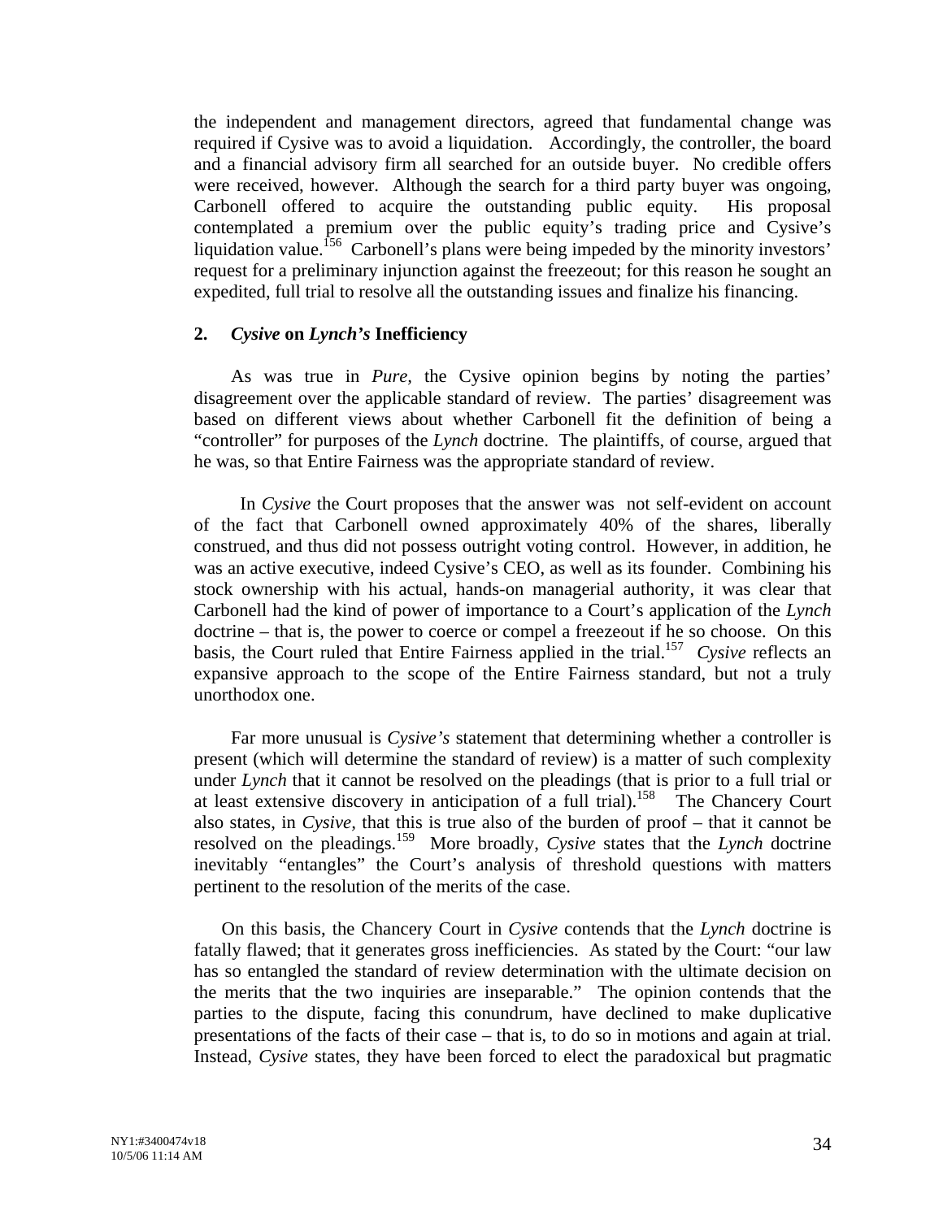the independent and management directors, agreed that fundamental change was required if Cysive was to avoid a liquidation. Accordingly, the controller, the board and a financial advisory firm all searched for an outside buyer. No credible offers were received, however. Although the search for a third party buyer was ongoing, Carbonell offered to acquire the outstanding public equity. His proposal contemplated a premium over the public equity's trading price and Cysive's liquidation value.[156] Carbonell's plans were being impeded by the minority investors' request for a preliminary injunction against the freezeout; for this reason he sought an expedited, full trial to resolve all the outstanding issues and finalize his financing.

### 2. *Cysive* on *Lynch's* Inefficiency

As was true in *Pure*, the Cysive opinion begins by noting the parties' disagreement over the applicable standard of review. The parties' disagreement was based on different views about whether Carbonell fit the definition of being a "controller" for purposes of the *Lynch* doctrine. The plaintiffs, of course, argued that he was, so that Entire Fairness was the appropriate standard of review.

In *Cysive* the Court proposes that the answer was not self-evident on account of the fact that Carbonell owned approximately 40% of the shares, liberally construed, and thus did not possess outright voting control. However, in addition, he was an active executive, indeed Cysive's CEO, as well as its founder. Combining his stock ownership with his actual, hands-on managerial authority, it was clear that Carbonell had the kind of power of importance to a Court's application of the *Lynch* doctrine – that is, the power to coerce or compel a freezeout if he so choose. On this basis, the Court ruled that Entire Fairness applied in the trial.[157] *Cysive* reflects an expansive approach to the scope of the Entire Fairness standard, but not a truly unorthodox one.

Far more unusual is *Cysive's* statement that determining whether a controller is present (which will determine the standard of review) is a matter of such complexity under *Lynch* that it cannot be resolved on the pleadings (that is prior to a full trial or at least extensive discovery in anticipation of a full trial).[158] The Chancery Court also states, in *Cysive*, that this is true also of the burden of proof – that it cannot be resolved on the pleadings.[159] More broadly, *Cysive* states that the *Lynch* doctrine inevitably "entangles" the Court's analysis of threshold questions with matters pertinent to the resolution of the merits of the case.

On this basis, the Chancery Court in *Cysive* contends that the *Lynch* doctrine is fatally flawed; that it generates gross inefficiencies. As stated by the Court: "our law has so entangled the standard of review determination with the ultimate decision on the merits that the two inquiries are inseparable." The opinion contends that the parties to the dispute, facing this conundrum, have declined to make duplicative presentations of the facts of their case – that is, to do so in motions and again at trial. Instead, *Cysive* states, they have been forced to elect the paradoxical but pragmatic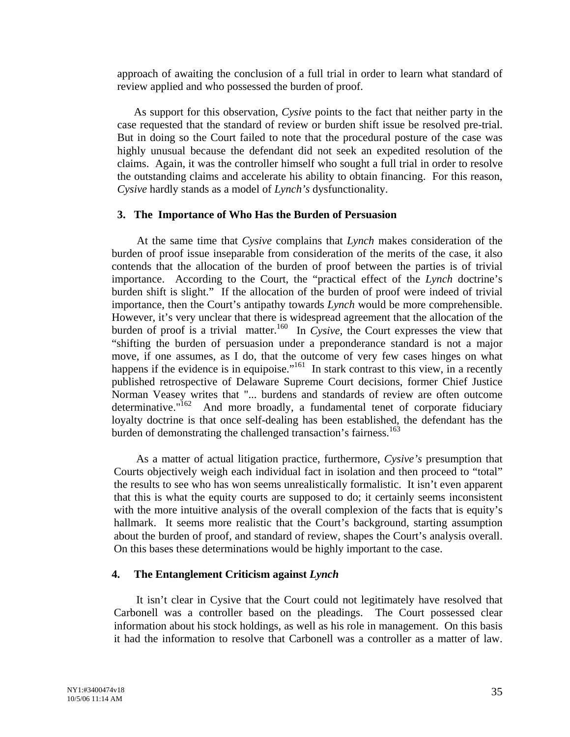approach of awaiting the conclusion of a full trial in order to learn what standard of review applied and who possessed the burden of proof.

As support for this observation, *Cysive* points to the fact that neither party in the case requested that the standard of review or burden shift issue be resolved pre-trial. But in doing so the Court failed to note that the procedural posture of the case was highly unusual because the defendant did not seek an expedited resolution of the claims. Again, it was the controller himself who sought a full trial in order to resolve the outstanding claims and accelerate his ability to obtain financing. For this reason, *Cysive* hardly stands as a model of *Lynch's* dysfunctionality.

### 3. The Importance of Who Has the Burden of Persuasion

At the same time that *Cysive* complains that *Lynch* makes consideration of the burden of proof issue inseparable from consideration of the merits of the case, it also contends that the allocation of the burden of proof between the parties is of trivial importance. According to the Court, the "practical effect of the *Lynch* doctrine's burden shift is slight." If the allocation of the burden of proof were indeed of trivial importance, then the Court's antipathy towards *Lynch* would be more comprehensible. However, it's very unclear that there is widespread agreement that the allocation of the burden of proof is a trivial matter.[160] In *Cysive*, the Court expresses the view that "shifting the burden of persuasion under a preponderance standard is not a major move, if one assumes, as I do, that the outcome of very few cases hinges on what happens if the evidence is in equipoise."[161] In stark contrast to this view, in a recently published retrospective of Delaware Supreme Court decisions, former Chief Justice Norman Veasey writes that "... burdens and standards of review are often outcome determinative."[162] And more broadly, a fundamental tenet of corporate fiduciary loyalty doctrine is that once self-dealing has been established, the defendant has the burden of demonstrating the challenged transaction's fairness.[163]

As a matter of actual litigation practice, furthermore, *Cysive's* presumption that Courts objectively weigh each individual fact in isolation and then proceed to "total" the results to see who has won seems unrealistically formalistic. It isn't even apparent that this is what the equity courts are supposed to do; it certainly seems inconsistent with the more intuitive analysis of the overall complexion of the facts that is equity's hallmark. It seems more realistic that the Court's background, starting assumption about the burden of proof, and standard of review, shapes the Court's analysis overall. On this bases these determinations would be highly important to the case.

### 4. The Entanglement Criticism against *Lynch*

It isn't clear in Cysive that the Court could not legitimately have resolved that Carbonell was a controller based on the pleadings. The Court possessed clear information about his stock holdings, as well as his role in management. On this basis it had the information to resolve that Carbonell was a controller as a matter of law.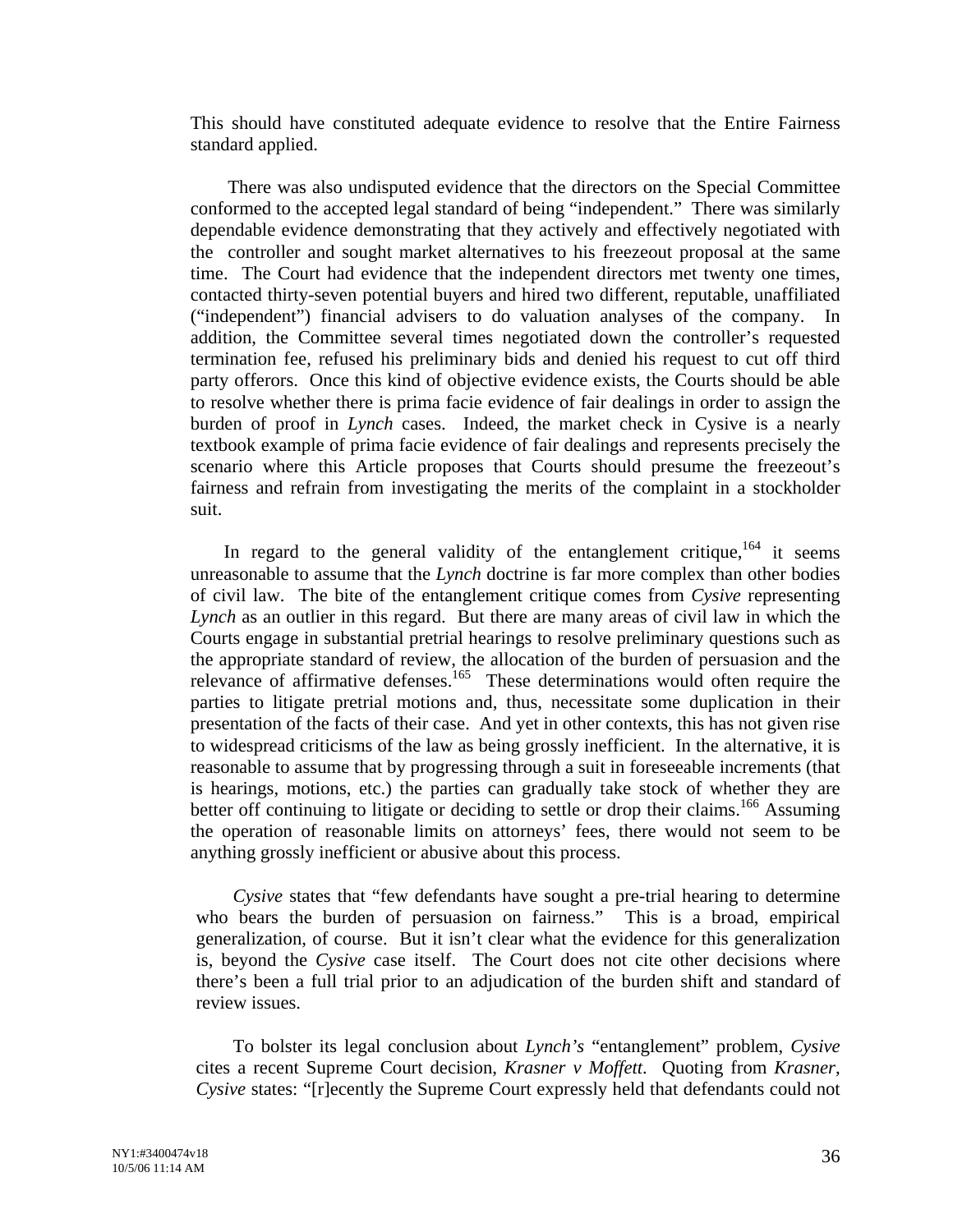This should have constituted adequate evidence to resolve that the Entire Fairness standard applied.

There was also undisputed evidence that the directors on the Special Committee conformed to the accepted legal standard of being "independent." There was similarly dependable evidence demonstrating that they actively and effectively negotiated with the controller and sought market alternatives to his freezeout proposal at the same time. The Court had evidence that the independent directors met twenty one times, contacted thirty-seven potential buyers and hired two different, reputable, unaffiliated ("independent") financial advisers to do valuation analyses of the company. In addition, the Committee several times negotiated down the controller's requested termination fee, refused his preliminary bids and denied his request to cut off third party offerors. Once this kind of objective evidence exists, the Courts should be able to resolve whether there is prima facie evidence of fair dealings in order to assign the burden of proof in *Lynch* cases. Indeed, the market check in Cysive is a nearly textbook example of prima facie evidence of fair dealings and represents precisely the scenario where this Article proposes that Courts should presume the freezeout's fairness and refrain from investigating the merits of the complaint in a stockholder suit.

In regard to the general validity of the entanglement critique,[164] it seems unreasonable to assume that the *Lynch* doctrine is far more complex than other bodies of civil law. The bite of the entanglement critique comes from *Cysive* representing *Lynch* as an outlier in this regard. But there are many areas of civil law in which the Courts engage in substantial pretrial hearings to resolve preliminary questions such as the appropriate standard of review, the allocation of the burden of persuasion and the relevance of affirmative defenses.[165] These determinations would often require the parties to litigate pretrial motions and, thus, necessitate some duplication in their presentation of the facts of their case. And yet in other contexts, this has not given rise to widespread criticisms of the law as being grossly inefficient. In the alternative, it is reasonable to assume that by progressing through a suit in foreseeable increments (that is hearings, motions, etc.) the parties can gradually take stock of whether they are better off continuing to litigate or deciding to settle or drop their claims.[166] Assuming the operation of reasonable limits on attorneys' fees, there would not seem to be anything grossly inefficient or abusive about this process.

*Cysive* states that "few defendants have sought a pre-trial hearing to determine who bears the burden of persuasion on fairness." This is a broad, empirical generalization, of course. But it isn't clear what the evidence for this generalization is, beyond the *Cysive* case itself. The Court does not cite other decisions where there's been a full trial prior to an adjudication of the burden shift and standard of review issues.

To bolster its legal conclusion about *Lynch's* "entanglement" problem, *Cysive* cites a recent Supreme Court decision, *Krasner v Moffett*. Quoting from *Krasner*, *Cysive* states: "[r]ecently the Supreme Court expressly held that defendants could not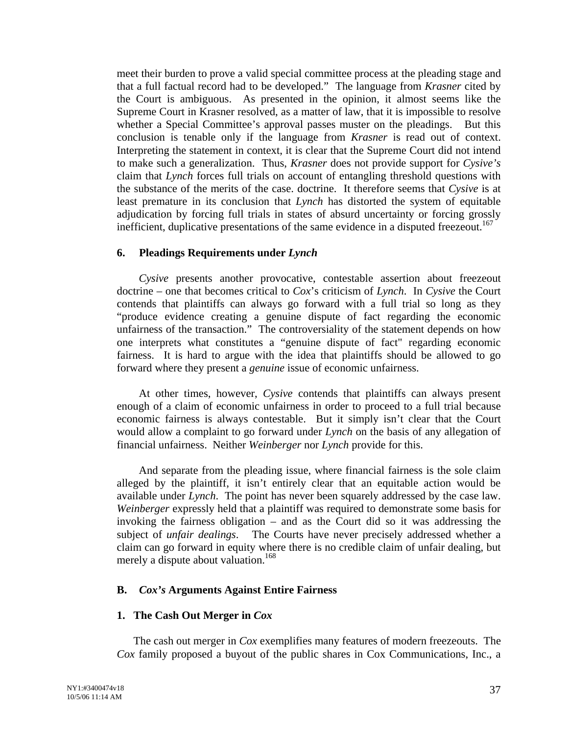meet their burden to prove a valid special committee process at the pleading stage and that a full factual record had to be developed." The language from *Krasner* cited by the Court is ambiguous. As presented in the opinion, it almost seems like the Supreme Court in Krasner resolved, as a matter of law, that it is impossible to resolve whether a Special Committee's approval passes muster on the pleadings. But this conclusion is tenable only if the language from *Krasner* is read out of context. Interpreting the statement in context, it is clear that the Supreme Court did not intend to make such a generalization. Thus, *Krasner* does not provide support for *Cysive's* claim that *Lynch* forces full trials on account of entangling threshold questions with the substance of the merits of the case. doctrine. It therefore seems that *Cysive* is at least premature in its conclusion that *Lynch* has distorted the system of equitable adjudication by forcing full trials in states of absurd uncertainty or forcing grossly inefficient, duplicative presentations of the same evidence in a disputed freezeout.[167]

### 6. Pleadings Requirements under *Lynch*

*Cysive* presents another provocative, contestable assertion about freezeout doctrine – one that becomes critical to *Cox*'s criticism of *Lynch*. In *Cysive* the Court contends that plaintiffs can always go forward with a full trial so long as they "produce evidence creating a genuine dispute of fact regarding the economic unfairness of the transaction." The controversiality of the statement depends on how one interprets what constitutes a "genuine dispute of fact" regarding economic fairness. It is hard to argue with the idea that plaintiffs should be allowed to go forward where they present a *genuine* issue of economic unfairness.

At other times, however, *Cysive* contends that plaintiffs can always present enough of a claim of economic unfairness in order to proceed to a full trial because economic fairness is always contestable. But it simply isn't clear that the Court would allow a complaint to go forward under *Lynch* on the basis of any allegation of financial unfairness. Neither *Weinberger* nor *Lynch* provide for this.

And separate from the pleading issue, where financial fairness is the sole claim alleged by the plaintiff, it isn't entirely clear that an equitable action would be available under *Lynch*. The point has never been squarely addressed by the case law. *Weinberger* expressly held that a plaintiff was required to demonstrate some basis for invoking the fairness obligation – and as the Court did so it was addressing the subject of *unfair dealings*. The Courts have never precisely addressed whether a claim can go forward in equity where there is no credible claim of unfair dealing, but merely a dispute about valuation.[168]

## B. *Cox's* Arguments Against Entire Fairness

### 1. The Cash Out Merger in *Cox*

The cash out merger in *Cox* exemplifies many features of modern freezeouts. The *Cox* family proposed a buyout of the public shares in Cox Communications, Inc., a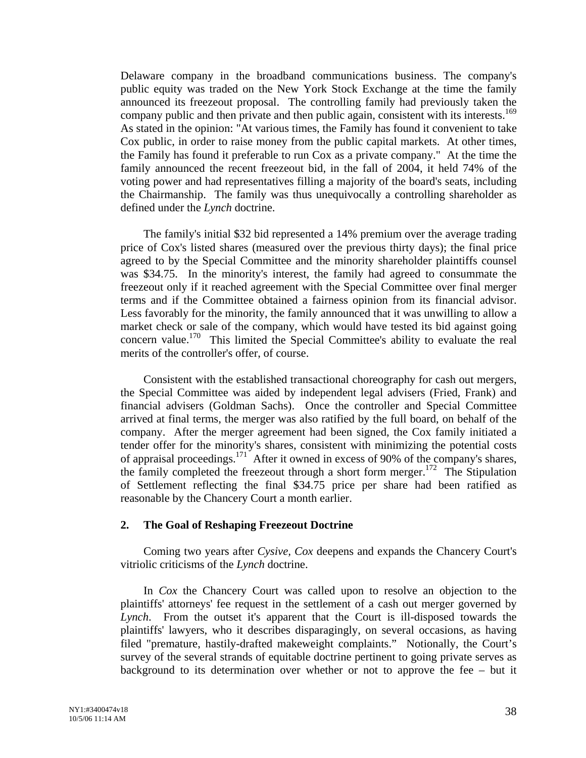Delaware company in the broadband communications business. The company's public equity was traded on the New York Stock Exchange at the time the family announced its freezeout proposal. The controlling family had previously taken the company public and then private and then public again, consistent with its interests.[169] As stated in the opinion: "At various times, the Family has found it convenient to take Cox public, in order to raise money from the public capital markets. At other times, the Family has found it preferable to run Cox as a private company." At the time the family announced the recent freezeout bid, in the fall of 2004, it held 74% of the voting power and had representatives filling a majority of the board's seats, including the Chairmanship. The family was thus unequivocally a controlling shareholder as defined under the *Lynch* doctrine.

The family's initial $32 bid represented a 14% premium over the average trading price of Cox's listed shares (measured over the previous thirty days); the final price agreed to by the Special Committee and the minority shareholder plaintiffs counsel was $34.75. In the minority's interest, the family had agreed to consummate the freezeout only if it reached agreement with the Special Committee over final merger terms and if the Committee obtained a fairness opinion from its financial advisor. Less favorably for the minority, the family announced that it was unwilling to allow a market check or sale of the company, which would have tested its bid against going concern value.[170] This limited the Special Committee's ability to evaluate the real merits of the controller's offer, of course.

Consistent with the established transactional choreography for cash out mergers, the Special Committee was aided by independent legal advisers (Fried, Frank) and financial advisers (Goldman Sachs). Once the controller and Special Committee arrived at final terms, the merger was also ratified by the full board, on behalf of the company. After the merger agreement had been signed, the Cox family initiated a tender offer for the minority's shares, consistent with minimizing the potential costs of appraisal proceedings.[171] After it owned in excess of 90% of the company's shares, the family completed the freezeout through a short form merger.[172] The Stipulation of Settlement reflecting the final $34.75 price per share had been ratified as reasonable by the Chancery Court a month earlier.

### 2. The Goal of Reshaping Freezeout Doctrine

Coming two years after *Cysive*, *Cox* deepens and expands the Chancery Court's vitriolic criticisms of the *Lynch* doctrine.

In *Cox* the Chancery Court was called upon to resolve an objection to the plaintiffs' attorneys' fee request in the settlement of a cash out merger governed by *Lynch*. From the outset it's apparent that the Court is ill-disposed towards the plaintiffs' lawyers, who it describes disparagingly, on several occasions, as having filed "premature, hastily-drafted makeweight complaints." Notionally, the Court's survey of the several strands of equitable doctrine pertinent to going private serves as background to its determination over whether or not to approve the fee – but it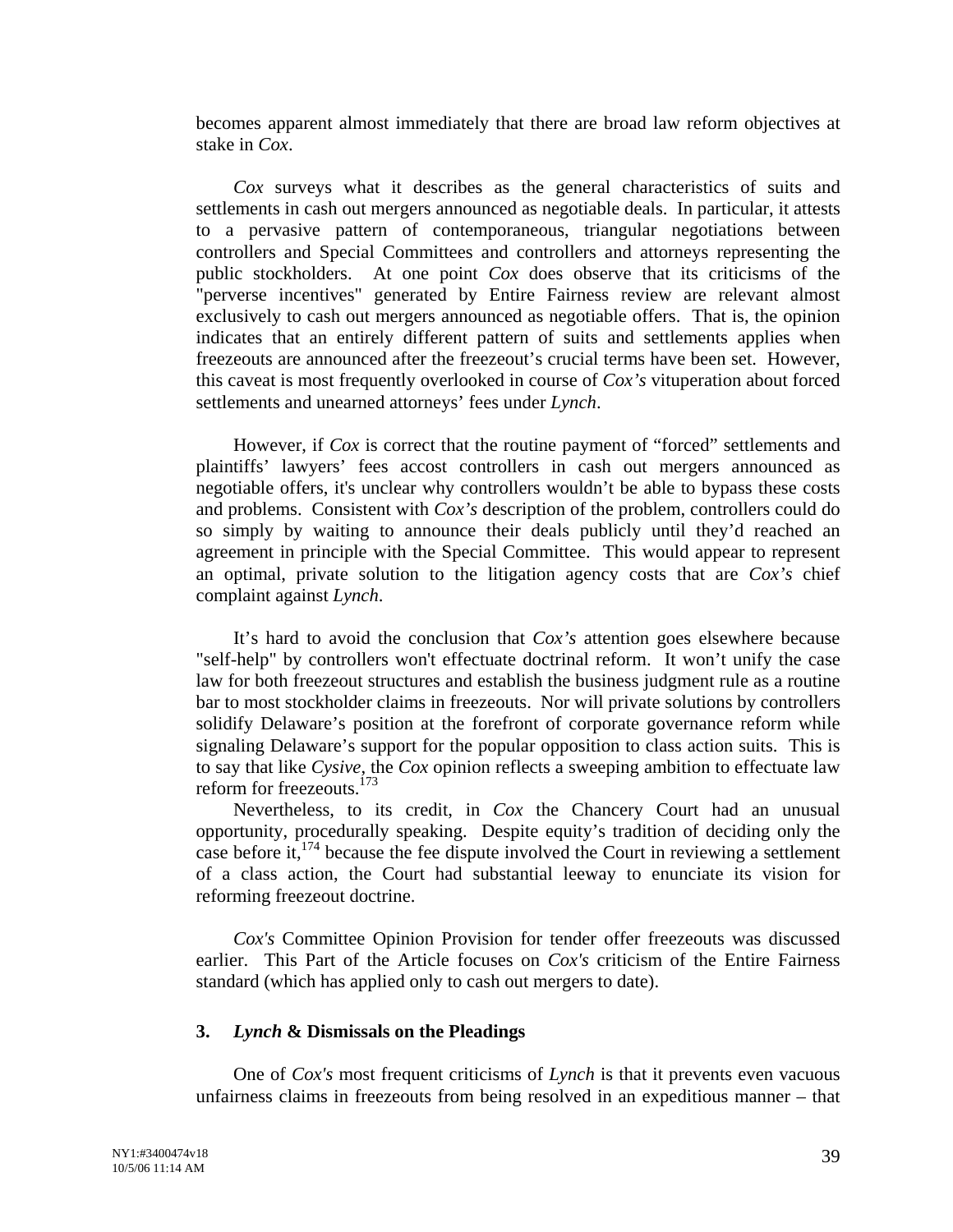becomes apparent almost immediately that there are broad law reform objectives at stake in *Cox*.

*Cox* surveys what it describes as the general characteristics of suits and settlements in cash out mergers announced as negotiable deals. In particular, it attests to a pervasive pattern of contemporaneous, triangular negotiations between controllers and Special Committees and controllers and attorneys representing the public stockholders. At one point *Cox* does observe that its criticisms of the "perverse incentives" generated by Entire Fairness review are relevant almost exclusively to cash out mergers announced as negotiable offers. That is, the opinion indicates that an entirely different pattern of suits and settlements applies when freezeouts are announced after the freezeout's crucial terms have been set. However, this caveat is most frequently overlooked in course of *Cox's* vituperation about forced settlements and unearned attorneys' fees under *Lynch*.

However, if *Cox* is correct that the routine payment of "forced" settlements and plaintiffs' lawyers' fees accost controllers in cash out mergers announced as negotiable offers, it's unclear why controllers wouldn't be able to bypass these costs and problems. Consistent with *Cox's* description of the problem, controllers could do so simply by waiting to announce their deals publicly until they'd reached an agreement in principle with the Special Committee. This would appear to represent an optimal, private solution to the litigation agency costs that are *Cox's* chief complaint against *Lynch*.

It's hard to avoid the conclusion that *Cox's* attention goes elsewhere because "self-help" by controllers won't effectuate doctrinal reform. It won't unify the case law for both freezeout structures and establish the business judgment rule as a routine bar to most stockholder claims in freezeouts. Nor will private solutions by controllers solidify Delaware's position at the forefront of corporate governance reform while signaling Delaware's support for the popular opposition to class action suits. This is to say that like *Cysive*, the *Cox* opinion reflects a sweeping ambition to effectuate law reform for freezeouts.[173]

Nevertheless, to its credit, in *Cox* the Chancery Court had an unusual opportunity, procedurally speaking. Despite equity's tradition of deciding only the case before it,[174] because the fee dispute involved the Court in reviewing a settlement of a class action, the Court had substantial leeway to enunciate its vision for reforming freezeout doctrine.

*Cox's* Committee Opinion Provision for tender offer freezeouts was discussed earlier. This Part of the Article focuses on *Cox's* criticism of the Entire Fairness standard (which has applied only to cash out mergers to date).

### 3. *Lynch* & Dismissals on the Pleadings

One of *Cox's* most frequent criticisms of *Lynch* is that it prevents even vacuous unfairness claims in freezeouts from being resolved in an expeditious manner – that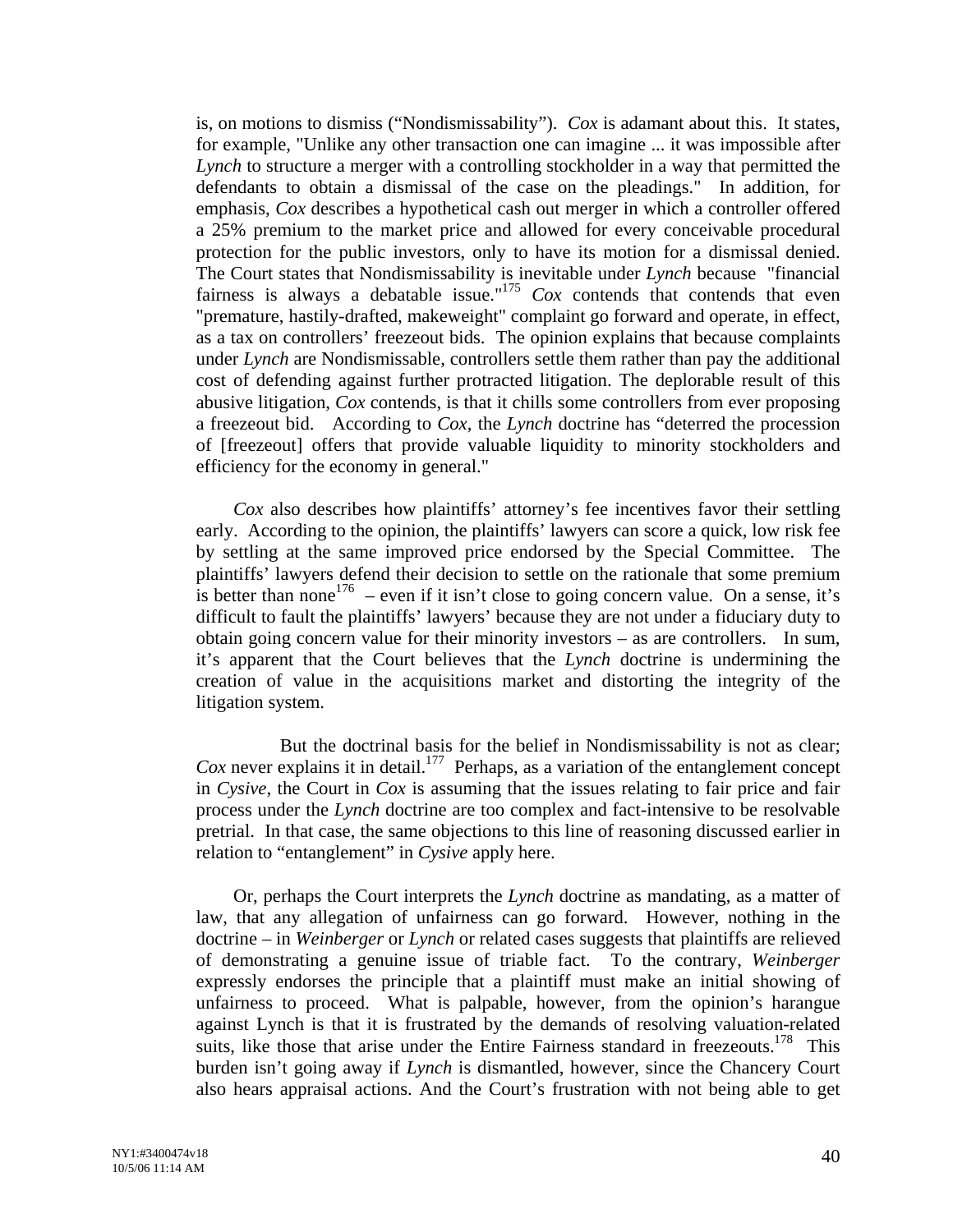is, on motions to dismiss ("Nondismissability"). *Cox* is adamant about this. It states, for example, "Unlike any other transaction one can imagine ... it was impossible after *Lynch* to structure a merger with a controlling stockholder in a way that permitted the defendants to obtain a dismissal of the case on the pleadings." In addition, for emphasis, *Cox* describes a hypothetical cash out merger in which a controller offered a 25% premium to the market price and allowed for every conceivable procedural protection for the public investors, only to have its motion for a dismissal denied. The Court states that Nondismissability is inevitable under *Lynch* because "financial fairness is always a debatable issue."[175] *Cox* contends that contends that even "premature, hastily-drafted, makeweight" complaint go forward and operate, in effect, as a tax on controllers' freezeout bids. The opinion explains that because complaints under *Lynch* are Nondismissable, controllers settle them rather than pay the additional cost of defending against further protracted litigation. The deplorable result of this abusive litigation, *Cox* contends, is that it chills some controllers from ever proposing a freezeout bid. According to *Cox*, the *Lynch* doctrine has "deterred the procession of [freezeout] offers that provide valuable liquidity to minority stockholders and efficiency for the economy in general."

*Cox* also describes how plaintiffs' attorney's fee incentives favor their settling early. According to the opinion, the plaintiffs' lawyers can score a quick, low risk fee by settling at the same improved price endorsed by the Special Committee. The plaintiffs' lawyers defend their decision to settle on the rationale that some premium is better than none[176] – even if it isn't close to going concern value. On a sense, it's difficult to fault the plaintiffs' lawyers' because they are not under a fiduciary duty to obtain going concern value for their minority investors – as are controllers. In sum, it's apparent that the Court believes that the *Lynch* doctrine is undermining the creation of value in the acquisitions market and distorting the integrity of the litigation system.

But the doctrinal basis for the belief in Nondismissability is not as clear; *Cox* never explains it in detail.[177] Perhaps, as a variation of the entanglement concept in *Cysive*, the Court in *Cox* is assuming that the issues relating to fair price and fair process under the *Lynch* doctrine are too complex and fact-intensive to be resolvable pretrial. In that case, the same objections to this line of reasoning discussed earlier in relation to "entanglement" in *Cysive* apply here.

Or, perhaps the Court interprets the *Lynch* doctrine as mandating, as a matter of law, that any allegation of unfairness can go forward. However, nothing in the doctrine – in *Weinberger* or *Lynch* or related cases suggests that plaintiffs are relieved of demonstrating a genuine issue of triable fact. To the contrary, *Weinberger* expressly endorses the principle that a plaintiff must make an initial showing of unfairness to proceed. What is palpable, however, from the opinion's harangue against Lynch is that it is frustrated by the demands of resolving valuation-related suits, like those that arise under the Entire Fairness standard in freezeouts.[178] This burden isn't going away if *Lynch* is dismantled, however, since the Chancery Court also hears appraisal actions. And the Court's frustration with not being able to get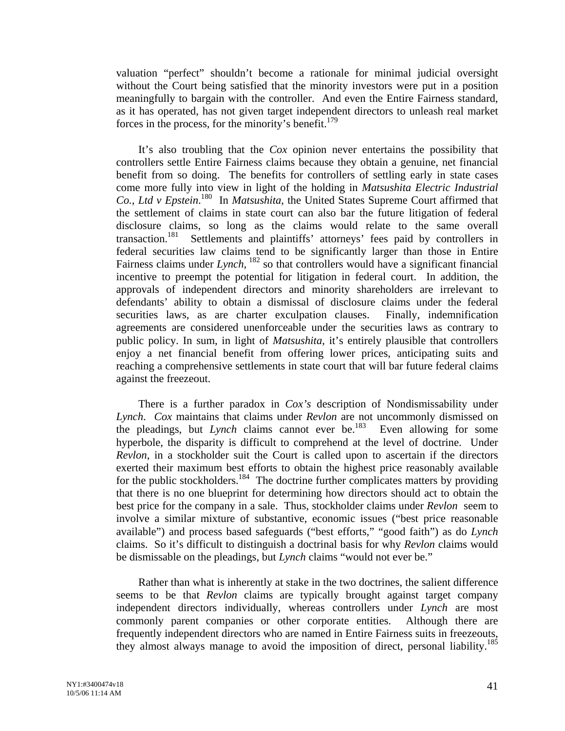valuation "perfect" shouldn't become a rationale for minimal judicial oversight without the Court being satisfied that the minority investors were put in a position meaningfully to bargain with the controller. And even the Entire Fairness standard, as it has operated, has not given target independent directors to unleash real market forces in the process, for the minority's benefit.[179]

It's also troubling that the *Cox* opinion never entertains the possibility that controllers settle Entire Fairness claims because they obtain a genuine, net financial benefit from so doing. The benefits for controllers of settling early in state cases come more fully into view in light of the holding in *Matsushita Electric Industrial Co., Ltd v Epstein*.[180] In *Matsushita*, the United States Supreme Court affirmed that the settlement of claims in state court can also bar the future litigation of federal disclosure claims, so long as the claims would relate to the same overall transaction.[181] Settlements and plaintiffs' attorneys' fees paid by controllers in federal securities law claims tend to be significantly larger than those in Entire Fairness claims under *Lynch*, [182] so that controllers would have a significant financial incentive to preempt the potential for litigation in federal court. In addition, the approvals of independent directors and minority shareholders are irrelevant to defendants' ability to obtain a dismissal of disclosure claims under the federal securities laws, as are charter exculpation clauses. Finally, indemnification agreements are considered unenforceable under the securities laws as contrary to public policy. In sum, in light of *Matsushita*, it's entirely plausible that controllers enjoy a net financial benefit from offering lower prices, anticipating suits and reaching a comprehensive settlements in state court that will bar future federal claims against the freezeout.

There is a further paradox in *Cox's* description of Nondismissability under *Lynch*. *Cox* maintains that claims under *Revlon* are not uncommonly dismissed on the pleadings, but *Lynch* claims cannot ever be.[183] Even allowing for some hyperbole, the disparity is difficult to comprehend at the level of doctrine. Under *Revlon*, in a stockholder suit the Court is called upon to ascertain if the directors exerted their maximum best efforts to obtain the highest price reasonably available for the public stockholders.[184] The doctrine further complicates matters by providing that there is no one blueprint for determining how directors should act to obtain the best price for the company in a sale. Thus, stockholder claims under *Revlon* seem to involve a similar mixture of substantive, economic issues ("best price reasonable available") and process based safeguards ("best efforts," "good faith") as do *Lynch* claims. So it's difficult to distinguish a doctrinal basis for why *Revlon* claims would be dismissable on the pleadings, but *Lynch* claims "would not ever be."

Rather than what is inherently at stake in the two doctrines, the salient difference seems to be that *Revlon* claims are typically brought against target company independent directors individually, whereas controllers under *Lynch* are most commonly parent companies or other corporate entities. Although there are frequently independent directors who are named in Entire Fairness suits in freezeouts, they almost always manage to avoid the imposition of direct, personal liability.[185]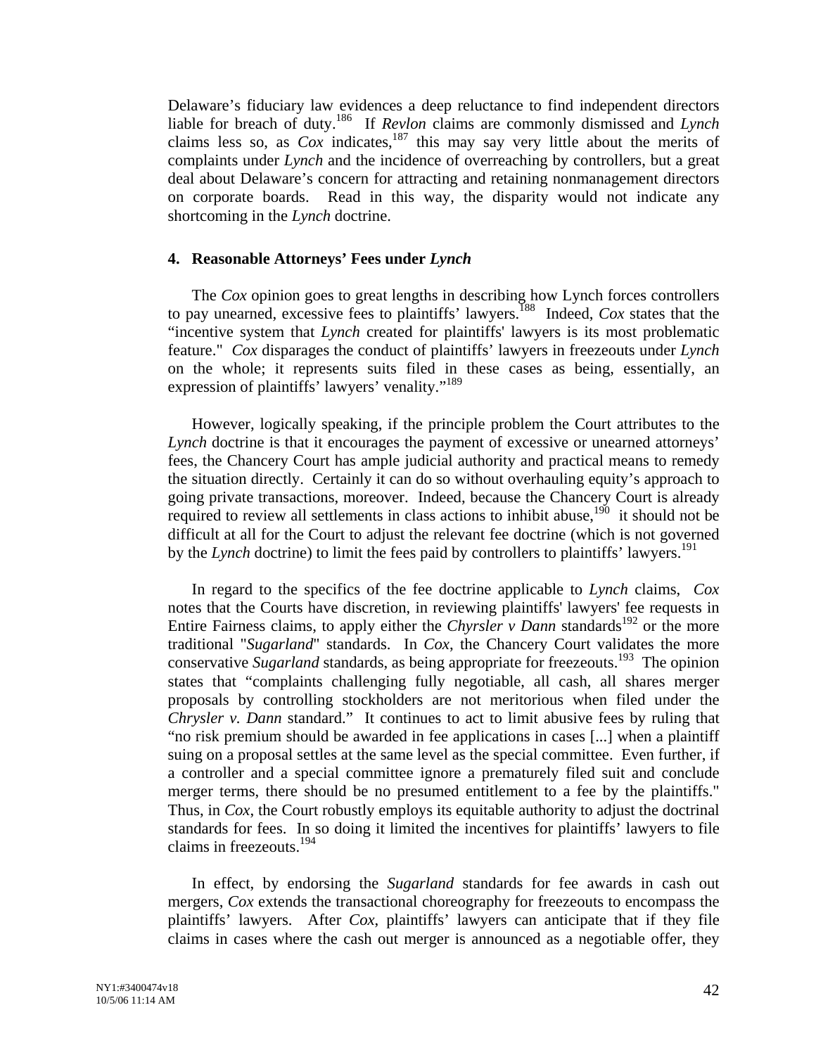Delaware's fiduciary law evidences a deep reluctance to find independent directors liable for breach of duty.[186] If *Revlon* claims are commonly dismissed and *Lynch* claims less so, as *Cox* indicates,[187] this may say very little about the merits of complaints under *Lynch* and the incidence of overreaching by controllers, but a great deal about Delaware's concern for attracting and retaining nonmanagement directors on corporate boards. Read in this way, the disparity would not indicate any shortcoming in the *Lynch* doctrine.

#### 4. Reasonable Attorneys' Fees under *Lynch*

The *Cox* opinion goes to great lengths in describing how Lynch forces controllers to pay unearned, excessive fees to plaintiffs' lawyers.[188] Indeed, *Cox* states that the "incentive system that *Lynch* created for plaintiffs' lawyers is its most problematic feature." *Cox* disparages the conduct of plaintiffs' lawyers in freezeouts under *Lynch* on the whole; it represents suits filed in these cases as being, essentially, an expression of plaintiffs' lawyers' venality."[189]

However, logically speaking, if the principle problem the Court attributes to the *Lynch* doctrine is that it encourages the payment of excessive or unearned attorneys' fees, the Chancery Court has ample judicial authority and practical means to remedy the situation directly. Certainly it can do so without overhauling equity's approach to going private transactions, moreover. Indeed, because the Chancery Court is already required to review all settlements in class actions to inhibit abuse,[190] it should not be difficult at all for the Court to adjust the relevant fee doctrine (which is not governed by the *Lynch* doctrine) to limit the fees paid by controllers to plaintiffs' lawyers.[191]

In regard to the specifics of the fee doctrine applicable to *Lynch* claims, *Cox* notes that the Courts have discretion, in reviewing plaintiffs' lawyers' fee requests in Entire Fairness claims, to apply either the *Chyrsler v Dann* standards[192] or the more traditional "*Sugarland*" standards. In *Cox*, the Chancery Court validates the more conservative *Sugarland* standards, as being appropriate for freezeouts.[193] The opinion states that "complaints challenging fully negotiable, all cash, all shares merger proposals by controlling stockholders are not meritorious when filed under the *Chrysler v. Dann* standard." It continues to act to limit abusive fees by ruling that "no risk premium should be awarded in fee applications in cases [...] when a plaintiff suing on a proposal settles at the same level as the special committee. Even further, if a controller and a special committee ignore a prematurely filed suit and conclude merger terms, there should be no presumed entitlement to a fee by the plaintiffs." Thus, in *Cox*, the Court robustly employs its equitable authority to adjust the doctrinal standards for fees. In so doing it limited the incentives for plaintiffs' lawyers to file claims in freezeouts.[194]

In effect, by endorsing the *Sugarland* standards for fee awards in cash out mergers, *Cox* extends the transactional choreography for freezeouts to encompass the plaintiffs' lawyers. After *Cox*, plaintiffs' lawyers can anticipate that if they file claims in cases where the cash out merger is announced as a negotiable offer, they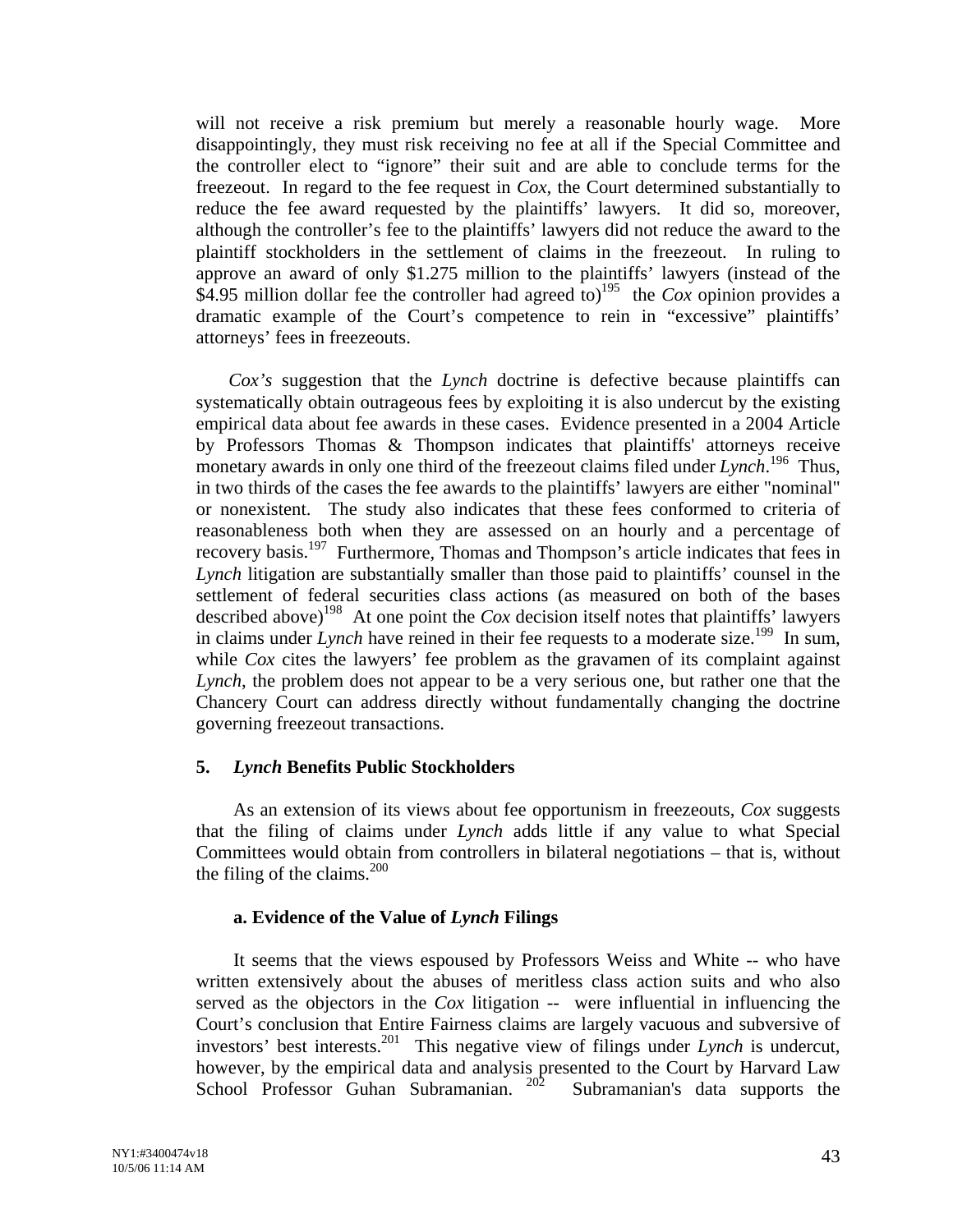will not receive a risk premium but merely a reasonable hourly wage. More disappointingly, they must risk receiving no fee at all if the Special Committee and the controller elect to "ignore" their suit and are able to conclude terms for the freezeout. In regard to the fee request in *Cox*, the Court determined substantially to reduce the fee award requested by the plaintiffs' lawyers. It did so, moreover, although the controller's fee to the plaintiffs' lawyers did not reduce the award to the plaintiff stockholders in the settlement of claims in the freezeout. In ruling to approve an award of only $1.275 million to the plaintiffs' lawyers (instead of the $4.95 million dollar fee the controller had agreed to)[195] the *Cox* opinion provides a dramatic example of the Court's competence to rein in "excessive" plaintiffs' attorneys' fees in freezeouts.

*Cox's* suggestion that the *Lynch* doctrine is defective because plaintiffs can systematically obtain outrageous fees by exploiting it is also undercut by the existing empirical data about fee awards in these cases. Evidence presented in a 2004 Article by Professors Thomas & Thompson indicates that plaintiffs' attorneys receive monetary awards in only one third of the freezeout claims filed under *Lynch*.[196] Thus, in two thirds of the cases the fee awards to the plaintiffs' lawyers are either "nominal" or nonexistent. The study also indicates that these fees conformed to criteria of reasonableness both when they are assessed on an hourly and a percentage of recovery basis.[197] Furthermore, Thomas and Thompson's article indicates that fees in *Lynch* litigation are substantially smaller than those paid to plaintiffs' counsel in the settlement of federal securities class actions (as measured on both of the bases described above)[198] At one point the *Cox* decision itself notes that plaintiffs' lawyers in claims under *Lynch* have reined in their fee requests to a moderate size.[199] In sum, while *Cox* cites the lawyers' fee problem as the gravamen of its complaint against *Lynch*, the problem does not appear to be a very serious one, but rather one that the Chancery Court can address directly without fundamentally changing the doctrine governing freezeout transactions.

## 5. *Lynch* Benefits Public Stockholders

As an extension of its views about fee opportunism in freezeouts, *Cox* suggests that the filing of claims under *Lynch* adds little if any value to what Special Committees would obtain from controllers in bilateral negotiations – that is, without the filing of the claims.[200]

### a. Evidence of the Value of *Lynch* Filings

It seems that the views espoused by Professors Weiss and White -- who have written extensively about the abuses of meritless class action suits and who also served as the objectors in the *Cox* litigation -- were influential in influencing the Court's conclusion that Entire Fairness claims are largely vacuous and subversive of investors' best interests.[201] This negative view of filings under *Lynch* is undercut, however, by the empirical data and analysis presented to the Court by Harvard Law School Professor Guhan Subramanian.[202] Subramanian's data supports the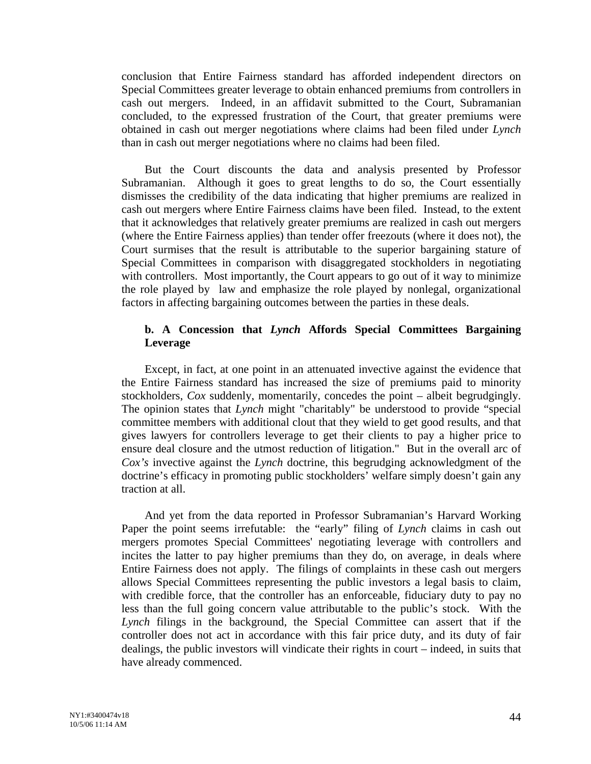conclusion that Entire Fairness standard has afforded independent directors on Special Committees greater leverage to obtain enhanced premiums from controllers in cash out mergers. Indeed, in an affidavit submitted to the Court, Subramanian concluded, to the expressed frustration of the Court, that greater premiums were obtained in cash out merger negotiations where claims had been filed under *Lynch* than in cash out merger negotiations where no claims had been filed.

But the Court discounts the data and analysis presented by Professor Subramanian. Although it goes to great lengths to do so, the Court essentially dismisses the credibility of the data indicating that higher premiums are realized in cash out mergers where Entire Fairness claims have been filed. Instead, to the extent that it acknowledges that relatively greater premiums are realized in cash out mergers (where the Entire Fairness applies) than tender offer freezouts (where it does not), the Court surmises that the result is attributable to the superior bargaining stature of Special Committees in comparison with disaggregated stockholders in negotiating with controllers. Most importantly, the Court appears to go out of it way to minimize the role played by law and emphasize the role played by nonlegal, organizational factors in affecting bargaining outcomes between the parties in these deals.

**b. A Concession that *Lynch* Affords Special Committees Bargaining Leverage**

Except, in fact, at one point in an attenuated invective against the evidence that the Entire Fairness standard has increased the size of premiums paid to minority stockholders, *Cox* suddenly, momentarily, concedes the point – albeit begrudgingly. The opinion states that *Lynch* might "charitably" be understood to provide “special committee members with additional clout that they wield to get good results, and that gives lawyers for controllers leverage to get their clients to pay a higher price to ensure deal closure and the utmost reduction of litigation." But in the overall arc of *Cox’s* invective against the *Lynch* doctrine, this begrudging acknowledgment of the doctrine’s efficacy in promoting public stockholders’ welfare simply doesn’t gain any traction at all.

And yet from the data reported in Professor Subramanian’s Harvard Working Paper the point seems irrefutable: the “early” filing of *Lynch* claims in cash out mergers promotes Special Committees' negotiating leverage with controllers and incites the latter to pay higher premiums than they do, on average, in deals where Entire Fairness does not apply. The filings of complaints in these cash out mergers allows Special Committees representing the public investors a legal basis to claim, with credible force, that the controller has an enforceable, fiduciary duty to pay no less than the full going concern value attributable to the public’s stock. With the *Lynch* filings in the background, the Special Committee can assert that if the controller does not act in accordance with this fair price duty, and its duty of fair dealings, the public investors will vindicate their rights in court – indeed, in suits that have already commenced.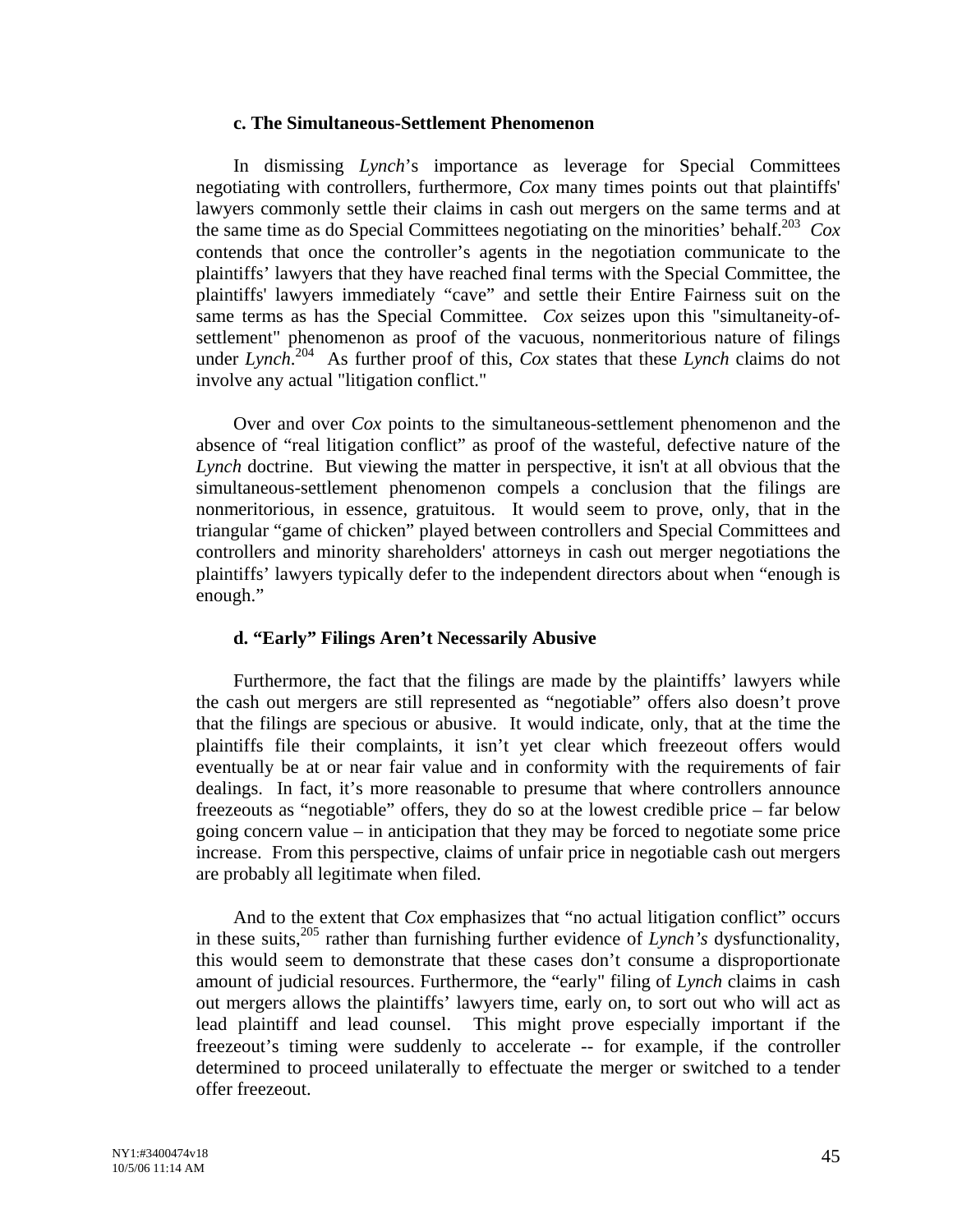### c. The Simultaneous-Settlement Phenomenon

In dismissing *Lynch*'s importance as leverage for Special Committees negotiating with controllers, furthermore, *Cox* many times points out that plaintiffs' lawyers commonly settle their claims in cash out mergers on the same terms and at the same time as do Special Committees negotiating on the minorities' behalf.[203] *Cox* contends that once the controller's agents in the negotiation communicate to the plaintiffs' lawyers that they have reached final terms with the Special Committee, the plaintiffs' lawyers immediately "cave" and settle their Entire Fairness suit on the same terms as has the Special Committee. *Cox* seizes upon this "simultaneity-of-settlement" phenomenon as proof of the vacuous, nonmeritorious nature of filings under *Lynch*.[204] As further proof of this, *Cox* states that these *Lynch* claims do not involve any actual "litigation conflict."

Over and over *Cox* points to the simultaneous-settlement phenomenon and the absence of "real litigation conflict" as proof of the wasteful, defective nature of the *Lynch* doctrine. But viewing the matter in perspective, it isn't at all obvious that the simultaneous-settlement phenomenon compels a conclusion that the filings are nonmeritorious, in essence, gratuitous. It would seem to prove, only, that in the triangular "game of chicken" played between controllers and Special Committees and controllers and minority shareholders' attorneys in cash out merger negotiations the plaintiffs' lawyers typically defer to the independent directors about when "enough is enough."

### d. "Early" Filings Aren't Necessarily Abusive

Furthermore, the fact that the filings are made by the plaintiffs' lawyers while the cash out mergers are still represented as "negotiable" offers also doesn't prove that the filings are specious or abusive. It would indicate, only, that at the time the plaintiffs file their complaints, it isn't yet clear which freezeout offers would eventually be at or near fair value and in conformity with the requirements of fair dealings. In fact, it's more reasonable to presume that where controllers announce freezeouts as "negotiable" offers, they do so at the lowest credible price – far below going concern value – in anticipation that they may be forced to negotiate some price increase. From this perspective, claims of unfair price in negotiable cash out mergers are probably all legitimate when filed.

And to the extent that *Cox* emphasizes that "no actual litigation conflict" occurs in these suits,[205] rather than furnishing further evidence of *Lynch's* dysfunctionality, this would seem to demonstrate that these cases don't consume a disproportionate amount of judicial resources. Furthermore, the "early" filing of *Lynch* claims in cash out mergers allows the plaintiffs' lawyers time, early on, to sort out who will act as lead plaintiff and lead counsel. This might prove especially important if the freezeout's timing were suddenly to accelerate -- for example, if the controller determined to proceed unilaterally to effectuate the merger or switched to a tender offer freezeout.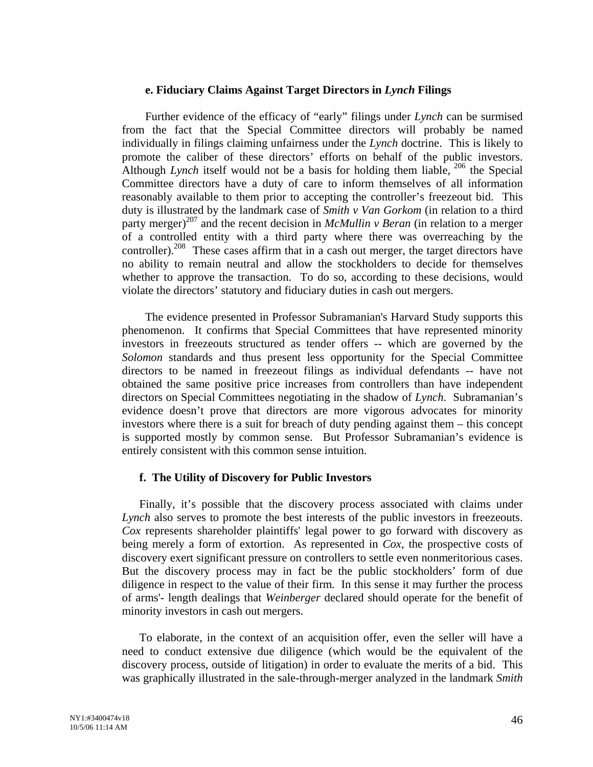### e. Fiduciary Claims Against Target Directors in *Lynch* Filings

Further evidence of the efficacy of "early" filings under *Lynch* can be surmised from the fact that the Special Committee directors will probably be named individually in filings claiming unfairness under the *Lynch* doctrine. This is likely to promote the caliber of these directors' efforts on behalf of the public investors. Although *Lynch* itself would not be a basis for holding them liable, [206] the Special Committee directors have a duty of care to inform themselves of all information reasonably available to them prior to accepting the controller's freezeout bid. This duty is illustrated by the landmark case of *Smith v Van Gorkom* (in relation to a third party merger)[207] and the recent decision in *McMullin v Beran* (in relation to a merger of a controlled entity with a third party where there was overreaching by the controller).[208] These cases affirm that in a cash out merger, the target directors have no ability to remain neutral and allow the stockholders to decide for themselves whether to approve the transaction. To do so, according to these decisions, would violate the directors' statutory and fiduciary duties in cash out mergers.

The evidence presented in Professor Subramanian's Harvard Study supports this phenomenon. It confirms that Special Committees that have represented minority investors in freezeouts structured as tender offers -- which are governed by the *Solomon* standards and thus present less opportunity for the Special Committee directors to be named in freezeout filings as individual defendants -- have not obtained the same positive price increases from controllers than have independent directors on Special Committees negotiating in the shadow of *Lynch*. Subramanian's evidence doesn't prove that directors are more vigorous advocates for minority investors where there is a suit for breach of duty pending against them – this concept is supported mostly by common sense. But Professor Subramanian's evidence is entirely consistent with this common sense intuition.

### f. The Utility of Discovery for Public Investors

Finally, it's possible that the discovery process associated with claims under *Lynch* also serves to promote the best interests of the public investors in freezeouts. *Cox* represents shareholder plaintiffs' legal power to go forward with discovery as being merely a form of extortion. As represented in *Cox*, the prospective costs of discovery exert significant pressure on controllers to settle even nonmeritorious cases. But the discovery process may in fact be the public stockholders' form of due diligence in respect to the value of their firm. In this sense it may further the process of arms'- length dealings that *Weinberger* declared should operate for the benefit of minority investors in cash out mergers.

To elaborate, in the context of an acquisition offer, even the seller will have a need to conduct extensive due diligence (which would be the equivalent of the discovery process, outside of litigation) in order to evaluate the merits of a bid. This was graphically illustrated in the sale-through-merger analyzed in the landmark *Smith*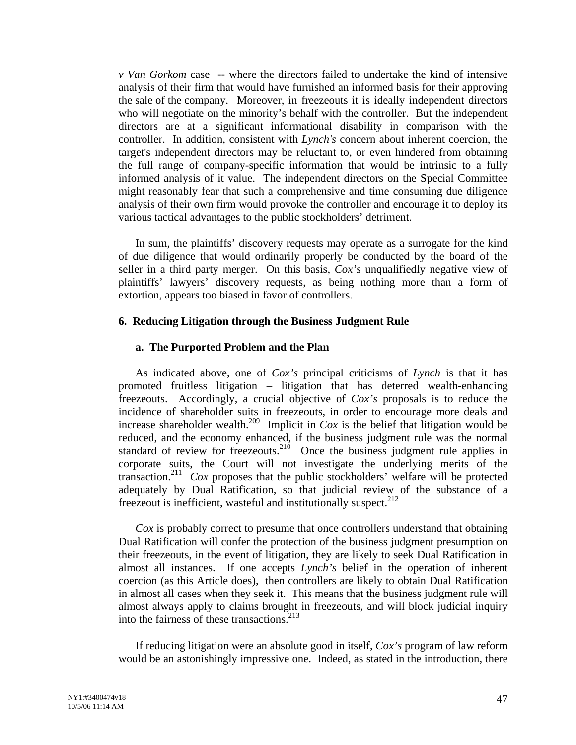*v Van Gorkom* case -- where the directors failed to undertake the kind of intensive analysis of their firm that would have furnished an informed basis for their approving the sale of the company. Moreover, in freezeouts it is ideally independent directors who will negotiate on the minority's behalf with the controller. But the independent directors are at a significant informational disability in comparison with the controller. In addition, consistent with *Lynch's* concern about inherent coercion, the target's independent directors may be reluctant to, or even hindered from obtaining the full range of company-specific information that would be intrinsic to a fully informed analysis of it value. The independent directors on the Special Committee might reasonably fear that such a comprehensive and time consuming due diligence analysis of their own firm would provoke the controller and encourage it to deploy its various tactical advantages to the public stockholders' detriment.

In sum, the plaintiffs' discovery requests may operate as a surrogate for the kind of due diligence that would ordinarily properly be conducted by the board of the seller in a third party merger. On this basis, *Cox's* unqualifiedly negative view of plaintiffs' lawyers' discovery requests, as being nothing more than a form of extortion, appears too biased in favor of controllers.

### 6. Reducing Litigation through the Business Judgment Rule

#### a. The Purported Problem and the Plan

As indicated above, one of *Cox's* principal criticisms of *Lynch* is that it has promoted fruitless litigation – litigation that has deterred wealth-enhancing freezeouts. Accordingly, a crucial objective of *Cox's* proposals is to reduce the incidence of shareholder suits in freezeouts, in order to encourage more deals and increase shareholder wealth.[209] Implicit in *Cox* is the belief that litigation would be reduced, and the economy enhanced, if the business judgment rule was the normal standard of review for freezeouts.[210] Once the business judgment rule applies in corporate suits, the Court will not investigate the underlying merits of the transaction.[211] *Cox* proposes that the public stockholders' welfare will be protected adequately by Dual Ratification, so that judicial review of the substance of a freezeout is inefficient, wasteful and institutionally suspect.[212]

*Cox* is probably correct to presume that once controllers understand that obtaining Dual Ratification will confer the protection of the business judgment presumption on their freezeouts, in the event of litigation, they are likely to seek Dual Ratification in almost all instances. If one accepts *Lynch's* belief in the operation of inherent coercion (as this Article does), then controllers are likely to obtain Dual Ratification in almost all cases when they seek it. This means that the business judgment rule will almost always apply to claims brought in freezeouts, and will block judicial inquiry into the fairness of these transactions.[213]

If reducing litigation were an absolute good in itself, *Cox's* program of law reform would be an astonishingly impressive one. Indeed, as stated in the introduction, there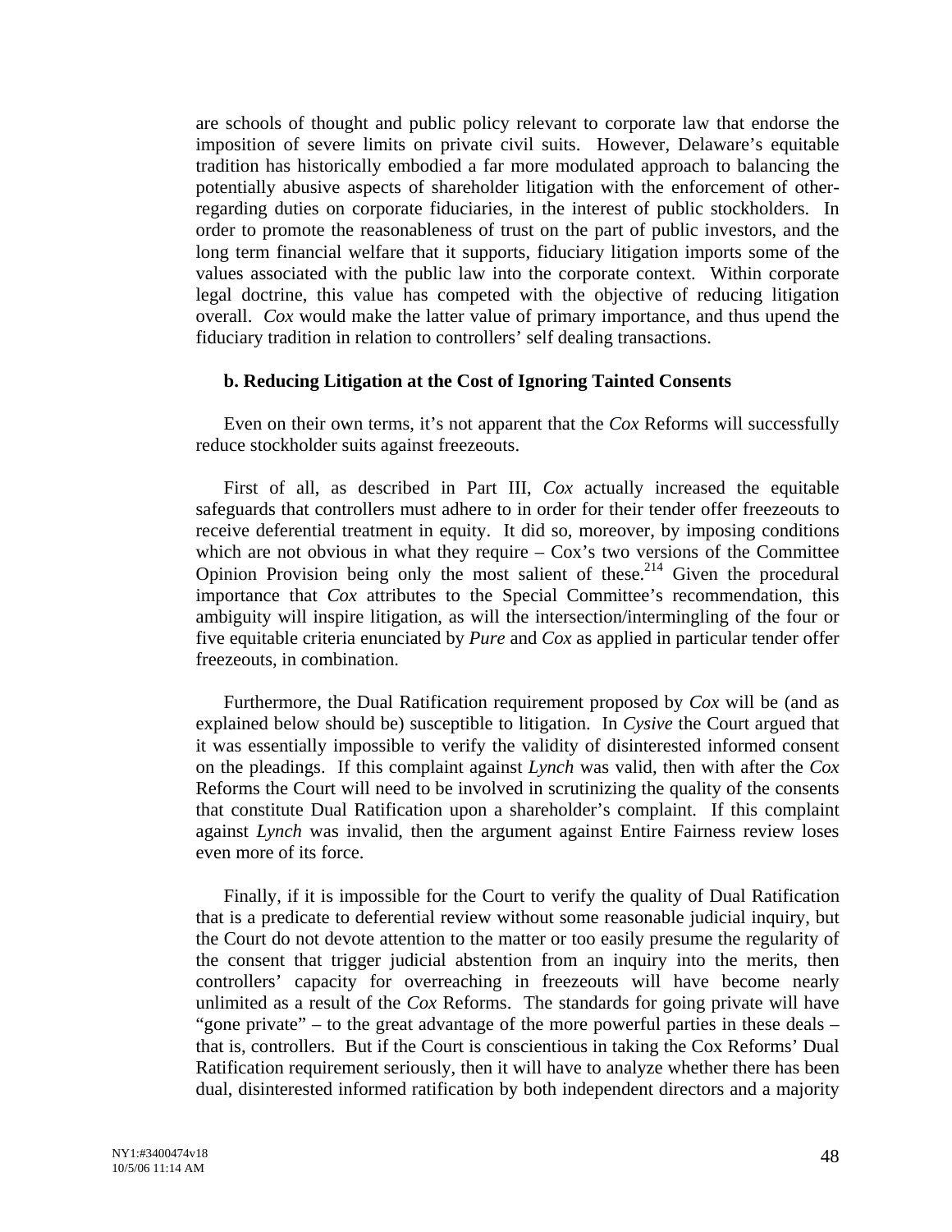are schools of thought and public policy relevant to corporate law that endorse the imposition of severe limits on private civil suits. However, Delaware's equitable tradition has historically embodied a far more modulated approach to balancing the potentially abusive aspects of shareholder litigation with the enforcement of other-regarding duties on corporate fiduciaries, in the interest of public stockholders. In order to promote the reasonableness of trust on the part of public investors, and the long term financial welfare that it supports, fiduciary litigation imports some of the values associated with the public law into the corporate context. Within corporate legal doctrine, this value has competed with the objective of reducing litigation overall. *Cox* would make the latter value of primary importance, and thus upend the fiduciary tradition in relation to controllers' self dealing transactions.

**b. Reducing Litigation at the Cost of Ignoring Tainted Consents**

Even on their own terms, it's not apparent that the *Cox* Reforms will successfully reduce stockholder suits against freezeouts.

First of all, as described in Part III, *Cox* actually increased the equitable safeguards that controllers must adhere to in order for their tender offer freezeouts to receive deferential treatment in equity. It did so, moreover, by imposing conditions which are not obvious in what they require – Cox's two versions of the Committee Opinion Provision being only the most salient of these.[214] Given the procedural importance that *Cox* attributes to the Special Committee's recommendation, this ambiguity will inspire litigation, as will the intersection/intermingling of the four or five equitable criteria enunciated by *Pure* and *Cox* as applied in particular tender offer freezeouts, in combination.

Furthermore, the Dual Ratification requirement proposed by *Cox* will be (and as explained below should be) susceptible to litigation. In *Cysive* the Court argued that it was essentially impossible to verify the validity of disinterested informed consent on the pleadings. If this complaint against *Lynch* was valid, then with after the *Cox* Reforms the Court will need to be involved in scrutinizing the quality of the consents that constitute Dual Ratification upon a shareholder's complaint. If this complaint against *Lynch* was invalid, then the argument against Entire Fairness review loses even more of its force.

Finally, if it is impossible for the Court to verify the quality of Dual Ratification that is a predicate to deferential review without some reasonable judicial inquiry, but the Court do not devote attention to the matter or too easily presume the regularity of the consent that trigger judicial abstention from an inquiry into the merits, then controllers' capacity for overreaching in freezeouts will have become nearly unlimited as a result of the *Cox* Reforms. The standards for going private will have "gone private" – to the great advantage of the more powerful parties in these deals – that is, controllers. But if the Court is conscientious in taking the Cox Reforms' Dual Ratification requirement seriously, then it will have to analyze whether there has been dual, disinterested informed ratification by both independent directors and a majority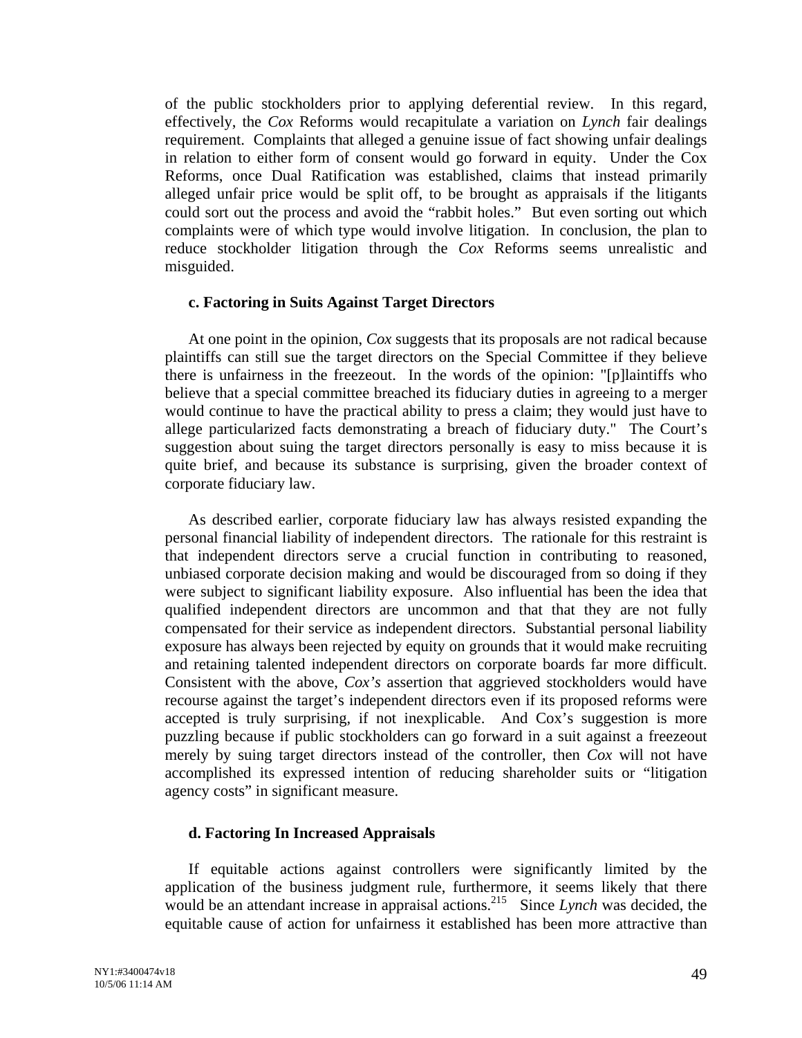of the public stockholders prior to applying deferential review. In this regard, effectively, the *Cox* Reforms would recapitulate a variation on *Lynch* fair dealings requirement. Complaints that alleged a genuine issue of fact showing unfair dealings in relation to either form of consent would go forward in equity. Under the Cox Reforms, once Dual Ratification was established, claims that instead primarily alleged unfair price would be split off, to be brought as appraisals if the litigants could sort out the process and avoid the "rabbit holes." But even sorting out which complaints were of which type would involve litigation. In conclusion, the plan to reduce stockholder litigation through the *Cox* Reforms seems unrealistic and misguided.

#### c. Factoring in Suits Against Target Directors

At one point in the opinion, *Cox* suggests that its proposals are not radical because plaintiffs can still sue the target directors on the Special Committee if they believe there is unfairness in the freezeout. In the words of the opinion: "[p]laintiffs who believe that a special committee breached its fiduciary duties in agreeing to a merger would continue to have the practical ability to press a claim; they would just have to allege particularized facts demonstrating a breach of fiduciary duty." The Court's suggestion about suing the target directors personally is easy to miss because it is quite brief, and because its substance is surprising, given the broader context of corporate fiduciary law.

As described earlier, corporate fiduciary law has always resisted expanding the personal financial liability of independent directors. The rationale for this restraint is that independent directors serve a crucial function in contributing to reasoned, unbiased corporate decision making and would be discouraged from so doing if they were subject to significant liability exposure. Also influential has been the idea that qualified independent directors are uncommon and that that they are not fully compensated for their service as independent directors. Substantial personal liability exposure has always been rejected by equity on grounds that it would make recruiting and retaining talented independent directors on corporate boards far more difficult. Consistent with the above, *Cox's* assertion that aggrieved stockholders would have recourse against the target's independent directors even if its proposed reforms were accepted is truly surprising, if not inexplicable. And Cox's suggestion is more puzzling because if public stockholders can go forward in a suit against a freezeout merely by suing target directors instead of the controller, then *Cox* will not have accomplished its expressed intention of reducing shareholder suits or "litigation agency costs" in significant measure.

#### d. Factoring In Increased Appraisals

If equitable actions against controllers were significantly limited by the application of the business judgment rule, furthermore, it seems likely that there would be an attendant increase in appraisal actions.[215] Since *Lynch* was decided, the equitable cause of action for unfairness it established has been more attractive than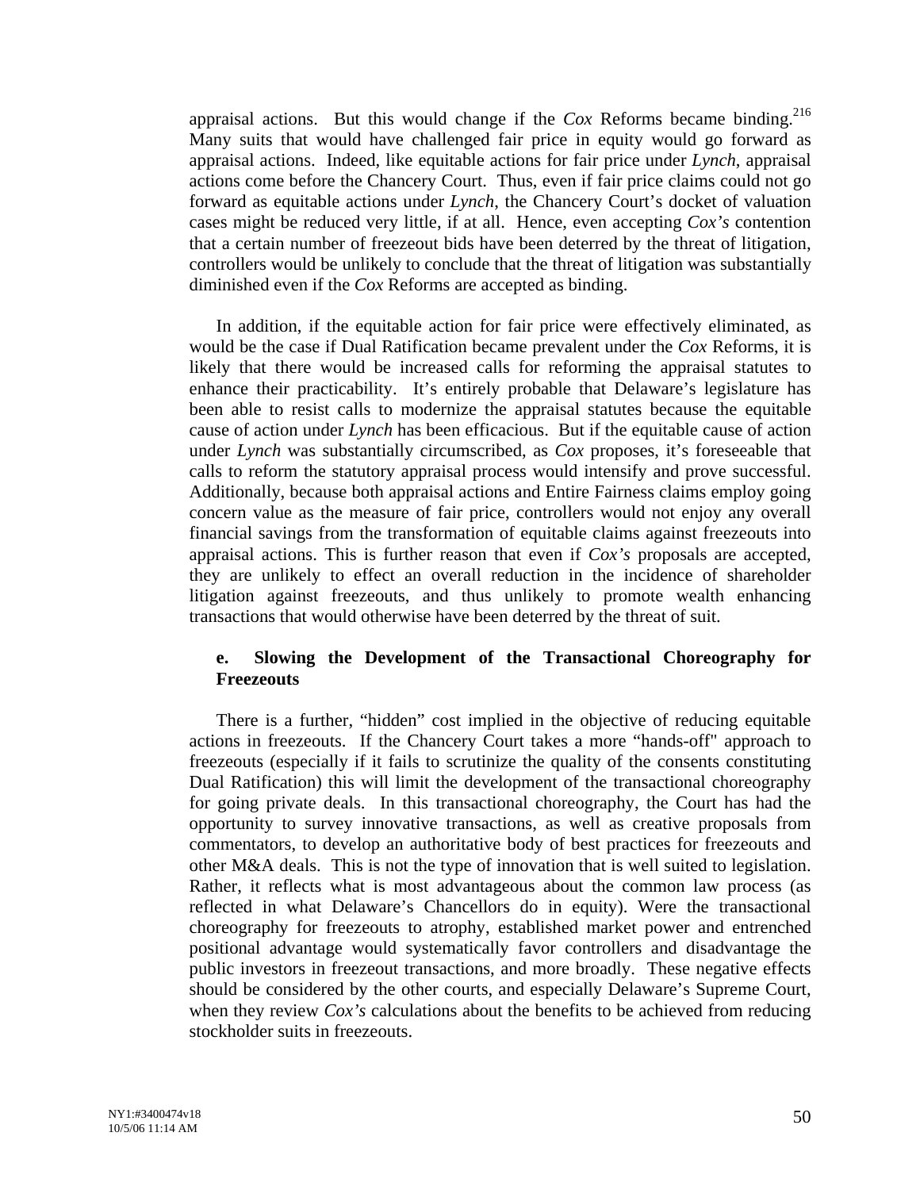appraisal actions. But this would change if the *Cox* Reforms became binding.[216] Many suits that would have challenged fair price in equity would go forward as appraisal actions. Indeed, like equitable actions for fair price under *Lynch*, appraisal actions come before the Chancery Court. Thus, even if fair price claims could not go forward as equitable actions under *Lynch*, the Chancery Court's docket of valuation cases might be reduced very little, if at all. Hence, even accepting *Cox's* contention that a certain number of freezeout bids have been deterred by the threat of litigation, controllers would be unlikely to conclude that the threat of litigation was substantially diminished even if the *Cox* Reforms are accepted as binding.

In addition, if the equitable action for fair price were effectively eliminated, as would be the case if Dual Ratification became prevalent under the *Cox* Reforms, it is likely that there would be increased calls for reforming the appraisal statutes to enhance their practicability. It's entirely probable that Delaware's legislature has been able to resist calls to modernize the appraisal statutes because the equitable cause of action under *Lynch* has been efficacious. But if the equitable cause of action under *Lynch* was substantially circumscribed, as *Cox* proposes, it's foreseeable that calls to reform the statutory appraisal process would intensify and prove successful. Additionally, because both appraisal actions and Entire Fairness claims employ going concern value as the measure of fair price, controllers would not enjoy any overall financial savings from the transformation of equitable claims against freezeouts into appraisal actions. This is further reason that even if *Cox's* proposals are accepted, they are unlikely to effect an overall reduction in the incidence of shareholder litigation against freezeouts, and thus unlikely to promote wealth enhancing transactions that would otherwise have been deterred by the threat of suit.

**e. Slowing the Development of the Transactional Choreography for Freezeouts**

There is a further, "hidden" cost implied in the objective of reducing equitable actions in freezeouts. If the Chancery Court takes a more "hands-off" approach to freezeouts (especially if it fails to scrutinize the quality of the consents constituting Dual Ratification) this will limit the development of the transactional choreography for going private deals. In this transactional choreography, the Court has had the opportunity to survey innovative transactions, as well as creative proposals from commentators, to develop an authoritative body of best practices for freezeouts and other M&A deals. This is not the type of innovation that is well suited to legislation. Rather, it reflects what is most advantageous about the common law process (as reflected in what Delaware's Chancellors do in equity). Were the transactional choreography for freezeouts to atrophy, established market power and entrenched positional advantage would systematically favor controllers and disadvantage the public investors in freezeout transactions, and more broadly. These negative effects should be considered by the other courts, and especially Delaware's Supreme Court, when they review *Cox's* calculations about the benefits to be achieved from reducing stockholder suits in freezeouts.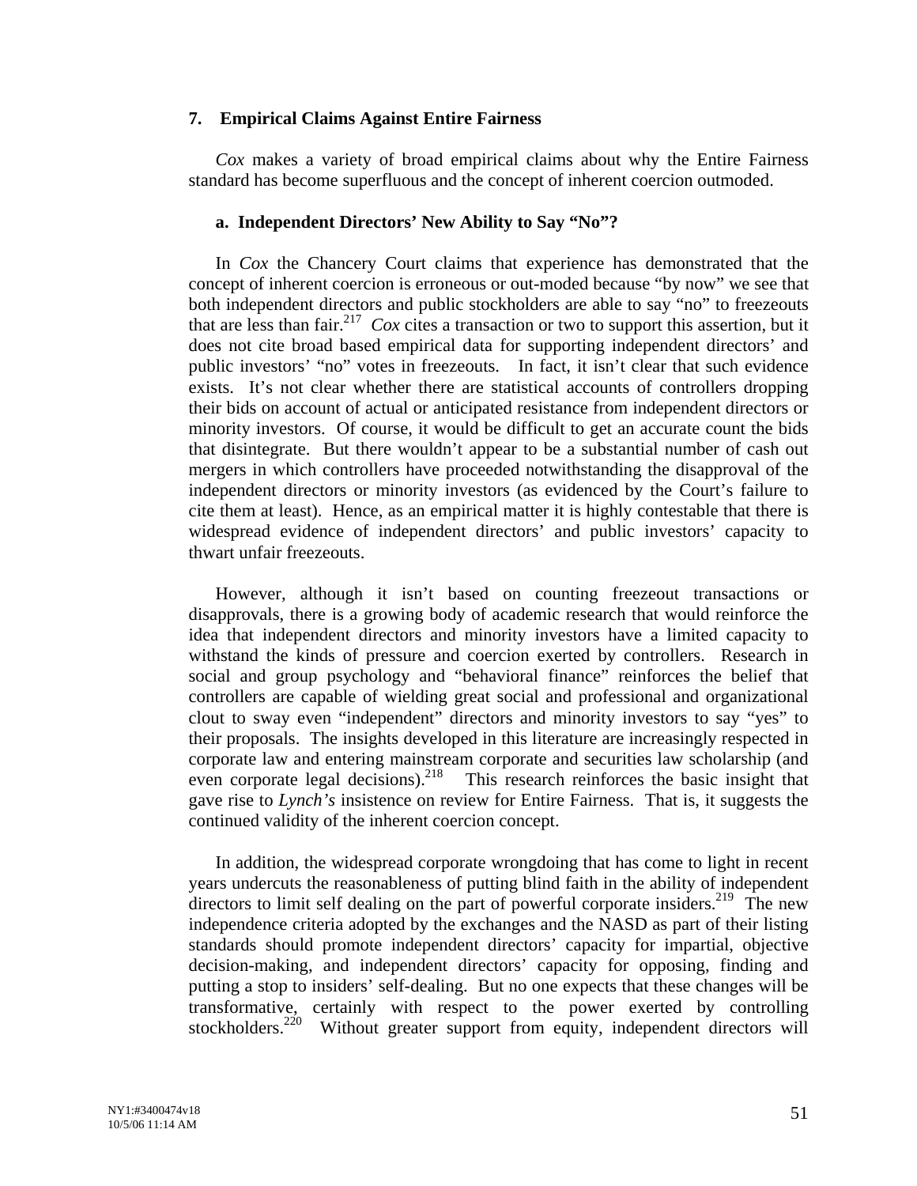### 7. Empirical Claims Against Entire Fairness

*Cox* makes a variety of broad empirical claims about why the Entire Fairness standard has become superfluous and the concept of inherent coercion outmoded.

#### a. Independent Directors' New Ability to Say "No"?

In *Cox* the Chancery Court claims that experience has demonstrated that the concept of inherent coercion is erroneous or out-moded because "by now" we see that both independent directors and public stockholders are able to say "no" to freezeouts that are less than fair.[217] *Cox* cites a transaction or two to support this assertion, but it does not cite broad based empirical data for supporting independent directors' and public investors' "no" votes in freezeouts. In fact, it isn't clear that such evidence exists. It's not clear whether there are statistical accounts of controllers dropping their bids on account of actual or anticipated resistance from independent directors or minority investors. Of course, it would be difficult to get an accurate count the bids that disintegrate. But there wouldn't appear to be a substantial number of cash out mergers in which controllers have proceeded notwithstanding the disapproval of the independent directors or minority investors (as evidenced by the Court's failure to cite them at least). Hence, as an empirical matter it is highly contestable that there is widespread evidence of independent directors' and public investors' capacity to thwart unfair freezeouts.

However, although it isn't based on counting freezeout transactions or disapprovals, there is a growing body of academic research that would reinforce the idea that independent directors and minority investors have a limited capacity to withstand the kinds of pressure and coercion exerted by controllers. Research in social and group psychology and "behavioral finance" reinforces the belief that controllers are capable of wielding great social and professional and organizational clout to sway even "independent" directors and minority investors to say "yes" to their proposals. The insights developed in this literature are increasingly respected in corporate law and entering mainstream corporate and securities law scholarship (and even corporate legal decisions).[218] This research reinforces the basic insight that gave rise to *Lynch's* insistence on review for Entire Fairness. That is, it suggests the continued validity of the inherent coercion concept.

In addition, the widespread corporate wrongdoing that has come to light in recent years undercuts the reasonableness of putting blind faith in the ability of independent directors to limit self dealing on the part of powerful corporate insiders.[219] The new independence criteria adopted by the exchanges and the NASD as part of their listing standards should promote independent directors' capacity for impartial, objective decision-making, and independent directors' capacity for opposing, finding and putting a stop to insiders' self-dealing. But no one expects that these changes will be transformative, certainly with respect to the power exerted by controlling stockholders.[220] Without greater support from equity, independent directors will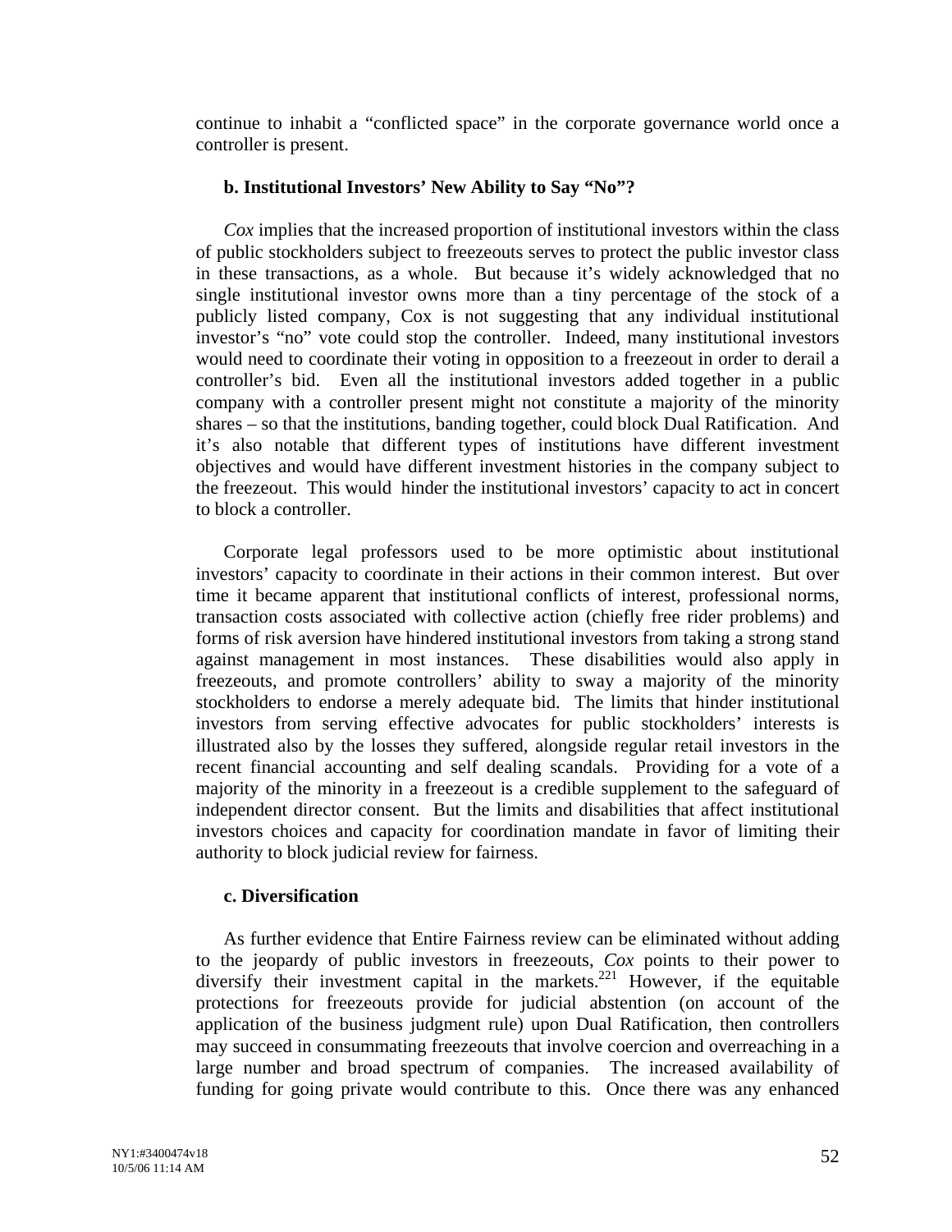continue to inhabit a "conflicted space" in the corporate governance world once a controller is present.

**b. Institutional Investors' New Ability to Say "No"?**

*Cox* implies that the increased proportion of institutional investors within the class of public stockholders subject to freezeouts serves to protect the public investor class in these transactions, as a whole. But because it's widely acknowledged that no single institutional investor owns more than a tiny percentage of the stock of a publicly listed company, Cox is not suggesting that any individual institutional investor's "no" vote could stop the controller. Indeed, many institutional investors would need to coordinate their voting in opposition to a freezeout in order to derail a controller's bid. Even all the institutional investors added together in a public company with a controller present might not constitute a majority of the minority shares – so that the institutions, banding together, could block Dual Ratification. And it's also notable that different types of institutions have different investment objectives and would have different investment histories in the company subject to the freezeout. This would hinder the institutional investors' capacity to act in concert to block a controller.

Corporate legal professors used to be more optimistic about institutional investors' capacity to coordinate in their actions in their common interest. But over time it became apparent that institutional conflicts of interest, professional norms, transaction costs associated with collective action (chiefly free rider problems) and forms of risk aversion have hindered institutional investors from taking a strong stand against management in most instances. These disabilities would also apply in freezeouts, and promote controllers' ability to sway a majority of the minority stockholders to endorse a merely adequate bid. The limits that hinder institutional investors from serving effective advocates for public stockholders' interests is illustrated also by the losses they suffered, alongside regular retail investors in the recent financial accounting and self dealing scandals. Providing for a vote of a majority of the minority in a freezeout is a credible supplement to the safeguard of independent director consent. But the limits and disabilities that affect institutional investors choices and capacity for coordination mandate in favor of limiting their authority to block judicial review for fairness.

**c. Diversification**

As further evidence that Entire Fairness review can be eliminated without adding to the jeopardy of public investors in freezeouts, *Cox* points to their power to diversify their investment capital in the markets.[221] However, if the equitable protections for freezeouts provide for judicial abstention (on account of the application of the business judgment rule) upon Dual Ratification, then controllers may succeed in consummating freezeouts that involve coercion and overreaching in a large number and broad spectrum of companies. The increased availability of funding for going private would contribute to this. Once there was any enhanced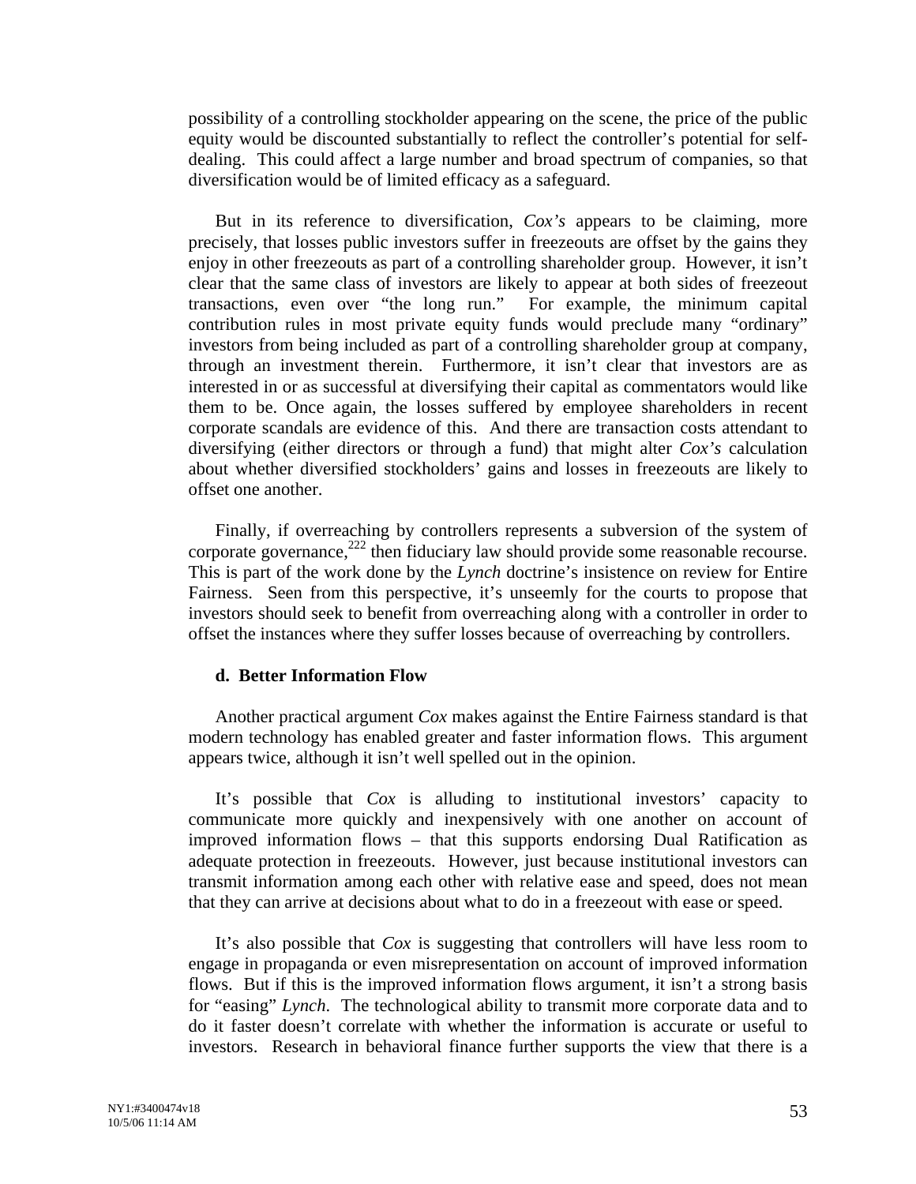possibility of a controlling stockholder appearing on the scene, the price of the public equity would be discounted substantially to reflect the controller's potential for self-dealing. This could affect a large number and broad spectrum of companies, so that diversification would be of limited efficacy as a safeguard.

But in its reference to diversification, *Cox's* appears to be claiming, more precisely, that losses public investors suffer in freezeouts are offset by the gains they enjoy in other freezeouts as part of a controlling shareholder group. However, it isn't clear that the same class of investors are likely to appear at both sides of freezeout transactions, even over "the long run." For example, the minimum capital contribution rules in most private equity funds would preclude many "ordinary" investors from being included as part of a controlling shareholder group at company, through an investment therein. Furthermore, it isn't clear that investors are as interested in or as successful at diversifying their capital as commentators would like them to be. Once again, the losses suffered by employee shareholders in recent corporate scandals are evidence of this. And there are transaction costs attendant to diversifying (either directors or through a fund) that might alter *Cox's* calculation about whether diversified stockholders' gains and losses in freezeouts are likely to offset one another.

Finally, if overreaching by controllers represents a subversion of the system of corporate governance,[222] then fiduciary law should provide some reasonable recourse. This is part of the work done by the *Lynch* doctrine's insistence on review for Entire Fairness. Seen from this perspective, it's unseemly for the courts to propose that investors should seek to benefit from overreaching along with a controller in order to offset the instances where they suffer losses because of overreaching by controllers.

#### d. Better Information Flow

Another practical argument *Cox* makes against the Entire Fairness standard is that modern technology has enabled greater and faster information flows. This argument appears twice, although it isn't well spelled out in the opinion.

It's possible that *Cox* is alluding to institutional investors' capacity to communicate more quickly and inexpensively with one another on account of improved information flows – that this supports endorsing Dual Ratification as adequate protection in freezeouts. However, just because institutional investors can transmit information among each other with relative ease and speed, does not mean that they can arrive at decisions about what to do in a freezeout with ease or speed.

It's also possible that *Cox* is suggesting that controllers will have less room to engage in propaganda or even misrepresentation on account of improved information flows. But if this is the improved information flows argument, it isn't a strong basis for "easing" *Lynch*. The technological ability to transmit more corporate data and to do it faster doesn't correlate with whether the information is accurate or useful to investors. Research in behavioral finance further supports the view that there is a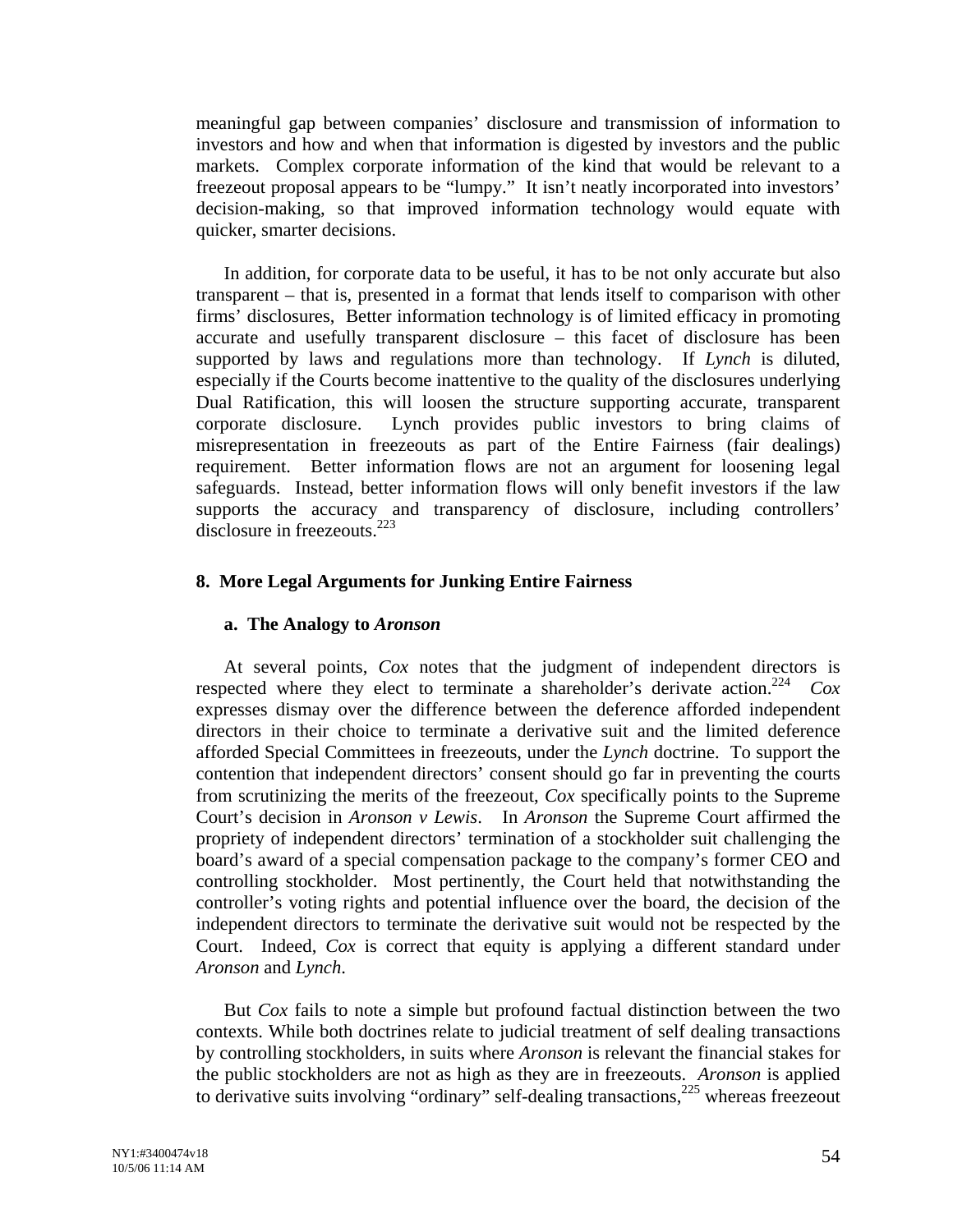meaningful gap between companies' disclosure and transmission of information to investors and how and when that information is digested by investors and the public markets. Complex corporate information of the kind that would be relevant to a freezeout proposal appears to be "lumpy." It isn't neatly incorporated into investors' decision-making, so that improved information technology would equate with quicker, smarter decisions.

In addition, for corporate data to be useful, it has to be not only accurate but also transparent – that is, presented in a format that lends itself to comparison with other firms' disclosures, Better information technology is of limited efficacy in promoting accurate and usefully transparent disclosure – this facet of disclosure has been supported by laws and regulations more than technology. If *Lynch* is diluted, especially if the Courts become inattentive to the quality of the disclosures underlying Dual Ratification, this will loosen the structure supporting accurate, transparent corporate disclosure. Lynch provides public investors to bring claims of misrepresentation in freezeouts as part of the Entire Fairness (fair dealings) requirement. Better information flows are not an argument for loosening legal safeguards. Instead, better information flows will only benefit investors if the law supports the accuracy and transparency of disclosure, including controllers' disclosure in freezeouts.[223]

### 8. More Legal Arguments for Junking Entire Fairness

#### a. The Analogy to *Aronson*

At several points, *Cox* notes that the judgment of independent directors is respected where they elect to terminate a shareholder's derivate action.[224] *Cox* expresses dismay over the difference between the deference afforded independent directors in their choice to terminate a derivative suit and the limited deference afforded Special Committees in freezeouts, under the *Lynch* doctrine. To support the contention that independent directors' consent should go far in preventing the courts from scrutinizing the merits of the freezeout, *Cox* specifically points to the Supreme Court's decision in *Aronson v Lewis*. In *Aronson* the Supreme Court affirmed the propriety of independent directors' termination of a stockholder suit challenging the board's award of a special compensation package to the company's former CEO and controlling stockholder. Most pertinently, the Court held that notwithstanding the controller's voting rights and potential influence over the board, the decision of the independent directors to terminate the derivative suit would not be respected by the Court. Indeed, *Cox* is correct that equity is applying a different standard under *Aronson* and *Lynch*.

But *Cox* fails to note a simple but profound factual distinction between the two contexts. While both doctrines relate to judicial treatment of self dealing transactions by controlling stockholders, in suits where *Aronson* is relevant the financial stakes for the public stockholders are not as high as they are in freezeouts. *Aronson* is applied to derivative suits involving "ordinary" self-dealing transactions,[225] whereas freezeout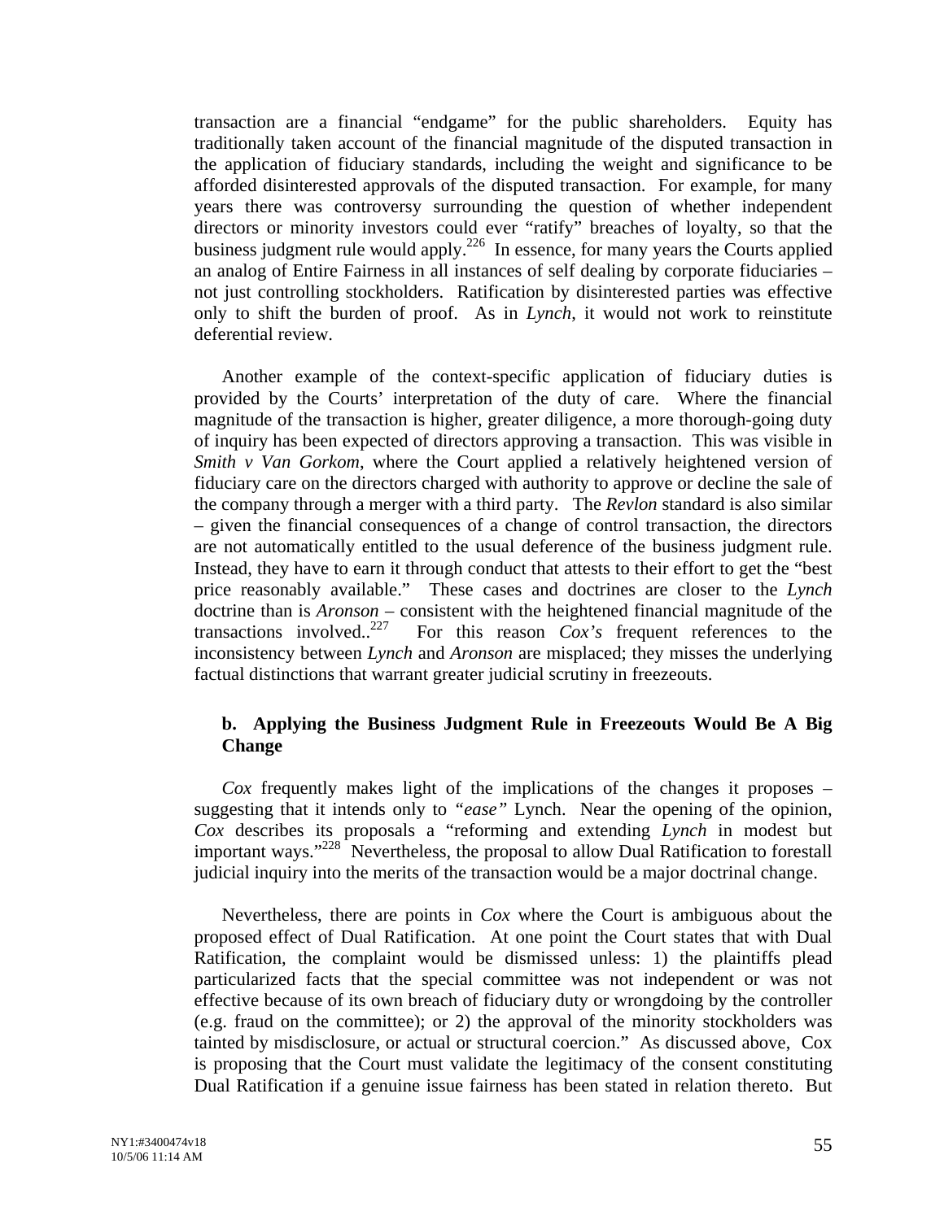transaction are a financial "endgame" for the public shareholders. Equity has traditionally taken account of the financial magnitude of the disputed transaction in the application of fiduciary standards, including the weight and significance to be afforded disinterested approvals of the disputed transaction. For example, for many years there was controversy surrounding the question of whether independent directors or minority investors could ever "ratify" breaches of loyalty, so that the business judgment rule would apply.[226] In essence, for many years the Courts applied an analog of Entire Fairness in all instances of self dealing by corporate fiduciaries – not just controlling stockholders. Ratification by disinterested parties was effective only to shift the burden of proof. As in *Lynch*, it would not work to reinstitute deferential review.

Another example of the context-specific application of fiduciary duties is provided by the Courts' interpretation of the duty of care. Where the financial magnitude of the transaction is higher, greater diligence, a more thorough-going duty of inquiry has been expected of directors approving a transaction. This was visible in *Smith v Van Gorkom*, where the Court applied a relatively heightened version of fiduciary care on the directors charged with authority to approve or decline the sale of the company through a merger with a third party. The *Revlon* standard is also similar – given the financial consequences of a change of control transaction, the directors are not automatically entitled to the usual deference of the business judgment rule. Instead, they have to earn it through conduct that attests to their effort to get the "best price reasonably available." These cases and doctrines are closer to the *Lynch* doctrine than is *Aronson* – consistent with the heightened financial magnitude of the transactions involved..[227] For this reason *Cox's* frequent references to the inconsistency between *Lynch* and *Aronson* are misplaced; they misses the underlying factual distinctions that warrant greater judicial scrutiny in freezeouts.

**b. Applying the Business Judgment Rule in Freezeouts Would Be A Big Change**

*Cox* frequently makes light of the implications of the changes it proposes – suggesting that it intends only to "*ease*" Lynch. Near the opening of the opinion, *Cox* describes its proposals a "reforming and extending *Lynch* in modest but important ways."[228] Nevertheless, the proposal to allow Dual Ratification to forestall judicial inquiry into the merits of the transaction would be a major doctrinal change.

Nevertheless, there are points in *Cox* where the Court is ambiguous about the proposed effect of Dual Ratification. At one point the Court states that with Dual Ratification, the complaint would be dismissed unless: 1) the plaintiffs plead particularized facts that the special committee was not independent or was not effective because of its own breach of fiduciary duty or wrongdoing by the controller (e.g. fraud on the committee); or 2) the approval of the minority stockholders was tainted by misdisclosure, or actual or structural coercion." As discussed above, Cox is proposing that the Court must validate the legitimacy of the consent constituting Dual Ratification if a genuine issue fairness has been stated in relation thereto. But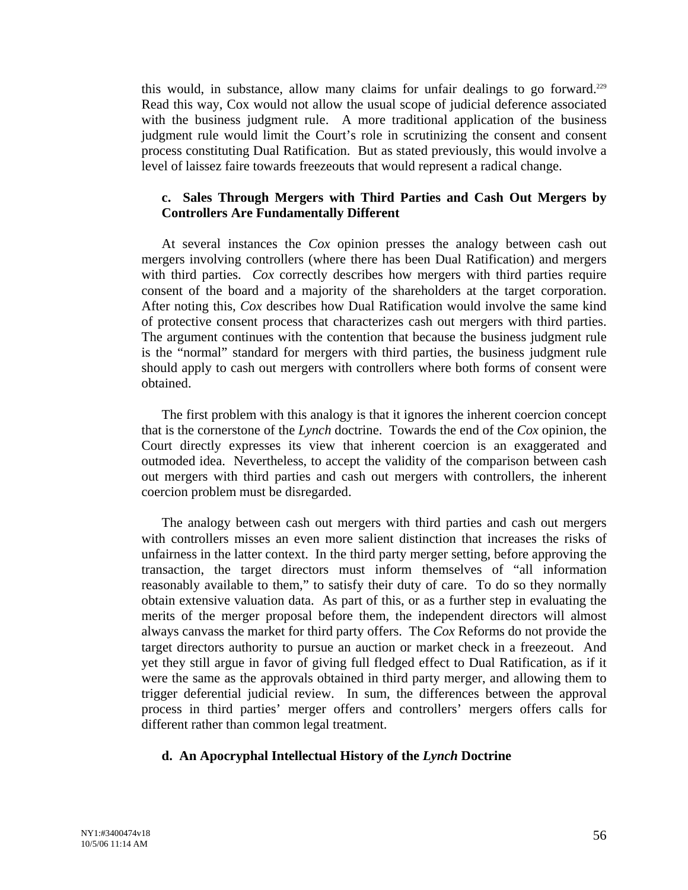this would, in substance, allow many claims for unfair dealings to go forward.[229] Read this way, Cox would not allow the usual scope of judicial deference associated with the business judgment rule. A more traditional application of the business judgment rule would limit the Court's role in scrutinizing the consent and consent process constituting Dual Ratification. But as stated previously, this would involve a level of laissez faire towards freezeouts that would represent a radical change.

### c. Sales Through Mergers with Third Parties and Cash Out Mergers by Controllers Are Fundamentally Different

At several instances the *Cox* opinion presses the analogy between cash out mergers involving controllers (where there has been Dual Ratification) and mergers with third parties. *Cox* correctly describes how mergers with third parties require consent of the board and a majority of the shareholders at the target corporation. After noting this, *Cox* describes how Dual Ratification would involve the same kind of protective consent process that characterizes cash out mergers with third parties. The argument continues with the contention that because the business judgment rule is the "normal" standard for mergers with third parties, the business judgment rule should apply to cash out mergers with controllers where both forms of consent were obtained.

The first problem with this analogy is that it ignores the inherent coercion concept that is the cornerstone of the *Lynch* doctrine. Towards the end of the *Cox* opinion, the Court directly expresses its view that inherent coercion is an exaggerated and outmoded idea. Nevertheless, to accept the validity of the comparison between cash out mergers with third parties and cash out mergers with controllers, the inherent coercion problem must be disregarded.

The analogy between cash out mergers with third parties and cash out mergers with controllers misses an even more salient distinction that increases the risks of unfairness in the latter context. In the third party merger setting, before approving the transaction, the target directors must inform themselves of "all information reasonably available to them," to satisfy their duty of care. To do so they normally obtain extensive valuation data. As part of this, or as a further step in evaluating the merits of the merger proposal before them, the independent directors will almost always canvass the market for third party offers. The *Cox* Reforms do not provide the target directors authority to pursue an auction or market check in a freezeout. And yet they still argue in favor of giving full fledged effect to Dual Ratification, as if it were the same as the approvals obtained in third party merger, and allowing them to trigger deferential judicial review. In sum, the differences between the approval process in third parties' merger offers and controllers' mergers offers calls for different rather than common legal treatment.

### d. An Apocryphal Intellectual History of the *Lynch* Doctrine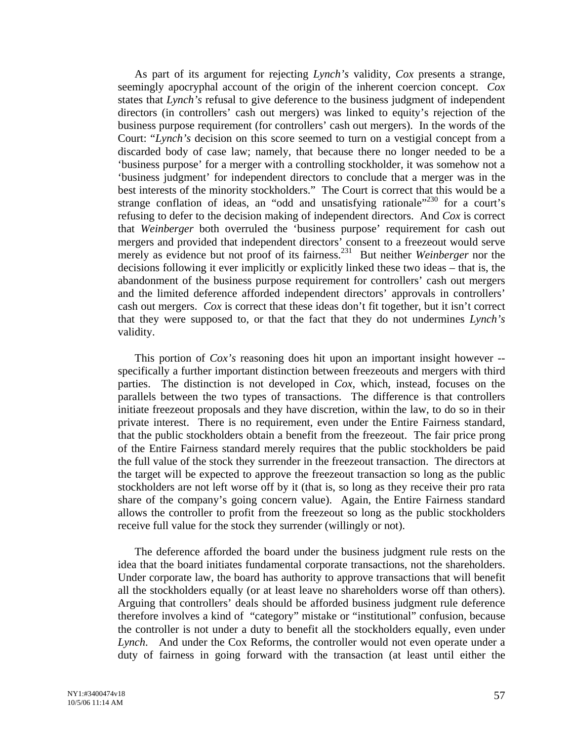As part of its argument for rejecting *Lynch's* validity, *Cox* presents a strange, seemingly apocryphal account of the origin of the inherent coercion concept. *Cox* states that *Lynch's* refusal to give deference to the business judgment of independent directors (in controllers' cash out mergers) was linked to equity's rejection of the business purpose requirement (for controllers' cash out mergers). In the words of the Court: "*Lynch's* decision on this score seemed to turn on a vestigial concept from a discarded body of case law; namely, that because there no longer needed to be a 'business purpose' for a merger with a controlling stockholder, it was somehow not a 'business judgment' for independent directors to conclude that a merger was in the best interests of the minority stockholders." The Court is correct that this would be a strange conflation of ideas, an "odd and unsatisfying rationale"[230] for a court's refusing to defer to the decision making of independent directors. And *Cox* is correct that *Weinberger* both overruled the 'business purpose' requirement for cash out mergers and provided that independent directors' consent to a freezeout would serve merely as evidence but not proof of its fairness.[231] But neither *Weinberger* nor the decisions following it ever implicitly or explicitly linked these two ideas – that is, the abandonment of the business purpose requirement for controllers' cash out mergers and the limited deference afforded independent directors' approvals in controllers' cash out mergers. *Cox* is correct that these ideas don't fit together, but it isn't correct that they were supposed to, or that the fact that they do not undermines *Lynch's* validity.

This portion of *Cox's* reasoning does hit upon an important insight however -- specifically a further important distinction between freezeouts and mergers with third parties. The distinction is not developed in *Cox*, which, instead, focuses on the parallels between the two types of transactions. The difference is that controllers initiate freezeout proposals and they have discretion, within the law, to do so in their private interest. There is no requirement, even under the Entire Fairness standard, that the public stockholders obtain a benefit from the freezeout. The fair price prong of the Entire Fairness standard merely requires that the public stockholders be paid the full value of the stock they surrender in the freezeout transaction. The directors at the target will be expected to approve the freezeout transaction so long as the public stockholders are not left worse off by it (that is, so long as they receive their pro rata share of the company's going concern value). Again, the Entire Fairness standard allows the controller to profit from the freezeout so long as the public stockholders receive full value for the stock they surrender (willingly or not).

The deference afforded the board under the business judgment rule rests on the idea that the board initiates fundamental corporate transactions, not the shareholders. Under corporate law, the board has authority to approve transactions that will benefit all the stockholders equally (or at least leave no shareholders worse off than others). Arguing that controllers' deals should be afforded business judgment rule deference therefore involves a kind of "category" mistake or "institutional" confusion, because the controller is not under a duty to benefit all the stockholders equally, even under *Lynch*. And under the Cox Reforms, the controller would not even operate under a duty of fairness in going forward with the transaction (at least until either the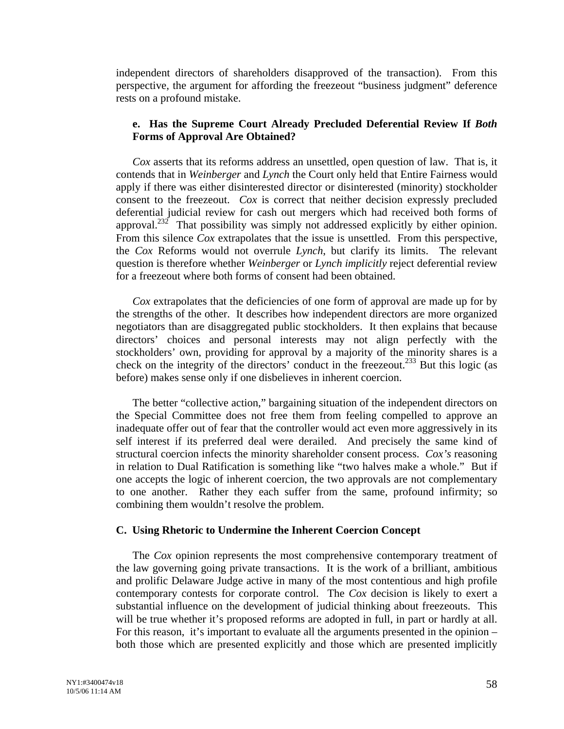independent directors of shareholders disapproved of the transaction). From this perspective, the argument for affording the freezeout "business judgment" deference rests on a profound mistake.

### e. Has the Supreme Court Already Precluded Deferential Review If *Both* Forms of Approval Are Obtained?

*Cox* asserts that its reforms address an unsettled, open question of law. That is, it contends that in *Weinberger* and *Lynch* the Court only held that Entire Fairness would apply if there was either disinterested director or disinterested (minority) stockholder consent to the freezeout. *Cox* is correct that neither decision expressly precluded deferential judicial review for cash out mergers which had received both forms of approval.[232] That possibility was simply not addressed explicitly by either opinion. From this silence *Cox* extrapolates that the issue is unsettled. From this perspective, the *Cox* Reforms would not overrule *Lynch*, but clarify its limits. The relevant question is therefore whether *Weinberger* or *Lynch implicitly* reject deferential review for a freezeout where both forms of consent had been obtained.

*Cox* extrapolates that the deficiencies of one form of approval are made up for by the strengths of the other. It describes how independent directors are more organized negotiators than are disaggregated public stockholders. It then explains that because directors' choices and personal interests may not align perfectly with the stockholders' own, providing for approval by a majority of the minority shares is a check on the integrity of the directors' conduct in the freezeout.[233] But this logic (as before) makes sense only if one disbelieves in inherent coercion.

The better "collective action," bargaining situation of the independent directors on the Special Committee does not free them from feeling compelled to approve an inadequate offer out of fear that the controller would act even more aggressively in its self interest if its preferred deal were derailed. And precisely the same kind of structural coercion infects the minority shareholder consent process. *Cox's* reasoning in relation to Dual Ratification is something like "two halves make a whole." But if one accepts the logic of inherent coercion, the two approvals are not complementary to one another. Rather they each suffer from the same, profound infirmity; so combining them wouldn't resolve the problem.

## C. Using Rhetoric to Undermine the Inherent Coercion Concept

The *Cox* opinion represents the most comprehensive contemporary treatment of the law governing going private transactions. It is the work of a brilliant, ambitious and prolific Delaware Judge active in many of the most contentious and high profile contemporary contests for corporate control. The *Cox* decision is likely to exert a substantial influence on the development of judicial thinking about freezeouts. This will be true whether it's proposed reforms are adopted in full, in part or hardly at all. For this reason, it's important to evaluate all the arguments presented in the opinion – both those which are presented explicitly and those which are presented implicitly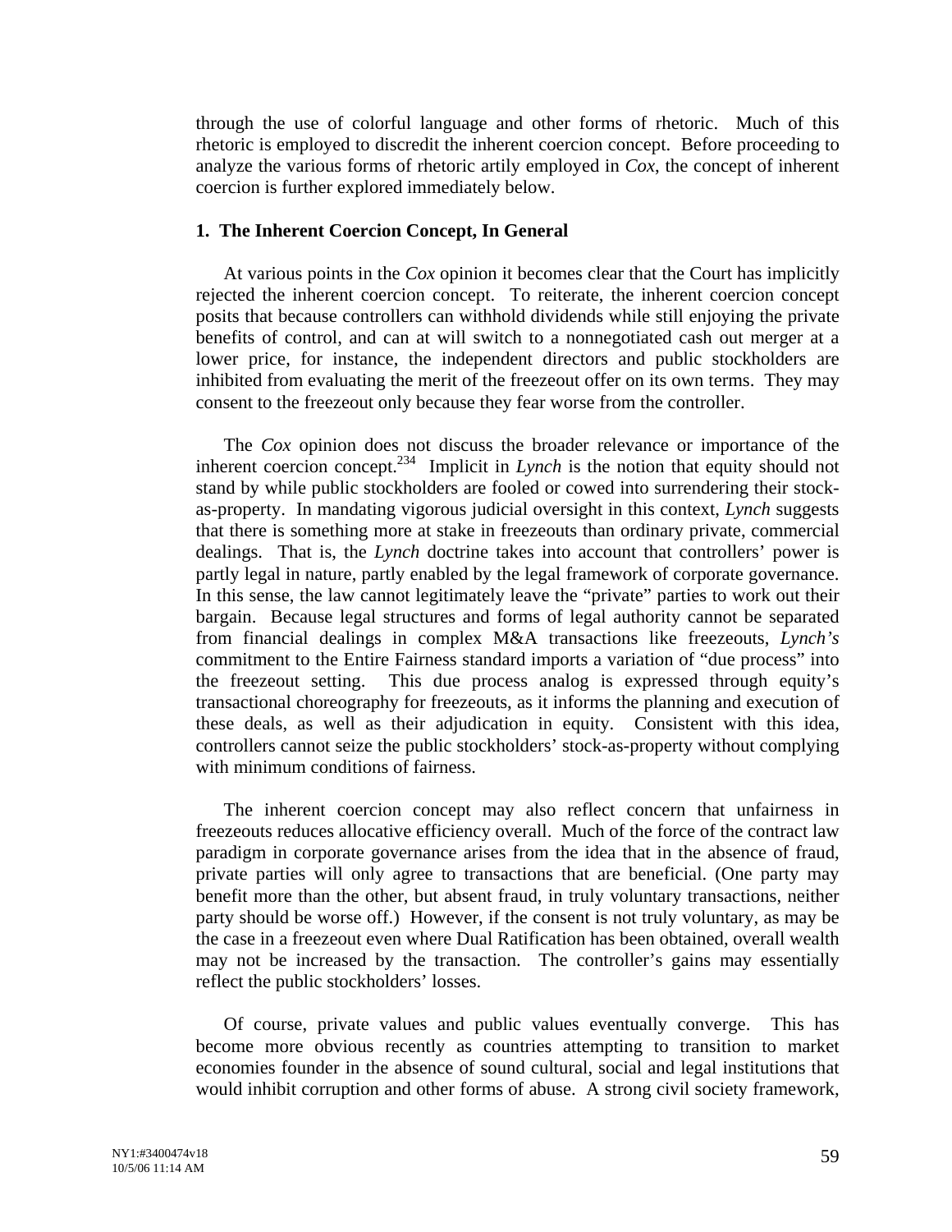through the use of colorful language and other forms of rhetoric. Much of this rhetoric is employed to discredit the inherent coercion concept. Before proceeding to analyze the various forms of rhetoric artily employed in *Cox*, the concept of inherent coercion is further explored immediately below.

### 1. The Inherent Coercion Concept, In General

At various points in the *Cox* opinion it becomes clear that the Court has implicitly rejected the inherent coercion concept. To reiterate, the inherent coercion concept posits that because controllers can withhold dividends while still enjoying the private benefits of control, and can at will switch to a nonnegotiated cash out merger at a lower price, for instance, the independent directors and public stockholders are inhibited from evaluating the merit of the freezeout offer on its own terms. They may consent to the freezeout only because they fear worse from the controller.

The *Cox* opinion does not discuss the broader relevance or importance of the inherent coercion concept.[234] Implicit in *Lynch* is the notion that equity should not stand by while public stockholders are fooled or cowed into surrendering their stock-as-property. In mandating vigorous judicial oversight in this context, *Lynch* suggests that there is something more at stake in freezeouts than ordinary private, commercial dealings. That is, the *Lynch* doctrine takes into account that controllers' power is partly legal in nature, partly enabled by the legal framework of corporate governance. In this sense, the law cannot legitimately leave the "private" parties to work out their bargain. Because legal structures and forms of legal authority cannot be separated from financial dealings in complex M&A transactions like freezeouts, *Lynch's* commitment to the Entire Fairness standard imports a variation of "due process" into the freezeout setting. This due process analog is expressed through equity's transactional choreography for freezeouts, as it informs the planning and execution of these deals, as well as their adjudication in equity. Consistent with this idea, controllers cannot seize the public stockholders' stock-as-property without complying with minimum conditions of fairness.

The inherent coercion concept may also reflect concern that unfairness in freezeouts reduces allocative efficiency overall. Much of the force of the contract law paradigm in corporate governance arises from the idea that in the absence of fraud, private parties will only agree to transactions that are beneficial. (One party may benefit more than the other, but absent fraud, in truly voluntary transactions, neither party should be worse off.) However, if the consent is not truly voluntary, as may be the case in a freezeout even where Dual Ratification has been obtained, overall wealth may not be increased by the transaction. The controller's gains may essentially reflect the public stockholders' losses.

Of course, private values and public values eventually converge. This has become more obvious recently as countries attempting to transition to market economies founder in the absence of sound cultural, social and legal institutions that would inhibit corruption and other forms of abuse. A strong civil society framework,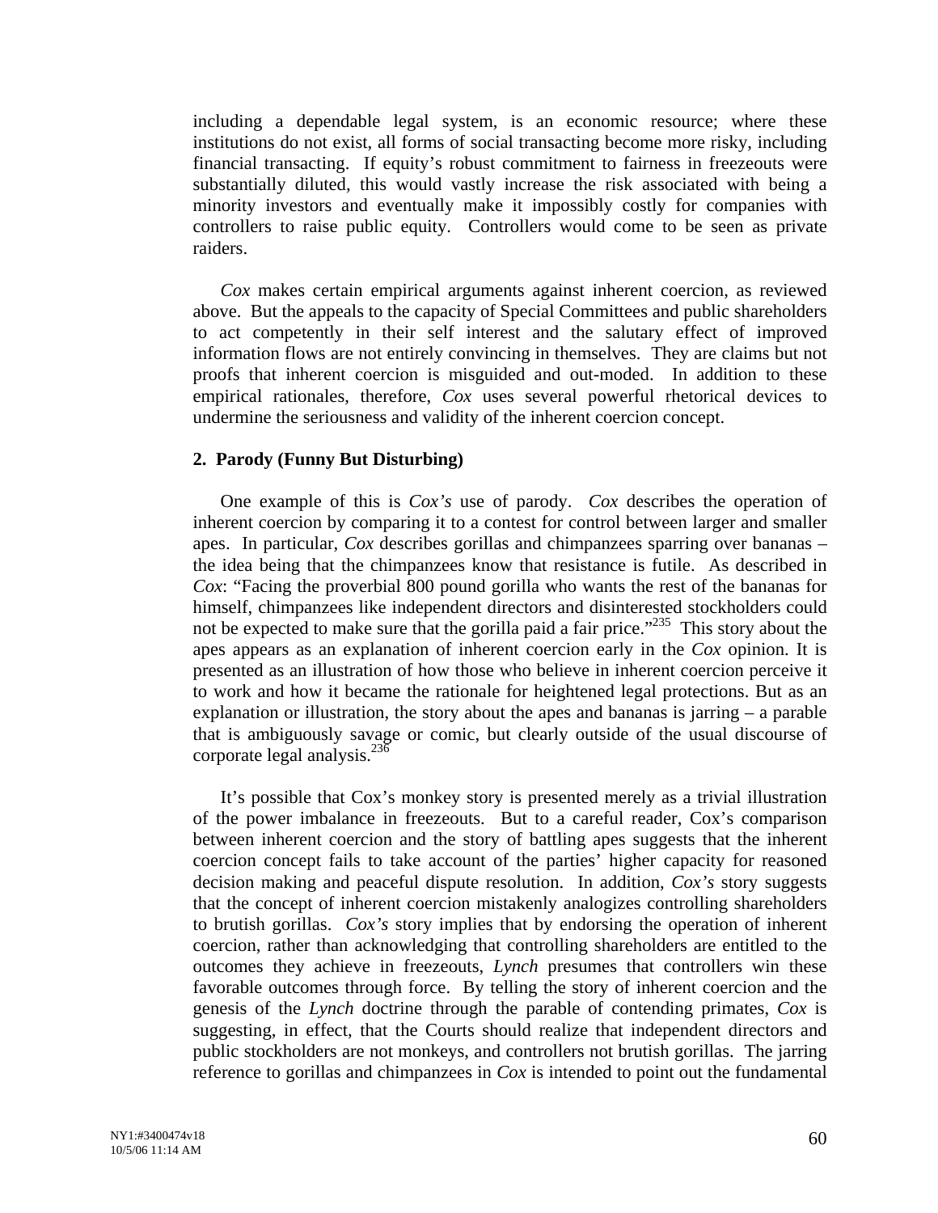including a dependable legal system, is an economic resource; where these institutions do not exist, all forms of social transacting become more risky, including financial transacting. If equity's robust commitment to fairness in freezeouts were substantially diluted, this would vastly increase the risk associated with being a minority investors and eventually make it impossibly costly for companies with controllers to raise public equity. Controllers would come to be seen as private raiders.

*Cox* makes certain empirical arguments against inherent coercion, as reviewed above. But the appeals to the capacity of Special Committees and public shareholders to act competently in their self interest and the salutary effect of improved information flows are not entirely convincing in themselves. They are claims but not proofs that inherent coercion is misguided and out-moded. In addition to these empirical rationales, therefore, *Cox* uses several powerful rhetorical devices to undermine the seriousness and validity of the inherent coercion concept.

### 2. Parody (Funny But Disturbing)

One example of this is *Cox's* use of parody. *Cox* describes the operation of inherent coercion by comparing it to a contest for control between larger and smaller apes. In particular, *Cox* describes gorillas and chimpanzees sparring over bananas – the idea being that the chimpanzees know that resistance is futile. As described in *Cox*: "Facing the proverbial 800 pound gorilla who wants the rest of the bananas for himself, chimpanzees like independent directors and disinterested stockholders could not be expected to make sure that the gorilla paid a fair price."[235] This story about the apes appears as an explanation of inherent coercion early in the *Cox* opinion. It is presented as an illustration of how those who believe in inherent coercion perceive it to work and how it became the rationale for heightened legal protections. But as an explanation or illustration, the story about the apes and bananas is jarring – a parable that is ambiguously savage or comic, but clearly outside of the usual discourse of corporate legal analysis.[236]

It's possible that Cox's monkey story is presented merely as a trivial illustration of the power imbalance in freezeouts. But to a careful reader, Cox's comparison between inherent coercion and the story of battling apes suggests that the inherent coercion concept fails to take account of the parties' higher capacity for reasoned decision making and peaceful dispute resolution. In addition, *Cox's* story suggests that the concept of inherent coercion mistakenly analogizes controlling shareholders to brutish gorillas. *Cox's* story implies that by endorsing the operation of inherent coercion, rather than acknowledging that controlling shareholders are entitled to the outcomes they achieve in freezeouts, *Lynch* presumes that controllers win these favorable outcomes through force. By telling the story of inherent coercion and the genesis of the *Lynch* doctrine through the parable of contending primates, *Cox* is suggesting, in effect, that the Courts should realize that independent directors and public stockholders are not monkeys, and controllers not brutish gorillas. The jarring reference to gorillas and chimpanzees in *Cox* is intended to point out the fundamental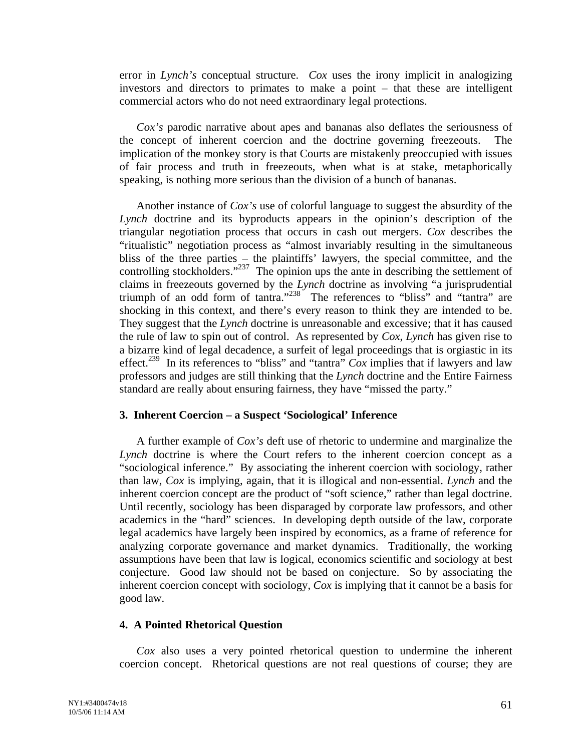error in *Lynch's* conceptual structure. *Cox* uses the irony implicit in analogizing investors and directors to primates to make a point – that these are intelligent commercial actors who do not need extraordinary legal protections.

*Cox's* parodic narrative about apes and bananas also deflates the seriousness of the concept of inherent coercion and the doctrine governing freezeouts. The implication of the monkey story is that Courts are mistakenly preoccupied with issues of fair process and truth in freezeouts, when what is at stake, metaphorically speaking, is nothing more serious than the division of a bunch of bananas.

Another instance of *Cox's* use of colorful language to suggest the absurdity of the *Lynch* doctrine and its byproducts appears in the opinion's description of the triangular negotiation process that occurs in cash out mergers. *Cox* describes the "ritualistic" negotiation process as "almost invariably resulting in the simultaneous bliss of the three parties – the plaintiffs' lawyers, the special committee, and the controlling stockholders."[237] The opinion ups the ante in describing the settlement of claims in freezeouts governed by the *Lynch* doctrine as involving "a jurisprudential triumph of an odd form of tantra."[238] The references to "bliss" and "tantra" are shocking in this context, and there's every reason to think they are intended to be. They suggest that the *Lynch* doctrine is unreasonable and excessive; that it has caused the rule of law to spin out of control. As represented by *Cox*, *Lynch* has given rise to a bizarre kind of legal decadence, a surfeit of legal proceedings that is orgiastic in its effect.[239] In its references to "bliss" and "tantra" *Cox* implies that if lawyers and law professors and judges are still thinking that the *Lynch* doctrine and the Entire Fairness standard are really about ensuring fairness, they have "missed the party."

### 3. Inherent Coercion – a Suspect 'Sociological' Inference

A further example of *Cox's* deft use of rhetoric to undermine and marginalize the *Lynch* doctrine is where the Court refers to the inherent coercion concept as a "sociological inference." By associating the inherent coercion with sociology, rather than law, *Cox* is implying, again, that it is illogical and non-essential. *Lynch* and the inherent coercion concept are the product of "soft science," rather than legal doctrine. Until recently, sociology has been disparaged by corporate law professors, and other academics in the "hard" sciences. In developing depth outside of the law, corporate legal academics have largely been inspired by economics, as a frame of reference for analyzing corporate governance and market dynamics. Traditionally, the working assumptions have been that law is logical, economics scientific and sociology at best conjecture. Good law should not be based on conjecture. So by associating the inherent coercion concept with sociology, *Cox* is implying that it cannot be a basis for good law.

### 4. A Pointed Rhetorical Question

*Cox* also uses a very pointed rhetorical question to undermine the inherent coercion concept. Rhetorical questions are not real questions of course; they are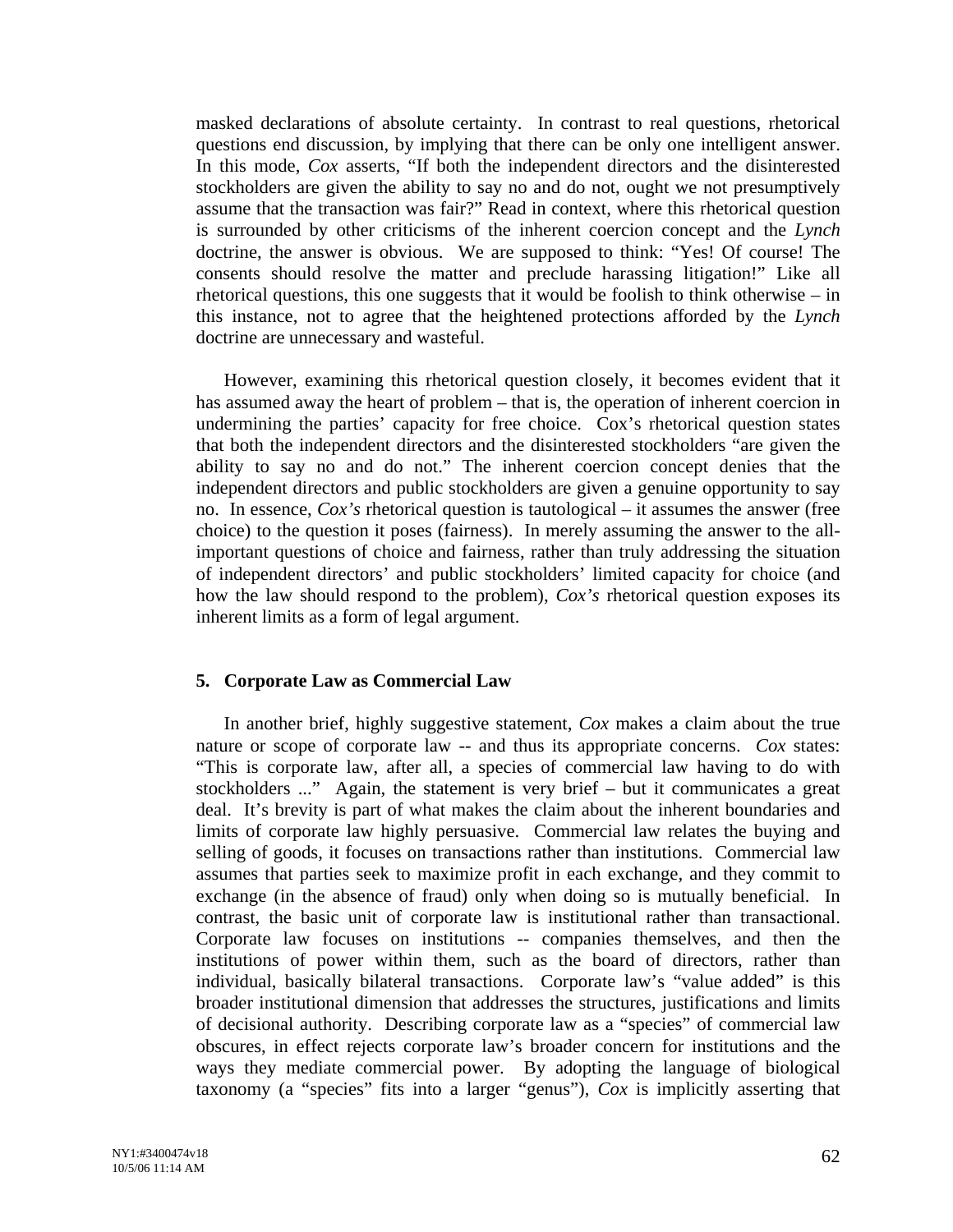masked declarations of absolute certainty. In contrast to real questions, rhetorical questions end discussion, by implying that there can be only one intelligent answer. In this mode, *Cox* asserts, "If both the independent directors and the disinterested stockholders are given the ability to say no and do not, ought we not presumptively assume that the transaction was fair?" Read in context, where this rhetorical question is surrounded by other criticisms of the inherent coercion concept and the *Lynch* doctrine, the answer is obvious. We are supposed to think: "Yes! Of course! The consents should resolve the matter and preclude harassing litigation!" Like all rhetorical questions, this one suggests that it would be foolish to think otherwise – in this instance, not to agree that the heightened protections afforded by the *Lynch* doctrine are unnecessary and wasteful.

However, examining this rhetorical question closely, it becomes evident that it has assumed away the heart of problem – that is, the operation of inherent coercion in undermining the parties' capacity for free choice. Cox's rhetorical question states that both the independent directors and the disinterested stockholders "are given the ability to say no and do not." The inherent coercion concept denies that the independent directors and public stockholders are given a genuine opportunity to say no. In essence, *Cox's* rhetorical question is tautological – it assumes the answer (free choice) to the question it poses (fairness). In merely assuming the answer to the all-important questions of choice and fairness, rather than truly addressing the situation of independent directors' and public stockholders' limited capacity for choice (and how the law should respond to the problem), *Cox's* rhetorical question exposes its inherent limits as a form of legal argument.

### 5. Corporate Law as Commercial Law

In another brief, highly suggestive statement, *Cox* makes a claim about the true nature or scope of corporate law -- and thus its appropriate concerns. *Cox* states: "This is corporate law, after all, a species of commercial law having to do with stockholders ..." Again, the statement is very brief – but it communicates a great deal. It's brevity is part of what makes the claim about the inherent boundaries and limits of corporate law highly persuasive. Commercial law relates the buying and selling of goods, it focuses on transactions rather than institutions. Commercial law assumes that parties seek to maximize profit in each exchange, and they commit to exchange (in the absence of fraud) only when doing so is mutually beneficial. In contrast, the basic unit of corporate law is institutional rather than transactional. Corporate law focuses on institutions -- companies themselves, and then the institutions of power within them, such as the board of directors, rather than individual, basically bilateral transactions. Corporate law's "value added" is this broader institutional dimension that addresses the structures, justifications and limits of decisional authority. Describing corporate law as a "species" of commercial law obscures, in effect rejects corporate law's broader concern for institutions and the ways they mediate commercial power. By adopting the language of biological taxonomy (a "species" fits into a larger "genus"), *Cox* is implicitly asserting that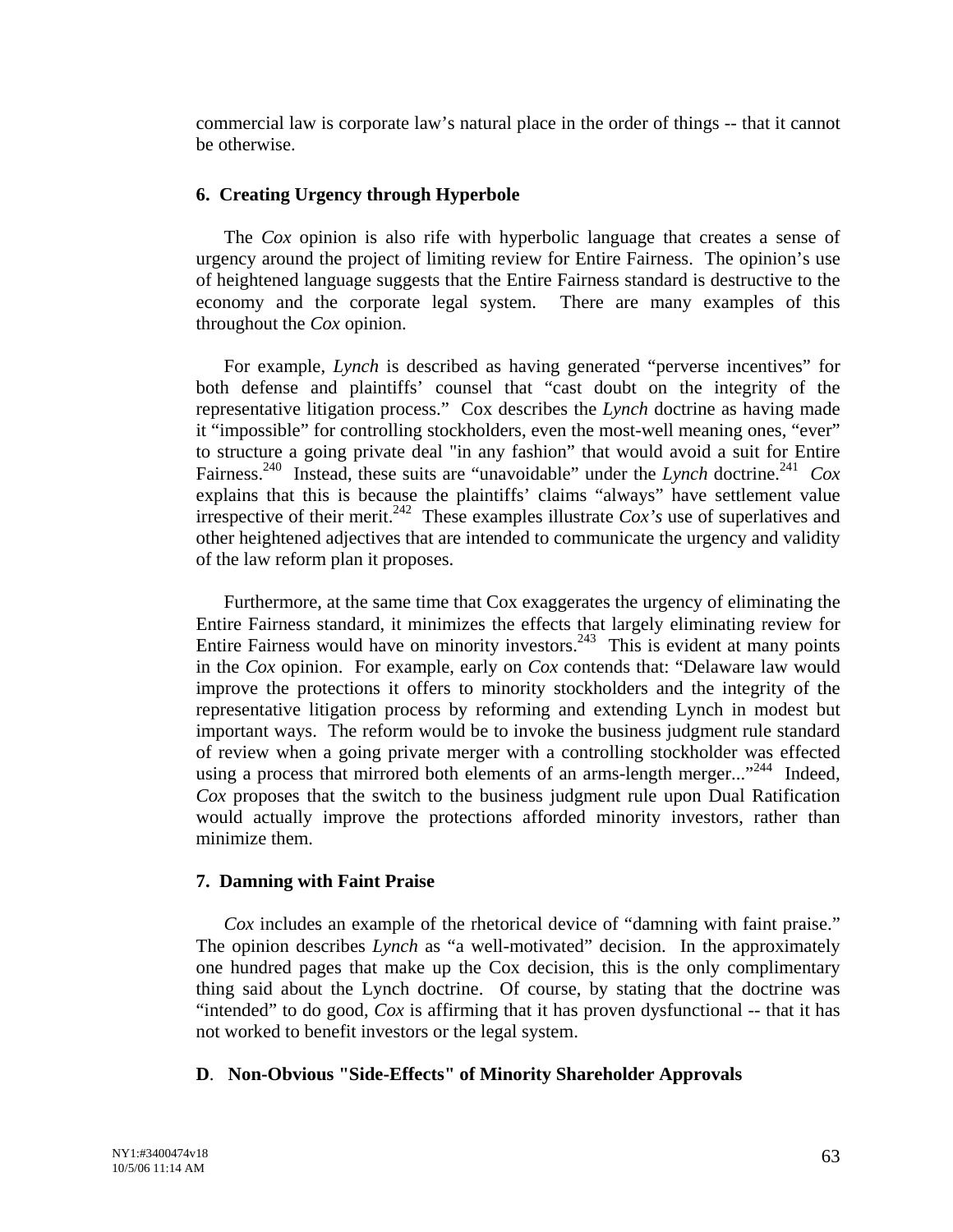commercial law is corporate law's natural place in the order of things -- that it cannot be otherwise.

### 6. Creating Urgency through Hyperbole

The *Cox* opinion is also rife with hyperbolic language that creates a sense of urgency around the project of limiting review for Entire Fairness. The opinion's use of heightened language suggests that the Entire Fairness standard is destructive to the economy and the corporate legal system. There are many examples of this throughout the *Cox* opinion.

For example, *Lynch* is described as having generated "perverse incentives" for both defense and plaintiffs' counsel that "cast doubt on the integrity of the representative litigation process." Cox describes the *Lynch* doctrine as having made it "impossible" for controlling stockholders, even the most-well meaning ones, "ever" to structure a going private deal "in any fashion" that would avoid a suit for Entire Fairness.[240] Instead, these suits are "unavoidable" under the *Lynch* doctrine.[241] *Cox* explains that this is because the plaintiffs' claims "always" have settlement value irrespective of their merit.[242] These examples illustrate *Cox's* use of superlatives and other heightened adjectives that are intended to communicate the urgency and validity of the law reform plan it proposes.

Furthermore, at the same time that Cox exaggerates the urgency of eliminating the Entire Fairness standard, it minimizes the effects that largely eliminating review for Entire Fairness would have on minority investors.[243] This is evident at many points in the *Cox* opinion. For example, early on *Cox* contends that: "Delaware law would improve the protections it offers to minority stockholders and the integrity of the representative litigation process by reforming and extending Lynch in modest but important ways. The reform would be to invoke the business judgment rule standard of review when a going private merger with a controlling stockholder was effected using a process that mirrored both elements of an arms-length merger..."[244] Indeed, *Cox* proposes that the switch to the business judgment rule upon Dual Ratification would actually improve the protections afforded minority investors, rather than minimize them.

### 7. Damning with Faint Praise

*Cox* includes an example of the rhetorical device of "damning with faint praise." The opinion describes *Lynch* as "a well-motivated" decision. In the approximately one hundred pages that make up the Cox decision, this is the only complimentary thing said about the Lynch doctrine. Of course, by stating that the doctrine was "intended" to do good, *Cox* is affirming that it has proven dysfunctional -- that it has not worked to benefit investors or the legal system.

## D. Non-Obvious "Side-Effects" of Minority Shareholder Approvals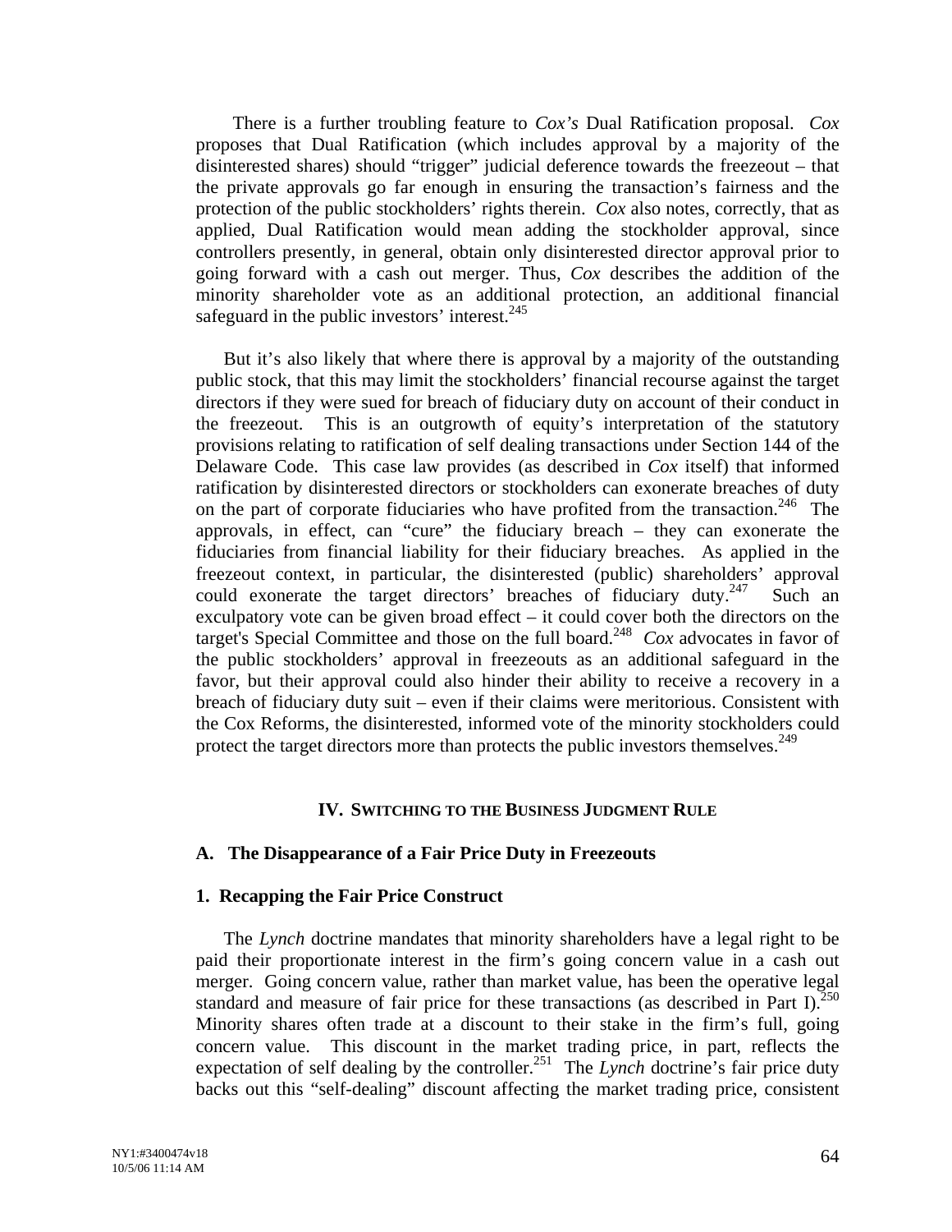There is a further troubling feature to *Cox's* Dual Ratification proposal. *Cox* proposes that Dual Ratification (which includes approval by a majority of the disinterested shares) should "trigger" judicial deference towards the freezeout – that the private approvals go far enough in ensuring the transaction's fairness and the protection of the public stockholders' rights therein. *Cox* also notes, correctly, that as applied, Dual Ratification would mean adding the stockholder approval, since controllers presently, in general, obtain only disinterested director approval prior to going forward with a cash out merger. Thus, *Cox* describes the addition of the minority shareholder vote as an additional protection, an additional financial safeguard in the public investors' interest.[245]

But it's also likely that where there is approval by a majority of the outstanding public stock, that this may limit the stockholders' financial recourse against the target directors if they were sued for breach of fiduciary duty on account of their conduct in the freezeout. This is an outgrowth of equity's interpretation of the statutory provisions relating to ratification of self dealing transactions under Section 144 of the Delaware Code. This case law provides (as described in *Cox* itself) that informed ratification by disinterested directors or stockholders can exonerate breaches of duty on the part of corporate fiduciaries who have profited from the transaction.[246] The approvals, in effect, can "cure" the fiduciary breach – they can exonerate the fiduciaries from financial liability for their fiduciary breaches. As applied in the freezeout context, in particular, the disinterested (public) shareholders' approval could exonerate the target directors' breaches of fiduciary duty.[247] Such an exculpatory vote can be given broad effect – it could cover both the directors on the target's Special Committee and those on the full board.[248] *Cox* advocates in favor of the public stockholders' approval in freezeouts as an additional safeguard in the favor, but their approval could also hinder their ability to receive a recovery in a breach of fiduciary duty suit – even if their claims were meritorious. Consistent with the Cox Reforms, the disinterested, informed vote of the minority stockholders could protect the target directors more than protects the public investors themselves.[249]

## IV. SWITCHING TO THE BUSINESS JUDGMENT RULE

### A. The Disappearance of a Fair Price Duty in Freezeouts

#### 1. Recapping the Fair Price Construct

The *Lynch* doctrine mandates that minority shareholders have a legal right to be paid their proportionate interest in the firm's going concern value in a cash out merger. Going concern value, rather than market value, has been the operative legal standard and measure of fair price for these transactions (as described in Part I).[250] Minority shares often trade at a discount to their stake in the firm's full, going concern value. This discount in the market trading price, in part, reflects the expectation of self dealing by the controller.[251] The *Lynch* doctrine's fair price duty backs out this "self-dealing" discount affecting the market trading price, consistent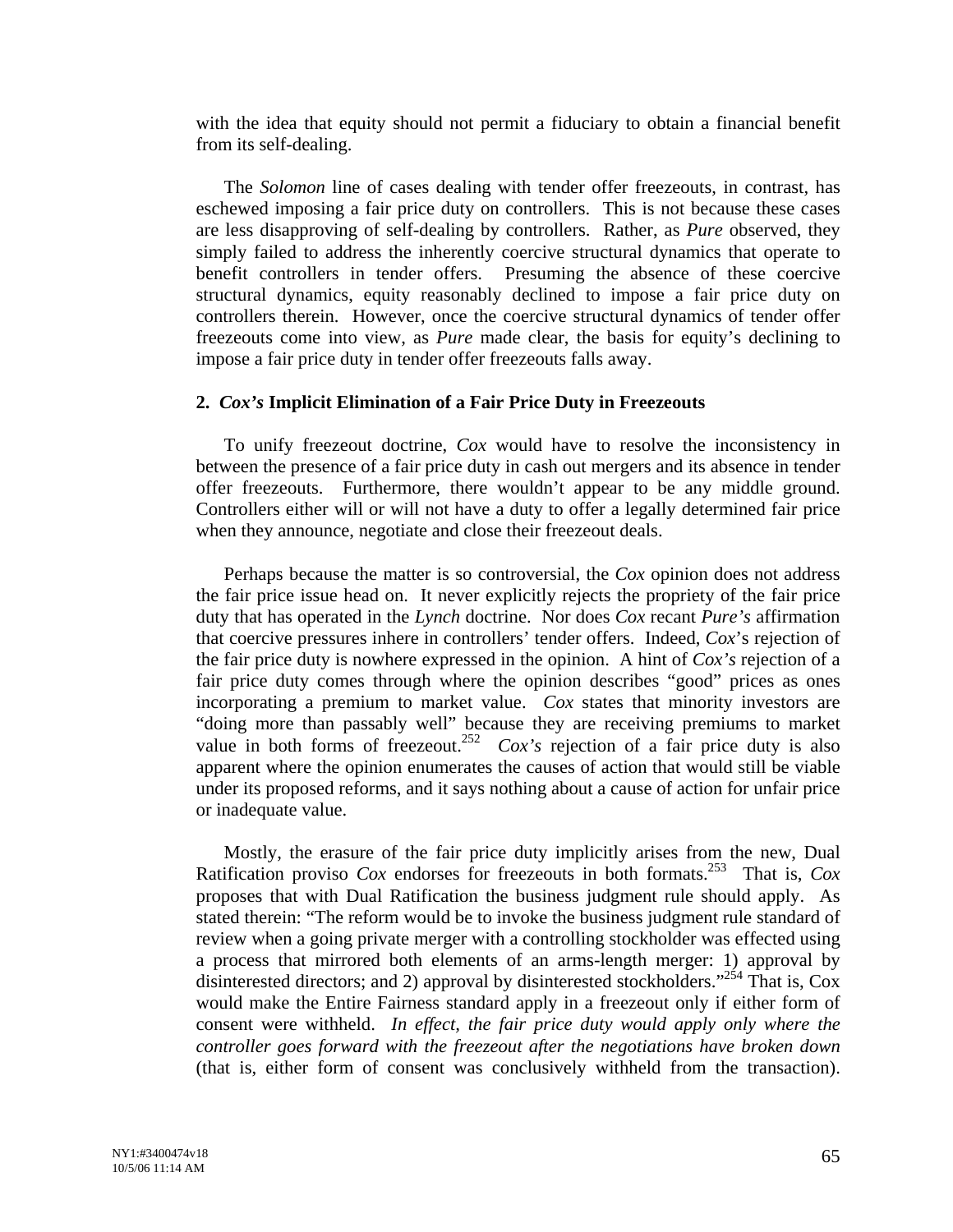with the idea that equity should not permit a fiduciary to obtain a financial benefit from its self-dealing.

The *Solomon* line of cases dealing with tender offer freezeouts, in contrast, has eschewed imposing a fair price duty on controllers. This is not because these cases are less disapproving of self-dealing by controllers. Rather, as *Pure* observed, they simply failed to address the inherently coercive structural dynamics that operate to benefit controllers in tender offers. Presuming the absence of these coercive structural dynamics, equity reasonably declined to impose a fair price duty on controllers therein. However, once the coercive structural dynamics of tender offer freezeouts come into view, as *Pure* made clear, the basis for equity's declining to impose a fair price duty in tender offer freezeouts falls away.

### 2. *Cox's* Implicit Elimination of a Fair Price Duty in Freezeouts

To unify freezeout doctrine, *Cox* would have to resolve the inconsistency in between the presence of a fair price duty in cash out mergers and its absence in tender offer freezeouts. Furthermore, there wouldn't appear to be any middle ground. Controllers either will or will not have a duty to offer a legally determined fair price when they announce, negotiate and close their freezeout deals.

Perhaps because the matter is so controversial, the *Cox* opinion does not address the fair price issue head on. It never explicitly rejects the propriety of the fair price duty that has operated in the *Lynch* doctrine. Nor does *Cox* recant *Pure's* affirmation that coercive pressures inhere in controllers' tender offers. Indeed, *Cox*'s rejection of the fair price duty is nowhere expressed in the opinion. A hint of *Cox's* rejection of a fair price duty comes through where the opinion describes "good" prices as ones incorporating a premium to market value. *Cox* states that minority investors are "doing more than passably well" because they are receiving premiums to market value in both forms of freezeout.[252] *Cox's* rejection of a fair price duty is also apparent where the opinion enumerates the causes of action that would still be viable under its proposed reforms, and it says nothing about a cause of action for unfair price or inadequate value.

Mostly, the erasure of the fair price duty implicitly arises from the new, Dual Ratification proviso *Cox* endorses for freezeouts in both formats.[253] That is, *Cox* proposes that with Dual Ratification the business judgment rule should apply. As stated therein: "The reform would be to invoke the business judgment rule standard of review when a going private merger with a controlling stockholder was effected using a process that mirrored both elements of an arms-length merger: 1) approval by disinterested directors; and 2) approval by disinterested stockholders."[254] That is, Cox would make the Entire Fairness standard apply in a freezeout only if either form of consent were withheld. *In effect, the fair price duty would apply only where the controller goes forward with the freezeout after the negotiations have broken down* (that is, either form of consent was conclusively withheld from the transaction).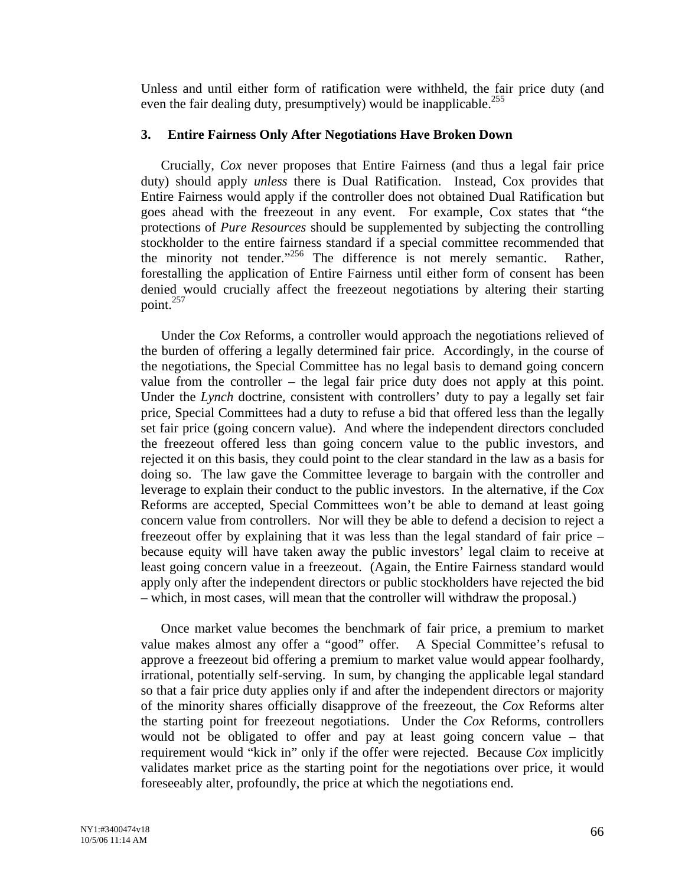Unless and until either form of ratification were withheld, the fair price duty (and even the fair dealing duty, presumptively) would be inapplicable.[255]

### 3. Entire Fairness Only After Negotiations Have Broken Down

Crucially, *Cox* never proposes that Entire Fairness (and thus a legal fair price duty) should apply *unless* there is Dual Ratification. Instead, Cox provides that Entire Fairness would apply if the controller does not obtained Dual Ratification but goes ahead with the freezeout in any event. For example, Cox states that "the protections of *Pure Resources* should be supplemented by subjecting the controlling stockholder to the entire fairness standard if a special committee recommended that the minority not tender."[256] The difference is not merely semantic. Rather, forestalling the application of Entire Fairness until either form of consent has been denied would crucially affect the freezeout negotiations by altering their starting point.[257]

Under the *Cox* Reforms, a controller would approach the negotiations relieved of the burden of offering a legally determined fair price. Accordingly, in the course of the negotiations, the Special Committee has no legal basis to demand going concern value from the controller – the legal fair price duty does not apply at this point. Under the *Lynch* doctrine, consistent with controllers' duty to pay a legally set fair price, Special Committees had a duty to refuse a bid that offered less than the legally set fair price (going concern value). And where the independent directors concluded the freezeout offered less than going concern value to the public investors, and rejected it on this basis, they could point to the clear standard in the law as a basis for doing so. The law gave the Committee leverage to bargain with the controller and leverage to explain their conduct to the public investors. In the alternative, if the *Cox* Reforms are accepted, Special Committees won't be able to demand at least going concern value from controllers. Nor will they be able to defend a decision to reject a freezeout offer by explaining that it was less than the legal standard of fair price – because equity will have taken away the public investors' legal claim to receive at least going concern value in a freezeout. (Again, the Entire Fairness standard would apply only after the independent directors or public stockholders have rejected the bid – which, in most cases, will mean that the controller will withdraw the proposal.)

Once market value becomes the benchmark of fair price, a premium to market value makes almost any offer a "good" offer. A Special Committee's refusal to approve a freezeout bid offering a premium to market value would appear foolhardy, irrational, potentially self-serving. In sum, by changing the applicable legal standard so that a fair price duty applies only if and after the independent directors or majority of the minority shares officially disapprove of the freezeout, the *Cox* Reforms alter the starting point for freezeout negotiations. Under the *Cox* Reforms, controllers would not be obligated to offer and pay at least going concern value – that requirement would "kick in" only if the offer were rejected. Because *Cox* implicitly validates market price as the starting point for the negotiations over price, it would foreseeably alter, profoundly, the price at which the negotiations end.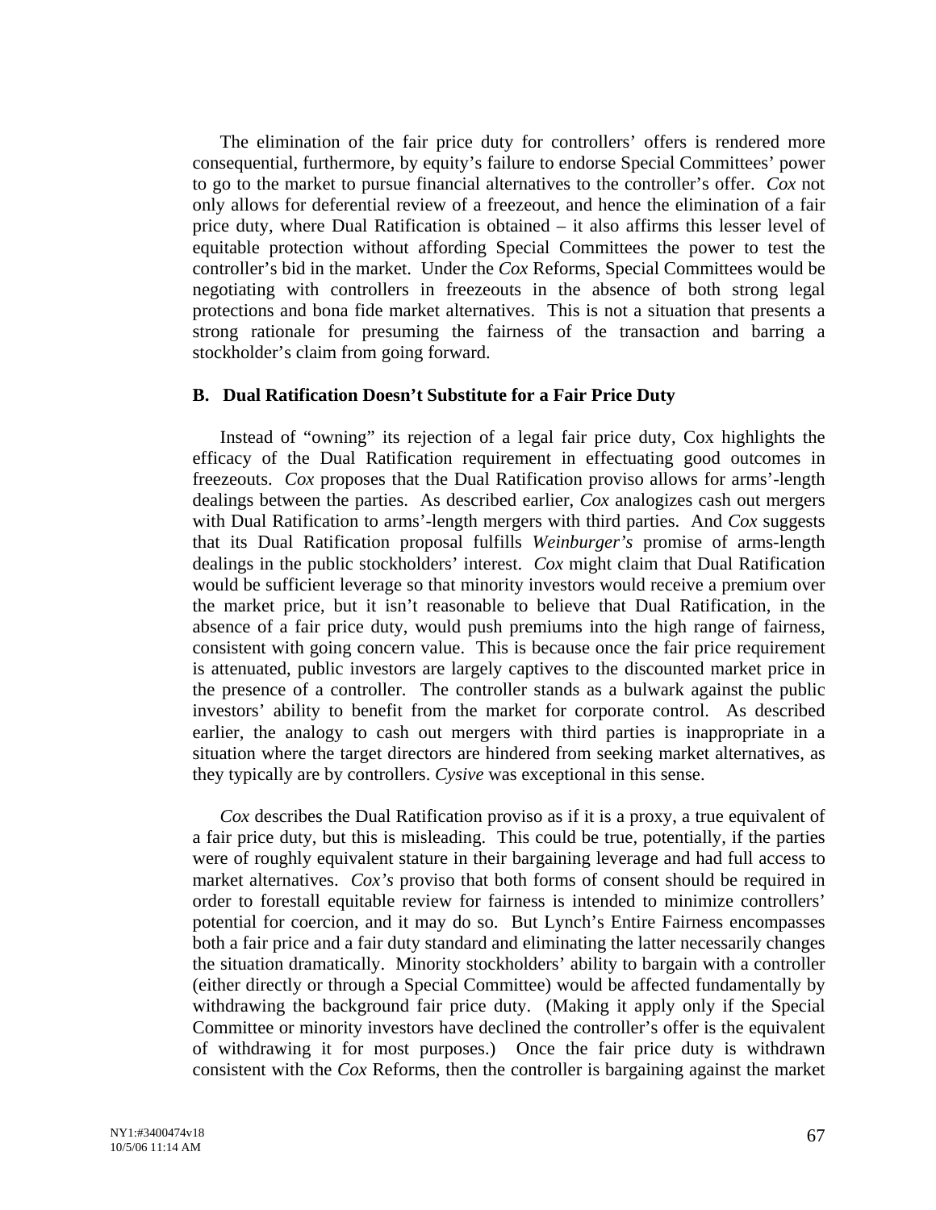The elimination of the fair price duty for controllers' offers is rendered more consequential, furthermore, by equity's failure to endorse Special Committees' power to go to the market to pursue financial alternatives to the controller's offer. *Cox* not only allows for deferential review of a freezeout, and hence the elimination of a fair price duty, where Dual Ratification is obtained – it also affirms this lesser level of equitable protection without affording Special Committees the power to test the controller's bid in the market. Under the *Cox* Reforms, Special Committees would be negotiating with controllers in freezeouts in the absence of both strong legal protections and bona fide market alternatives. This is not a situation that presents a strong rationale for presuming the fairness of the transaction and barring a stockholder's claim from going forward.

### B. Dual Ratification Doesn't Substitute for a Fair Price Duty

Instead of "owning" its rejection of a legal fair price duty, Cox highlights the efficacy of the Dual Ratification requirement in effectuating good outcomes in freezeouts. *Cox* proposes that the Dual Ratification proviso allows for arms'-length dealings between the parties. As described earlier, *Cox* analogizes cash out mergers with Dual Ratification to arms'-length mergers with third parties. And *Cox* suggests that its Dual Ratification proposal fulfills *Weinburger's* promise of arms-length dealings in the public stockholders' interest. *Cox* might claim that Dual Ratification would be sufficient leverage so that minority investors would receive a premium over the market price, but it isn't reasonable to believe that Dual Ratification, in the absence of a fair price duty, would push premiums into the high range of fairness, consistent with going concern value. This is because once the fair price requirement is attenuated, public investors are largely captives to the discounted market price in the presence of a controller. The controller stands as a bulwark against the public investors' ability to benefit from the market for corporate control. As described earlier, the analogy to cash out mergers with third parties is inappropriate in a situation where the target directors are hindered from seeking market alternatives, as they typically are by controllers. *Cysive* was exceptional in this sense.

*Cox* describes the Dual Ratification proviso as if it is a proxy, a true equivalent of a fair price duty, but this is misleading. This could be true, potentially, if the parties were of roughly equivalent stature in their bargaining leverage and had full access to market alternatives. *Cox's* proviso that both forms of consent should be required in order to forestall equitable review for fairness is intended to minimize controllers' potential for coercion, and it may do so. But Lynch's Entire Fairness encompasses both a fair price and a fair duty standard and eliminating the latter necessarily changes the situation dramatically. Minority stockholders' ability to bargain with a controller (either directly or through a Special Committee) would be affected fundamentally by withdrawing the background fair price duty. (Making it apply only if the Special Committee or minority investors have declined the controller's offer is the equivalent of withdrawing it for most purposes.) Once the fair price duty is withdrawn consistent with the *Cox* Reforms, then the controller is bargaining against the market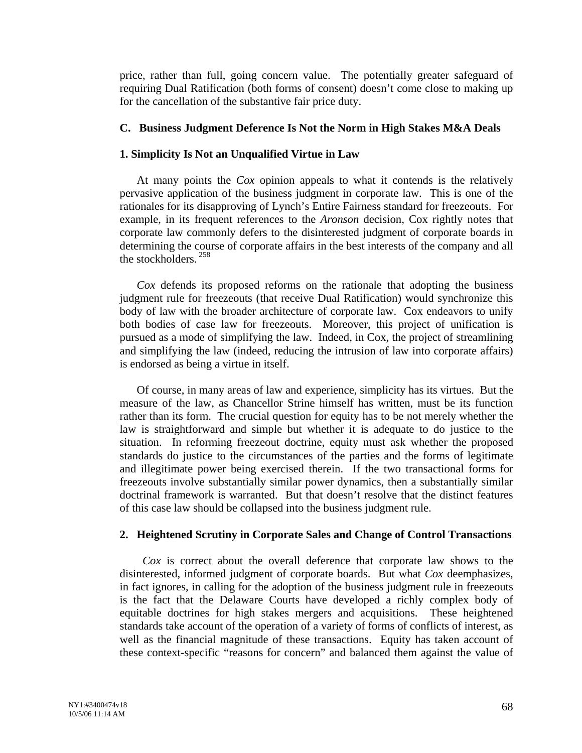price, rather than full, going concern value. The potentially greater safeguard of requiring Dual Ratification (both forms of consent) doesn't come close to making up for the cancellation of the substantive fair price duty.

### C. Business Judgment Deference Is Not the Norm in High Stakes M&A Deals

#### 1. Simplicity Is Not an Unqualified Virtue in Law

At many points the *Cox* opinion appeals to what it contends is the relatively pervasive application of the business judgment in corporate law. This is one of the rationales for its disapproving of Lynch's Entire Fairness standard for freezeouts. For example, in its frequent references to the *Aronson* decision, Cox rightly notes that corporate law commonly defers to the disinterested judgment of corporate boards in determining the course of corporate affairs in the best interests of the company and all the stockholders. [258]

*Cox* defends its proposed reforms on the rationale that adopting the business judgment rule for freezeouts (that receive Dual Ratification) would synchronize this body of law with the broader architecture of corporate law. Cox endeavors to unify both bodies of case law for freezeouts. Moreover, this project of unification is pursued as a mode of simplifying the law. Indeed, in Cox, the project of streamlining and simplifying the law (indeed, reducing the intrusion of law into corporate affairs) is endorsed as being a virtue in itself.

Of course, in many areas of law and experience, simplicity has its virtues. But the measure of the law, as Chancellor Strine himself has written, must be its function rather than its form. The crucial question for equity has to be not merely whether the law is straightforward and simple but whether it is adequate to do justice to the situation. In reforming freezeout doctrine, equity must ask whether the proposed standards do justice to the circumstances of the parties and the forms of legitimate and illegitimate power being exercised therein. If the two transactional forms for freezeouts involve substantially similar power dynamics, then a substantially similar doctrinal framework is warranted. But that doesn't resolve that the distinct features of this case law should be collapsed into the business judgment rule.

#### 2. Heightened Scrutiny in Corporate Sales and Change of Control Transactions

*Cox* is correct about the overall deference that corporate law shows to the disinterested, informed judgment of corporate boards. But what *Cox* deemphasizes, in fact ignores, in calling for the adoption of the business judgment rule in freezeouts is the fact that the Delaware Courts have developed a richly complex body of equitable doctrines for high stakes mergers and acquisitions. These heightened standards take account of the operation of a variety of forms of conflicts of interest, as well as the financial magnitude of these transactions. Equity has taken account of these context-specific "reasons for concern" and balanced them against the value of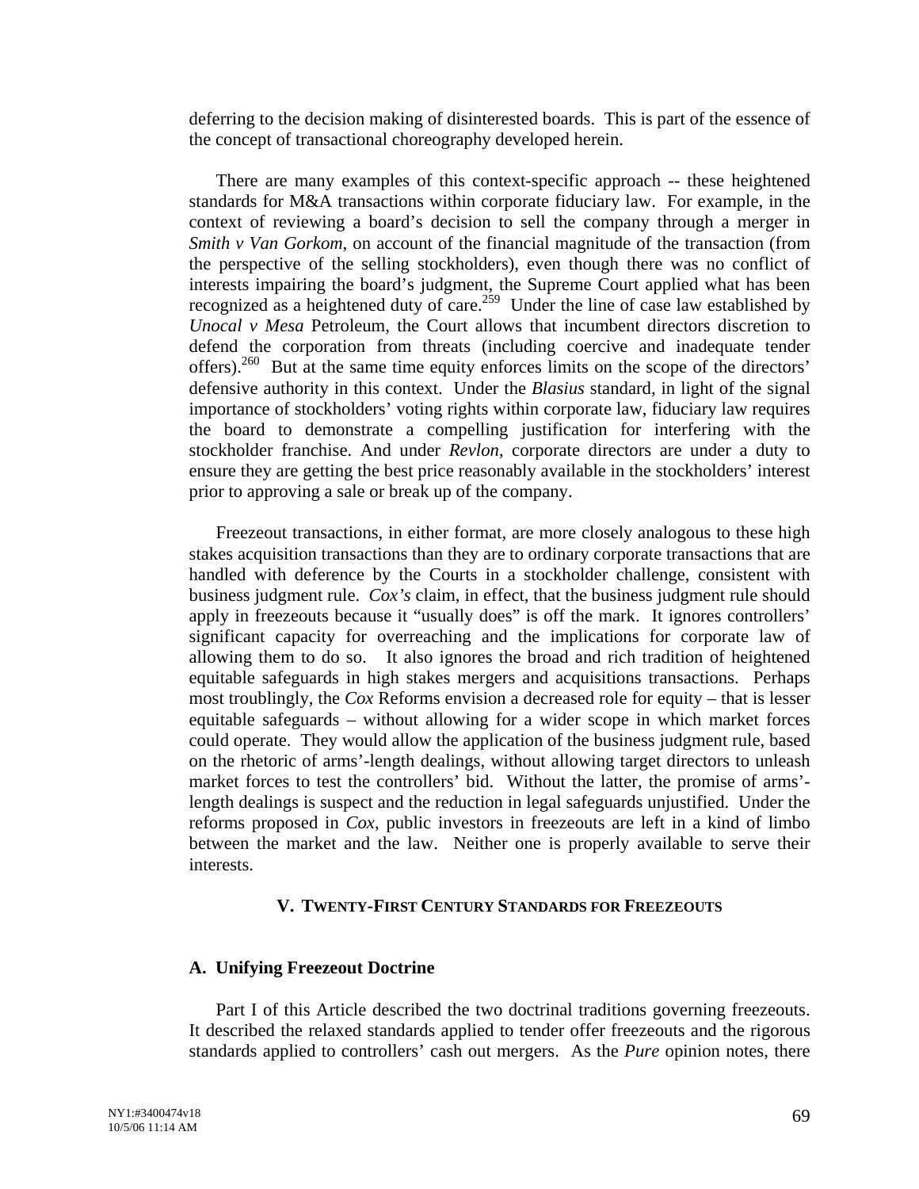deferring to the decision making of disinterested boards. This is part of the essence of the concept of transactional choreography developed herein.

There are many examples of this context-specific approach -- these heightened standards for M&A transactions within corporate fiduciary law. For example, in the context of reviewing a board's decision to sell the company through a merger in *Smith v Van Gorkom*, on account of the financial magnitude of the transaction (from the perspective of the selling stockholders), even though there was no conflict of interests impairing the board's judgment, the Supreme Court applied what has been recognized as a heightened duty of care.[259] Under the line of case law established by *Unocal v Mesa* Petroleum, the Court allows that incumbent directors discretion to defend the corporation from threats (including coercive and inadequate tender offers).[260] But at the same time equity enforces limits on the scope of the directors' defensive authority in this context. Under the *Blasius* standard, in light of the signal importance of stockholders' voting rights within corporate law, fiduciary law requires the board to demonstrate a compelling justification for interfering with the stockholder franchise. And under *Revlon*, corporate directors are under a duty to ensure they are getting the best price reasonably available in the stockholders' interest prior to approving a sale or break up of the company.

Freezeout transactions, in either format, are more closely analogous to these high stakes acquisition transactions than they are to ordinary corporate transactions that are handled with deference by the Courts in a stockholder challenge, consistent with business judgment rule. *Cox's* claim, in effect, that the business judgment rule should apply in freezeouts because it "usually does" is off the mark. It ignores controllers' significant capacity for overreaching and the implications for corporate law of allowing them to do so. It also ignores the broad and rich tradition of heightened equitable safeguards in high stakes mergers and acquisitions transactions. Perhaps most troublingly, the *Cox* Reforms envision a decreased role for equity – that is lesser equitable safeguards – without allowing for a wider scope in which market forces could operate. They would allow the application of the business judgment rule, based on the rhetoric of arms'-length dealings, without allowing target directors to unleash market forces to test the controllers' bid. Without the latter, the promise of arms'-length dealings is suspect and the reduction in legal safeguards unjustified. Under the reforms proposed in *Cox*, public investors in freezeouts are left in a kind of limbo between the market and the law. Neither one is properly available to serve their interests.

## V. TWENTY-FIRST CENTURY STANDARDS FOR FREEZEOUTS

### A. Unifying Freezeout Doctrine

Part I of this Article described the two doctrinal traditions governing freezeouts. It described the relaxed standards applied to tender offer freezeouts and the rigorous standards applied to controllers' cash out mergers. As the *Pure* opinion notes, there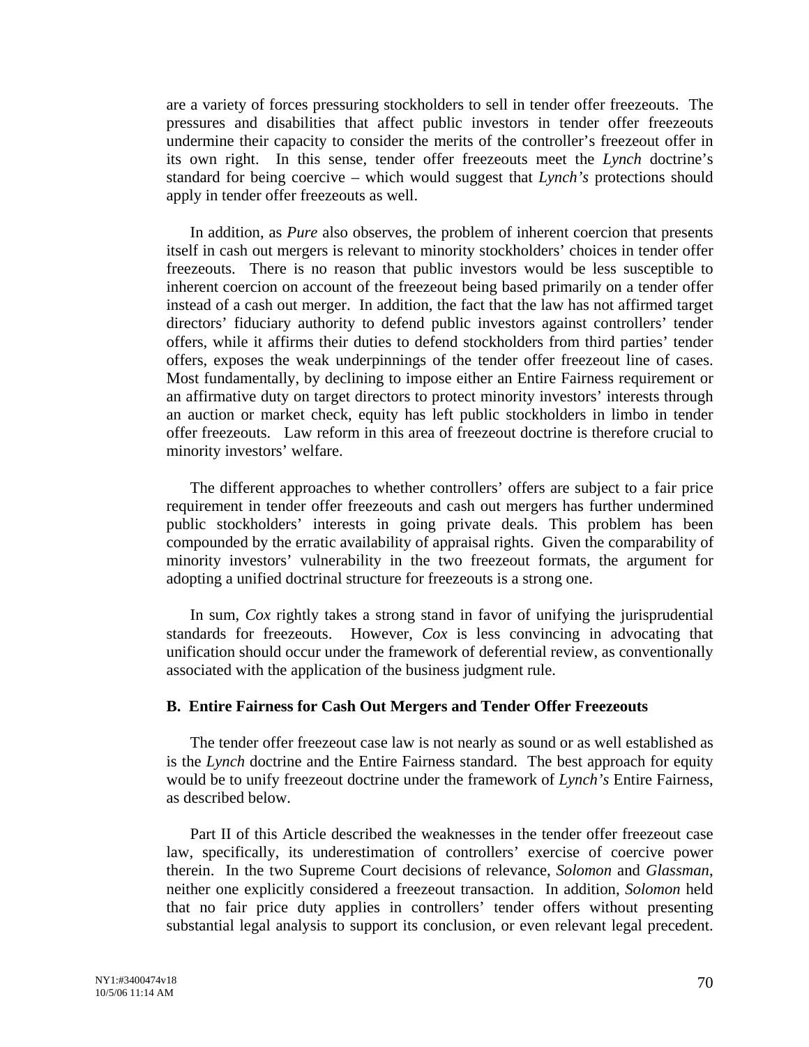are a variety of forces pressuring stockholders to sell in tender offer freezeouts. The pressures and disabilities that affect public investors in tender offer freezeouts undermine their capacity to consider the merits of the controller's freezeout offer in its own right. In this sense, tender offer freezeouts meet the *Lynch* doctrine's standard for being coercive – which would suggest that *Lynch's* protections should apply in tender offer freezeouts as well.

In addition, as *Pure* also observes, the problem of inherent coercion that presents itself in cash out mergers is relevant to minority stockholders' choices in tender offer freezeouts. There is no reason that public investors would be less susceptible to inherent coercion on account of the freezeout being based primarily on a tender offer instead of a cash out merger. In addition, the fact that the law has not affirmed target directors' fiduciary authority to defend public investors against controllers' tender offers, while it affirms their duties to defend stockholders from third parties' tender offers, exposes the weak underpinnings of the tender offer freezeout line of cases. Most fundamentally, by declining to impose either an Entire Fairness requirement or an affirmative duty on target directors to protect minority investors' interests through an auction or market check, equity has left public stockholders in limbo in tender offer freezeouts. Law reform in this area of freezeout doctrine is therefore crucial to minority investors' welfare.

The different approaches to whether controllers' offers are subject to a fair price requirement in tender offer freezeouts and cash out mergers has further undermined public stockholders' interests in going private deals. This problem has been compounded by the erratic availability of appraisal rights. Given the comparability of minority investors' vulnerability in the two freezeout formats, the argument for adopting a unified doctrinal structure for freezeouts is a strong one.

In sum, *Cox* rightly takes a strong stand in favor of unifying the jurisprudential standards for freezeouts. However, *Cox* is less convincing in advocating that unification should occur under the framework of deferential review, as conventionally associated with the application of the business judgment rule.

### B. Entire Fairness for Cash Out Mergers and Tender Offer Freezeouts

The tender offer freezeout case law is not nearly as sound or as well established as is the *Lynch* doctrine and the Entire Fairness standard. The best approach for equity would be to unify freezeout doctrine under the framework of *Lynch's* Entire Fairness, as described below.

Part II of this Article described the weaknesses in the tender offer freezeout case law, specifically, its underestimation of controllers' exercise of coercive power therein. In the two Supreme Court decisions of relevance, *Solomon* and *Glassman*, neither one explicitly considered a freezeout transaction. In addition, *Solomon* held that no fair price duty applies in controllers' tender offers without presenting substantial legal analysis to support its conclusion, or even relevant legal precedent.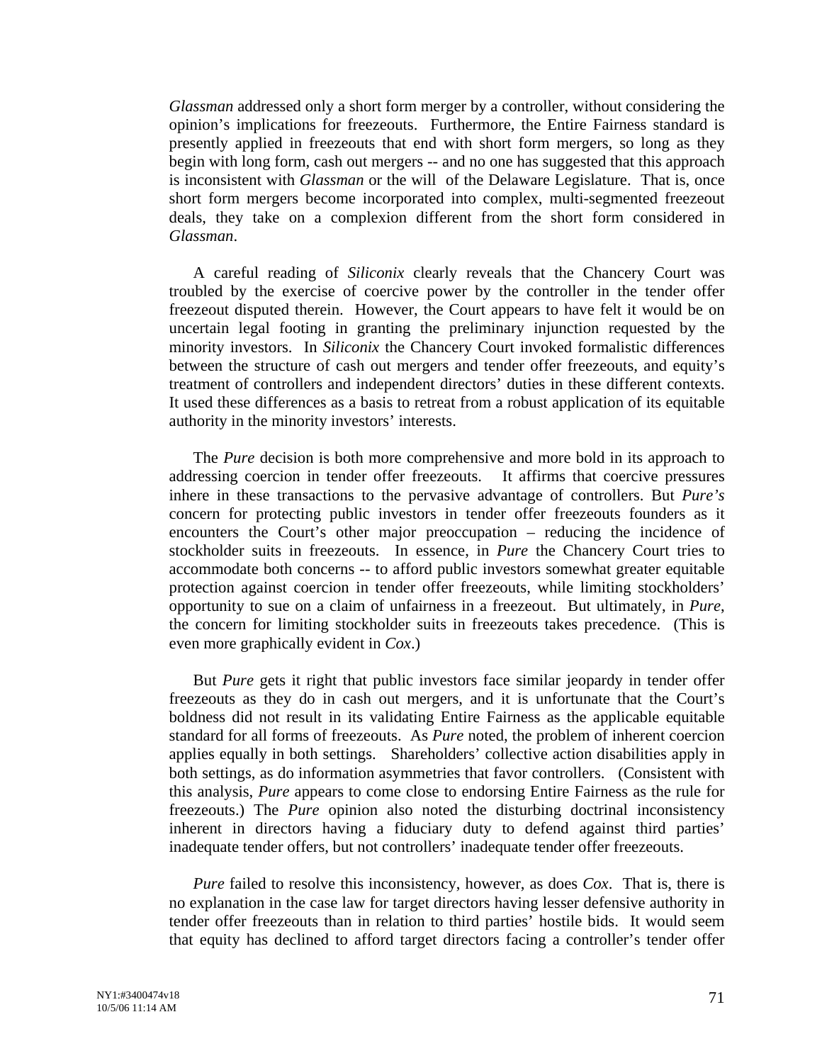*Glassman* addressed only a short form merger by a controller, without considering the opinion's implications for freezeouts. Furthermore, the Entire Fairness standard is presently applied in freezeouts that end with short form mergers, so long as they begin with long form, cash out mergers -- and no one has suggested that this approach is inconsistent with *Glassman* or the will of the Delaware Legislature. That is, once short form mergers become incorporated into complex, multi-segmented freezeout deals, they take on a complexion different from the short form considered in *Glassman*.

A careful reading of *Siliconix* clearly reveals that the Chancery Court was troubled by the exercise of coercive power by the controller in the tender offer freezeout disputed therein. However, the Court appears to have felt it would be on uncertain legal footing in granting the preliminary injunction requested by the minority investors. In *Siliconix* the Chancery Court invoked formalistic differences between the structure of cash out mergers and tender offer freezeouts, and equity's treatment of controllers and independent directors' duties in these different contexts. It used these differences as a basis to retreat from a robust application of its equitable authority in the minority investors' interests.

The *Pure* decision is both more comprehensive and more bold in its approach to addressing coercion in tender offer freezeouts. It affirms that coercive pressures inhere in these transactions to the pervasive advantage of controllers. But *Pure's* concern for protecting public investors in tender offer freezeouts founders as it encounters the Court's other major preoccupation – reducing the incidence of stockholder suits in freezeouts. In essence, in *Pure* the Chancery Court tries to accommodate both concerns -- to afford public investors somewhat greater equitable protection against coercion in tender offer freezeouts, while limiting stockholders' opportunity to sue on a claim of unfairness in a freezeout. But ultimately, in *Pure*, the concern for limiting stockholder suits in freezeouts takes precedence. (This is even more graphically evident in *Cox*.)

But *Pure* gets it right that public investors face similar jeopardy in tender offer freezeouts as they do in cash out mergers, and it is unfortunate that the Court's boldness did not result in its validating Entire Fairness as the applicable equitable standard for all forms of freezeouts. As *Pure* noted, the problem of inherent coercion applies equally in both settings. Shareholders' collective action disabilities apply in both settings, as do information asymmetries that favor controllers. (Consistent with this analysis, *Pure* appears to come close to endorsing Entire Fairness as the rule for freezeouts.) The *Pure* opinion also noted the disturbing doctrinal inconsistency inherent in directors having a fiduciary duty to defend against third parties' inadequate tender offers, but not controllers' inadequate tender offer freezeouts.

*Pure* failed to resolve this inconsistency, however, as does *Cox*. That is, there is no explanation in the case law for target directors having lesser defensive authority in tender offer freezeouts than in relation to third parties' hostile bids. It would seem that equity has declined to afford target directors facing a controller's tender offer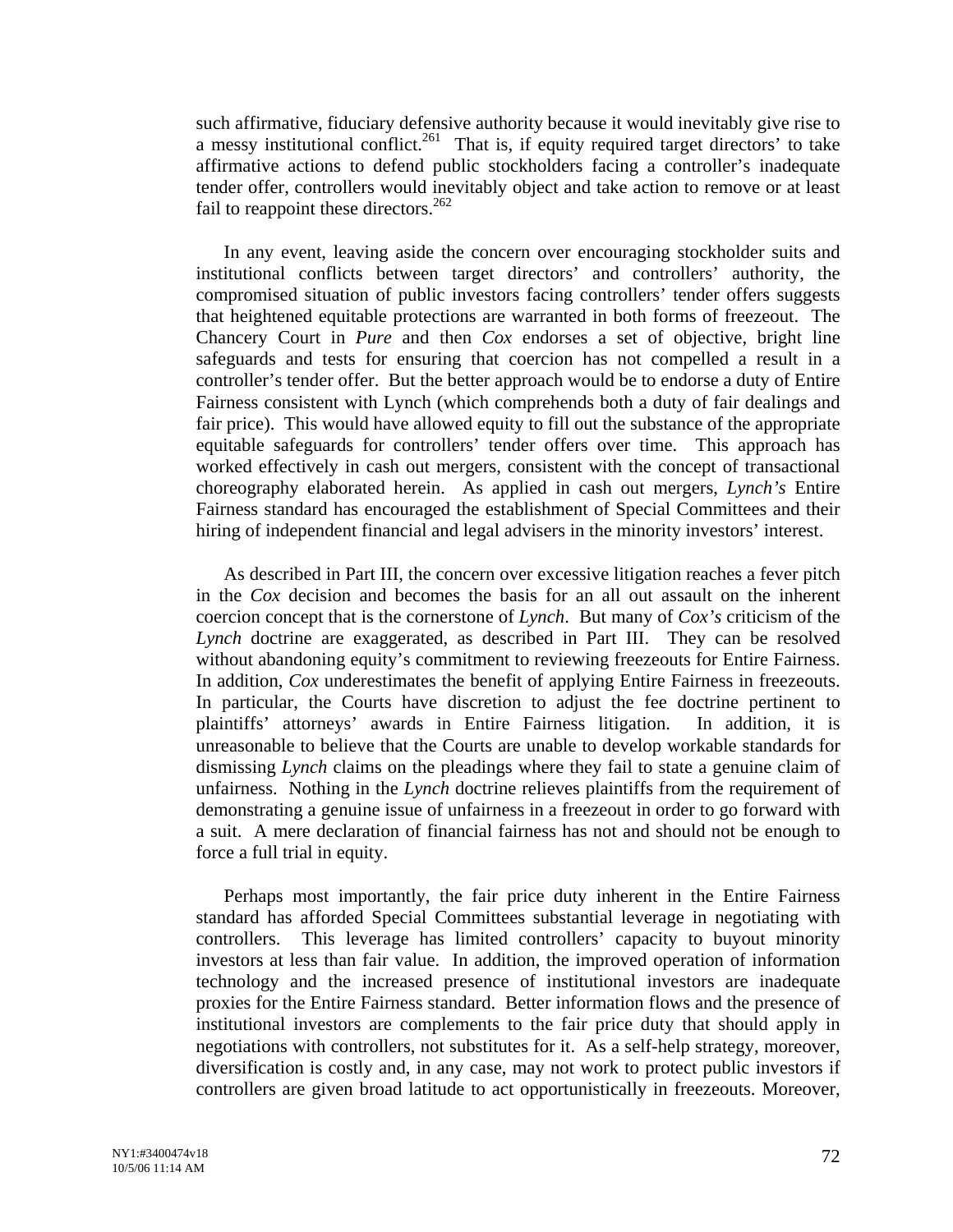such affirmative, fiduciary defensive authority because it would inevitably give rise to a messy institutional conflict.[261] That is, if equity required target directors' to take affirmative actions to defend public stockholders facing a controller's inadequate tender offer, controllers would inevitably object and take action to remove or at least fail to reappoint these directors.[262]

In any event, leaving aside the concern over encouraging stockholder suits and institutional conflicts between target directors' and controllers' authority, the compromised situation of public investors facing controllers' tender offers suggests that heightened equitable protections are warranted in both forms of freezeout. The Chancery Court in *Pure* and then *Cox* endorses a set of objective, bright line safeguards and tests for ensuring that coercion has not compelled a result in a controller's tender offer. But the better approach would be to endorse a duty of Entire Fairness consistent with Lynch (which comprehends both a duty of fair dealings and fair price). This would have allowed equity to fill out the substance of the appropriate equitable safeguards for controllers' tender offers over time. This approach has worked effectively in cash out mergers, consistent with the concept of transactional choreography elaborated herein. As applied in cash out mergers, *Lynch's* Entire Fairness standard has encouraged the establishment of Special Committees and their hiring of independent financial and legal advisers in the minority investors' interest.

As described in Part III, the concern over excessive litigation reaches a fever pitch in the *Cox* decision and becomes the basis for an all out assault on the inherent coercion concept that is the cornerstone of *Lynch*. But many of *Cox's* criticism of the *Lynch* doctrine are exaggerated, as described in Part III. They can be resolved without abandoning equity's commitment to reviewing freezeouts for Entire Fairness. In addition, *Cox* underestimates the benefit of applying Entire Fairness in freezeouts. In particular, the Courts have discretion to adjust the fee doctrine pertinent to plaintiffs' attorneys' awards in Entire Fairness litigation. In addition, it is unreasonable to believe that the Courts are unable to develop workable standards for dismissing *Lynch* claims on the pleadings where they fail to state a genuine claim of unfairness. Nothing in the *Lynch* doctrine relieves plaintiffs from the requirement of demonstrating a genuine issue of unfairness in a freezeout in order to go forward with a suit. A mere declaration of financial fairness has not and should not be enough to force a full trial in equity.

Perhaps most importantly, the fair price duty inherent in the Entire Fairness standard has afforded Special Committees substantial leverage in negotiating with controllers. This leverage has limited controllers' capacity to buyout minority investors at less than fair value. In addition, the improved operation of information technology and the increased presence of institutional investors are inadequate proxies for the Entire Fairness standard. Better information flows and the presence of institutional investors are complements to the fair price duty that should apply in negotiations with controllers, not substitutes for it. As a self-help strategy, moreover, diversification is costly and, in any case, may not work to protect public investors if controllers are given broad latitude to act opportunistically in freezeouts. Moreover,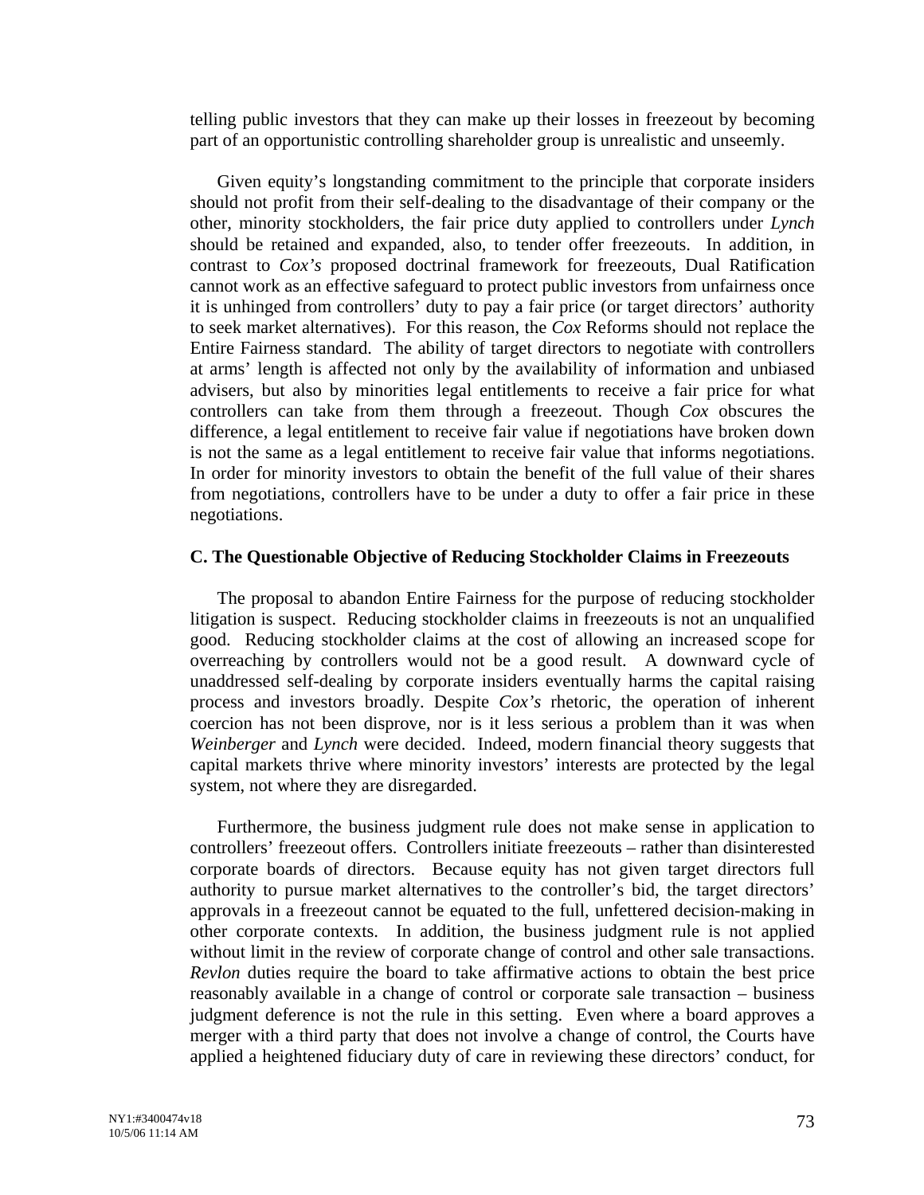telling public investors that they can make up their losses in freezeout by becoming part of an opportunistic controlling shareholder group is unrealistic and unseemly.

Given equity's longstanding commitment to the principle that corporate insiders should not profit from their self-dealing to the disadvantage of their company or the other, minority stockholders, the fair price duty applied to controllers under *Lynch* should be retained and expanded, also, to tender offer freezeouts. In addition, in contrast to *Cox's* proposed doctrinal framework for freezeouts, Dual Ratification cannot work as an effective safeguard to protect public investors from unfairness once it is unhinged from controllers' duty to pay a fair price (or target directors' authority to seek market alternatives). For this reason, the *Cox* Reforms should not replace the Entire Fairness standard. The ability of target directors to negotiate with controllers at arms' length is affected not only by the availability of information and unbiased advisers, but also by minorities legal entitlements to receive a fair price for what controllers can take from them through a freezeout. Though *Cox* obscures the difference, a legal entitlement to receive fair value if negotiations have broken down is not the same as a legal entitlement to receive fair value that informs negotiations. In order for minority investors to obtain the benefit of the full value of their shares from negotiations, controllers have to be under a duty to offer a fair price in these negotiations.

### C. The Questionable Objective of Reducing Stockholder Claims in Freezeouts

The proposal to abandon Entire Fairness for the purpose of reducing stockholder litigation is suspect. Reducing stockholder claims in freezeouts is not an unqualified good. Reducing stockholder claims at the cost of allowing an increased scope for overreaching by controllers would not be a good result. A downward cycle of unaddressed self-dealing by corporate insiders eventually harms the capital raising process and investors broadly. Despite *Cox's* rhetoric, the operation of inherent coercion has not been disprove, nor is it less serious a problem than it was when *Weinberger* and *Lynch* were decided. Indeed, modern financial theory suggests that capital markets thrive where minority investors' interests are protected by the legal system, not where they are disregarded.

Furthermore, the business judgment rule does not make sense in application to controllers' freezeout offers. Controllers initiate freezeouts – rather than disinterested corporate boards of directors. Because equity has not given target directors full authority to pursue market alternatives to the controller's bid, the target directors' approvals in a freezeout cannot be equated to the full, unfettered decision-making in other corporate contexts. In addition, the business judgment rule is not applied without limit in the review of corporate change of control and other sale transactions. *Revlon* duties require the board to take affirmative actions to obtain the best price reasonably available in a change of control or corporate sale transaction – business judgment deference is not the rule in this setting. Even where a board approves a merger with a third party that does not involve a change of control, the Courts have applied a heightened fiduciary duty of care in reviewing these directors' conduct, for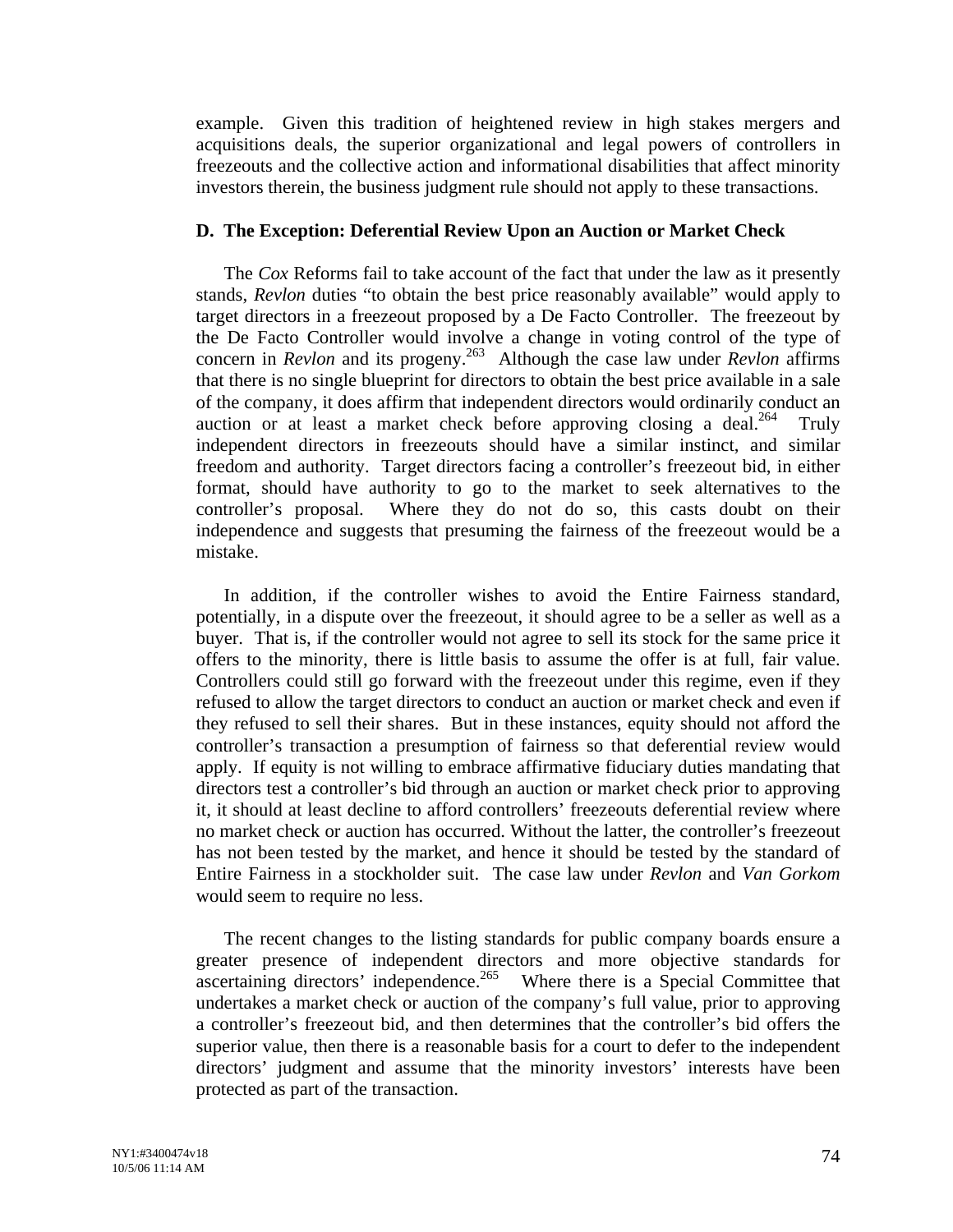example. Given this tradition of heightened review in high stakes mergers and acquisitions deals, the superior organizational and legal powers of controllers in freezeouts and the collective action and informational disabilities that affect minority investors therein, the business judgment rule should not apply to these transactions.

### D. The Exception: Deferential Review Upon an Auction or Market Check

The *Cox* Reforms fail to take account of the fact that under the law as it presently stands, *Revlon* duties "to obtain the best price reasonably available" would apply to target directors in a freezeout proposed by a De Facto Controller. The freezeout by the De Facto Controller would involve a change in voting control of the type of concern in *Revlon* and its progeny.[263] Although the case law under *Revlon* affirms that there is no single blueprint for directors to obtain the best price available in a sale of the company, it does affirm that independent directors would ordinarily conduct an auction or at least a market check before approving closing a deal.[264] Truly independent directors in freezeouts should have a similar instinct, and similar freedom and authority. Target directors facing a controller's freezeout bid, in either format, should have authority to go to the market to seek alternatives to the controller's proposal. Where they do not do so, this casts doubt on their independence and suggests that presuming the fairness of the freezeout would be a mistake.

In addition, if the controller wishes to avoid the Entire Fairness standard, potentially, in a dispute over the freezeout, it should agree to be a seller as well as a buyer. That is, if the controller would not agree to sell its stock for the same price it offers to the minority, there is little basis to assume the offer is at full, fair value. Controllers could still go forward with the freezeout under this regime, even if they refused to allow the target directors to conduct an auction or market check and even if they refused to sell their shares. But in these instances, equity should not afford the controller's transaction a presumption of fairness so that deferential review would apply. If equity is not willing to embrace affirmative fiduciary duties mandating that directors test a controller's bid through an auction or market check prior to approving it, it should at least decline to afford controllers' freezeouts deferential review where no market check or auction has occurred. Without the latter, the controller's freezeout has not been tested by the market, and hence it should be tested by the standard of Entire Fairness in a stockholder suit. The case law under *Revlon* and *Van Gorkom* would seem to require no less.

The recent changes to the listing standards for public company boards ensure a greater presence of independent directors and more objective standards for ascertaining directors' independence.[265] Where there is a Special Committee that undertakes a market check or auction of the company's full value, prior to approving a controller's freezeout bid, and then determines that the controller's bid offers the superior value, then there is a reasonable basis for a court to defer to the independent directors' judgment and assume that the minority investors' interests have been protected as part of the transaction.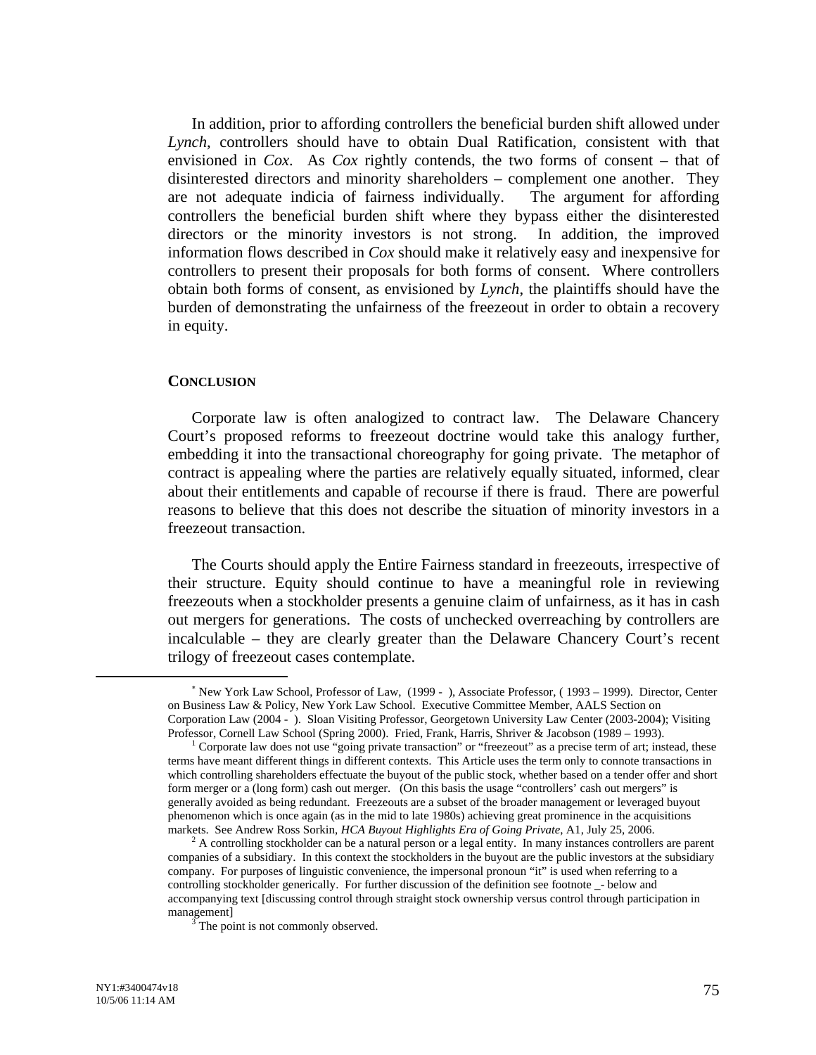In addition, prior to affording controllers the beneficial burden shift allowed under *Lynch*, controllers should have to obtain Dual Ratification, consistent with that envisioned in *Cox*. As *Cox* rightly contends, the two forms of consent – that of disinterested directors and minority shareholders – complement one another. They are not adequate indicia of fairness individually. The argument for affording controllers the beneficial burden shift where they bypass either the disinterested directors or the minority investors is not strong. In addition, the improved information flows described in *Cox* should make it relatively easy and inexpensive for controllers to present their proposals for both forms of consent. Where controllers obtain both forms of consent, as envisioned by *Lynch*, the plaintiffs should have the burden of demonstrating the unfairness of the freezeout in order to obtain a recovery in equity.

## CONCLUSION

Corporate law is often analogized to contract law. The Delaware Chancery Court's proposed reforms to freezeout doctrine would take this analogy further, embedding it into the transactional choreography for going private. The metaphor of contract is appealing where the parties are relatively equally situated, informed, clear about their entitlements and capable of recourse if there is fraud. There are powerful reasons to believe that this does not describe the situation of minority investors in a freezeout transaction.

The Courts should apply the Entire Fairness standard in freezeouts, irrespective of their structure. Equity should continue to have a meaningful role in reviewing freezeouts when a stockholder presents a genuine claim of unfairness, as it has in cash out mergers for generations. The costs of unchecked overreaching by controllers are incalculable – they are clearly greater than the Delaware Chancery Court's recent trilogy of freezeout cases contemplate.

---

[*] New York Law School, Professor of Law, (1999 - ), Associate Professor, ( 1993 – 1999). Director, Center on Business Law & Policy, New York Law School. Executive Committee Member, AALS Section on Corporation Law (2004 - ). Sloan Visiting Professor, Georgetown University Law Center (2003-2004); Visiting Professor, Cornell Law School (Spring 2000). Fried, Frank, Harris, Shriver & Jacobson (1989 – 1993).

[1] Corporate law does not use "going private transaction" or "freezeout" as a precise term of art; instead, these terms have meant different things in different contexts. This Article uses the term only to connote transactions in which controlling shareholders effectuate the buyout of the public stock, whether based on a tender offer and short form merger or a (long form) cash out merger. (On this basis the usage "controllers' cash out mergers" is generally avoided as being redundant. Freezeouts are a subset of the broader management or leveraged buyout phenomenon which is once again (as in the mid to late 1980s) achieving great prominence in the acquisitions markets. See Andrew Ross Sorkin, *HCA Buyout Highlights Era of Going Private*, A1, July 25, 2006.

[2] A controlling stockholder can be a natural person or a legal entity. In many instances controllers are parent companies of a subsidiary. In this context the stockholders in the buyout are the public investors at the subsidiary company. For purposes of linguistic convenience, the impersonal pronoun "it" is used when referring to a controlling stockholder generically. For further discussion of the definition see footnote _- below and accompanying text [discussing control through straight stock ownership versus control through participation in management]

[3] The point is not commonly observed.

NY1:#3400474v18
10/5/06 11:14 AM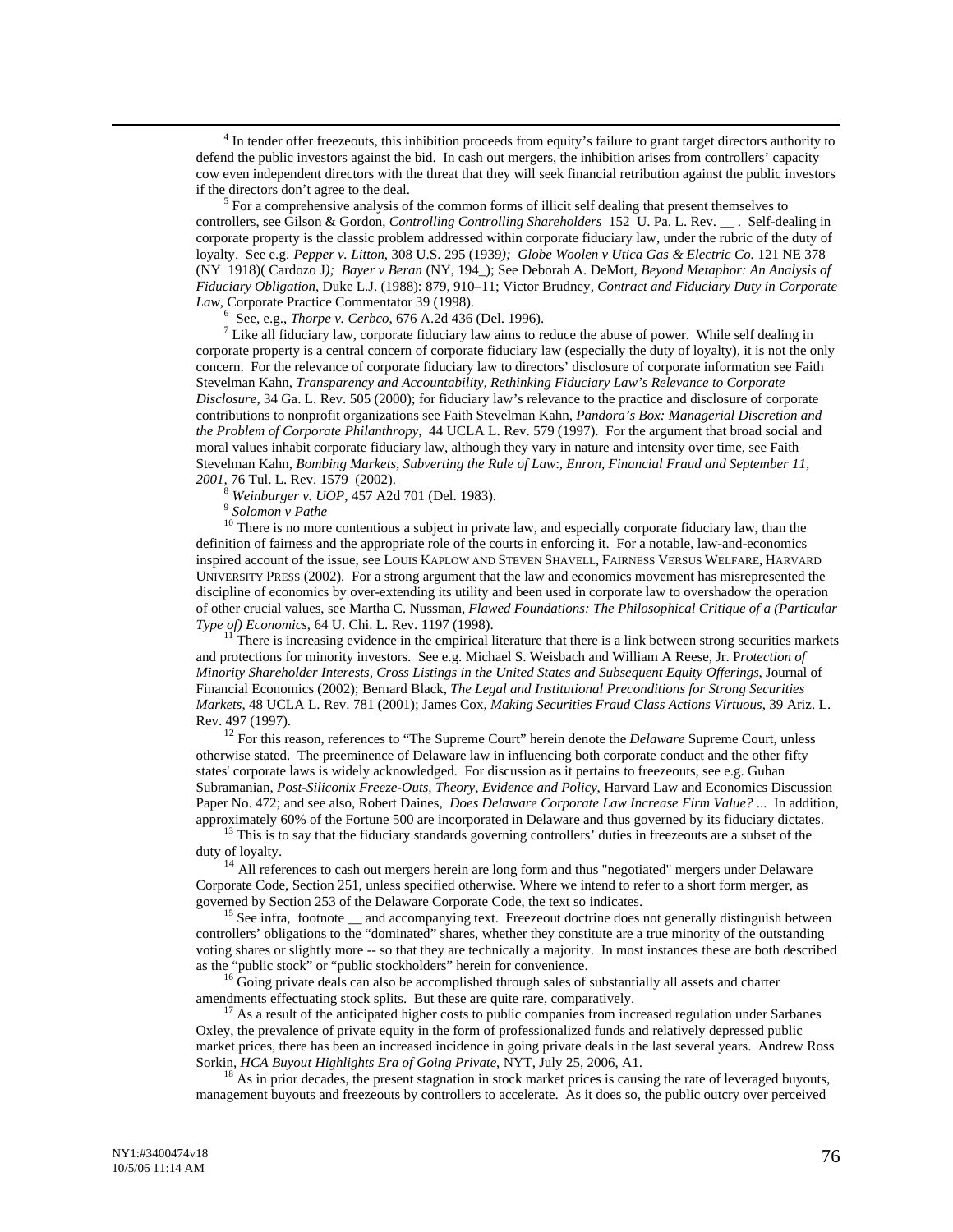[4] In tender offer freezeouts, this inhibition proceeds from equity's failure to grant target directors authority to defend the public investors against the bid. In cash out mergers, the inhibition arises from controllers' capacity cow even independent directors with the threat that they will seek financial retribution against the public investors if the directors don't agree to the deal.

[5] For a comprehensive analysis of the common forms of illicit self dealing that present themselves to controllers, see Gilson & Gordon, *Controlling Controlling Shareholders* 152 U. Pa. L. Rev. __ . Self-dealing in corporate property is the classic problem addressed within corporate fiduciary law, under the rubric of the duty of loyalty. See e.g. *Pepper v. Litton*, 308 U.S. 295 (1939*); Globe Woolen v Utica Gas & Electric Co.* 121 NE 378 (NY 1918)( Cardozo J*); Bayer v Beran* (NY, 194_); See Deborah A. DeMott, *Beyond Metaphor: An Analysis of Fiduciary Obligation*, Duke L.J. (1988): 879, 910–11; Victor Brudney, *Contract and Fiduciary Duty in Corporate Law*, Corporate Practice Commentator 39 (1998).

[6] See, e.g., *Thorpe v. Cerbco*, 676 A.2d 436 (Del. 1996).

[7] Like all fiduciary law, corporate fiduciary law aims to reduce the abuse of power. While self dealing in corporate property is a central concern of corporate fiduciary law (especially the duty of loyalty), it is not the only concern. For the relevance of corporate fiduciary law to directors' disclosure of corporate information see Faith Stevelman Kahn, *Transparency and Accountability, Rethinking Fiduciary Law's Relevance to Corporate Disclosure*, 34 Ga. L. Rev. 505 (2000); for fiduciary law's relevance to the practice and disclosure of corporate contributions to nonprofit organizations see Faith Stevelman Kahn, *Pandora's Box: Managerial Discretion and the Problem of Corporate Philanthropy*, 44 UCLA L. Rev. 579 (1997). For the argument that broad social and moral values inhabit corporate fiduciary law, although they vary in nature and intensity over time, see Faith Stevelman Kahn, *Bombing Markets, Subverting the Rule of Law:, Enron, Financial Fraud and September 11, 2001*, 76 Tul. L. Rev. 1579 (2002).

[8] *Weinburger v. UOP*, 457 A2d 701 (Del. 1983).

[9] *Solomon v Pathe*

[10] There is no more contentious a subject in private law, and especially corporate fiduciary law, than the definition of fairness and the appropriate role of the courts in enforcing it. For a notable, law-and-economics inspired account of the issue, see LOUIS KAPLOW AND STEVEN SHAVELL, FAIRNESS VERSUS WELFARE, HARVARD UNIVERSITY PRESS (2002). For a strong argument that the law and economics movement has misrepresented the discipline of economics by over-extending its utility and been used in corporate law to overshadow the operation of other crucial values, see Martha C. Nussman, *Flawed Foundations: The Philosophical Critique of a (Particular Type of) Economics*, 64 U. Chi. L. Rev. 1197 (1998).

[11] There is increasing evidence in the empirical literature that there is a link between strong securities markets and protections for minority investors. See e.g. Michael S. Weisbach and William A Reese, Jr. P*rotection of Minority Shareholder Interests, Cross Listings in the United States and Subsequent Equity Offerings,* Journal of Financial Economics (2002); Bernard Black, *The Legal and Institutional Preconditions for Strong Securities Markets*, 48 UCLA L. Rev. 781 (2001); James Cox, *Making Securities Fraud Class Actions Virtuous*, 39 Ariz. L. Rev. 497 (1997).

[12] For this reason, references to "The Supreme Court" herein denote the *Delaware* Supreme Court, unless otherwise stated. The preeminence of Delaware law in influencing both corporate conduct and the other fifty states' corporate laws is widely acknowledged. For discussion as it pertains to freezeouts, see e.g. Guhan Subramanian, *Post-Siliconix Freeze-Outs, Theory, Evidence and Policy*, Harvard Law and Economics Discussion Paper No. 472; and see also, Robert Daines, *Does Delaware Corporate Law Increase Firm Value? ...* In addition, approximately 60% of the Fortune 500 are incorporated in Delaware and thus governed by its fiduciary dictates.

[13] This is to say that the fiduciary standards governing controllers' duties in freezeouts are a subset of the duty of loyalty.

[14] All references to cash out mergers herein are long form and thus "negotiated" mergers under Delaware Corporate Code, Section 251, unless specified otherwise. Where we intend to refer to a short form merger, as governed by Section 253 of the Delaware Corporate Code, the text so indicates.

[15] See infra, footnote __ and accompanying text. Freezeout doctrine does not generally distinguish between controllers' obligations to the "dominated" shares, whether they constitute are a true minority of the outstanding voting shares or slightly more -- so that they are technically a majority. In most instances these are both described as the "public stock" or "public stockholders" herein for convenience.

[16] Going private deals can also be accomplished through sales of substantially all assets and charter amendments effectuating stock splits. But these are quite rare, comparatively.

[17] As a result of the anticipated higher costs to public companies from increased regulation under Sarbanes Oxley, the prevalence of private equity in the form of professionalized funds and relatively depressed public market prices, there has been an increased incidence in going private deals in the last several years. Andrew Ross Sorkin, *HCA Buyout Highlights Era of Going Private*, NYT, July 25, 2006, A1.

[18] As in prior decades, the present stagnation in stock market prices is causing the rate of leveraged buyouts, management buyouts and freezeouts by controllers to accelerate. As it does so, the public outcry over perceived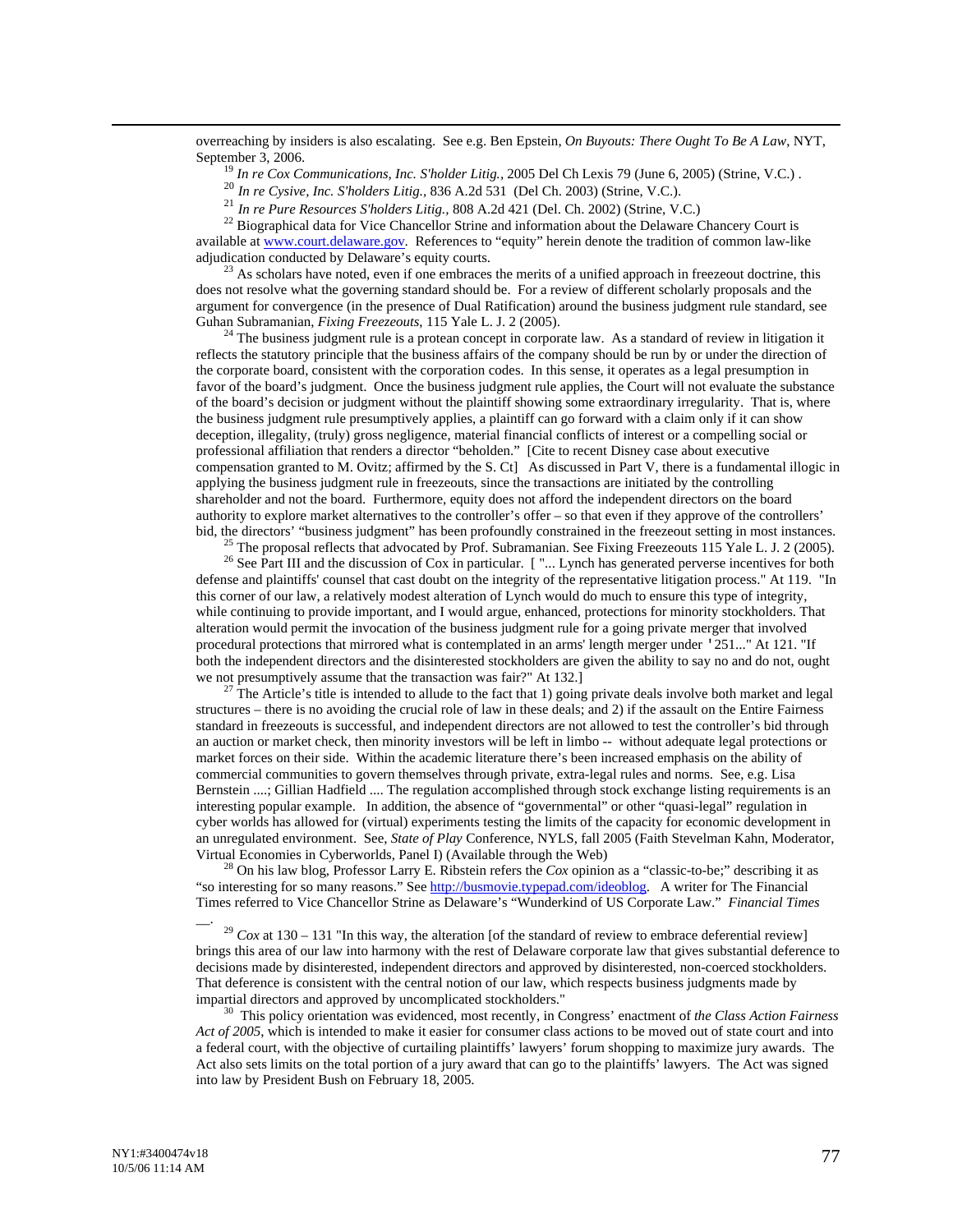overreaching by insiders is also escalating. See e.g. Ben Epstein, *On Buyouts: There Ought To Be A Law*, NYT, September 3, 2006.

[19] *In re Cox Communications, Inc. S'holder Litig.*, 2005 Del Ch Lexis 79 (June 6, 2005) (Strine, V.C.) .

[20] *In re Cysive, Inc. S'holders Litig.*, 836 A.2d 531 (Del Ch. 2003) (Strine, V.C.).

[21] *In re Pure Resources S'holders Litig.*, 808 A.2d 421 (Del. Ch. 2002) (Strine, V.C.)

[22] Biographical data for Vice Chancellor Strine and information about the Delaware Chancery Court is available at www.court.delaware.gov. References to "equity" herein denote the tradition of common law-like adjudication conducted by Delaware's equity courts.

[23] As scholars have noted, even if one embraces the merits of a unified approach in freezeout doctrine, this does not resolve what the governing standard should be. For a review of different scholarly proposals and the argument for convergence (in the presence of Dual Ratification) around the business judgment rule standard, see Guhan Subramanian, *Fixing Freezeouts*, 115 Yale L. J. 2 (2005).

[24] The business judgment rule is a protean concept in corporate law. As a standard of review in litigation it reflects the statutory principle that the business affairs of the company should be run by or under the direction of the corporate board, consistent with the corporation codes. In this sense, it operates as a legal presumption in favor of the board's judgment. Once the business judgment rule applies, the Court will not evaluate the substance of the board's decision or judgment without the plaintiff showing some extraordinary irregularity. That is, where the business judgment rule presumptively applies, a plaintiff can go forward with a claim only if it can show deception, illegality, (truly) gross negligence, material financial conflicts of interest or a compelling social or professional affiliation that renders a director "beholden." [Cite to recent Disney case about executive compensation granted to M. Ovitz; affirmed by the S. Ct] As discussed in Part V, there is a fundamental illogic in applying the business judgment rule in freezeouts, since the transactions are initiated by the controlling shareholder and not the board. Furthermore, equity does not afford the independent directors on the board authority to explore market alternatives to the controller's offer – so that even if they approve of the controllers' bid, the directors' "business judgment" has been profoundly constrained in the freezeout setting in most instances.

[25] The proposal reflects that advocated by Prof. Subramanian. See Fixing Freezeouts 115 Yale L. J. 2 (2005).

[26] See Part III and the discussion of Cox in particular. [ "... Lynch has generated perverse incentives for both defense and plaintiffs' counsel that cast doubt on the integrity of the representative litigation process." At 119. "In this corner of our law, a relatively modest alteration of Lynch would do much to ensure this type of integrity, while continuing to provide important, and I would argue, enhanced, protections for minority stockholders. That alteration would permit the invocation of the business judgment rule for a going private merger that involved procedural protections that mirrored what is contemplated in an arms' length merger under '251..." At 121. "If both the independent directors and the disinterested stockholders are given the ability to say no and do not, ought we not presumptively assume that the transaction was fair?" At 132.]

[27] The Article's title is intended to allude to the fact that 1) going private deals involve both market and legal structures – there is no avoiding the crucial role of law in these deals; and 2) if the assault on the Entire Fairness standard in freezeouts is successful, and independent directors are not allowed to test the controller's bid through an auction or market check, then minority investors will be left in limbo -- without adequate legal protections or market forces on their side. Within the academic literature there's been increased emphasis on the ability of commercial communities to govern themselves through private, extra-legal rules and norms. See, e.g. Lisa Bernstein ....; Gillian Hadfield .... The regulation accomplished through stock exchange listing requirements is an interesting popular example. In addition, the absence of "governmental" or other "quasi-legal" regulation in cyber worlds has allowed for (virtual) experiments testing the limits of the capacity for economic development in an unregulated environment. See, *State of Play* Conference, NYLS, fall 2005 (Faith Stevelman Kahn, Moderator, Virtual Economies in Cyberworlds, Panel I) (Available through the Web)

[28] On his law blog, Professor Larry E. Ribstein refers the *Cox* opinion as a "classic-to-be;" describing it as "so interesting for so many reasons." See http://busmovie.typepad.com/ideoblog. A writer for The Financial Times referred to Vice Chancellor Strine as Delaware's "Wunderkind of US Corporate Law." *Financial Times* —.

[29] *Cox* at 130 – 131 "In this way, the alteration [of the standard of review to embrace deferential review] brings this area of our law into harmony with the rest of Delaware corporate law that gives substantial deference to decisions made by disinterested, independent directors and approved by disinterested, non-coerced stockholders. That deference is consistent with the central notion of our law, which respects business judgments made by impartial directors and approved by uncomplicated stockholders."

[30] This policy orientation was evidenced, most recently, in Congress' enactment of *the Class Action Fairness Act of 2005*, which is intended to make it easier for consumer class actions to be moved out of state court and into a federal court, with the objective of curtailing plaintiffs' lawyers' forum shopping to maximize jury awards. The Act also sets limits on the total portion of a jury award that can go to the plaintiffs' lawyers. The Act was signed into law by President Bush on February 18, 2005.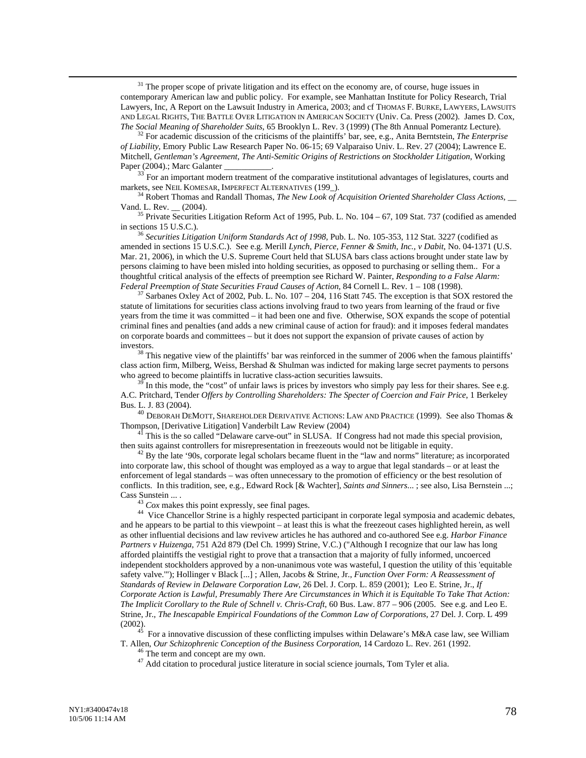[31] The proper scope of private litigation and its effect on the economy are, of course, huge issues in contemporary American law and public policy. For example, see Manhattan Institute for Policy Research, Trial Lawyers, Inc, A Report on the Lawsuit Industry in America, 2003; and cf THOMAS F. BURKE, LAWYERS, LAWSUITS AND LEGAL RIGHTS, THE BATTLE OVER LITIGATION IN AMERICAN SOCIETY (Univ. Ca. Press (2002). James D. Cox, *The Social Meaning of Shareholder Suits*, 65 Brooklyn L. Rev. 3 (1999) (The 8th Annual Pomerantz Lecture).

[32] For academic discussion of the criticisms of the plaintiffs' bar, see, e.g., Anita Berntstein, *The Enterprise of Liability*, Emory Public Law Research Paper No. 06-15; 69 Valparaiso Univ. L. Rev. 27 (2004); Lawrence E. Mitchell, *Gentleman's Agreement, The Anti-Semitic Origins of Restrictions on Stockholder Litigation*, Working Paper (2004).; Marc Galanter ___________.

[33] For an important modern treatment of the comparative institutional advantages of legislatures, courts and markets, see NEIL KOMESAR, IMPERFECT ALTERNATIVES (199_).

[34] Robert Thomas and Randall Thomas, *The New Look of Acquisition Oriented Shareholder Class Actions*, __ Vand. L. Rev. __ (2004).

[35] Private Securities Litigation Reform Act of 1995, Pub. L. No. 104 – 67, 109 Stat. 737 (codified as amended in sections 15 U.S.C.).

[36] *Securities Litigation Uniform Standards Act of 1998*, Pub. L. No. 105-353, 112 Stat. 3227 (codified as amended in sections 15 U.S.C.). See e.g. Merill *Lynch, Pierce, Fenner & Smith, Inc., v Dabit*, No. 04-1371 (U.S. Mar. 21, 2006), in which the U.S. Supreme Court held that SLUSA bars class actions brought under state law by persons claiming to have been misled into holding securities, as opposed to purchasing or selling them.. For a thoughtful critical analysis of the effects of preemption see Richard W. Painter, *Responding to a False Alarm: Federal Preemption of State Securities Fraud Causes of Action*, 84 Cornell L. Rev. 1 – 108 (1998).

[37] Sarbanes Oxley Act of 2002, Pub. L. No. 107 – 204, 116 Statt 745. The exception is that SOX restored the statute of limitations for securities class actions involving fraud to two years from learning of the fraud or five years from the time it was committed – it had been one and five. Otherwise, SOX expands the scope of potential criminal fines and penalties (and adds a new criminal cause of action for fraud): and it imposes federal mandates on corporate boards and committees – but it does not support the expansion of private causes of action by investors.

[38] This negative view of the plaintiffs' bar was reinforced in the summer of 2006 when the famous plaintiffs' class action firm, Milberg, Weiss, Bershad & Shulman was indicted for making large secret payments to persons who agreed to become plaintiffs in lucrative class-action securities lawsuits.

[39] In this mode, the "cost" of unfair laws is prices by investors who simply pay less for their shares. See e.g. A.C. Pritchard, Tender *Offers by Controlling Shareholders: The Specter of Coercion and Fair Price*, 1 Berkeley Bus. L. J. 83 (2004).

[40] DEBORAH DEMOTT, SHAREHOLDER DERIVATIVE ACTIONS: LAW AND PRACTICE (1999). See also Thomas & Thompson, [Derivative Litigation] Vanderbilt Law Review (2004)

[41] This is the so called "Delaware carve-out" in SLUSA. If Congress had not made this special provision, then suits against controllers for misrepresentation in freezeouts would not be litigable in equity.

[42] By the late '90s, corporate legal scholars became fluent in the "law and norms" literature; as incorporated into corporate law, this school of thought was employed as a way to argue that legal standards – or at least the enforcement of legal standards – was often unnecessary to the promotion of efficiency or the best resolution of conflicts. In this tradition, see, e.g., Edward Rock [& Wachter], *Saints and Sinners...* ; see also, Lisa Bernstein ...; Cass Sunstein ... .

[43] *Cox* makes this point expressly, see final pages.

[44] Vice Chancellor Strine is a highly respected participant in corporate legal symposia and academic debates, and he appears to be partial to this viewpoint – at least this is what the freezeout cases highlighted herein, as well as other influential decisions and law revivew articles he has authored and co-authored See e.g. *Harbor Finance Partners v Huizenga*, 751 A2d 879 (Del Ch. 1999) Strine, V.C.) ("Although I recognize that our law has long afforded plaintiffs the vestigial right to prove that a transaction that a majority of fully informed, uncoerced independent stockholders approved by a non-unanimous vote was wasteful, I question the utility of this 'equitable safety valve.'"); Hollinger v Black [...] ; Allen, Jacobs & Strine, Jr., *Function Over Form: A Reassessment of Standards of Review in Delaware Corporation Law*, 26 Del. J. Corp. L. 859 (2001); Leo E. Strine, Jr., *If Corporate Action is Lawful, Presumably There Are Circumstances in Which it is Equitable To Take That Action: The Implicit Corollary to the Rule of Schnell v. Chris-Craft*, 60 Bus. Law. 877 – 906 (2005. See e.g. and Leo E. Strine, Jr., *The Inescapable Empirical Foundations of the Common Law of Corporations*, 27 Del. J. Corp. L 499 (2002).

[45] For a innovative discussion of these conflicting impulses within Delaware's M&A case law, see William T. Allen, *Our Schizophrenic Conception of the Business Corporation*, 14 Cardozo L. Rev. 261 (1992.

[46] The term and concept are my own.

[47] Add citation to procedural justice literature in social science journals, Tom Tyler et alia.

NY1:#3400474v18
10/5/06 11:14 AM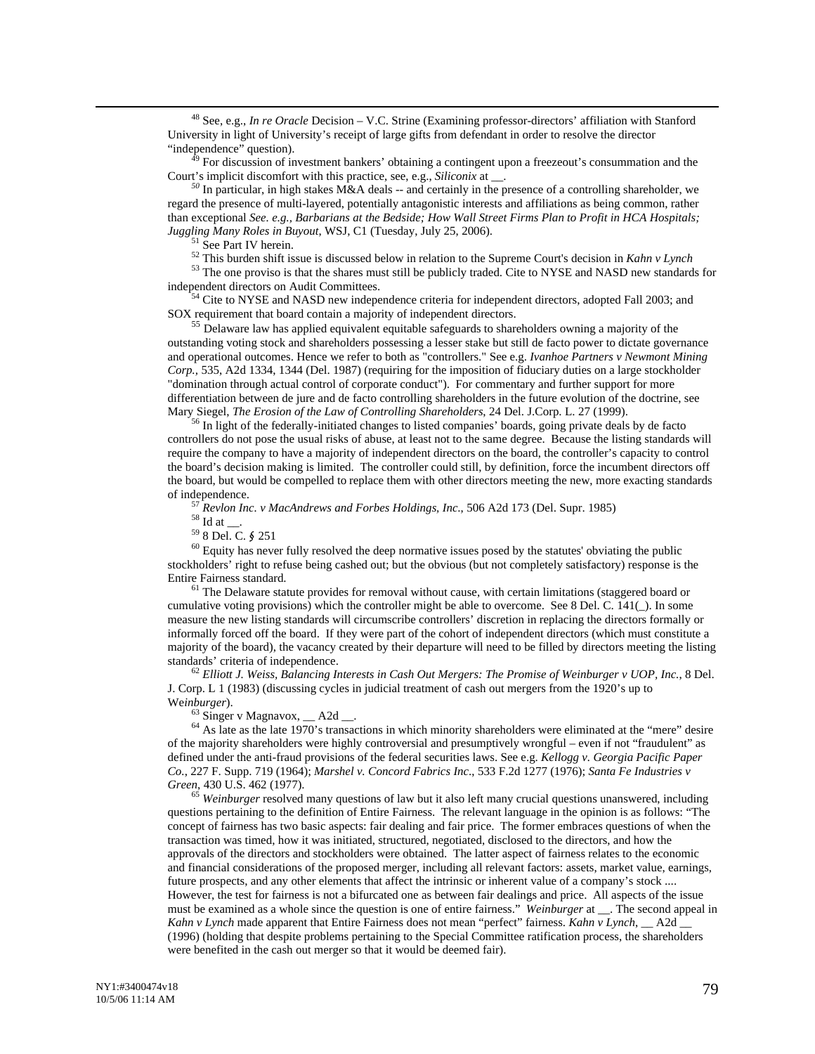[48] See, e.g., *In re Oracle* Decision – V.C. Strine (Examining professor-directors' affiliation with Stanford University in light of University's receipt of large gifts from defendant in order to resolve the director "independence" question).

[49] For discussion of investment bankers' obtaining a contingent upon a freezeout's consummation and the Court's implicit discomfort with this practice, see, e.g., *Siliconix* at __.

[50] In particular, in high stakes M&A deals -- and certainly in the presence of a controlling shareholder, we regard the presence of multi-layered, potentially antagonistic interests and affiliations as being common, rather than exceptional *See. e.g., Barbarians at the Bedside; How Wall Street Firms Plan to Profit in HCA Hospitals; Juggling Many Roles in Buyout*, WSJ, C1 (Tuesday, July 25, 2006).

[51] See Part IV herein.

[52] This burden shift issue is discussed below in relation to the Supreme Court's decision in *Kahn v Lynch*

[53] The one proviso is that the shares must still be publicly traded. Cite to NYSE and NASD new standards for independent directors on Audit Committees.

[54] Cite to NYSE and NASD new independence criteria for independent directors, adopted Fall 2003; and SOX requirement that board contain a majority of independent directors.

[55] Delaware law has applied equivalent equitable safeguards to shareholders owning a majority of the outstanding voting stock and shareholders possessing a lesser stake but still de facto power to dictate governance and operational outcomes. Hence we refer to both as "controllers." See e.g. *Ivanhoe Partners v Newmont Mining Corp.*, 535, A2d 1334, 1344 (Del. 1987) (requiring for the imposition of fiduciary duties on a large stockholder "domination through actual control of corporate conduct"). For commentary and further support for more differentiation between de jure and de facto controlling shareholders in the future evolution of the doctrine, see Mary Siegel, *The Erosion of the Law of Controlling Shareholders*, 24 Del. J.Corp. L. 27 (1999).

[56] In light of the federally-initiated changes to listed companies' boards, going private deals by de facto controllers do not pose the usual risks of abuse, at least not to the same degree. Because the listing standards will require the company to have a majority of independent directors on the board, the controller's capacity to control the board's decision making is limited. The controller could still, by definition, force the incumbent directors off the board, but would be compelled to replace them with other directors meeting the new, more exacting standards of independence.

[57] *Revlon Inc. v MacAndrews and Forbes Holdings, Inc.*, 506 A2d 173 (Del. Supr. 1985)

[58] Id at __.

[59] 8 Del. C. § 251

[60] Equity has never fully resolved the deep normative issues posed by the statutes' obviating the public stockholders' right to refuse being cashed out; but the obvious (but not completely satisfactory) response is the Entire Fairness standard.

[61] The Delaware statute provides for removal without cause, with certain limitations (staggered board or cumulative voting provisions) which the controller might be able to overcome. See 8 Del. C. 141(_). In some measure the new listing standards will circumscribe controllers' discretion in replacing the directors formally or informally forced off the board. If they were part of the cohort of independent directors (which must constitute a majority of the board), the vacancy created by their departure will need to be filled by directors meeting the listing standards' criteria of independence.

[62] *Elliott J. Weiss, Balancing Interests in Cash Out Mergers: The Promise of Weinburger v UOP, Inc.*, 8 Del. J. Corp. L 1 (1983) (discussing cycles in judicial treatment of cash out mergers from the 1920's up to We*inburger*).

[63] Singer v Magnavox, __ A2d __.

[64] As late as the late 1970's transactions in which minority shareholders were eliminated at the "mere" desire of the majority shareholders were highly controversial and presumptively wrongful – even if not "fraudulent" as defined under the anti-fraud provisions of the federal securities laws. See e.g. *Kellogg v. Georgia Pacific Paper Co.*, 227 F. Supp. 719 (1964); *Marshel v. Concord Fabrics Inc*., 533 F.2d 1277 (1976); *Santa Fe Industries v Green*, 430 U.S. 462 (1977).

[65] *Weinburger* resolved many questions of law but it also left many crucial questions unanswered, including questions pertaining to the definition of Entire Fairness. The relevant language in the opinion is as follows: "The concept of fairness has two basic aspects: fair dealing and fair price. The former embraces questions of when the transaction was timed, how it was initiated, structured, negotiated, disclosed to the directors, and how the approvals of the directors and stockholders were obtained. The latter aspect of fairness relates to the economic and financial considerations of the proposed merger, including all relevant factors: assets, market value, earnings, future prospects, and any other elements that affect the intrinsic or inherent value of a company's stock .... However, the test for fairness is not a bifurcated one as between fair dealings and price. All aspects of the issue must be examined as a whole since the question is one of entire fairness." *Weinburger* at __. The second appeal in *Kahn v Lynch* made apparent that Entire Fairness does not mean "perfect" fairness. *Kahn v Lynch*, __ A2d __ (1996) (holding that despite problems pertaining to the Special Committee ratification process, the shareholders were benefited in the cash out merger so that it would be deemed fair).

NY1:#3400474v18
10/5/06 11:14 AM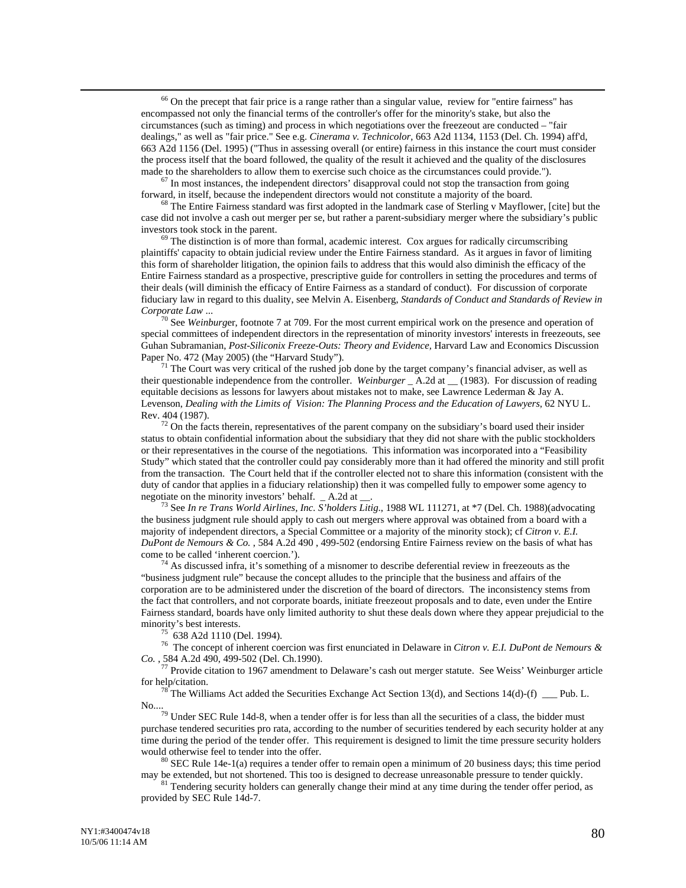[66] On the precept that fair price is a range rather than a singular value, review for "entire fairness" has encompassed not only the financial terms of the controller's offer for the minority's stake, but also the circumstances (such as timing) and process in which negotiations over the freezeout are conducted – "fair dealings," as well as "fair price." See e.g. *Cinerama v. Technicolor*, 663 A2d 1134, 1153 (Del. Ch. 1994) aff'd, 663 A2d 1156 (Del. 1995) ("Thus in assessing overall (or entire) fairness in this instance the court must consider the process itself that the board followed, the quality of the result it achieved and the quality of the disclosures made to the shareholders to allow them to exercise such choice as the circumstances could provide.").

[67] In most instances, the independent directors' disapproval could not stop the transaction from going forward, in itself, because the independent directors would not constitute a majority of the board.

[68] The Entire Fairness standard was first adopted in the landmark case of Sterling v Mayflower, [cite] but the case did not involve a cash out merger per se, but rather a parent-subsidiary merger where the subsidiary's public investors took stock in the parent.

[69] The distinction is of more than formal, academic interest. Cox argues for radically circumscribing plaintiffs' capacity to obtain judicial review under the Entire Fairness standard. As it argues in favor of limiting this form of shareholder litigation, the opinion fails to address that this would also diminish the efficacy of the Entire Fairness standard as a prospective, prescriptive guide for controllers in setting the procedures and terms of their deals (will diminish the efficacy of Entire Fairness as a standard of conduct). For discussion of corporate fiduciary law in regard to this duality, see Melvin A. Eisenberg, *Standards of Conduct and Standards of Review in Corporate Law* ...

[70] See *Weinburger*, footnote 7 at 709. For the most current empirical work on the presence and operation of special committees of independent directors in the representation of minority investors' interests in freezeouts, see Guhan Subramanian, *Post-Siliconix Freeze-Outs: Theory and Evidence*, Harvard Law and Economics Discussion Paper No. 472 (May 2005) (the "Harvard Study").

[71] The Court was very critical of the rushed job done by the target company's financial adviser, as well as their questionable independence from the controller. *Weinburger* _ A.2d at __ (1983). For discussion of reading equitable decisions as lessons for lawyers about mistakes not to make, see Lawrence Lederman & Jay A. Levenson, *Dealing with the Limits of Vision: The Planning Process and the Education of Lawyers*, 62 NYU L. Rev. 404 (1987).

[72] On the facts therein, representatives of the parent company on the subsidiary's board used their insider status to obtain confidential information about the subsidiary that they did not share with the public stockholders or their representatives in the course of the negotiations. This information was incorporated into a "Feasibility Study" which stated that the controller could pay considerably more than it had offered the minority and still profit from the transaction. The Court held that if the controller elected not to share this information (consistent with the duty of candor that applies in a fiduciary relationship) then it was compelled fully to empower some agency to negotiate on the minority investors' behalf. _ A.2d at __.

[73] See *In re Trans World Airlines, Inc. S'holders Litig.*, 1988 WL 111271, at *7 (Del. Ch. 1988)(advocating the business judgment rule should apply to cash out mergers where approval was obtained from a board with a majority of independent directors, a Special Committee or a majority of the minority stock); cf *Citron v. E.I. DuPont de Nemours & Co.* , 584 A.2d 490 , 499-502 (endorsing Entire Fairness review on the basis of what has come to be called 'inherent coercion.').

[74] As discussed infra, it's something of a misnomer to describe deferential review in freezeouts as the "business judgment rule" because the concept alludes to the principle that the business and affairs of the corporation are to be administered under the discretion of the board of directors. The inconsistency stems from the fact that controllers, and not corporate boards, initiate freezeout proposals and to date, even under the Entire Fairness standard, boards have only limited authority to shut these deals down where they appear prejudicial to the minority's best interests.

[75] 638 A2d 1110 (Del. 1994).

[76] The concept of inherent coercion was first enunciated in Delaware in *Citron v. E.I. DuPont de Nemours & Co.* , 584 A.2d 490, 499-502 (Del. Ch.1990).

[77] Provide citation to 1967 amendment to Delaware's cash out merger statute. See Weiss' Weinburger article for help/citation.

[78] The Williams Act added the Securities Exchange Act Section 13(d), and Sections 14(d)-(f) ___ Pub. L. No....

[79] Under SEC Rule 14d-8, when a tender offer is for less than all the securities of a class, the bidder must purchase tendered securities pro rata, according to the number of securities tendered by each security holder at any time during the period of the tender offer. This requirement is designed to limit the time pressure security holders would otherwise feel to tender into the offer.

[80] SEC Rule 14e-1(a) requires a tender offer to remain open a minimum of 20 business days; this time period may be extended, but not shortened. This too is designed to decrease unreasonable pressure to tender quickly.

[81] Tendering security holders can generally change their mind at any time during the tender offer period, as provided by SEC Rule 14d-7.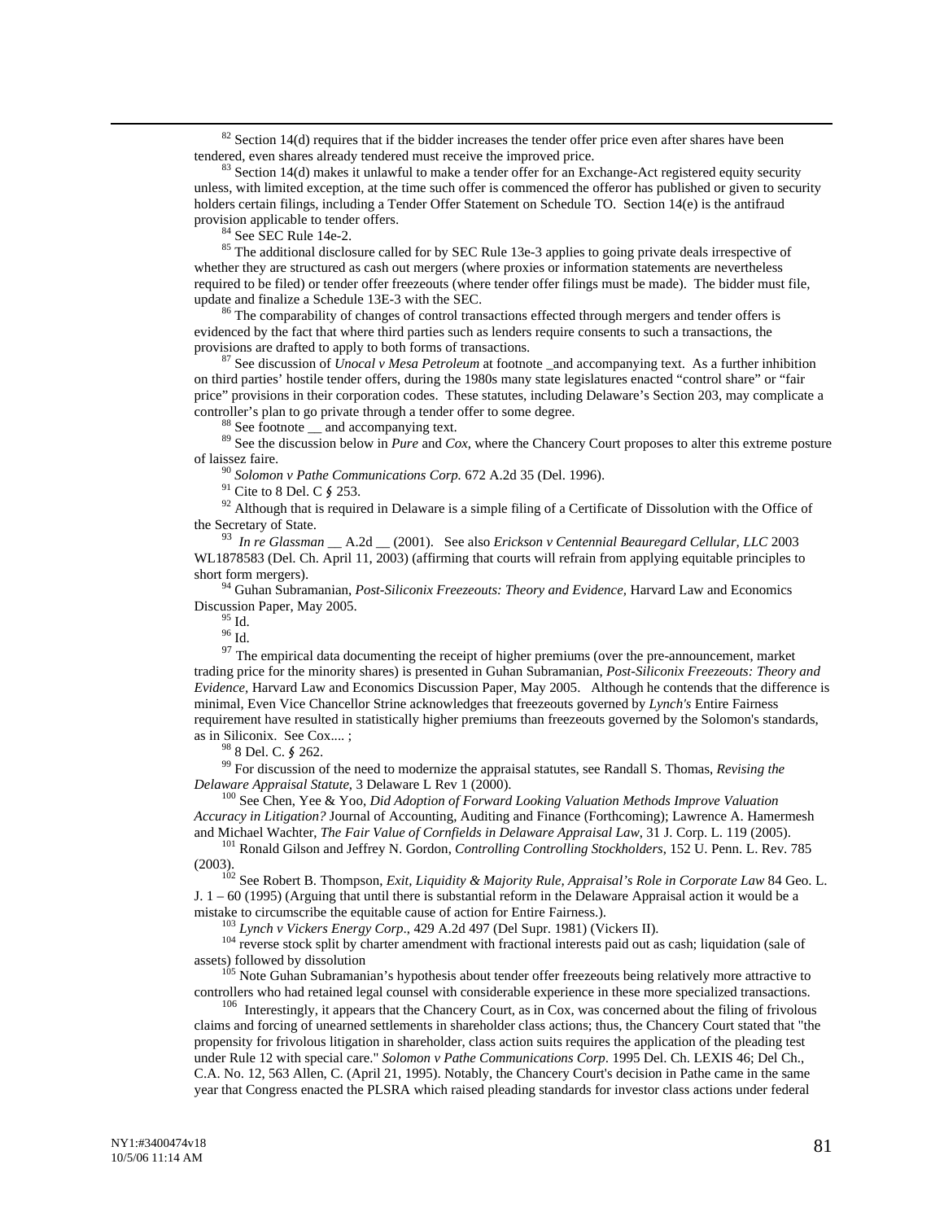[82] Section 14(d) requires that if the bidder increases the tender offer price even after shares have been tendered, even shares already tendered must receive the improved price.

[83] Section 14(d) makes it unlawful to make a tender offer for an Exchange-Act registered equity security unless, with limited exception, at the time such offer is commenced the offeror has published or given to security holders certain filings, including a Tender Offer Statement on Schedule TO. Section 14(e) is the antifraud provision applicable to tender offers.

[84] See SEC Rule 14e-2.

[85] The additional disclosure called for by SEC Rule 13e-3 applies to going private deals irrespective of whether they are structured as cash out mergers (where proxies or information statements are nevertheless required to be filed) or tender offer freezeouts (where tender offer filings must be made). The bidder must file, update and finalize a Schedule 13E-3 with the SEC.

[86] The comparability of changes of control transactions effected through mergers and tender offers is evidenced by the fact that where third parties such as lenders require consents to such a transactions, the provisions are drafted to apply to both forms of transactions.

[87] See discussion of *Unocal v Mesa Petroleum* at footnote _and accompanying text. As a further inhibition on third parties' hostile tender offers, during the 1980s many state legislatures enacted "control share" or "fair price" provisions in their corporation codes. These statutes, including Delaware's Section 203, may complicate a controller's plan to go private through a tender offer to some degree.

[88] See footnote __ and accompanying text.

[89] See the discussion below in *Pure* and *Cox*, where the Chancery Court proposes to alter this extreme posture of laissez faire.

[90] *Solomon v Pathe Communications Corp.* 672 A.2d 35 (Del. 1996).

[91] Cite to 8 Del. C *§* 253.

[92] Although that is required in Delaware is a simple filing of a Certificate of Dissolution with the Office of the Secretary of State.

[93] *In re Glassman* __ A.2d __ (2001). See also *Erickson v Centennial Beauregard Cellular, LLC* 2003 WL1878583 (Del. Ch. April 11, 2003) (affirming that courts will refrain from applying equitable principles to short form mergers).

[94] Guhan Subramanian, *Post-Siliconix Freezeouts: Theory and Evidence*, Harvard Law and Economics Discussion Paper, May 2005.

[95] Id.

[96] Id.

[97] The empirical data documenting the receipt of higher premiums (over the pre-announcement, market trading price for the minority shares) is presented in Guhan Subramanian, *Post-Siliconix Freezeouts: Theory and Evidence*, Harvard Law and Economics Discussion Paper, May 2005. Although he contends that the difference is minimal, Even Vice Chancellor Strine acknowledges that freezeouts governed by *Lynch's* Entire Fairness requirement have resulted in statistically higher premiums than freezeouts governed by the Solomon's standards, as in Siliconix. See Cox.... ;

[98] 8 Del. C. *§* 262.

[99] For discussion of the need to modernize the appraisal statutes, see Randall S. Thomas, *Revising the Delaware Appraisal Statute*, 3 Delaware L Rev 1 (2000).

[100] See Chen, Yee & Yoo, *Did Adoption of Forward Looking Valuation Methods Improve Valuation Accuracy in Litigation?* Journal of Accounting, Auditing and Finance (Forthcoming); Lawrence A. Hamermesh and Michael Wachter, *The Fair Value of Cornfields in Delaware Appraisal Law*, 31 J. Corp. L. 119 (2005).

[101] Ronald Gilson and Jeffrey N. Gordon, *Controlling Controlling Stockholders*, 152 U. Penn. L. Rev. 785 (2003).

[102] See Robert B. Thompson, *Exit, Liquidity & Majority Rule, Appraisal's Role in Corporate Law* 84 Geo. L. J. 1 – 60 (1995) (Arguing that until there is substantial reform in the Delaware Appraisal action it would be a mistake to circumscribe the equitable cause of action for Entire Fairness.).

[103] *Lynch v Vickers Energy Corp*., 429 A.2d 497 (Del Supr. 1981) (Vickers II).

[104] reverse stock split by charter amendment with fractional interests paid out as cash; liquidation (sale of assets) followed by dissolution

[105] Note Guhan Subramanian's hypothesis about tender offer freezeouts being relatively more attractive to controllers who had retained legal counsel with considerable experience in these more specialized transactions.

[106] Interestingly, it appears that the Chancery Court, as in Cox, was concerned about the filing of frivolous claims and forcing of unearned settlements in shareholder class actions; thus, the Chancery Court stated that "the propensity for frivolous litigation in shareholder, class action suits requires the application of the pleading test under Rule 12 with special care." *Solomon v Pathe Communications Corp*. 1995 Del. Ch. LEXIS 46; Del Ch., C.A. No. 12, 563 Allen, C. (April 21, 1995). Notably, the Chancery Court's decision in Pathe came in the same year that Congress enacted the PLSRA which raised pleading standards for investor class actions under federal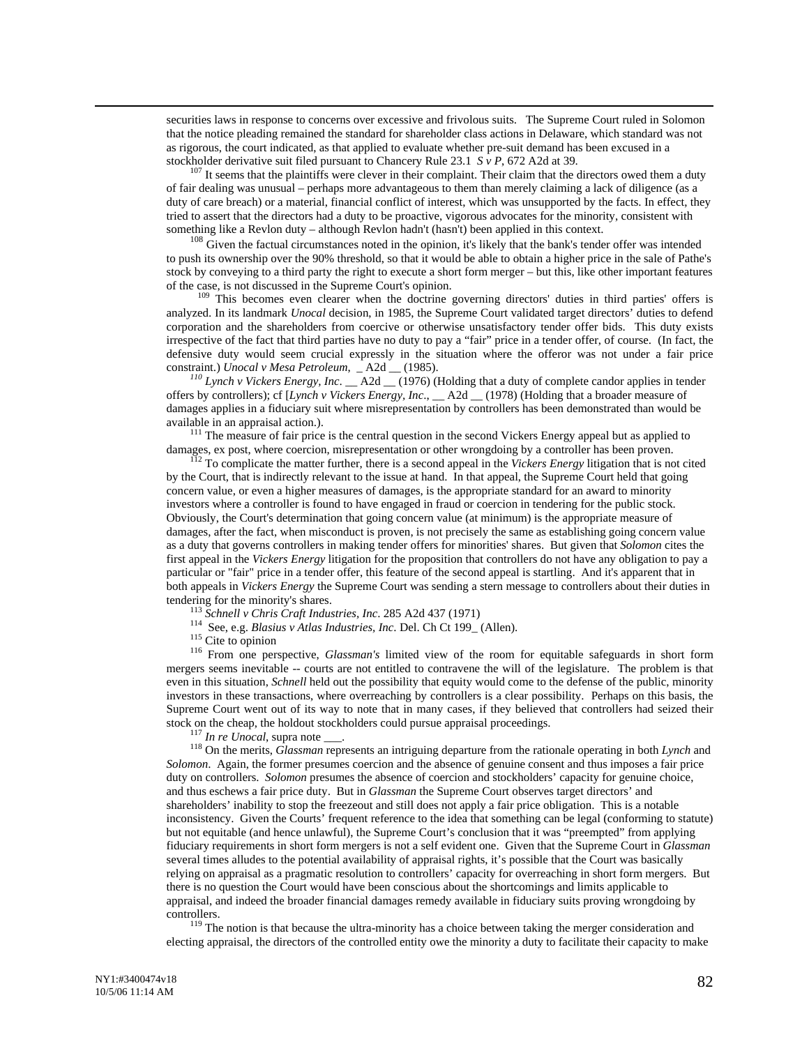securities laws in response to concerns over excessive and frivolous suits. The Supreme Court ruled in Solomon that the notice pleading remained the standard for shareholder class actions in Delaware, which standard was not as rigorous, the court indicated, as that applied to evaluate whether pre-suit demand has been excused in a stockholder derivative suit filed pursuant to Chancery Rule 23.1 *S v P*, 672 A2d at 39.

[107] It seems that the plaintiffs were clever in their complaint. Their claim that the directors owed them a duty of fair dealing was unusual – perhaps more advantageous to them than merely claiming a lack of diligence (as a duty of care breach) or a material, financial conflict of interest, which was unsupported by the facts. In effect, they tried to assert that the directors had a duty to be proactive, vigorous advocates for the minority, consistent with something like a Revlon duty – although Revlon hadn't (hasn't) been applied in this context.

[108] Given the factual circumstances noted in the opinion, it's likely that the bank's tender offer was intended to push its ownership over the 90% threshold, so that it would be able to obtain a higher price in the sale of Pathe's stock by conveying to a third party the right to execute a short form merger – but this, like other important features of the case, is not discussed in the Supreme Court's opinion.

[109] This becomes even clearer when the doctrine governing directors' duties in third parties' offers is analyzed. In its landmark *Unocal* decision, in 1985, the Supreme Court validated target directors' duties to defend corporation and the shareholders from coercive or otherwise unsatisfactory tender offer bids. This duty exists irrespective of the fact that third parties have no duty to pay a "fair" price in a tender offer, of course. (In fact, the defensive duty would seem crucial expressly in the situation where the offeror was not under a fair price constraint.) *Unocal v Mesa Petroleum*, _ A2d __ (1985).

[110] *Lynch v Vickers Energy, Inc*. __ A2d __ (1976) (Holding that a duty of complete candor applies in tender offers by controllers); cf [*Lynch v Vickers Energy, Inc*., __ A2d __ (1978) (Holding that a broader measure of damages applies in a fiduciary suit where misrepresentation by controllers has been demonstrated than would be available in an appraisal action.).

[111] The measure of fair price is the central question in the second Vickers Energy appeal but as applied to damages, ex post, where coercion, misrepresentation or other wrongdoing by a controller has been proven.

[112] To complicate the matter further, there is a second appeal in the *Vickers Energy* litigation that is not cited by the Court, that is indirectly relevant to the issue at hand. In that appeal, the Supreme Court held that going concern value, or even a higher measures of damages, is the appropriate standard for an award to minority investors where a controller is found to have engaged in fraud or coercion in tendering for the public stock. Obviously, the Court's determination that going concern value (at minimum) is the appropriate measure of damages, after the fact, when misconduct is proven, is not precisely the same as establishing going concern value as a duty that governs controllers in making tender offers for minorities' shares. But given that *Solomon* cites the first appeal in the *Vickers Energy* litigation for the proposition that controllers do not have any obligation to pay a particular or "fair" price in a tender offer, this feature of the second appeal is startling. And it's apparent that in both appeals in *Vickers Energy* the Supreme Court was sending a stern message to controllers about their duties in tendering for the minority's shares.

[113] *Schnell v Chris Craft Industries, Inc*. 285 A2d 437 (1971)

[114] See, e.g. *Blasius v Atlas Industries, Inc*. Del. Ch Ct 199_ (Allen).

[115] Cite to opinion

[116] From one perspective, *Glassman's* limited view of the room for equitable safeguards in short form mergers seems inevitable -- courts are not entitled to contravene the will of the legislature. The problem is that even in this situation, *Schnell* held out the possibility that equity would come to the defense of the public, minority investors in these transactions, where overreaching by controllers is a clear possibility. Perhaps on this basis, the Supreme Court went out of its way to note that in many cases, if they believed that controllers had seized their stock on the cheap, the holdout stockholders could pursue appraisal proceedings.

[117] *In re Unocal*, supra note ___.

[118] On the merits, *Glassman* represents an intriguing departure from the rationale operating in both *Lynch* and *Solomon*. Again, the former presumes coercion and the absence of genuine consent and thus imposes a fair price duty on controllers. *Solomon* presumes the absence of coercion and stockholders' capacity for genuine choice, and thus eschews a fair price duty. But in *Glassman* the Supreme Court observes target directors' and shareholders' inability to stop the freezeout and still does not apply a fair price obligation. This is a notable inconsistency. Given the Courts' frequent reference to the idea that something can be legal (conforming to statute) but not equitable (and hence unlawful), the Supreme Court's conclusion that it was "preempted" from applying fiduciary requirements in short form mergers is not a self evident one. Given that the Supreme Court in *Glassman* several times alludes to the potential availability of appraisal rights, it's possible that the Court was basically relying on appraisal as a pragmatic resolution to controllers' capacity for overreaching in short form mergers. But there is no question the Court would have been conscious about the shortcomings and limits applicable to appraisal, and indeed the broader financial damages remedy available in fiduciary suits proving wrongdoing by controllers.

[119] The notion is that because the ultra-minority has a choice between taking the merger consideration and electing appraisal, the directors of the controlled entity owe the minority a duty to facilitate their capacity to make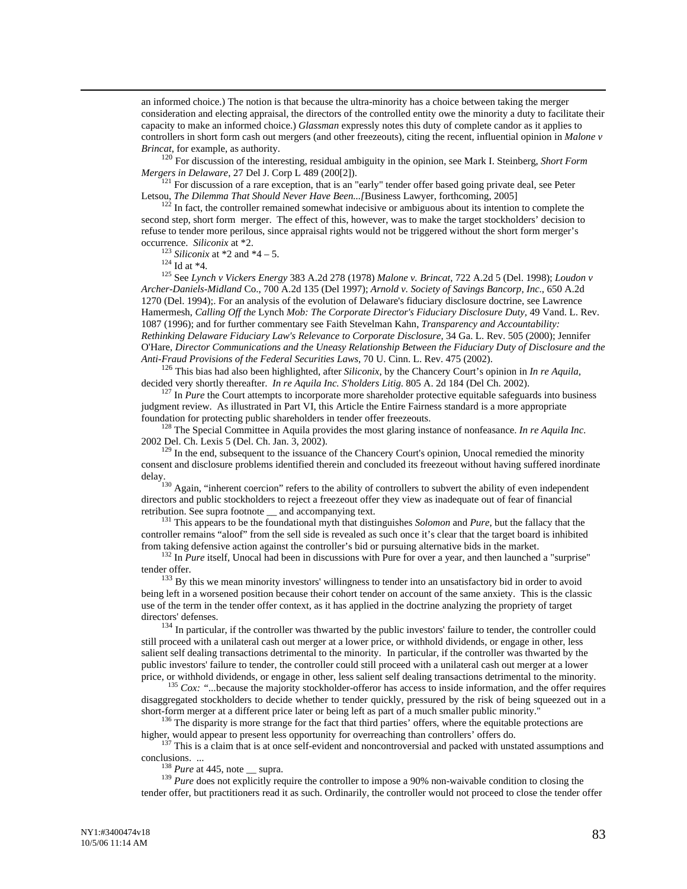an informed choice.) The notion is that because the ultra-minority has a choice between taking the merger consideration and electing appraisal, the directors of the controlled entity owe the minority a duty to facilitate their capacity to make an informed choice.) *Glassman* expressly notes this duty of complete candor as it applies to controllers in short form cash out mergers (and other freezeouts), citing the recent, influential opinion in *Malone v Brincat*, for example, as authority.

[120] For discussion of the interesting, residual ambiguity in the opinion, see Mark I. Steinberg, *Short Form Mergers in Delaware*, 27 Del J. Corp L 489 (200[2]).

[121] For discussion of a rare exception, that is an "early" tender offer based going private deal, see Peter Letsou, *The Dilemma That Should Never Have Been...[*Business Lawyer, forthcoming, 2005]

[122] In fact, the controller remained somewhat indecisive or ambiguous about its intention to complete the second step, short form merger. The effect of this, however, was to make the target stockholders' decision to refuse to tender more perilous, since appraisal rights would not be triggered without the short form merger's occurrence. *Siliconix* at *2.

[123] *Siliconix* at *2 and *4 – 5.

[124] Id at *4.

[125] See *Lynch v Vickers Energy* 383 A.2d 278 (1978) *Malone v. Brincat*, 722 A.2d 5 (Del. 1998); *Loudon v Archer-Daniels-Midland* Co., 700 A.2d 135 (Del 1997); *Arnold v. Society of Savings Bancorp, Inc.*, 650 A.2d 1270 (Del. 1994);. For an analysis of the evolution of Delaware's fiduciary disclosure doctrine, see Lawrence Hamermesh, *Calling Off the* Lynch *Mob: The Corporate Director's Fiduciary Disclosure Duty,* 49 Vand. L. Rev. 1087 (1996); and for further commentary see Faith Stevelman Kahn, *Transparency and Accountability: Rethinking Delaware Fiduciary Law's Relevance to Corporate Disclosure,* 34 Ga. L. Rev. 505 (2000); Jennifer O'Hare, *Director Communications and the Uneasy Relationship Between the Fiduciary Duty of Disclosure and the Anti-Fraud Provisions of the Federal Securities Laws,* 70 U. Cinn. L. Rev. 475 (2002).

[126] This bias had also been highlighted, after *Siliconix*, by the Chancery Court's opinion in *In re Aquila*, decided very shortly thereafter. *In re Aquila Inc. S'holders Litig.* 805 A. 2d 184 (Del Ch. 2002).

[127] In *Pure* the Court attempts to incorporate more shareholder protective equitable safeguards into business judgment review. As illustrated in Part VI, this Article the Entire Fairness standard is a more appropriate foundation for protecting public shareholders in tender offer freezeouts.

[128] The Special Committee in Aquila provides the most glaring instance of nonfeasance. *In re Aquila Inc.* 2002 Del. Ch. Lexis 5 (Del. Ch. Jan. 3, 2002).

[129] In the end, subsequent to the issuance of the Chancery Court's opinion, Unocal remedied the minority consent and disclosure problems identified therein and concluded its freezeout without having suffered inordinate delay.

[130] Again, "inherent coercion" refers to the ability of controllers to subvert the ability of even independent directors and public stockholders to reject a freezeout offer they view as inadequate out of fear of financial retribution. See supra footnote __ and accompanying text.

[131] This appears to be the foundational myth that distinguishes *Solomon* and *Pure*, but the fallacy that the controller remains "aloof" from the sell side is revealed as such once it's clear that the target board is inhibited from taking defensive action against the controller's bid or pursuing alternative bids in the market.

[132] In *Pure* itself, Unocal had been in discussions with Pure for over a year, and then launched a "surprise" tender offer.

[133] By this we mean minority investors' willingness to tender into an unsatisfactory bid in order to avoid being left in a worsened position because their cohort tender on account of the same anxiety. This is the classic use of the term in the tender offer context, as it has applied in the doctrine analyzing the propriety of target directors' defenses.

[134] In particular, if the controller was thwarted by the public investors' failure to tender, the controller could still proceed with a unilateral cash out merger at a lower price, or withhold dividends, or engage in other, less salient self dealing transactions detrimental to the minority. In particular, if the controller was thwarted by the public investors' failure to tender, the controller could still proceed with a unilateral cash out merger at a lower price, or withhold dividends, or engage in other, less salient self dealing transactions detrimental to the minority.

[135] *Cox:* "...because the majority stockholder-offeror has access to inside information, and the offer requires disaggregated stockholders to decide whether to tender quickly, pressured by the risk of being squeezed out in a short-form merger at a different price later or being left as part of a much smaller public minority."

[136] The disparity is more strange for the fact that third parties' offers, where the equitable protections are higher, would appear to present less opportunity for overreaching than controllers' offers do.

[137] This is a claim that is at once self-evident and noncontroversial and packed with unstated assumptions and conclusions. ...

[138] *Pure* at 445, note __ supra.

[139] *Pure* does not explicitly require the controller to impose a 90% non-waivable condition to closing the tender offer, but practitioners read it as such. Ordinarily, the controller would not proceed to close the tender offer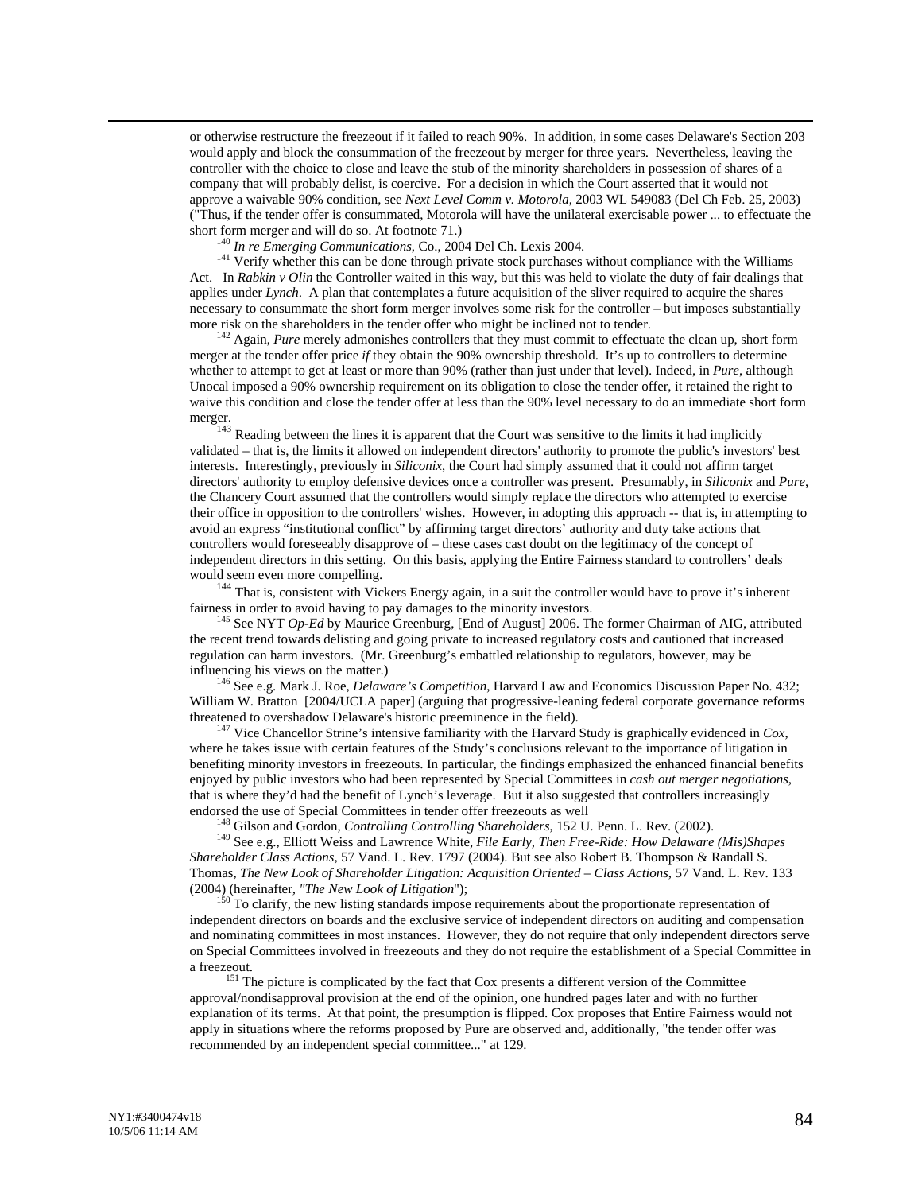or otherwise restructure the freezeout if it failed to reach 90%. In addition, in some cases Delaware's Section 203 would apply and block the consummation of the freezeout by merger for three years. Nevertheless, leaving the controller with the choice to close and leave the stub of the minority shareholders in possession of shares of a company that will probably delist, is coercive. For a decision in which the Court asserted that it would not approve a waivable 90% condition, see *Next Level Comm v. Motorola*, 2003 WL 549083 (Del Ch Feb. 25, 2003) ("Thus, if the tender offer is consummated, Motorola will have the unilateral exercisable power ... to effectuate the short form merger and will do so. At footnote 71.)

[140] *In re Emerging Communications*, Co., 2004 Del Ch. Lexis 2004.

[141] Verify whether this can be done through private stock purchases without compliance with the Williams Act. In *Rabkin v Olin* the Controller waited in this way, but this was held to violate the duty of fair dealings that applies under *Lynch*. A plan that contemplates a future acquisition of the sliver required to acquire the shares necessary to consummate the short form merger involves some risk for the controller – but imposes substantially more risk on the shareholders in the tender offer who might be inclined not to tender.

[142] Again, *Pure* merely admonishes controllers that they must commit to effectuate the clean up, short form merger at the tender offer price *if* they obtain the 90% ownership threshold. It's up to controllers to determine whether to attempt to get at least or more than 90% (rather than just under that level). Indeed, in *Pure*, although Unocal imposed a 90% ownership requirement on its obligation to close the tender offer, it retained the right to waive this condition and close the tender offer at less than the 90% level necessary to do an immediate short form merger.

[143] Reading between the lines it is apparent that the Court was sensitive to the limits it had implicitly validated – that is, the limits it allowed on independent directors' authority to promote the public's investors' best interests. Interestingly, previously in *Siliconix*, the Court had simply assumed that it could not affirm target directors' authority to employ defensive devices once a controller was present. Presumably, in *Siliconix* and *Pure*, the Chancery Court assumed that the controllers would simply replace the directors who attempted to exercise their office in opposition to the controllers' wishes. However, in adopting this approach -- that is, in attempting to avoid an express "institutional conflict" by affirming target directors' authority and duty take actions that controllers would foreseeably disapprove of – these cases cast doubt on the legitimacy of the concept of independent directors in this setting. On this basis, applying the Entire Fairness standard to controllers' deals would seem even more compelling.

[144] That is, consistent with Vickers Energy again, in a suit the controller would have to prove it's inherent fairness in order to avoid having to pay damages to the minority investors.

[145] See NYT *Op-Ed* by Maurice Greenburg, [End of August] 2006. The former Chairman of AIG, attributed the recent trend towards delisting and going private to increased regulatory costs and cautioned that increased regulation can harm investors. (Mr. Greenburg's embattled relationship to regulators, however, may be influencing his views on the matter.)

[146] See e.g. Mark J. Roe, *Delaware's Competition*, Harvard Law and Economics Discussion Paper No. 432; William W. Bratton [2004/UCLA paper] (arguing that progressive-leaning federal corporate governance reforms threatened to overshadow Delaware's historic preeminence in the field).

[147] Vice Chancellor Strine's intensive familiarity with the Harvard Study is graphically evidenced in *Cox*, where he takes issue with certain features of the Study's conclusions relevant to the importance of litigation in benefiting minority investors in freezeouts. In particular, the findings emphasized the enhanced financial benefits enjoyed by public investors who had been represented by Special Committees in *cash out merger negotiations*, that is where they'd had the benefit of Lynch's leverage. But it also suggested that controllers increasingly endorsed the use of Special Committees in tender offer freezeouts as well

[148] Gilson and Gordon, *Controlling Controlling Shareholders*, 152 U. Penn. L. Rev. (2002).

[149] See e.g., Elliott Weiss and Lawrence White, *File Early, Then Free-Ride: How Delaware (Mis)Shapes Shareholder Class Actions*, 57 Vand. L. Rev. 1797 (2004). But see also Robert B. Thompson & Randall S. Thomas, *The New Look of Shareholder Litigation: Acquisition Oriented – Class Actions*, 57 Vand. L. Rev. 133 (2004) (hereinafter, *"The New Look of Litigation"*);

[150] To clarify, the new listing standards impose requirements about the proportionate representation of independent directors on boards and the exclusive service of independent directors on auditing and compensation and nominating committees in most instances. However, they do not require that only independent directors serve on Special Committees involved in freezeouts and they do not require the establishment of a Special Committee in a freezeout.

[151] The picture is complicated by the fact that Cox presents a different version of the Committee approval/nondisapproval provision at the end of the opinion, one hundred pages later and with no further explanation of its terms. At that point, the presumption is flipped. Cox proposes that Entire Fairness would not apply in situations where the reforms proposed by Pure are observed and, additionally, "the tender offer was recommended by an independent special committee..." at 129.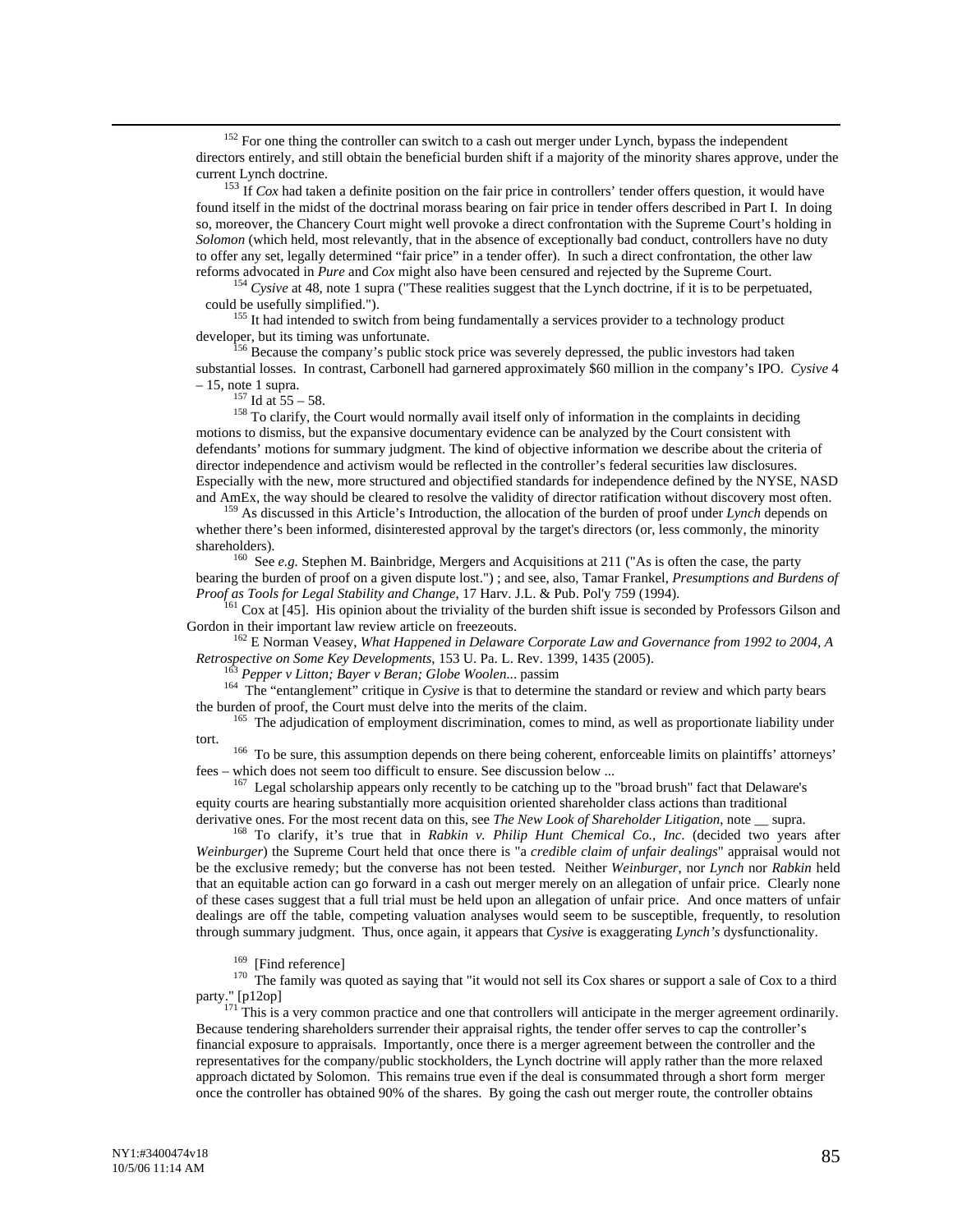[152] For one thing the controller can switch to a cash out merger under Lynch, bypass the independent directors entirely, and still obtain the beneficial burden shift if a majority of the minority shares approve, under the current Lynch doctrine.

[153] If *Cox* had taken a definite position on the fair price in controllers' tender offers question, it would have found itself in the midst of the doctrinal morass bearing on fair price in tender offers described in Part I. In doing so, moreover, the Chancery Court might well provoke a direct confrontation with the Supreme Court's holding in *Solomon* (which held, most relevantly, that in the absence of exceptionally bad conduct, controllers have no duty to offer any set, legally determined "fair price" in a tender offer). In such a direct confrontation, the other law reforms advocated in *Pure* and *Cox* might also have been censured and rejected by the Supreme Court.

[154] *Cysive* at 48, note 1 supra ("These realities suggest that the Lynch doctrine, if it is to be perpetuated, could be usefully simplified.").

[155] It had intended to switch from being fundamentally a services provider to a technology product developer, but its timing was unfortunate.

[156] Because the company's public stock price was severely depressed, the public investors had taken substantial losses. In contrast, Carbonell had garnered approximately $60 million in the company's IPO. *Cysive* 4 – 15, note 1 supra.

[157] Id at 55 – 58.

[158] To clarify, the Court would normally avail itself only of information in the complaints in deciding motions to dismiss, but the expansive documentary evidence can be analyzed by the Court consistent with defendants' motions for summary judgment. The kind of objective information we describe about the criteria of director independence and activism would be reflected in the controller's federal securities law disclosures. Especially with the new, more structured and objectified standards for independence defined by the NYSE, NASD and AmEx, the way should be cleared to resolve the validity of director ratification without discovery most often.

[159] As discussed in this Article's Introduction, the allocation of the burden of proof under *Lynch* depends on whether there's been informed, disinterested approval by the target's directors (or, less commonly, the minority shareholders).

[160] See *e.g.* Stephen M. Bainbridge, Mergers and Acquisitions at 211 ("As is often the case, the party bearing the burden of proof on a given dispute lost.") ; and see, also, Tamar Frankel, *Presumptions and Burdens of Proof as Tools for Legal Stability and Change*, 17 Harv. J.L. & Pub. Pol'y 759 (1994).

[161] Cox at [45]. His opinion about the triviality of the burden shift issue is seconded by Professors Gilson and Gordon in their important law review article on freezeouts.

[162] E Norman Veasey, *What Happened in Delaware Corporate Law and Governance from 1992 to 2004, A Retrospective on Some Key Developments*, 153 U. Pa. L. Rev. 1399, 1435 (2005).

[163] *Pepper v Litton; Bayer v Beran; Globe Woolen*... passim

[164] The "entanglement" critique in *Cysive* is that to determine the standard or review and which party bears the burden of proof, the Court must delve into the merits of the claim.

[165] The adjudication of employment discrimination, comes to mind, as well as proportionate liability under tort.

[166] To be sure, this assumption depends on there being coherent, enforceable limits on plaintiffs' attorneys' fees – which does not seem too difficult to ensure. See discussion below ...

[167] Legal scholarship appears only recently to be catching up to the "broad brush" fact that Delaware's equity courts are hearing substantially more acquisition oriented shareholder class actions than traditional derivative ones. For the most recent data on this, see *The New Look of Shareholder Litigation*, note __ supra.

[168] To clarify, it's true that in *Rabkin v. Philip Hunt Chemical Co., Inc*. (decided two years after *Weinburger*) the Supreme Court held that once there is "a *credible claim of unfair dealings*" appraisal would not be the exclusive remedy; but the converse has not been tested. Neither *Weinburger*, nor *Lynch* nor *Rabkin* held that an equitable action can go forward in a cash out merger merely on an allegation of unfair price. Clearly none of these cases suggest that a full trial must be held upon an allegation of unfair price. And once matters of unfair dealings are off the table, competing valuation analyses would seem to be susceptible, frequently, to resolution through summary judgment. Thus, once again, it appears that *Cysive* is exaggerating *Lynch's* dysfunctionality.

[169] [Find reference]

[170] The family was quoted as saying that "it would not sell its Cox shares or support a sale of Cox to a third party." [p12op]

[171] This is a very common practice and one that controllers will anticipate in the merger agreement ordinarily. Because tendering shareholders surrender their appraisal rights, the tender offer serves to cap the controller's financial exposure to appraisals. Importantly, once there is a merger agreement between the controller and the representatives for the company/public stockholders, the Lynch doctrine will apply rather than the more relaxed approach dictated by Solomon. This remains true even if the deal is consummated through a short form merger once the controller has obtained 90% of the shares. By going the cash out merger route, the controller obtains

NY1:#3400474v18
10/5/06 11:14 AM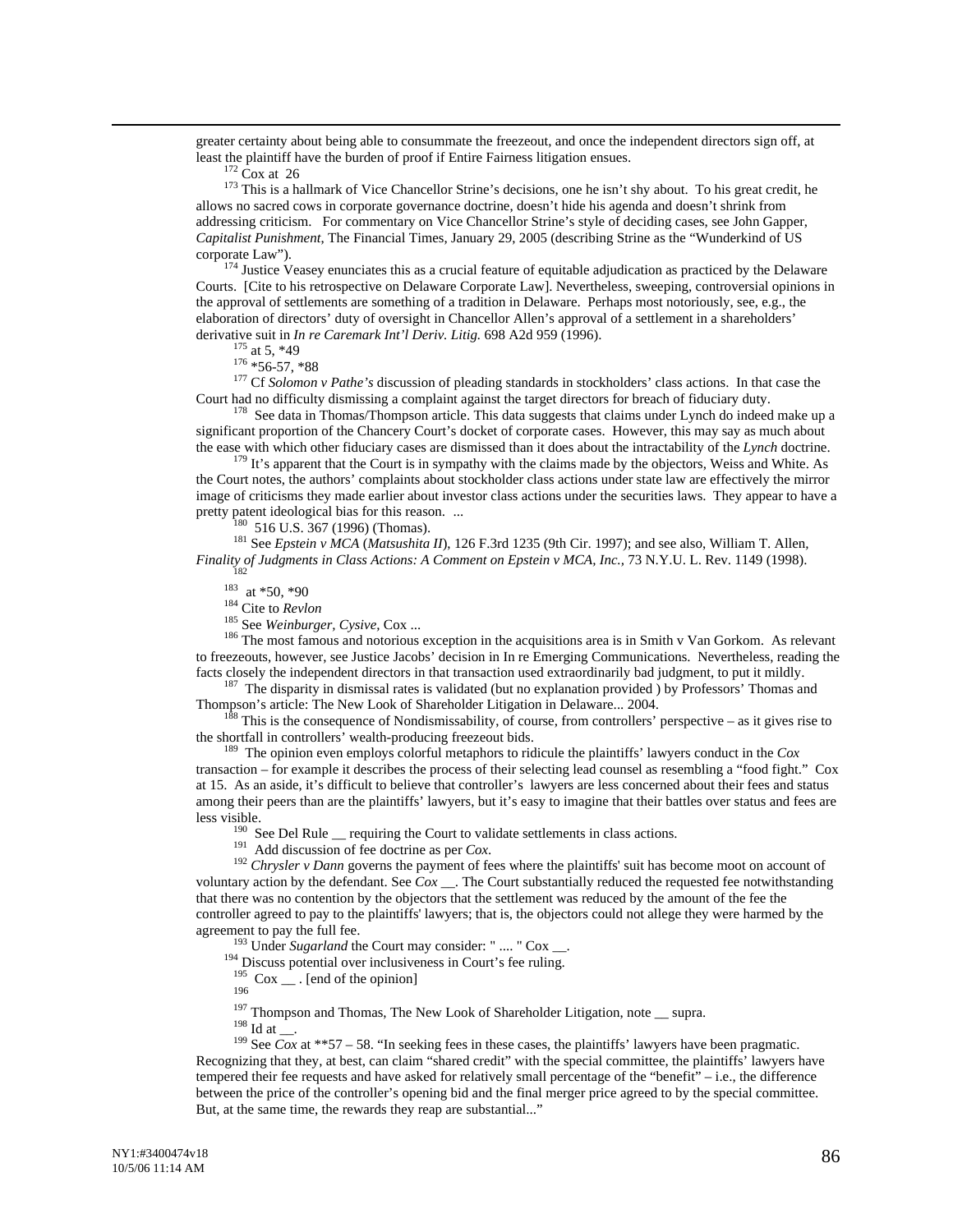greater certainty about being able to consummate the freezeout, and once the independent directors sign off, at least the plaintiff have the burden of proof if Entire Fairness litigation ensues.

[172] Cox at 26

[173] This is a hallmark of Vice Chancellor Strine's decisions, one he isn't shy about. To his great credit, he allows no sacred cows in corporate governance doctrine, doesn't hide his agenda and doesn't shrink from addressing criticism. For commentary on Vice Chancellor Strine's style of deciding cases, see John Gapper, *Capitalist Punishment,* The Financial Times, January 29, 2005 (describing Strine as the "Wunderkind of US corporate Law").

[174] Justice Veasey enunciates this as a crucial feature of equitable adjudication as practiced by the Delaware Courts. [Cite to his retrospective on Delaware Corporate Law]. Nevertheless, sweeping, controversial opinions in the approval of settlements are something of a tradition in Delaware. Perhaps most notoriously, see, e.g., the elaboration of directors' duty of oversight in Chancellor Allen's approval of a settlement in a shareholders' derivative suit in *In re Caremark Int'l Deriv. Litig.* 698 A2d 959 (1996).

[175] at 5, *49

[176] *56-57, *88

[177] Cf *Solomon v Pathe's* discussion of pleading standards in stockholders' class actions. In that case the Court had no difficulty dismissing a complaint against the target directors for breach of fiduciary duty.

[178] See data in Thomas/Thompson article. This data suggests that claims under Lynch do indeed make up a significant proportion of the Chancery Court's docket of corporate cases. However, this may say as much about the ease with which other fiduciary cases are dismissed than it does about the intractability of the *Lynch* doctrine.

[179] It's apparent that the Court is in sympathy with the claims made by the objectors, Weiss and White. As the Court notes, the authors' complaints about stockholder class actions under state law are effectively the mirror image of criticisms they made earlier about investor class actions under the securities laws. They appear to have a pretty patent ideological bias for this reason. ...

[180] 516 U.S. 367 (1996) (Thomas).

[181] See *Epstein v MCA* (*Matsushita II*), 126 F.3rd 1235 (9th Cir. 1997); and see also, William T. Allen, *Finality of Judgments in Class Actions: A Comment on Epstein v MCA, Inc.*, 73 N.Y.U. L. Rev. 1149 (1998).

[182]

[183] at *50, *90

[184] Cite to *Revlon*

[185] See *Weinburger, Cysive,* Cox ...

[186] The most famous and notorious exception in the acquisitions area is in Smith v Van Gorkom. As relevant to freezeouts, however, see Justice Jacobs' decision in In re Emerging Communications. Nevertheless, reading the facts closely the independent directors in that transaction used extraordinarily bad judgment, to put it mildly.

[187] The disparity in dismissal rates is validated (but no explanation provided ) by Professors' Thomas and Thompson's article: The New Look of Shareholder Litigation in Delaware... 2004.

[188] This is the consequence of Nondismissability, of course, from controllers' perspective – as it gives rise to the shortfall in controllers' wealth-producing freezeout bids.

[189] The opinion even employs colorful metaphors to ridicule the plaintiffs' lawyers conduct in the *Cox* transaction – for example it describes the process of their selecting lead counsel as resembling a "food fight." Cox at 15. As an aside, it's difficult to believe that controller's lawyers are less concerned about their fees and status among their peers than are the plaintiffs' lawyers, but it's easy to imagine that their battles over status and fees are less visible.

[190] See Del Rule __ requiring the Court to validate settlements in class actions.

[191] Add discussion of fee doctrine as per *Cox*.

[192] *Chrysler v Dann* governs the payment of fees where the plaintiffs' suit has become moot on account of voluntary action by the defendant. See *Cox* __. The Court substantially reduced the requested fee notwithstanding that there was no contention by the objectors that the settlement was reduced by the amount of the fee the controller agreed to pay to the plaintiffs' lawyers; that is, the objectors could not allege they were harmed by the agreement to pay the full fee.

[193] Under *Sugarland* the Court may consider: " .... " Cox __.

[194] Discuss potential over inclusiveness in Court's fee ruling.

[195] Cox __ . [end of the opinion]

[196]

[197] Thompson and Thomas, The New Look of Shareholder Litigation, note __ supra.

[198] Id at __.

[199] See *Cox* at **57 – 58. "In seeking fees in these cases, the plaintiffs' lawyers have been pragmatic. Recognizing that they, at best, can claim "shared credit" with the special committee, the plaintiffs' lawyers have tempered their fee requests and have asked for relatively small percentage of the "benefit" – i.e., the difference between the price of the controller's opening bid and the final merger price agreed to by the special committee. But, at the same time, the rewards they reap are substantial..."

NY1:#3400474v18
10/5/06 11:14 AM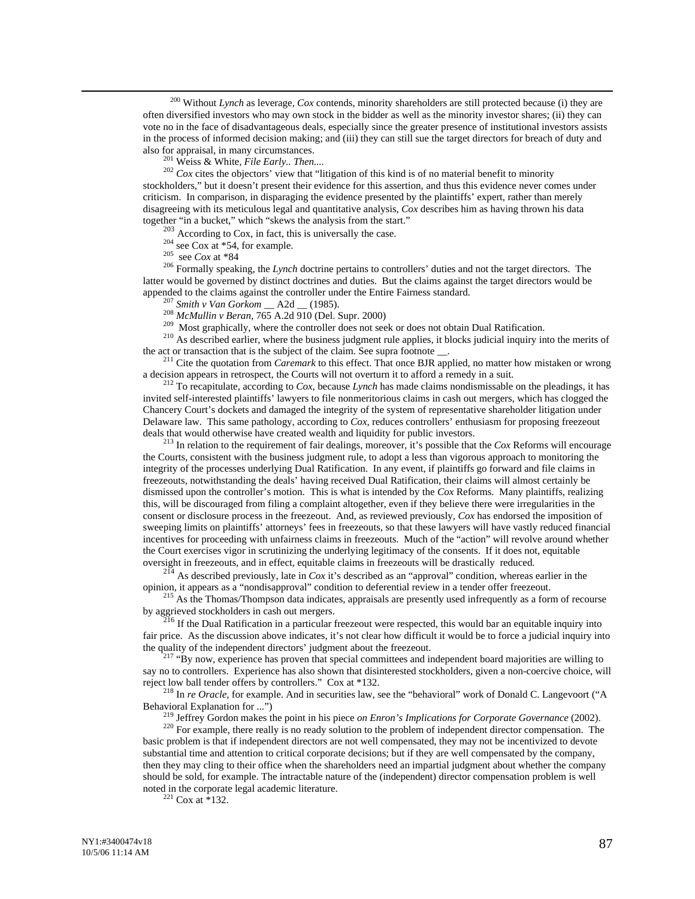[200] Without *Lynch* as leverage, *Cox* contends, minority shareholders are still protected because (i) they are often diversified investors who may own stock in the bidder as well as the minority investor shares; (ii) they can vote no in the face of disadvantageous deals, especially since the greater presence of institutional investors assists in the process of informed decision making; and (iii) they can still sue the target directors for breach of duty and also for appraisal, in many circumstances.

[201] Weiss & White, *File Early.. Then....*

[202] *Cox* cites the objectors' view that "litigation of this kind is of no material benefit to minority stockholders," but it doesn't present their evidence for this assertion, and thus this evidence never comes under criticism. In comparison, in disparaging the evidence presented by the plaintiffs' expert, rather than merely disagreeing with its meticulous legal and quantitative analysis, *Cox* describes him as having thrown his data together "in a bucket," which "skews the analysis from the start."

[203] According to Cox, in fact, this is universally the case.

[204] see Cox at *54, for example.

[205] see *Cox* at *84

[206] Formally speaking, the *Lynch* doctrine pertains to controllers' duties and not the target directors. The latter would be governed by distinct doctrines and duties. But the claims against the target directors would be appended to the claims against the controller under the Entire Fairness standard.

[207] *Smith v Van Gorkom* __ A2d __ (1985).

[208] *McMullin v Beran*, 765 A.2d 910 (Del. Supr. 2000)

[209] Most graphically, where the controller does not seek or does not obtain Dual Ratification.

[210] As described earlier, where the business judgment rule applies, it blocks judicial inquiry into the merits of the act or transaction that is the subject of the claim. See supra footnote __.

[211] Cite the quotation from *Caremark* to this effect. That once BJR applied, no matter how mistaken or wrong a decision appears in retrospect, the Courts will not overturn it to afford a remedy in a suit.

[212] To recapitulate, according to *Cox*, because *Lynch* has made claims nondismissable on the pleadings, it has invited self-interested plaintiffs' lawyers to file nonmeritorious claims in cash out mergers, which has clogged the Chancery Court's dockets and damaged the integrity of the system of representative shareholder litigation under Delaware law. This same pathology, according to *Cox*, reduces controllers' enthusiasm for proposing freezeout deals that would otherwise have created wealth and liquidity for public investors.

[213] In relation to the requirement of fair dealings, moreover, it's possible that the *Cox* Reforms will encourage the Courts, consistent with the business judgment rule, to adopt a less than vigorous approach to monitoring the integrity of the processes underlying Dual Ratification. In any event, if plaintiffs go forward and file claims in freezeouts, notwithstanding the deals' having received Dual Ratification, their claims will almost certainly be dismissed upon the controller's motion. This is what is intended by the *Cox* Reforms. Many plaintiffs, realizing this, will be discouraged from filing a complaint altogether, even if they believe there were irregularities in the consent or disclosure process in the freezeout. And, as reviewed previously, *Cox* has endorsed the imposition of sweeping limits on plaintiffs' attorneys' fees in freezeouts, so that these lawyers will have vastly reduced financial incentives for proceeding with unfairness claims in freezeouts. Much of the "action" will revolve around whether the Court exercises vigor in scrutinizing the underlying legitimacy of the consents. If it does not, equitable oversight in freezeouts, and in effect, equitable claims in freezeouts will be drastically reduced.

[214] As described previously, late in *Cox* it's described as an "approval" condition, whereas earlier in the opinion, it appears as a "nondisapproval" condition to deferential review in a tender offer freezeout.

[215] As the Thomas/Thompson data indicates, appraisals are presently used infrequently as a form of recourse by aggrieved stockholders in cash out mergers.

[216] If the Dual Ratification in a particular freezeout were respected, this would bar an equitable inquiry into fair price. As the discussion above indicates, it's not clear how difficult it would be to force a judicial inquiry into the quality of the independent directors' judgment about the freezeout.

[217] "By now, experience has proven that special committees and independent board majorities are willing to say no to controllers. Experience has also shown that disinterested stockholders, given a non-coercive choice, will reject low ball tender offers by controllers." Cox at *132.

[218] In *re Oracle*, for example. And in securities law, see the "behavioral" work of Donald C. Langevoort ("A Behavioral Explanation for ...")

[219] Jeffrey Gordon makes the point in his piece *on Enron's Implications for Corporate Governance* (2002).

[220] For example, there really is no ready solution to the problem of independent director compensation. The basic problem is that if independent directors are not well compensated, they may not be incentivized to devote substantial time and attention to critical corporate decisions; but if they are well compensated by the company, then they may cling to their office when the shareholders need an impartial judgment about whether the company should be sold, for example. The intractable nature of the (independent) director compensation problem is well noted in the corporate legal academic literature.

[221] Cox at *132.

NY1:#3400474v18
10/5/06 11:14 AM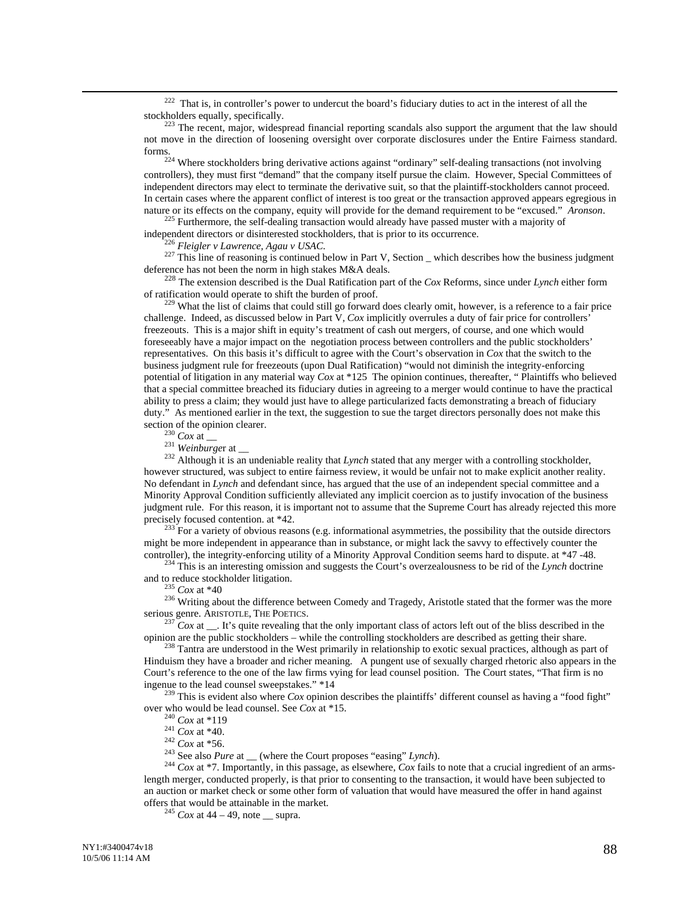[222] That is, in controller's power to undercut the board's fiduciary duties to act in the interest of all the stockholders equally, specifically.

[223] The recent, major, widespread financial reporting scandals also support the argument that the law should not move in the direction of loosening oversight over corporate disclosures under the Entire Fairness standard. forms.

[224] Where stockholders bring derivative actions against "ordinary" self-dealing transactions (not involving controllers), they must first "demand" that the company itself pursue the claim. However, Special Committees of independent directors may elect to terminate the derivative suit, so that the plaintiff-stockholders cannot proceed. In certain cases where the apparent conflict of interest is too great or the transaction approved appears egregious in nature or its effects on the company, equity will provide for the demand requirement to be "excused." *Aronson*.

[225] Furthermore, the self-dealing transaction would already have passed muster with a majority of independent directors or disinterested stockholders, that is prior to its occurrence.

[226] *Fleigler v Lawrence, Agau v USAC.*

[227] This line of reasoning is continued below in Part V, Section _ which describes how the business judgment deference has not been the norm in high stakes M&A deals.

[228] The extension described is the Dual Ratification part of the *Cox* Reforms, since under *Lynch* either form of ratification would operate to shift the burden of proof.

[229] What the list of claims that could still go forward does clearly omit, however, is a reference to a fair price challenge. Indeed, as discussed below in Part V, *Cox* implicitly overrules a duty of fair price for controllers' freezeouts. This is a major shift in equity's treatment of cash out mergers, of course, and one which would foreseeably have a major impact on the negotiation process between controllers and the public stockholders' representatives. On this basis it's difficult to agree with the Court's observation in *Cox* that the switch to the business judgment rule for freezeouts (upon Dual Ratification) "would not diminish the integrity-enforcing potential of litigation in any material way *Cox* at *125 The opinion continues, thereafter, " Plaintiffs who believed that a special committee breached its fiduciary duties in agreeing to a merger would continue to have the practical ability to press a claim; they would just have to allege particularized facts demonstrating a breach of fiduciary duty." As mentioned earlier in the text, the suggestion to sue the target directors personally does not make this section of the opinion clearer.

[230] *Cox* at __

[231] *Weinburger* at __

[232] Although it is an undeniable reality that *Lynch* stated that any merger with a controlling stockholder, however structured, was subject to entire fairness review, it would be unfair not to make explicit another reality. No defendant in *Lynch* and defendant since, has argued that the use of an independent special committee and a Minority Approval Condition sufficiently alleviated any implicit coercion as to justify invocation of the business judgment rule. For this reason, it is important not to assume that the Supreme Court has already rejected this more precisely focused contention. at *42.

[233] For a variety of obvious reasons (e.g. informational asymmetries, the possibility that the outside directors might be more independent in appearance than in substance, or might lack the savvy to effectively counter the controller), the integrity-enforcing utility of a Minority Approval Condition seems hard to dispute. at *47 -48.

[234] This is an interesting omission and suggests the Court's overzealousness to be rid of the *Lynch* doctrine and to reduce stockholder litigation.

[235] *Cox* at *40

[236] Writing about the difference between Comedy and Tragedy, Aristotle stated that the former was the more serious genre. ARISTOTLE, THE POETICS.

[237] *Cox* at __. It's quite revealing that the only important class of actors left out of the bliss described in the opinion are the public stockholders – while the controlling stockholders are described as getting their share.

[238] Tantra are understood in the West primarily in relationship to exotic sexual practices, although as part of Hinduism they have a broader and richer meaning. A pungent use of sexually charged rhetoric also appears in the Court's reference to the one of the law firms vying for lead counsel position. The Court states, "That firm is no ingenue to the lead counsel sweepstakes." *14

[239] This is evident also where *Cox* opinion describes the plaintiffs' different counsel as having a "food fight" over who would be lead counsel. See *Cox* at *15.

[240] *Cox* at *119

[241] *Cox* at *40.

[242] *Cox* at *56.

[243] See also *Pure* at __ (where the Court proposes "easing" *Lynch*).

[244] *Cox* at *7. Importantly, in this passage, as elsewhere, *Cox* fails to note that a crucial ingredient of an arms-length merger, conducted properly, is that prior to consenting to the transaction, it would have been subjected to an auction or market check or some other form of valuation that would have measured the offer in hand against offers that would be attainable in the market.

[245] *Cox* at 44 – 49, note __ supra.

NY1:#3400474v18
10/5/06 11:14 AM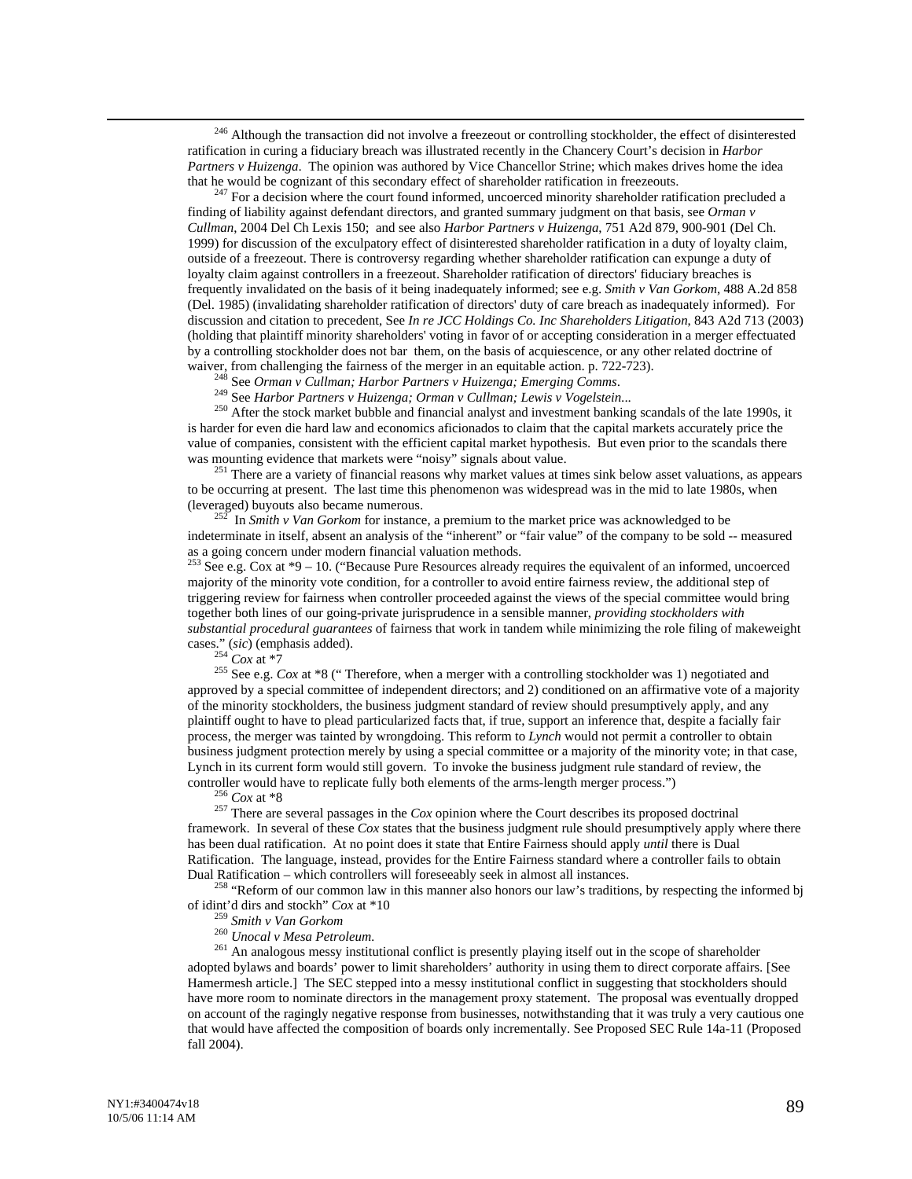[246] Although the transaction did not involve a freezeout or controlling stockholder, the effect of disinterested ratification in curing a fiduciary breach was illustrated recently in the Chancery Court's decision in *Harbor Partners v Huizenga*. The opinion was authored by Vice Chancellor Strine; which makes drives home the idea that he would be cognizant of this secondary effect of shareholder ratification in freezeouts.

[247] For a decision where the court found informed, uncoerced minority shareholder ratification precluded a finding of liability against defendant directors, and granted summary judgment on that basis, see *Orman v Cullman*, 2004 Del Ch Lexis 150; and see also *Harbor Partners v Huizenga*, 751 A2d 879, 900-901 (Del Ch. 1999) for discussion of the exculpatory effect of disinterested shareholder ratification in a duty of loyalty claim, outside of a freezeout. There is controversy regarding whether shareholder ratification can expunge a duty of loyalty claim against controllers in a freezeout. Shareholder ratification of directors' fiduciary breaches is frequently invalidated on the basis of it being inadequately informed; see e.g. *Smith v Van Gorkom*, 488 A.2d 858 (Del. 1985) (invalidating shareholder ratification of directors' duty of care breach as inadequately informed). For discussion and citation to precedent, See *In re JCC Holdings Co. Inc Shareholders Litigation*, 843 A2d 713 (2003) (holding that plaintiff minority shareholders' voting in favor of or accepting consideration in a merger effectuated by a controlling stockholder does not bar them, on the basis of acquiescence, or any other related doctrine of waiver, from challenging the fairness of the merger in an equitable action. p. 722-723).

[248] See *Orman v Cullman; Harbor Partners v Huizenga; Emerging Comms*.

[249] See *Harbor Partners v Huizenga; Orman v Cullman; Lewis v Vogelstein...*

[250] After the stock market bubble and financial analyst and investment banking scandals of the late 1990s, it is harder for even die hard law and economics aficionados to claim that the capital markets accurately price the value of companies, consistent with the efficient capital market hypothesis. But even prior to the scandals there was mounting evidence that markets were "noisy" signals about value.

[251] There are a variety of financial reasons why market values at times sink below asset valuations, as appears to be occurring at present. The last time this phenomenon was widespread was in the mid to late 1980s, when (leveraged) buyouts also became numerous.

[252] In *Smith v Van Gorkom* for instance, a premium to the market price was acknowledged to be indeterminate in itself, absent an analysis of the "inherent" or "fair value" of the company to be sold -- measured as a going concern under modern financial valuation methods.

[253] See e.g. Cox at *9 – 10. ("Because Pure Resources already requires the equivalent of an informed, uncoerced majority of the minority vote condition, for a controller to avoid entire fairness review, the additional step of triggering review for fairness when controller proceeded against the views of the special committee would bring together both lines of our going-private jurisprudence in a sensible manner, *providing stockholders with substantial procedural guarantees* of fairness that work in tandem while minimizing the role filing of makeweight cases." (*sic*) (emphasis added).

[254] *Cox* at *7

[255] See e.g. *Cox* at *8 (" Therefore, when a merger with a controlling stockholder was 1) negotiated and approved by a special committee of independent directors; and 2) conditioned on an affirmative vote of a majority of the minority stockholders, the business judgment standard of review should presumptively apply, and any plaintiff ought to have to plead particularized facts that, if true, support an inference that, despite a facially fair process, the merger was tainted by wrongdoing. This reform to *Lynch* would not permit a controller to obtain business judgment protection merely by using a special committee or a majority of the minority vote; in that case, Lynch in its current form would still govern. To invoke the business judgment rule standard of review, the controller would have to replicate fully both elements of the arms-length merger process.")

[256] *Cox* at *8

[257] There are several passages in the *Cox* opinion where the Court describes its proposed doctrinal framework. In several of these *Cox* states that the business judgment rule should presumptively apply where there has been dual ratification. At no point does it state that Entire Fairness should apply *until* there is Dual Ratification. The language, instead, provides for the Entire Fairness standard where a controller fails to obtain Dual Ratification – which controllers will foreseeably seek in almost all instances.

[258] "Reform of our common law in this manner also honors our law's traditions, by respecting the informed bj of idint'd dirs and stockh" *Cox* at *10

[259] *Smith v Van Gorkom*

[260] *Unocal v Mesa Petroleum.*

[261] An analogous messy institutional conflict is presently playing itself out in the scope of shareholder adopted bylaws and boards' power to limit shareholders' authority in using them to direct corporate affairs. [See Hamermesh article.] The SEC stepped into a messy institutional conflict in suggesting that stockholders should have more room to nominate directors in the management proxy statement. The proposal was eventually dropped on account of the ragingly negative response from businesses, notwithstanding that it was truly a very cautious one that would have affected the composition of boards only incrementally. See Proposed SEC Rule 14a-11 (Proposed fall 2004).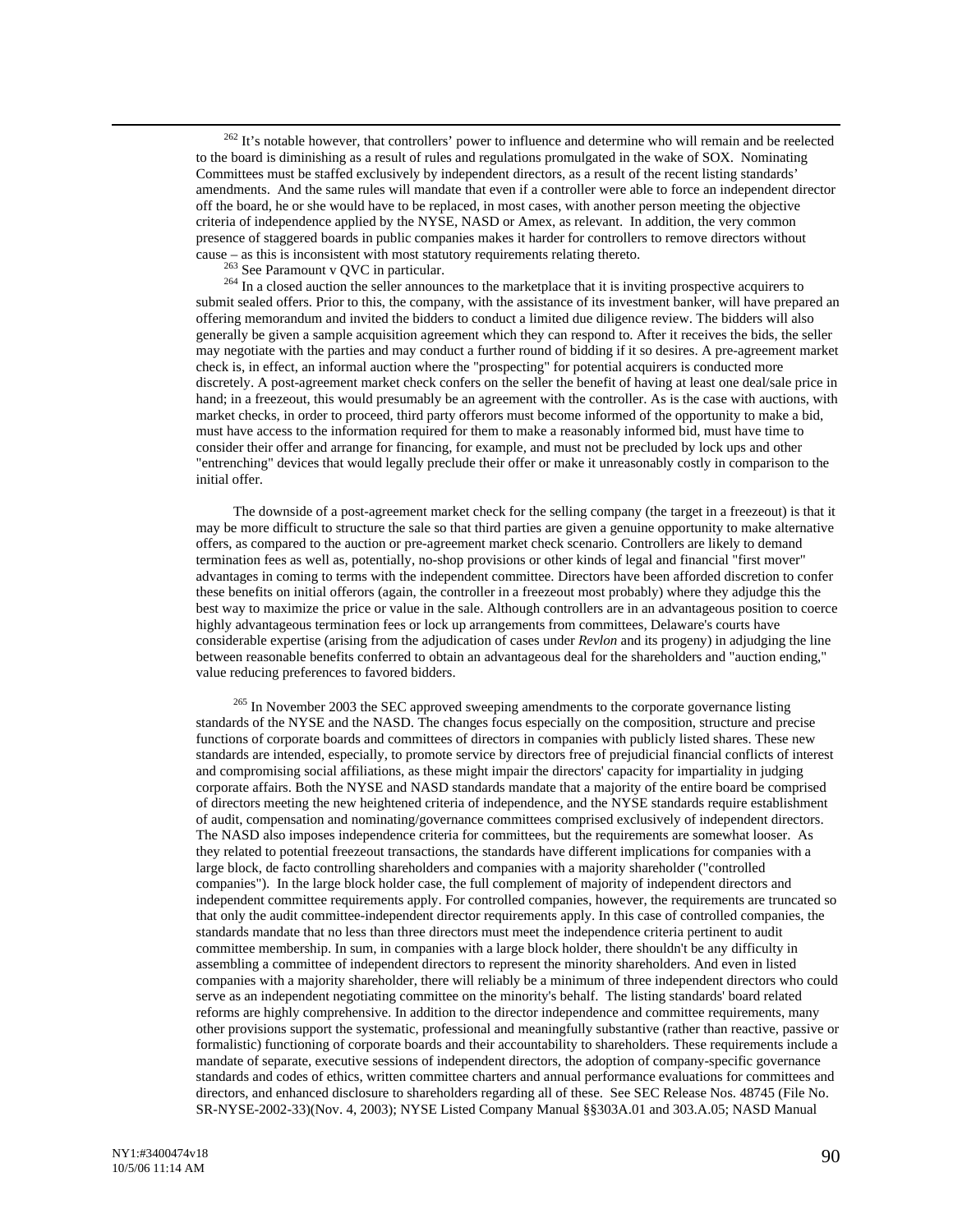[262] It's notable however, that controllers' power to influence and determine who will remain and be reelected to the board is diminishing as a result of rules and regulations promulgated in the wake of SOX. Nominating Committees must be staffed exclusively by independent directors, as a result of the recent listing standards' amendments. And the same rules will mandate that even if a controller were able to force an independent director off the board, he or she would have to be replaced, in most cases, with another person meeting the objective criteria of independence applied by the NYSE, NASD or Amex, as relevant. In addition, the very common presence of staggered boards in public companies makes it harder for controllers to remove directors without cause – as this is inconsistent with most statutory requirements relating thereto.

[263] See Paramount v QVC in particular.

[264] In a closed auction the seller announces to the marketplace that it is inviting prospective acquirers to submit sealed offers. Prior to this, the company, with the assistance of its investment banker, will have prepared an offering memorandum and invited the bidders to conduct a limited due diligence review. The bidders will also generally be given a sample acquisition agreement which they can respond to. After it receives the bids, the seller may negotiate with the parties and may conduct a further round of bidding if it so desires. A pre-agreement market check is, in effect, an informal auction where the "prospecting" for potential acquirers is conducted more discretely. A post-agreement market check confers on the seller the benefit of having at least one deal/sale price in hand; in a freezeout, this would presumably be an agreement with the controller. As is the case with auctions, with market checks, in order to proceed, third party offerors must become informed of the opportunity to make a bid, must have access to the information required for them to make a reasonably informed bid, must have time to consider their offer and arrange for financing, for example, and must not be precluded by lock ups and other "entrenching" devices that would legally preclude their offer or make it unreasonably costly in comparison to the initial offer.

The downside of a post-agreement market check for the selling company (the target in a freezeout) is that it may be more difficult to structure the sale so that third parties are given a genuine opportunity to make alternative offers, as compared to the auction or pre-agreement market check scenario. Controllers are likely to demand termination fees as well as, potentially, no-shop provisions or other kinds of legal and financial "first mover" advantages in coming to terms with the independent committee. Directors have been afforded discretion to confer these benefits on initial offerors (again, the controller in a freezeout most probably) where they adjudge this the best way to maximize the price or value in the sale. Although controllers are in an advantageous position to coerce highly advantageous termination fees or lock up arrangements from committees, Delaware's courts have considerable expertise (arising from the adjudication of cases under *Revlon* and its progeny) in adjudging the line between reasonable benefits conferred to obtain an advantageous deal for the shareholders and "auction ending," value reducing preferences to favored bidders.

[265] In November 2003 the SEC approved sweeping amendments to the corporate governance listing standards of the NYSE and the NASD. The changes focus especially on the composition, structure and precise functions of corporate boards and committees of directors in companies with publicly listed shares. These new standards are intended, especially, to promote service by directors free of prejudicial financial conflicts of interest and compromising social affiliations, as these might impair the directors' capacity for impartiality in judging corporate affairs. Both the NYSE and NASD standards mandate that a majority of the entire board be comprised of directors meeting the new heightened criteria of independence, and the NYSE standards require establishment of audit, compensation and nominating/governance committees comprised exclusively of independent directors. The NASD also imposes independence criteria for committees, but the requirements are somewhat looser. As they related to potential freezeout transactions, the standards have different implications for companies with a large block, de facto controlling shareholders and companies with a majority shareholder ("controlled companies"). In the large block holder case, the full complement of majority of independent directors and independent committee requirements apply. For controlled companies, however, the requirements are truncated so that only the audit committee-independent director requirements apply. In this case of controlled companies, the standards mandate that no less than three directors must meet the independence criteria pertinent to audit committee membership. In sum, in companies with a large block holder, there shouldn't be any difficulty in assembling a committee of independent directors to represent the minority shareholders. And even in listed companies with a majority shareholder, there will reliably be a minimum of three independent directors who could serve as an independent negotiating committee on the minority's behalf. The listing standards' board related reforms are highly comprehensive. In addition to the director independence and committee requirements, many other provisions support the systematic, professional and meaningfully substantive (rather than reactive, passive or formalistic) functioning of corporate boards and their accountability to shareholders. These requirements include a mandate of separate, executive sessions of independent directors, the adoption of company-specific governance standards and codes of ethics, written committee charters and annual performance evaluations for committees and directors, and enhanced disclosure to shareholders regarding all of these. See SEC Release Nos. 48745 (File No. SR-NYSE-2002-33)(Nov. 4, 2003); NYSE Listed Company Manual §§303A.01 and 303.A.05; NASD Manual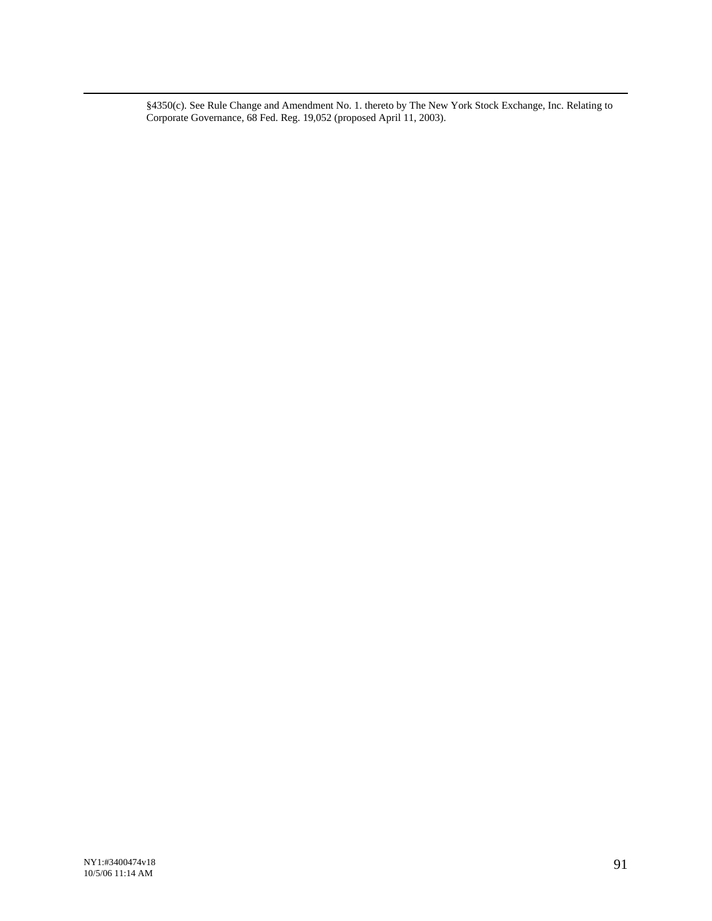§4350(c). See Rule Change and Amendment No. 1. thereto by The New York Stock Exchange, Inc. Relating to Corporate Governance, 68 Fed. Reg. 19,052 (proposed April 11, 2003).